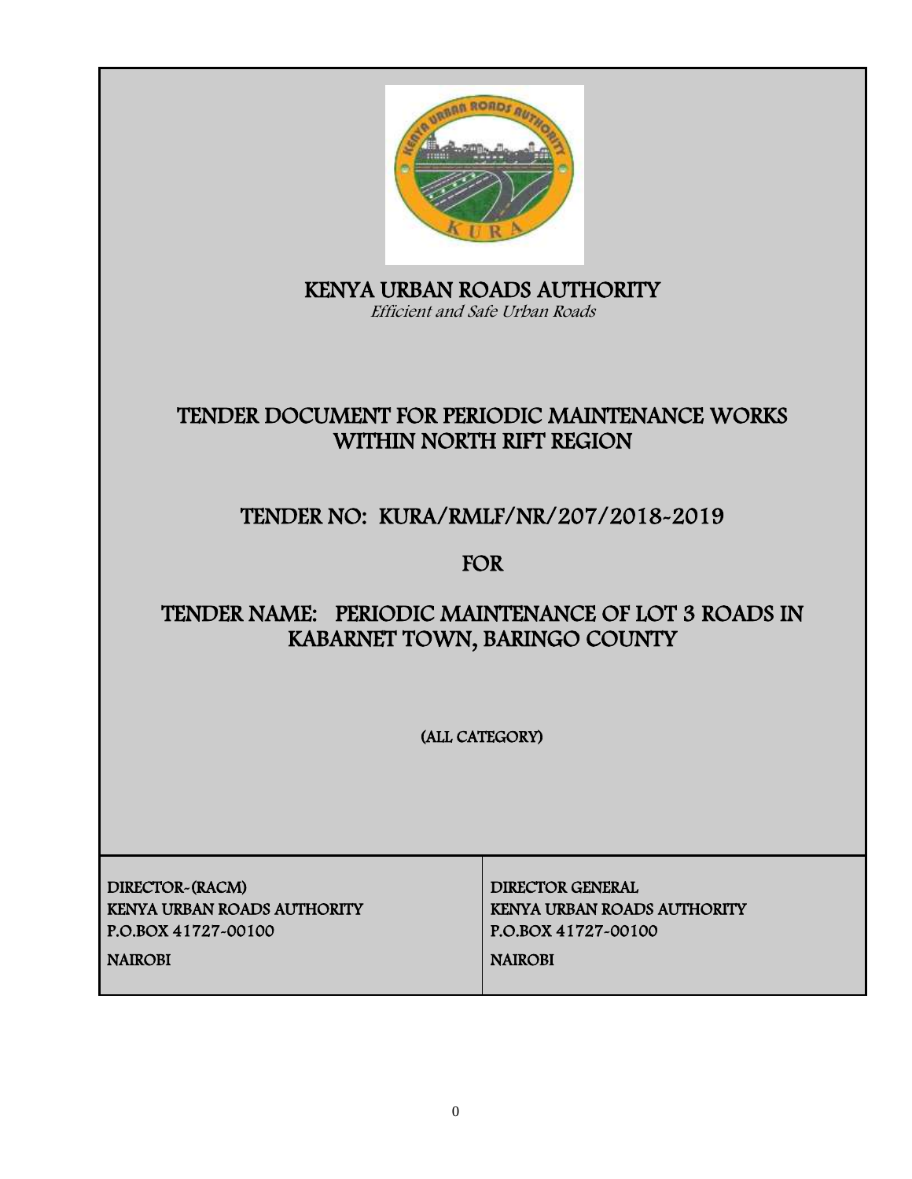# KENYA URBAN ROADS AUTHORITY

*Efficient and Safe Urban Roads*

## TENDER DOCUMENT FOR PERIODIC MAINTENANCE WORKS WITHIN NORTH RIFT REGION

## TENDER NO: KURA/RMLF/NR/207/2018-2019

## FOR

## TENDER NAME: PERIODIC MAINTENANCE OF LOT 3 ROADS IN KABARNET TOWN, BARINGO COUNTY

(ALL CATEGORY)

| DIRECTOR-(RACM)<br>KENYA URBAN ROADS AUTHORITY<br>P.O.BOX 41727-00100<br>NAIROBI | DIRECTOR GENERAL<br>KENYA URBAN ROADS AUTHORITY<br>P.O.BOX 41727-00100<br>NAIROBI |
|---|---|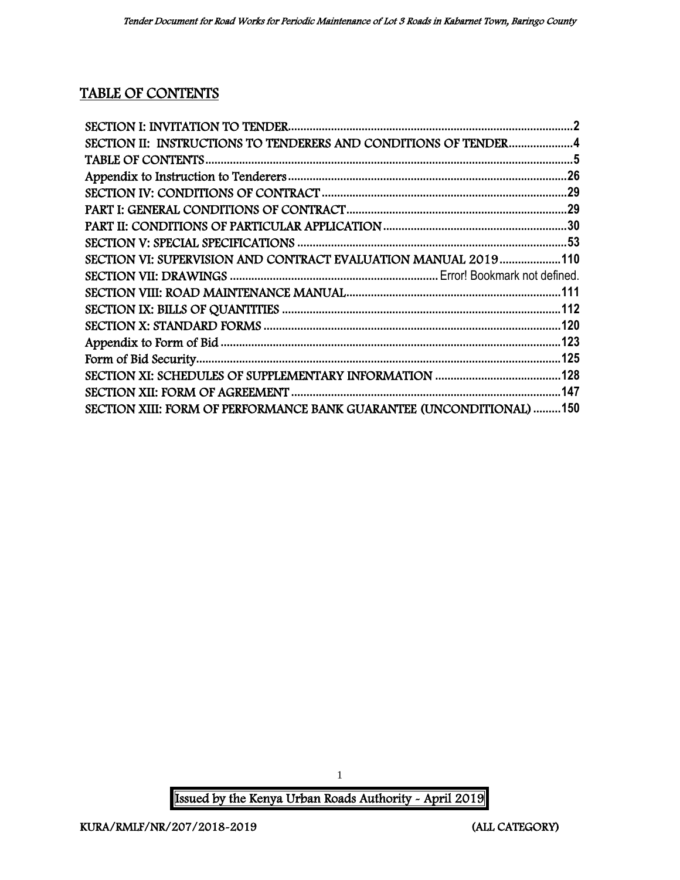## TABLE OF CONTENTS

SECTION I: INVITATION TO TENDER....................................................................................2
SECTION II: INSTRUCTIONS TO TENDERERS AND CONDITIONS OF TENDER....................4
TABLE OF CONTENTS...................................................................................................................5
Appendix to Instruction to Tenderers.........................................................................................26
SECTION IV: CONDITIONS OF CONTRACT...............................................................................29
PART I: GENERAL CONDITIONS OF CONTRACT......................................................................29
PART II: CONDITIONS OF PARTICULAR APPLICATION...........................................................30
SECTION V: SPECIAL SPECIFICATIONS.....................................................................................53
SECTION VI: SUPERVISION AND CONTRACT EVALUATION MANUAL 2019....................110
SECTION VII: DRAWINGS .................................................................. Error! Bookmark not defined.
SECTION VIII: ROAD MAINTENANCE MANUAL......................................................................111
SECTION IX: BILLS OF QUANTITIES .........................................................................................112
SECTION X: STANDARD FORMS ................................................................................................120
Appendix to Form of Bid ..............................................................................................................123
Form of Bid Security.......................................................................................................................125
SECTION XI: SCHEDULES OF SUPPLEMENTARY INFORMATION ........................................128
SECTION XII: FORM OF AGREEMENT .......................................................................................147
SECTION XIII: FORM OF PERFORMANCE BANK GUARANTEE (UNCONDITIONAL) .........150

Issued by the Kenya Urban Roads Authority - April 2019

KURA/RMLF/NR/207/2018-2019 (ALL CATEGORY)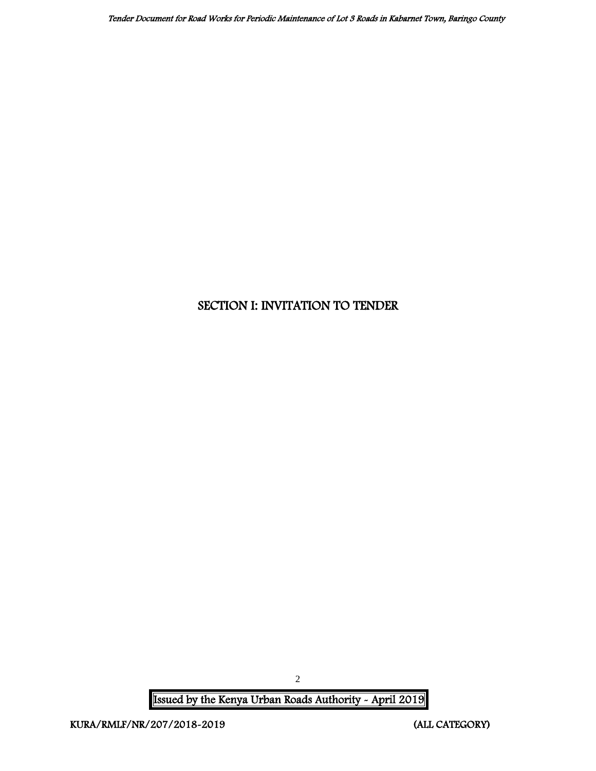# SECTION I: INVITATION TO TENDER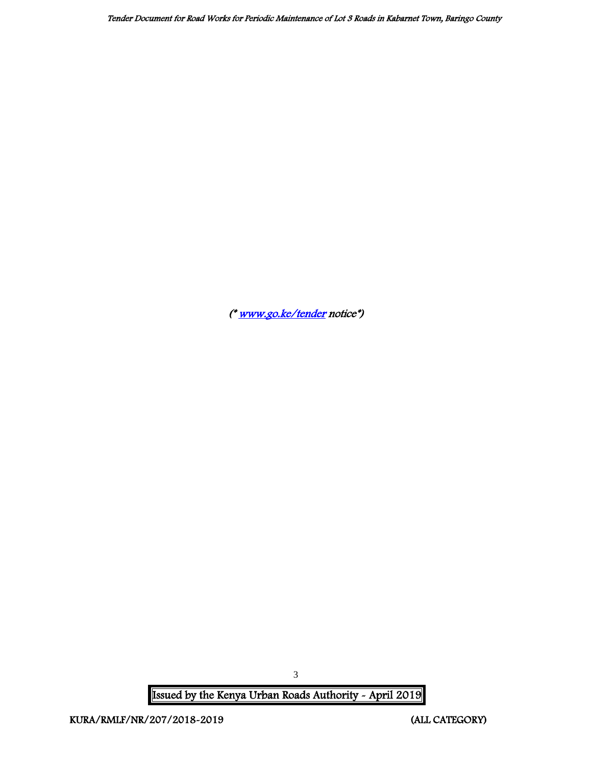*(\* [www.go.ke/tender](http://www.go.ke/tender) notice\*)*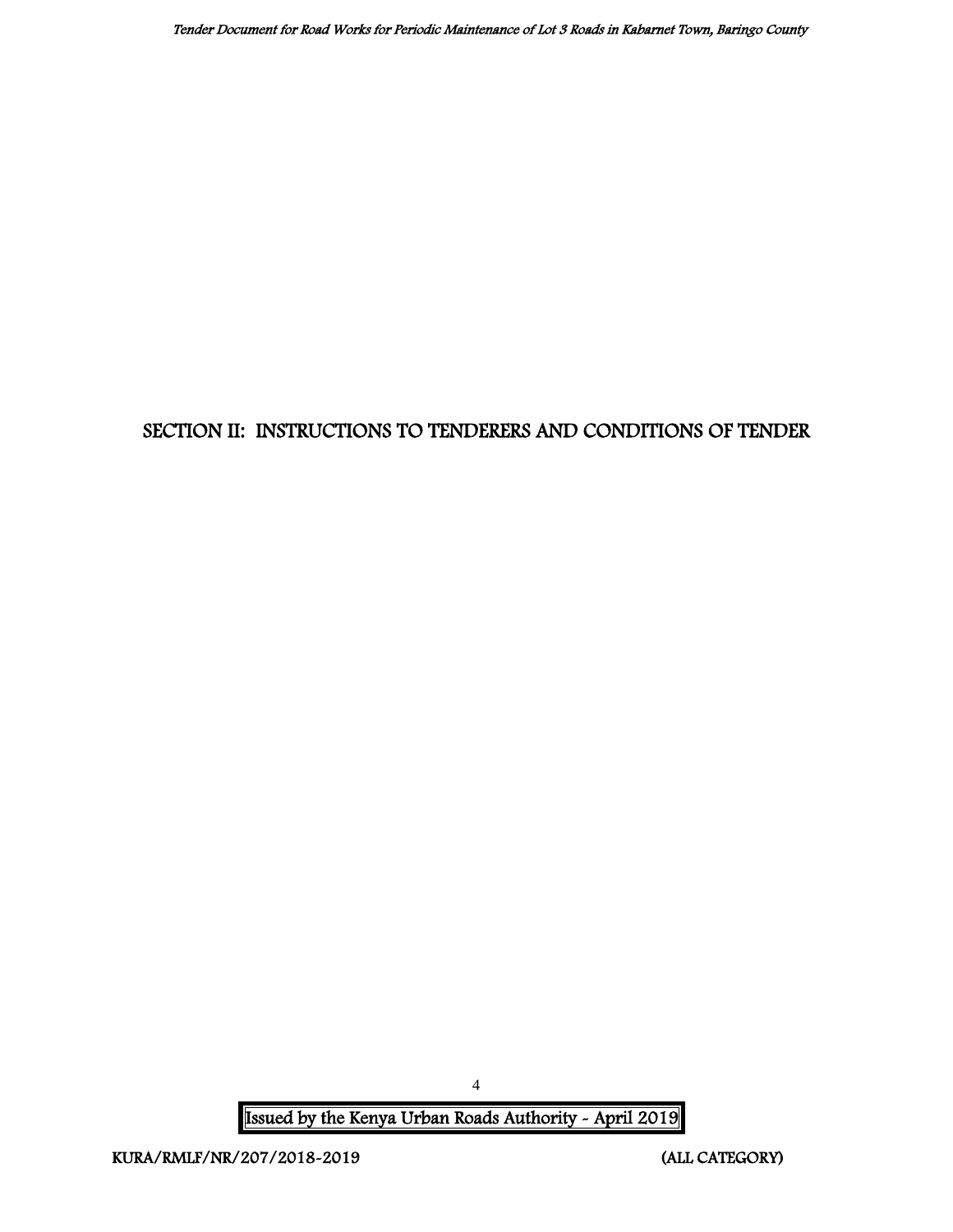# SECTION II: INSTRUCTIONS TO TENDERERS AND CONDITIONS OF TENDER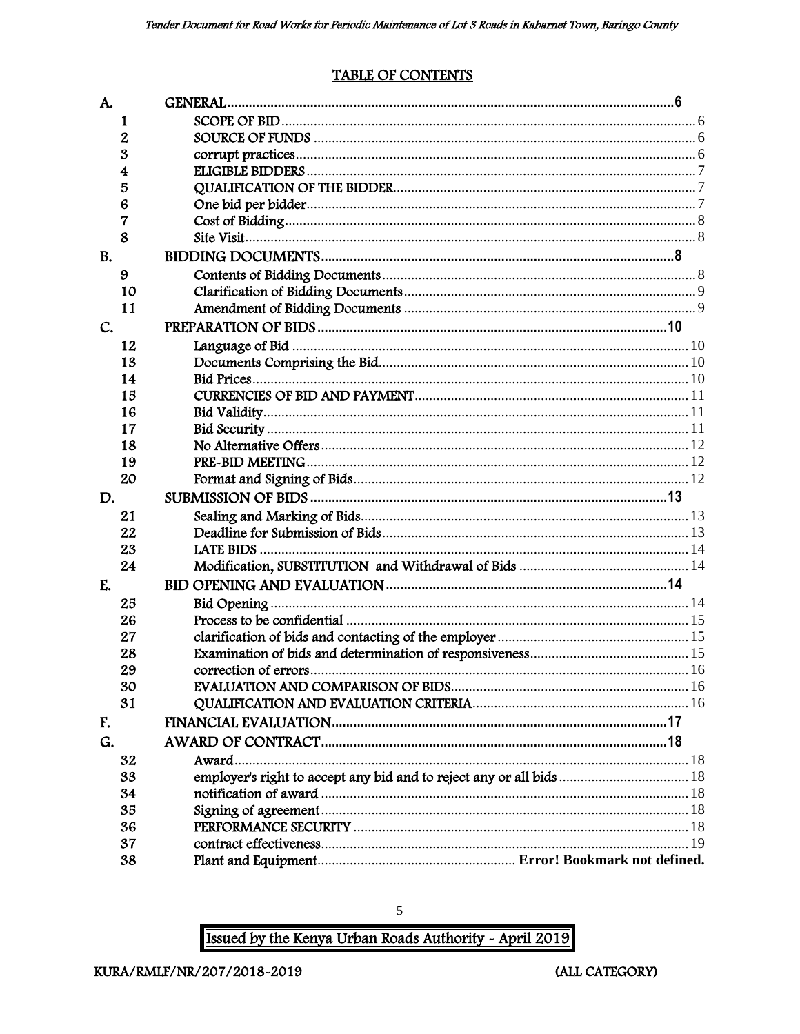## TABLE OF CONTENTS

| | | |
|---|---|---|
| **A.** | **GENERAL** | **6** |
| 1 | SCOPE OF BID | 6 |
| 2 | SOURCE OF FUNDS | 6 |
| 3 | corrupt practices | 6 |
| 4 | ELIGIBLE BIDDERS | 7 |
| 5 | QUALIFICATION OF THE BIDDER | 7 |
| 6 | One bid per bidder | 7 |
| 7 | Cost of Bidding | 8 |
| 8 | Site Visit | 8 |
| **B.** | **BIDDING DOCUMENTS** | **8** |
| 9 | Contents of Bidding Documents | 8 |
| 10 | Clarification of Bidding Documents | 9 |
| 11 | Amendment of Bidding Documents | 9 |
| **C.** | **PREPARATION OF BIDS** | **10** |
| 12 | Language of Bid | 10 |
| 13 | Documents Comprising the Bid | 10 |
| 14 | Bid Prices | 10 |
| 15 | CURRENCIES OF BID AND PAYMENT | 11 |
| 16 | Bid Validity | 11 |
| 17 | Bid Security | 11 |
| 18 | No Alternative Offers | 12 |
| 19 | PRE-BID MEETING | 12 |
| 20 | Format and Signing of Bids | 12 |
| **D.** | **SUBMISSION OF BIDS** | **13** |
| 21 | Sealing and Marking of Bids | 13 |
| 22 | Deadline for Submission of Bids | 13 |
| 23 | LATE BIDS | 14 |
| 24 | Modification, SUBSTITUTION and Withdrawal of Bids | 14 |
| **E.** | **BID OPENING AND EVALUATION** | **14** |
| 25 | Bid Opening | 14 |
| 26 | Process to be confidential | 15 |
| 27 | clarification of bids and contacting of the employer | 15 |
| 28 | Examination of bids and determination of responsiveness | 15 |
| 29 | correction of errors | 16 |
| 30 | EVALUATION AND COMPARISON OF BIDS | 16 |
| 31 | QUALIFICATION AND EVALUATION CRITERIA | 16 |
| **F.** | **FINANCIAL EVALUATION** | **17** |
| **G.** | **AWARD OF CONTRACT** | **18** |
| 32 | Award | 18 |
| 33 | employer's right to accept any bid and to reject any or all bids | 18 |
| 34 | notification of award | 18 |
| 35 | Signing of agreement | 18 |
| 36 | PERFORMANCE SECURITY | 18 |
| 37 | contract effectiveness | 19 |
| 38 | Plant and Equipment | **Error! Bookmark not defined.** |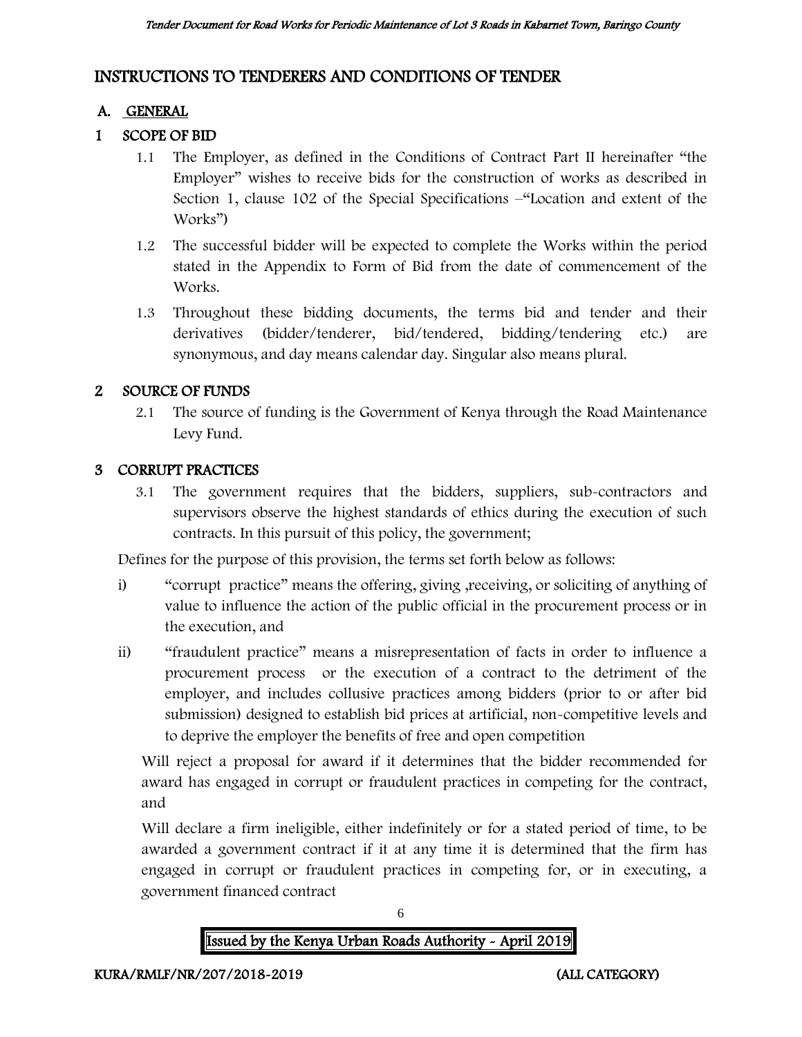# INSTRUCTIONS TO TENDERERS AND CONDITIONS OF TENDER

## A. GENERAL

### 1 SCOPE OF BID

1.1 The Employer, as defined in the Conditions of Contract Part II hereinafter "the Employer" wishes to receive bids for the construction of works as described in Section 1, clause 102 of the Special Specifications –"Location and extent of the Works")

1.2 The successful bidder will be expected to complete the Works within the period stated in the Appendix to Form of Bid from the date of commencement of the Works.

1.3 Throughout these bidding documents, the terms bid and tender and their derivatives (bidder/tenderer, bid/tendered, bidding/tendering etc.) are synonymous, and day means calendar day. Singular also means plural.

### 2 SOURCE OF FUNDS

2.1 The source of funding is the Government of Kenya through the Road Maintenance Levy Fund.

### 3 CORRUPT PRACTICES

3.1 The government requires that the bidders, suppliers, sub-contractors and supervisors observe the highest standards of ethics during the execution of such contracts. In this pursuit of this policy, the government;

Defines for the purpose of this provision, the terms set forth below as follows:

i) "corrupt practice" means the offering, giving ,receiving, or soliciting of anything of value to influence the action of the public official in the procurement process or in the execution, and

ii) "fraudulent practice" means a misrepresentation of facts in order to influence a procurement process or the execution of a contract to the detriment of the employer, and includes collusive practices among bidders (prior to or after bid submission) designed to establish bid prices at artificial, non-competitive levels and to deprive the employer the benefits of free and open competition

Will reject a proposal for award if it determines that the bidder recommended for award has engaged in corrupt or fraudulent practices in competing for the contract, and

Will declare a firm ineligible, either indefinitely or for a stated period of time, to be awarded a government contract if it at any time it is determined that the firm has engaged in corrupt or fraudulent practices in competing for, or in executing, a government financed contract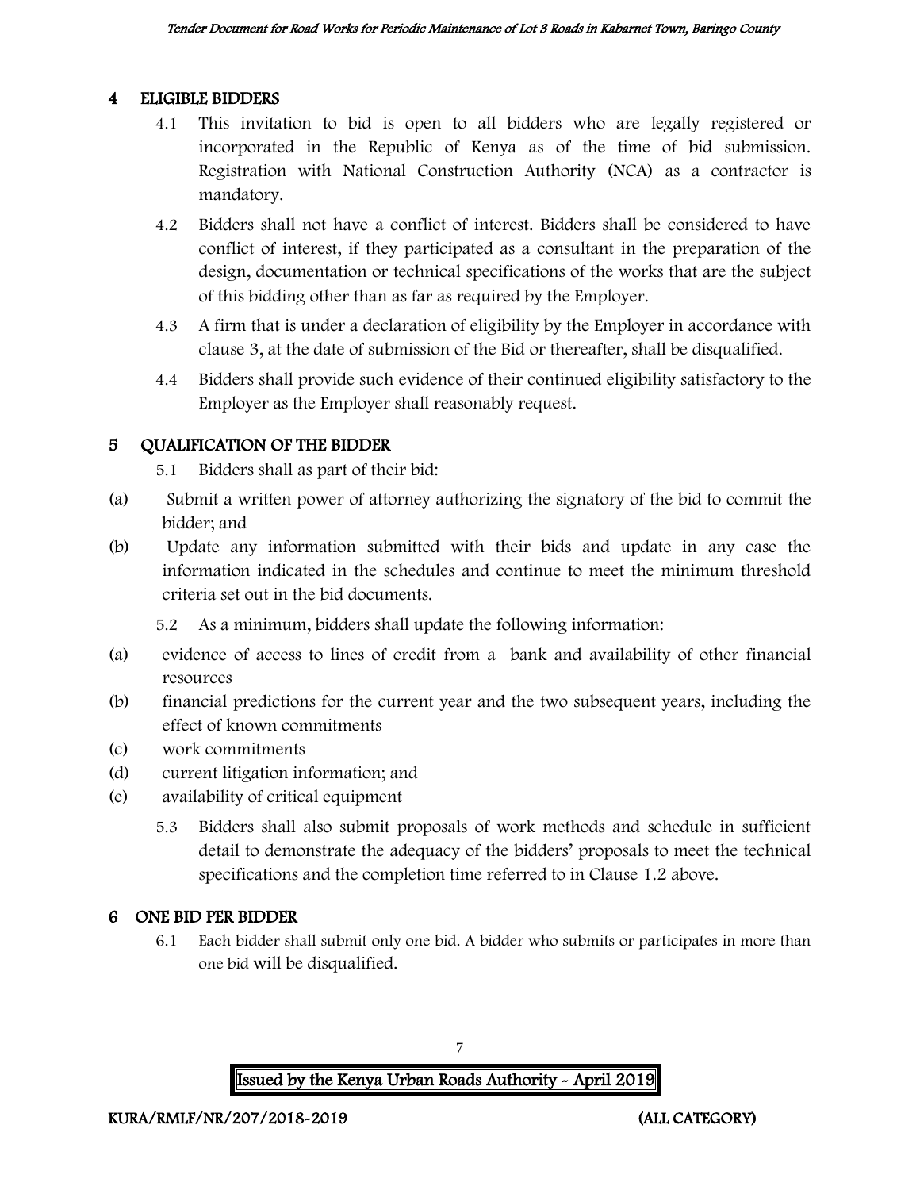## 4 ELIGIBLE BIDDERS

4.1 This invitation to bid is open to all bidders who are legally registered or incorporated in the Republic of Kenya as of the time of bid submission. Registration with National Construction Authority (NCA) as a contractor is mandatory.

4.2 Bidders shall not have a conflict of interest. Bidders shall be considered to have conflict of interest, if they participated as a consultant in the preparation of the design, documentation or technical specifications of the works that are the subject of this bidding other than as far as required by the Employer.

4.3 A firm that is under a declaration of eligibility by the Employer in accordance with clause 3, at the date of submission of the Bid or thereafter, shall be disqualified.

4.4 Bidders shall provide such evidence of their continued eligibility satisfactory to the Employer as the Employer shall reasonably request.

## 5 QUALIFICATION OF THE BIDDER

5.1 Bidders shall as part of their bid:

(a) Submit a written power of attorney authorizing the signatory of the bid to commit the bidder; and

(b) Update any information submitted with their bids and update in any case the information indicated in the schedules and continue to meet the minimum threshold criteria set out in the bid documents.

5.2 As a minimum, bidders shall update the following information:

(a) evidence of access to lines of credit from a bank and availability of other financial resources

(b) financial predictions for the current year and the two subsequent years, including the effect of known commitments

(c) work commitments

(d) current litigation information; and

(e) availability of critical equipment

5.3 Bidders shall also submit proposals of work methods and schedule in sufficient detail to demonstrate the adequacy of the bidders' proposals to meet the technical specifications and the completion time referred to in Clause 1.2 above.

## 6 ONE BID PER BIDDER

6.1 Each bidder shall submit only one bid. A bidder who submits or participates in more than one bid will be disqualified.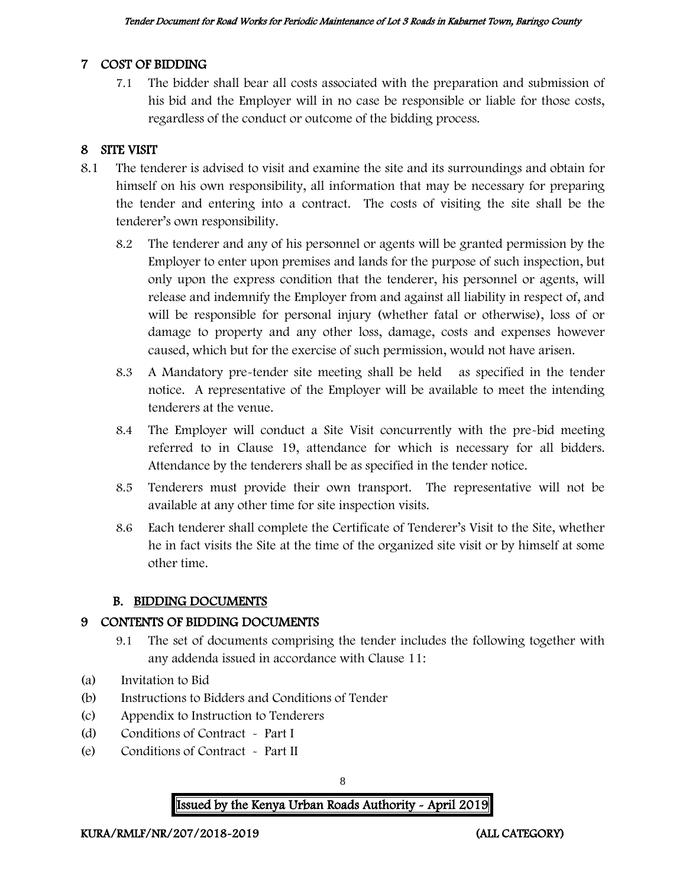## 7 COST OF BIDDING

7.1 The bidder shall bear all costs associated with the preparation and submission of his bid and the Employer will in no case be responsible or liable for those costs, regardless of the conduct or outcome of the bidding process.

## 8 SITE VISIT

8.1 The tenderer is advised to visit and examine the site and its surroundings and obtain for himself on his own responsibility, all information that may be necessary for preparing the tender and entering into a contract. The costs of visiting the site shall be the tenderer's own responsibility.

8.2 The tenderer and any of his personnel or agents will be granted permission by the Employer to enter upon premises and lands for the purpose of such inspection, but only upon the express condition that the tenderer, his personnel or agents, will release and indemnify the Employer from and against all liability in respect of, and will be responsible for personal injury (whether fatal or otherwise), loss of or damage to property and any other loss, damage, costs and expenses however caused, which but for the exercise of such permission, would not have arisen.

8.3 A Mandatory pre-tender site meeting shall be held as specified in the tender notice. A representative of the Employer will be available to meet the intending tenderers at the venue.

8.4 The Employer will conduct a Site Visit concurrently with the pre-bid meeting referred to in Clause 19, attendance for which is necessary for all bidders. Attendance by the tenderers shall be as specified in the tender notice.

8.5 Tenderers must provide their own transport. The representative will not be available at any other time for site inspection visits.

8.6 Each tenderer shall complete the Certificate of Tenderer's Visit to the Site, whether he in fact visits the Site at the time of the organized site visit or by himself at some other time.

## B. BIDDING DOCUMENTS

## 9 CONTENTS OF BIDDING DOCUMENTS

9.1 The set of documents comprising the tender includes the following together with any addenda issued in accordance with Clause 11:

(a) Invitation to Bid
(b) Instructions to Bidders and Conditions of Tender
(c) Appendix to Instruction to Tenderers
(d) Conditions of Contract - Part I
(e) Conditions of Contract - Part II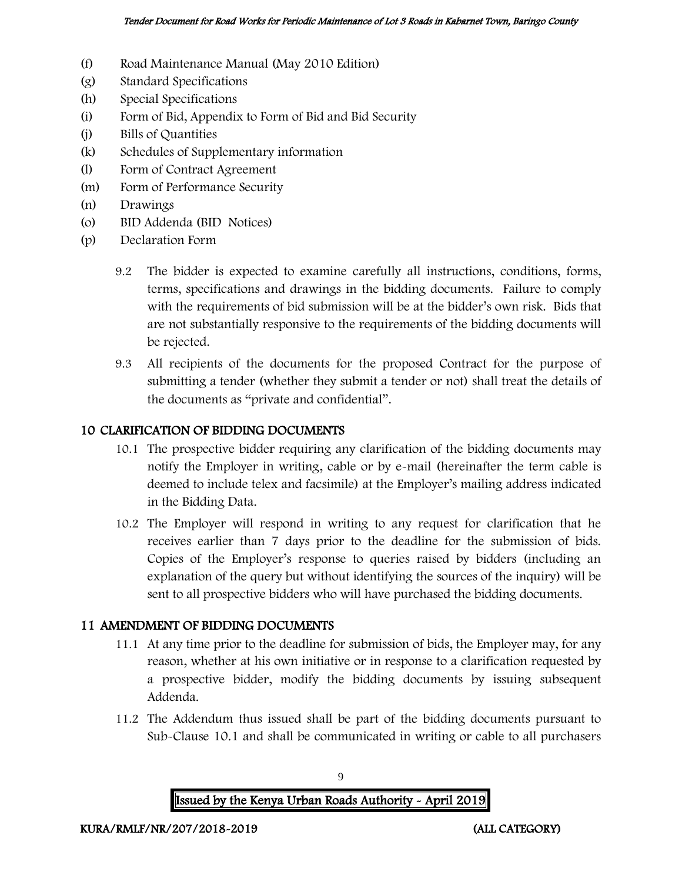(f) Road Maintenance Manual (May 2010 Edition)

(g) Standard Specifications

(h) Special Specifications

(i) Form of Bid, Appendix to Form of Bid and Bid Security

(j) Bills of Quantities

(k) Schedules of Supplementary information

(l) Form of Contract Agreement

(m) Form of Performance Security

(n) Drawings

(o) BID Addenda (BID Notices)

(p) Declaration Form

9.2 The bidder is expected to examine carefully all instructions, conditions, forms, terms, specifications and drawings in the bidding documents. Failure to comply with the requirements of bid submission will be at the bidder's own risk. Bids that are not substantially responsive to the requirements of the bidding documents will be rejected.

9.3 All recipients of the documents for the proposed Contract for the purpose of submitting a tender (whether they submit a tender or not) shall treat the details of the documents as "private and confidential".

## 10 CLARIFICATION OF BIDDING DOCUMENTS

10.1 The prospective bidder requiring any clarification of the bidding documents may notify the Employer in writing, cable or by e-mail (hereinafter the term cable is deemed to include telex and facsimile) at the Employer's mailing address indicated in the Bidding Data.

10.2 The Employer will respond in writing to any request for clarification that he receives earlier than 7 days prior to the deadline for the submission of bids. Copies of the Employer's response to queries raised by bidders (including an explanation of the query but without identifying the sources of the inquiry) will be sent to all prospective bidders who will have purchased the bidding documents.

## 11 AMENDMENT OF BIDDING DOCUMENTS

11.1 At any time prior to the deadline for submission of bids, the Employer may, for any reason, whether at his own initiative or in response to a clarification requested by a prospective bidder, modify the bidding documents by issuing subsequent Addenda.

11.2 The Addendum thus issued shall be part of the bidding documents pursuant to Sub-Clause 10.1 and shall be communicated in writing or cable to all purchasers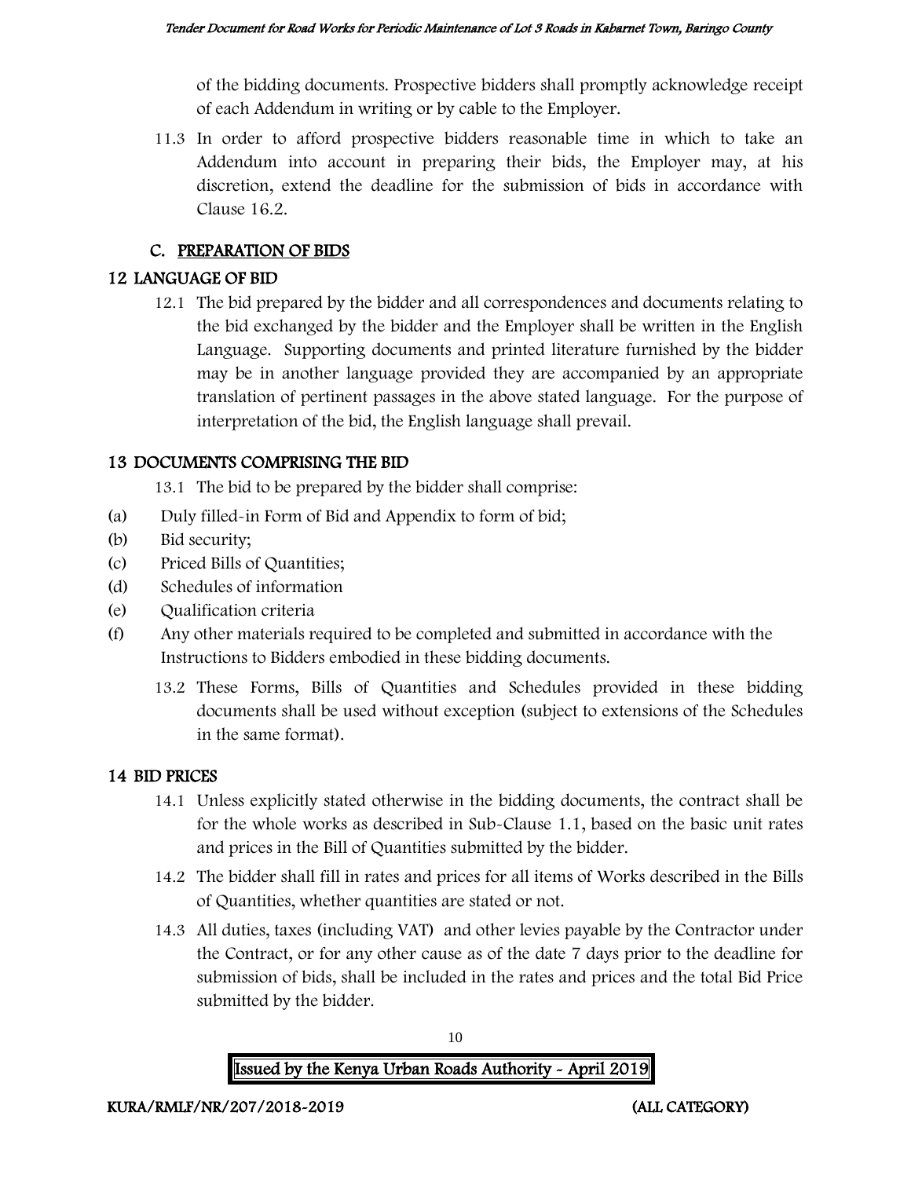of the bidding documents. Prospective bidders shall promptly acknowledge receipt of each Addendum in writing or by cable to the Employer.

11.3 In order to afford prospective bidders reasonable time in which to take an Addendum into account in preparing their bids, the Employer may, at his discretion, extend the deadline for the submission of bids in accordance with Clause 16.2.

## C. PREPARATION OF BIDS

## 12 LANGUAGE OF BID

12.1 The bid prepared by the bidder and all correspondences and documents relating to the bid exchanged by the bidder and the Employer shall be written in the English Language. Supporting documents and printed literature furnished by the bidder may be in another language provided they are accompanied by an appropriate translation of pertinent passages in the above stated language. For the purpose of interpretation of the bid, the English language shall prevail.

## 13 DOCUMENTS COMPRISING THE BID

13.1 The bid to be prepared by the bidder shall comprise:

(a) Duly filled-in Form of Bid and Appendix to form of bid;
(b) Bid security;
(c) Priced Bills of Quantities;
(d) Schedules of information
(e) Qualification criteria
(f) Any other materials required to be completed and submitted in accordance with the Instructions to Bidders embodied in these bidding documents.

13.2 These Forms, Bills of Quantities and Schedules provided in these bidding documents shall be used without exception (subject to extensions of the Schedules in the same format).

## 14 BID PRICES

14.1 Unless explicitly stated otherwise in the bidding documents, the contract shall be for the whole works as described in Sub-Clause 1.1, based on the basic unit rates and prices in the Bill of Quantities submitted by the bidder.

14.2 The bidder shall fill in rates and prices for all items of Works described in the Bills of Quantities, whether quantities are stated or not.

14.3 All duties, taxes (including VAT) and other levies payable by the Contractor under the Contract, or for any other cause as of the date 7 days prior to the deadline for submission of bids, shall be included in the rates and prices and the total Bid Price submitted by the bidder.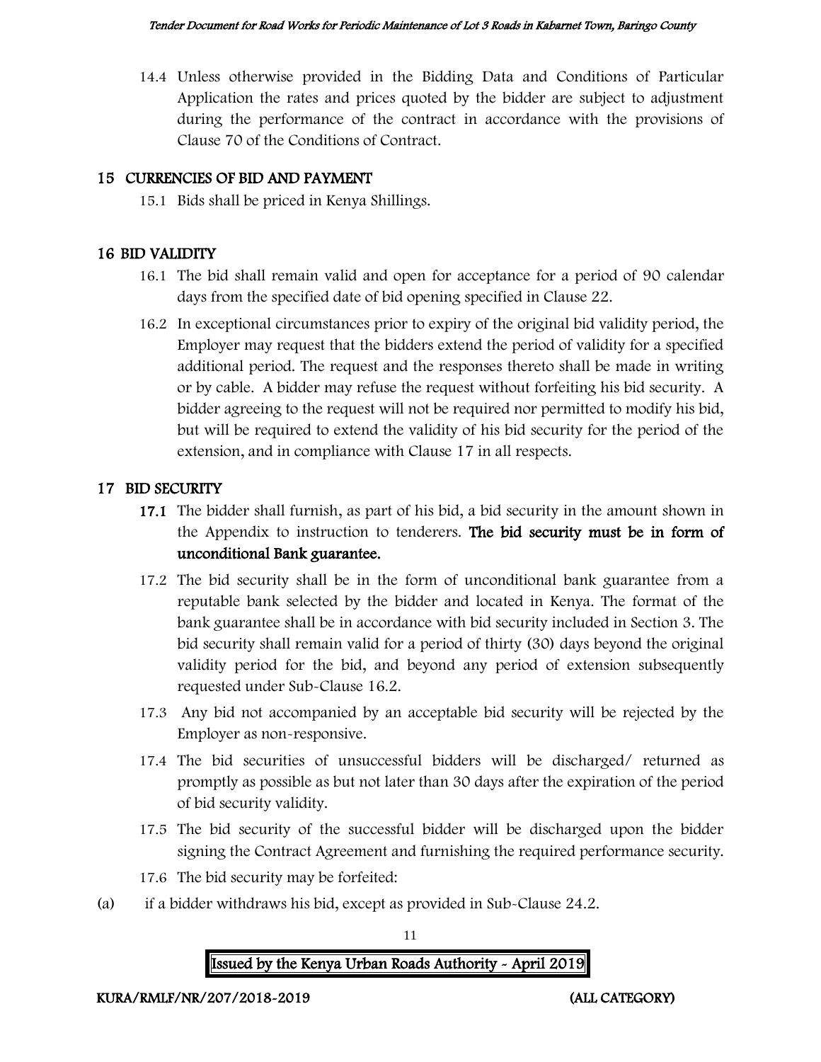14.4 Unless otherwise provided in the Bidding Data and Conditions of Particular Application the rates and prices quoted by the bidder are subject to adjustment during the performance of the contract in accordance with the provisions of Clause 70 of the Conditions of Contract.

## 15 CURRENCIES OF BID AND PAYMENT

15.1 Bids shall be priced in Kenya Shillings.

## 16 BID VALIDITY

16.1 The bid shall remain valid and open for acceptance for a period of 90 calendar days from the specified date of bid opening specified in Clause 22.

16.2 In exceptional circumstances prior to expiry of the original bid validity period, the Employer may request that the bidders extend the period of validity for a specified additional period. The request and the responses thereto shall be made in writing or by cable. A bidder may refuse the request without forfeiting his bid security. A bidder agreeing to the request will not be required nor permitted to modify his bid, but will be required to extend the validity of his bid security for the period of the extension, and in compliance with Clause 17 in all respects.

## 17 BID SECURITY

**17.1** The bidder shall furnish, as part of his bid, a bid security in the amount shown in the Appendix to instruction to tenderers. **The bid security must be in form of unconditional Bank guarantee.**

17.2 The bid security shall be in the form of unconditional bank guarantee from a reputable bank selected by the bidder and located in Kenya. The format of the bank guarantee shall be in accordance with bid security included in Section 3. The bid security shall remain valid for a period of thirty (30) days beyond the original validity period for the bid, and beyond any period of extension subsequently requested under Sub-Clause 16.2.

17.3 Any bid not accompanied by an acceptable bid security will be rejected by the Employer as non-responsive.

17.4 The bid securities of unsuccessful bidders will be discharged/ returned as promptly as possible as but not later than 30 days after the expiration of the period of bid security validity.

17.5 The bid security of the successful bidder will be discharged upon the bidder signing the Contract Agreement and furnishing the required performance security.

17.6 The bid security may be forfeited:

(a) if a bidder withdraws his bid, except as provided in Sub-Clause 24.2.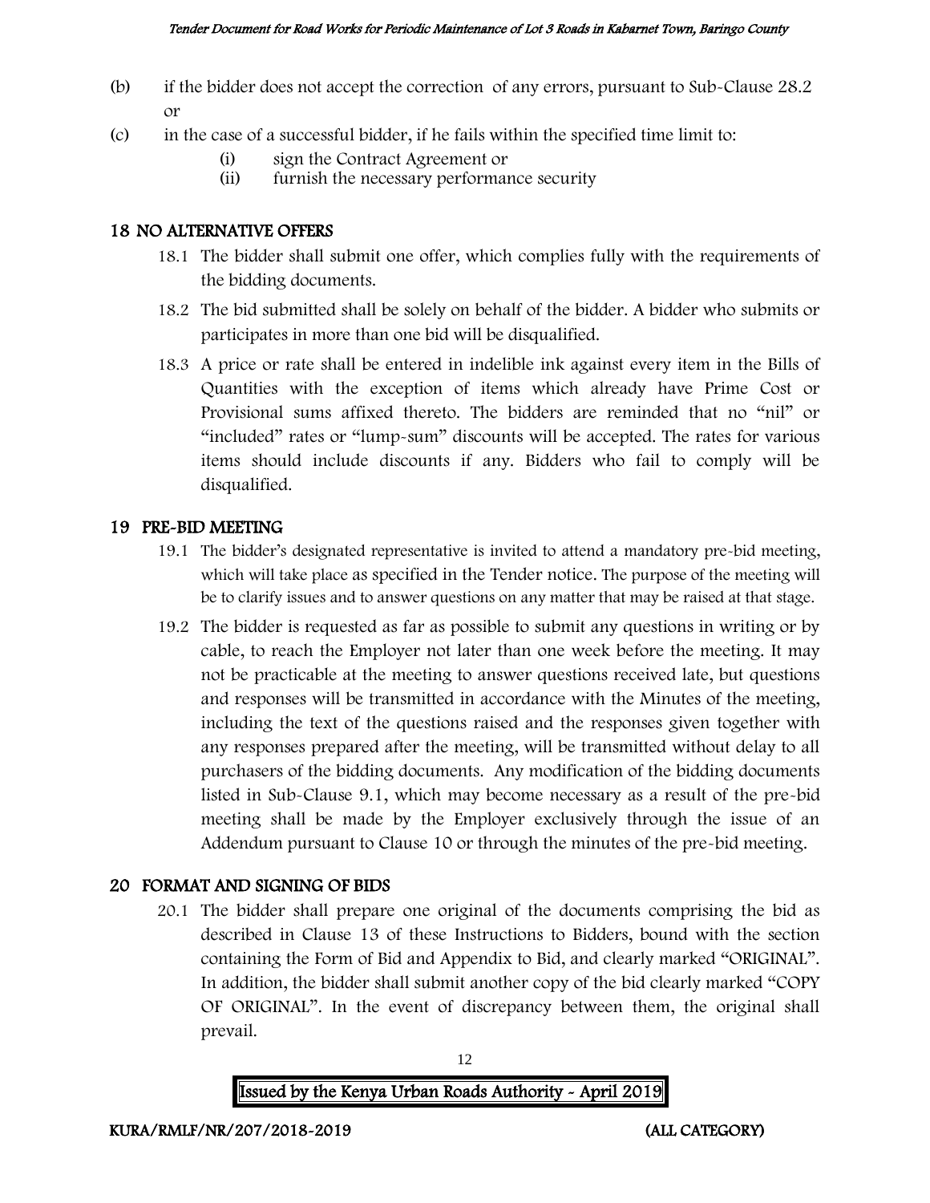(b) if the bidder does not accept the correction of any errors, pursuant to Sub-Clause 28.2 or

(c) in the case of a successful bidder, if he fails within the specified time limit to:

  (i) sign the Contract Agreement or
  (ii) furnish the necessary performance security

## 18 NO ALTERNATIVE OFFERS

18.1 The bidder shall submit one offer, which complies fully with the requirements of the bidding documents.

18.2 The bid submitted shall be solely on behalf of the bidder. A bidder who submits or participates in more than one bid will be disqualified.

18.3 A price or rate shall be entered in indelible ink against every item in the Bills of Quantities with the exception of items which already have Prime Cost or Provisional sums affixed thereto. The bidders are reminded that no "nil" or "included" rates or "lump-sum" discounts will be accepted. The rates for various items should include discounts if any. Bidders who fail to comply will be disqualified.

## 19 PRE-BID MEETING

19.1 The bidder's designated representative is invited to attend a mandatory pre-bid meeting, which will take place as specified in the Tender notice. The purpose of the meeting will be to clarify issues and to answer questions on any matter that may be raised at that stage.

19.2 The bidder is requested as far as possible to submit any questions in writing or by cable, to reach the Employer not later than one week before the meeting. It may not be practicable at the meeting to answer questions received late, but questions and responses will be transmitted in accordance with the Minutes of the meeting, including the text of the questions raised and the responses given together with any responses prepared after the meeting, will be transmitted without delay to all purchasers of the bidding documents. Any modification of the bidding documents listed in Sub-Clause 9.1, which may become necessary as a result of the pre-bid meeting shall be made by the Employer exclusively through the issue of an Addendum pursuant to Clause 10 or through the minutes of the pre-bid meeting.

## 20 FORMAT AND SIGNING OF BIDS

20.1 The bidder shall prepare one original of the documents comprising the bid as described in Clause 13 of these Instructions to Bidders, bound with the section containing the Form of Bid and Appendix to Bid, and clearly marked "ORIGINAL". In addition, the bidder shall submit another copy of the bid clearly marked "COPY OF ORIGINAL". In the event of discrepancy between them, the original shall prevail.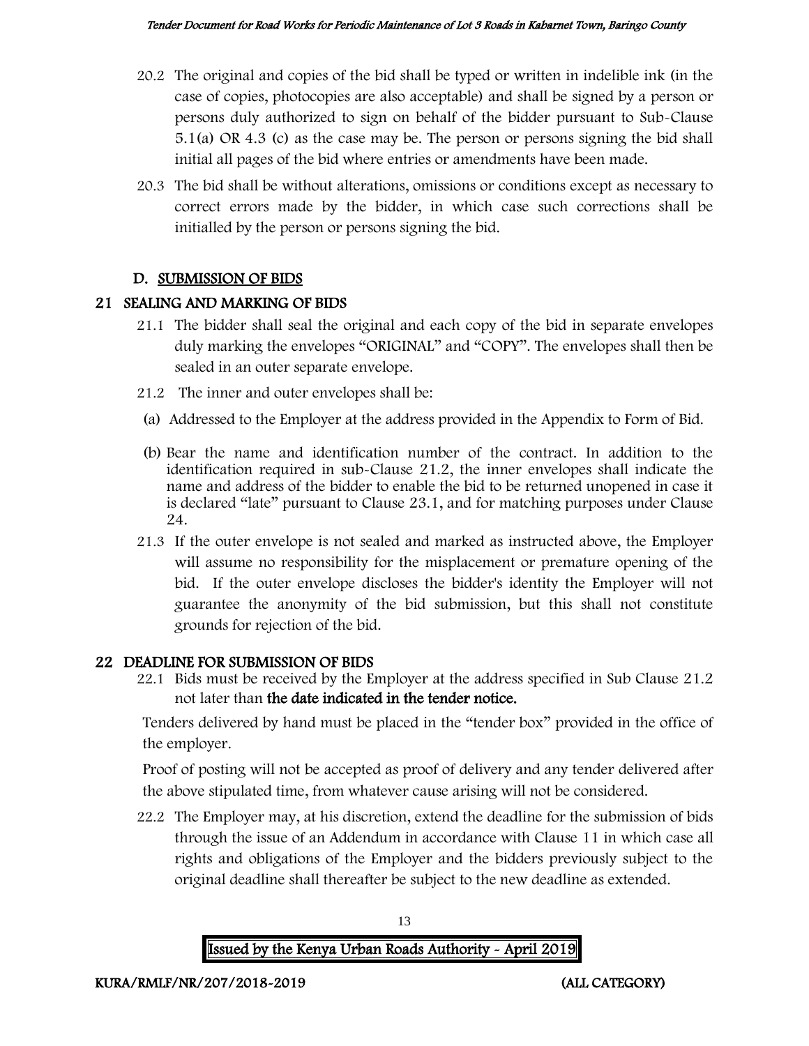20.2 The original and copies of the bid shall be typed or written in indelible ink (in the case of copies, photocopies are also acceptable) and shall be signed by a person or persons duly authorized to sign on behalf of the bidder pursuant to Sub-Clause 5.1(a) OR 4.3 (c) as the case may be. The person or persons signing the bid shall initial all pages of the bid where entries or amendments have been made.

20.3 The bid shall be without alterations, omissions or conditions except as necessary to correct errors made by the bidder, in which case such corrections shall be initialled by the person or persons signing the bid.

## D. SUBMISSION OF BIDS

### 21 SEALING AND MARKING OF BIDS

21.1 The bidder shall seal the original and each copy of the bid in separate envelopes duly marking the envelopes "ORIGINAL" and "COPY". The envelopes shall then be sealed in an outer separate envelope.

21.2 The inner and outer envelopes shall be:

(a) Addressed to the Employer at the address provided in the Appendix to Form of Bid.

(b) Bear the name and identification number of the contract. In addition to the identification required in sub-Clause 21.2, the inner envelopes shall indicate the name and address of the bidder to enable the bid to be returned unopened in case it is declared "late" pursuant to Clause 23.1, and for matching purposes under Clause 24.

21.3 If the outer envelope is not sealed and marked as instructed above, the Employer will assume no responsibility for the misplacement or premature opening of the bid. If the outer envelope discloses the bidder's identity the Employer will not guarantee the anonymity of the bid submission, but this shall not constitute grounds for rejection of the bid.

### 22 DEADLINE FOR SUBMISSION OF BIDS

22.1 Bids must be received by the Employer at the address specified in Sub Clause 21.2 not later than **the date indicated in the tender notice.**

Tenders delivered by hand must be placed in the "tender box" provided in the office of the employer.

Proof of posting will not be accepted as proof of delivery and any tender delivered after the above stipulated time, from whatever cause arising will not be considered.

22.2 The Employer may, at his discretion, extend the deadline for the submission of bids through the issue of an Addendum in accordance with Clause 11 in which case all rights and obligations of the Employer and the bidders previously subject to the original deadline shall thereafter be subject to the new deadline as extended.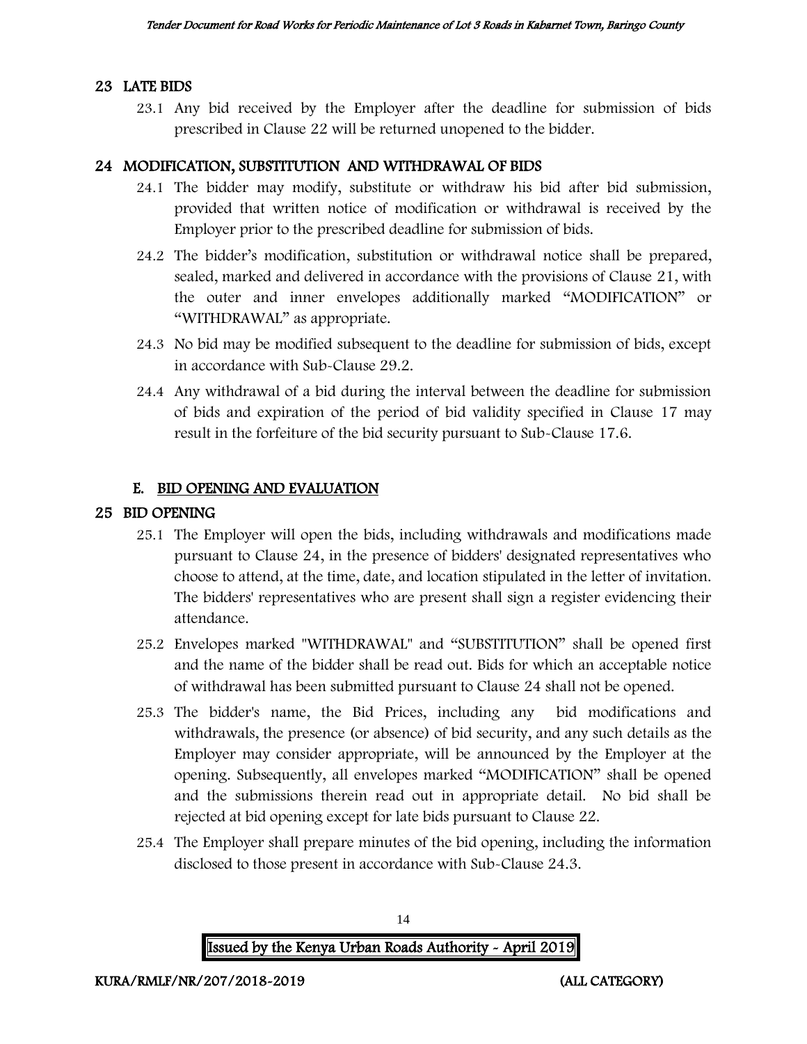## 23 LATE BIDS

23.1 Any bid received by the Employer after the deadline for submission of bids prescribed in Clause 22 will be returned unopened to the bidder.

## 24 MODIFICATION, SUBSTITUTION AND WITHDRAWAL OF BIDS

24.1 The bidder may modify, substitute or withdraw his bid after bid submission, provided that written notice of modification or withdrawal is received by the Employer prior to the prescribed deadline for submission of bids.

24.2 The bidder's modification, substitution or withdrawal notice shall be prepared, sealed, marked and delivered in accordance with the provisions of Clause 21, with the outer and inner envelopes additionally marked "MODIFICATION" or "WITHDRAWAL" as appropriate.

24.3 No bid may be modified subsequent to the deadline for submission of bids, except in accordance with Sub-Clause 29.2.

24.4 Any withdrawal of a bid during the interval between the deadline for submission of bids and expiration of the period of bid validity specified in Clause 17 may result in the forfeiture of the bid security pursuant to Sub-Clause 17.6.

# E. BID OPENING AND EVALUATION

## 25 BID OPENING

25.1 The Employer will open the bids, including withdrawals and modifications made pursuant to Clause 24, in the presence of bidders' designated representatives who choose to attend, at the time, date, and location stipulated in the letter of invitation. The bidders' representatives who are present shall sign a register evidencing their attendance.

25.2 Envelopes marked "WITHDRAWAL" and "SUBSTITUTION" shall be opened first and the name of the bidder shall be read out. Bids for which an acceptable notice of withdrawal has been submitted pursuant to Clause 24 shall not be opened.

25.3 The bidder's name, the Bid Prices, including any bid modifications and withdrawals, the presence (or absence) of bid security, and any such details as the Employer may consider appropriate, will be announced by the Employer at the opening. Subsequently, all envelopes marked "MODIFICATION" shall be opened and the submissions therein read out in appropriate detail. No bid shall be rejected at bid opening except for late bids pursuant to Clause 22.

25.4 The Employer shall prepare minutes of the bid opening, including the information disclosed to those present in accordance with Sub-Clause 24.3.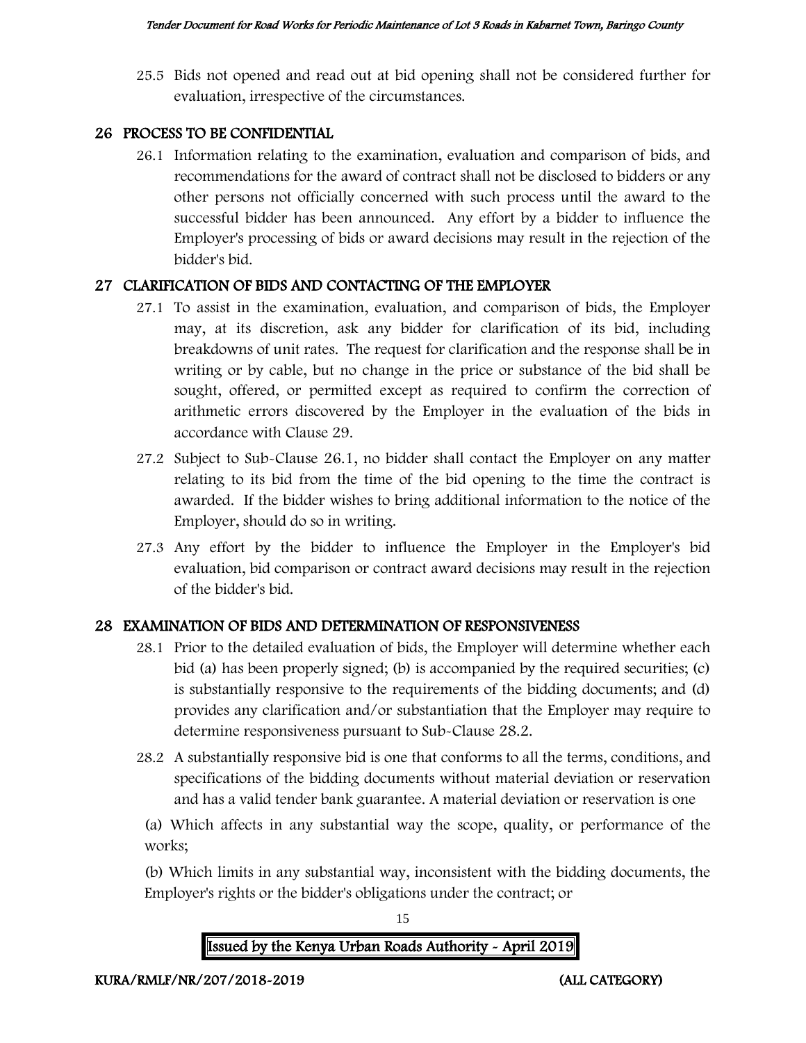25.5 Bids not opened and read out at bid opening shall not be considered further for evaluation, irrespective of the circumstances.

## 26 PROCESS TO BE CONFIDENTIAL

26.1 Information relating to the examination, evaluation and comparison of bids, and recommendations for the award of contract shall not be disclosed to bidders or any other persons not officially concerned with such process until the award to the successful bidder has been announced. Any effort by a bidder to influence the Employer's processing of bids or award decisions may result in the rejection of the bidder's bid.

## 27 CLARIFICATION OF BIDS AND CONTACTING OF THE EMPLOYER

27.1 To assist in the examination, evaluation, and comparison of bids, the Employer may, at its discretion, ask any bidder for clarification of its bid, including breakdowns of unit rates. The request for clarification and the response shall be in writing or by cable, but no change in the price or substance of the bid shall be sought, offered, or permitted except as required to confirm the correction of arithmetic errors discovered by the Employer in the evaluation of the bids in accordance with Clause 29.

27.2 Subject to Sub-Clause 26.1, no bidder shall contact the Employer on any matter relating to its bid from the time of the bid opening to the time the contract is awarded. If the bidder wishes to bring additional information to the notice of the Employer, should do so in writing.

27.3 Any effort by the bidder to influence the Employer in the Employer's bid evaluation, bid comparison or contract award decisions may result in the rejection of the bidder's bid.

## 28 EXAMINATION OF BIDS AND DETERMINATION OF RESPONSIVENESS

28.1 Prior to the detailed evaluation of bids, the Employer will determine whether each bid (a) has been properly signed; (b) is accompanied by the required securities; (c) is substantially responsive to the requirements of the bidding documents; and (d) provides any clarification and/or substantiation that the Employer may require to determine responsiveness pursuant to Sub-Clause 28.2.

28.2 A substantially responsive bid is one that conforms to all the terms, conditions, and specifications of the bidding documents without material deviation or reservation and has a valid tender bank guarantee. A material deviation or reservation is one

(a) Which affects in any substantial way the scope, quality, or performance of the works;

(b) Which limits in any substantial way, inconsistent with the bidding documents, the Employer's rights or the bidder's obligations under the contract; or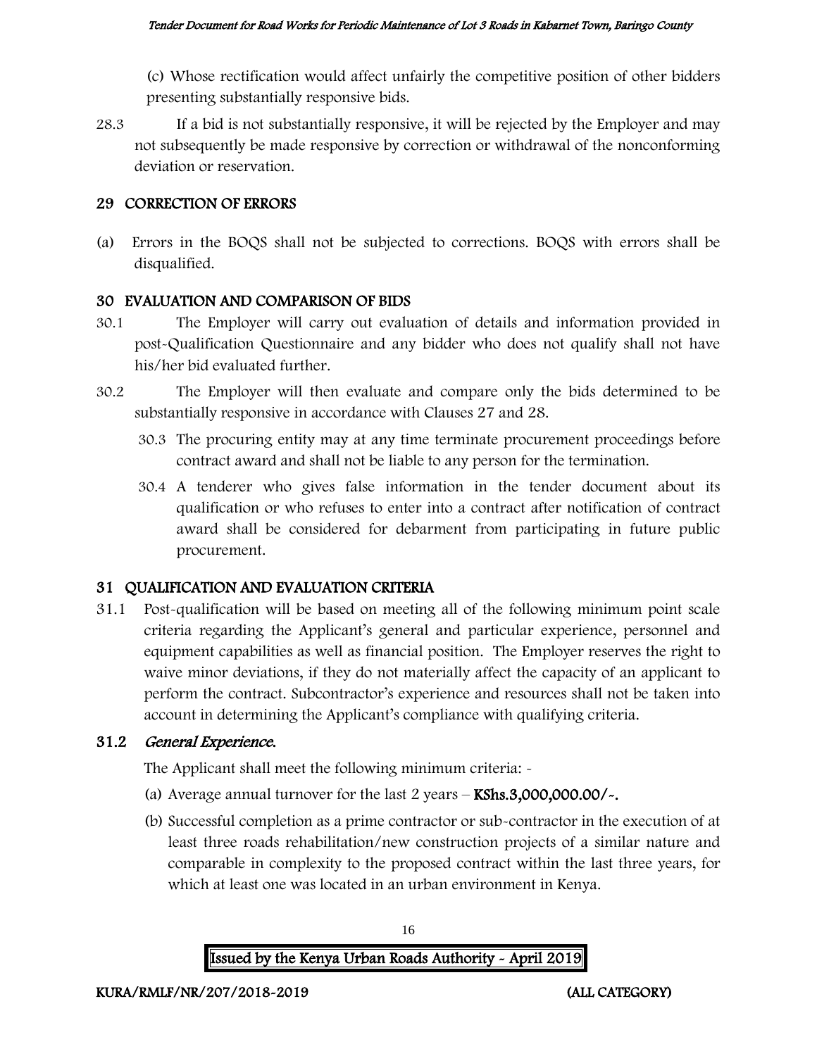(c) Whose rectification would affect unfairly the competitive position of other bidders presenting substantially responsive bids.

28.3 If a bid is not substantially responsive, it will be rejected by the Employer and may not subsequently be made responsive by correction or withdrawal of the nonconforming deviation or reservation.

## 29 CORRECTION OF ERRORS

(a) Errors in the BOQS shall not be subjected to corrections. BOQS with errors shall be disqualified.

## 30 EVALUATION AND COMPARISON OF BIDS

30.1 The Employer will carry out evaluation of details and information provided in post-Qualification Questionnaire and any bidder who does not qualify shall not have his/her bid evaluated further.

30.2 The Employer will then evaluate and compare only the bids determined to be substantially responsive in accordance with Clauses 27 and 28.

30.3 The procuring entity may at any time terminate procurement proceedings before contract award and shall not be liable to any person for the termination.

30.4 A tenderer who gives false information in the tender document about its qualification or who refuses to enter into a contract after notification of contract award shall be considered for debarment from participating in future public procurement.

## 31 QUALIFICATION AND EVALUATION CRITERIA

31.1 Post-qualification will be based on meeting all of the following minimum point scale criteria regarding the Applicant's general and particular experience, personnel and equipment capabilities as well as financial position. The Employer reserves the right to waive minor deviations, if they do not materially affect the capacity of an applicant to perform the contract. Subcontractor's experience and resources shall not be taken into account in determining the Applicant's compliance with qualifying criteria.

### 31.2 *General Experience.*

The Applicant shall meet the following minimum criteria: -

(a) Average annual turnover for the last 2 years – **KShs.3,000,000.00/-.**

(b) Successful completion as a prime contractor or sub-contractor in the execution of at least three roads rehabilitation/new construction projects of a similar nature and comparable in complexity to the proposed contract within the last three years, for which at least one was located in an urban environment in Kenya.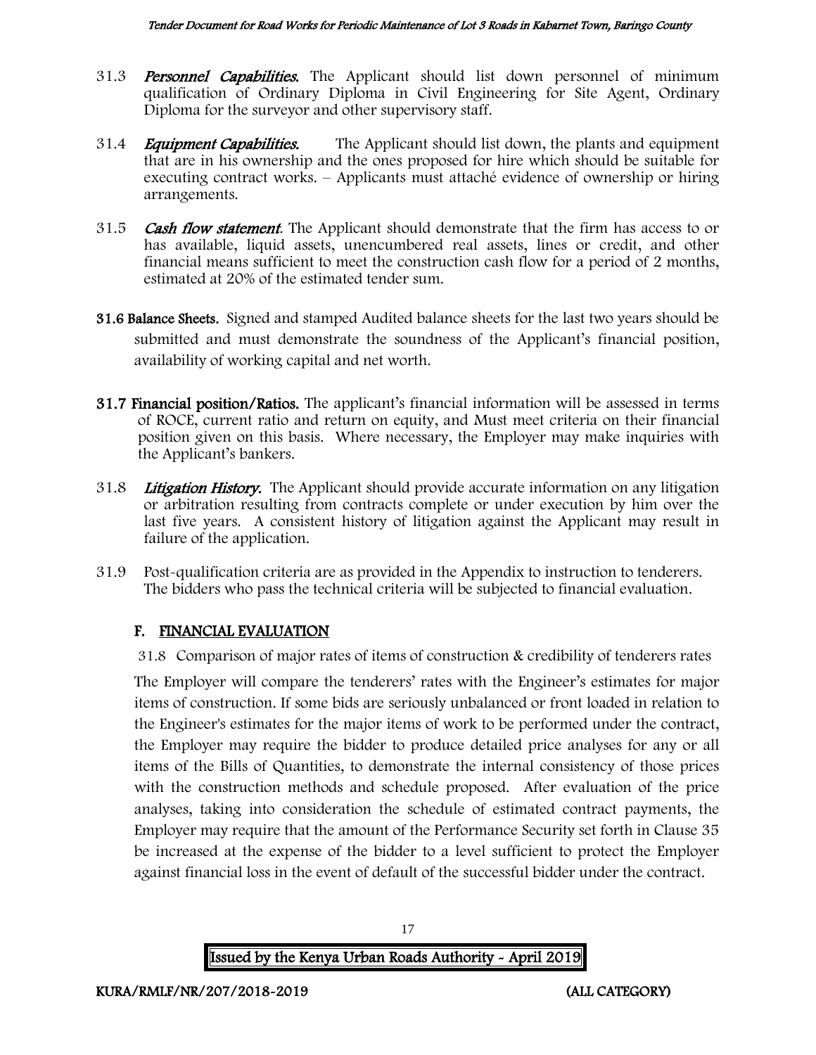31.3 ***Personnel Capabilities.*** The Applicant should list down personnel of minimum qualification of Ordinary Diploma in Civil Engineering for Site Agent, Ordinary Diploma for the surveyor and other supervisory staff.

31.4 ***Equipment Capabilities.*** The Applicant should list down, the plants and equipment that are in his ownership and the ones proposed for hire which should be suitable for executing contract works. – Applicants must attaché evidence of ownership or hiring arrangements.

31.5 ***Cash flow statement.*** The Applicant should demonstrate that the firm has access to or has available, liquid assets, unencumbered real assets, lines or credit, and other financial means sufficient to meet the construction cash flow for a period of 2 months, estimated at 20% of the estimated tender sum.

**31.6 Balance Sheets.** Signed and stamped Audited balance sheets for the last two years should be submitted and must demonstrate the soundness of the Applicant's financial position, availability of working capital and net worth.

**31.7 Financial position/Ratios.** The applicant's financial information will be assessed in terms of ROCE, current ratio and return on equity, and Must meet criteria on their financial position given on this basis. Where necessary, the Employer may make inquiries with the Applicant's bankers.

31.8 ***Litigation History.*** The Applicant should provide accurate information on any litigation or arbitration resulting from contracts complete or under execution by him over the last five years. A consistent history of litigation against the Applicant may result in failure of the application.

31.9 Post-qualification criteria are as provided in the Appendix to instruction to tenderers. The bidders who pass the technical criteria will be subjected to financial evaluation.

## F. FINANCIAL EVALUATION

31.8 Comparison of major rates of items of construction & credibility of tenderers rates

The Employer will compare the tenderers' rates with the Engineer's estimates for major items of construction. If some bids are seriously unbalanced or front loaded in relation to the Engineer's estimates for the major items of work to be performed under the contract, the Employer may require the bidder to produce detailed price analyses for any or all items of the Bills of Quantities, to demonstrate the internal consistency of those prices with the construction methods and schedule proposed. After evaluation of the price analyses, taking into consideration the schedule of estimated contract payments, the Employer may require that the amount of the Performance Security set forth in Clause 35 be increased at the expense of the bidder to a level sufficient to protect the Employer against financial loss in the event of default of the successful bidder under the contract.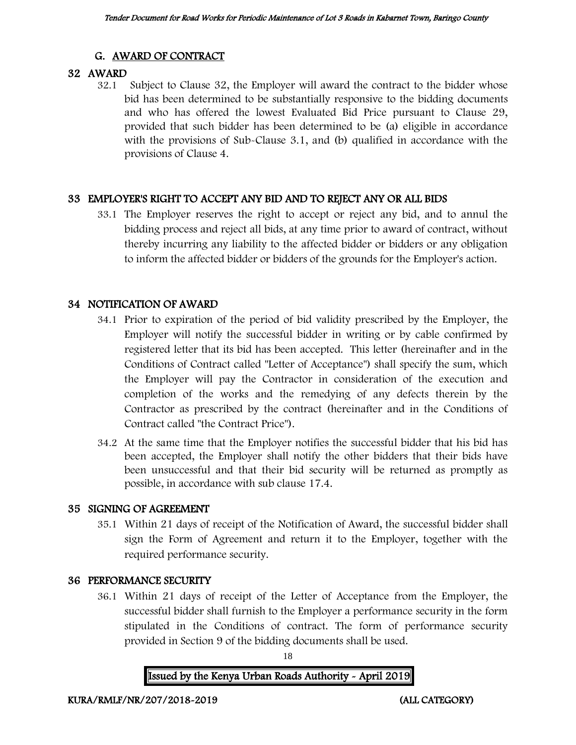## G. AWARD OF CONTRACT

### 32 AWARD

32.1 Subject to Clause 32, the Employer will award the contract to the bidder whose bid has been determined to be substantially responsive to the bidding documents and who has offered the lowest Evaluated Bid Price pursuant to Clause 29, provided that such bidder has been determined to be (a) eligible in accordance with the provisions of Sub-Clause 3.1, and (b) qualified in accordance with the provisions of Clause 4.

### 33 EMPLOYER'S RIGHT TO ACCEPT ANY BID AND TO REJECT ANY OR ALL BIDS

33.1 The Employer reserves the right to accept or reject any bid, and to annul the bidding process and reject all bids, at any time prior to award of contract, without thereby incurring any liability to the affected bidder or bidders or any obligation to inform the affected bidder or bidders of the grounds for the Employer's action.

### 34 NOTIFICATION OF AWARD

34.1 Prior to expiration of the period of bid validity prescribed by the Employer, the Employer will notify the successful bidder in writing or by cable confirmed by registered letter that its bid has been accepted. This letter (hereinafter and in the Conditions of Contract called "Letter of Acceptance") shall specify the sum, which the Employer will pay the Contractor in consideration of the execution and completion of the works and the remedying of any defects therein by the Contractor as prescribed by the contract (hereinafter and in the Conditions of Contract called "the Contract Price").

34.2 At the same time that the Employer notifies the successful bidder that his bid has been accepted, the Employer shall notify the other bidders that their bids have been unsuccessful and that their bid security will be returned as promptly as possible, in accordance with sub clause 17.4.

### 35 SIGNING OF AGREEMENT

35.1 Within 21 days of receipt of the Notification of Award, the successful bidder shall sign the Form of Agreement and return it to the Employer, together with the required performance security.

### 36 PERFORMANCE SECURITY

36.1 Within 21 days of receipt of the Letter of Acceptance from the Employer, the successful bidder shall furnish to the Employer a performance security in the form stipulated in the Conditions of contract. The form of performance security provided in Section 9 of the bidding documents shall be used.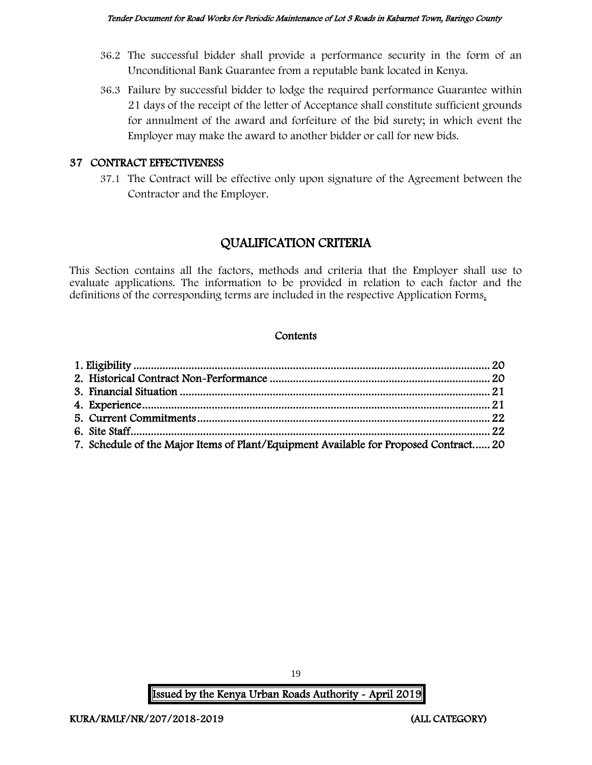36.2 The successful bidder shall provide a performance security in the form of an Unconditional Bank Guarantee from a reputable bank located in Kenya.

36.3 Failure by successful bidder to lodge the required performance Guarantee within 21 days of the receipt of the letter of Acceptance shall constitute sufficient grounds for annulment of the award and forfeiture of the bid surety; in which event the Employer may make the award to another bidder or call for new bids.

## 37 CONTRACT EFFECTIVENESS

37.1 The Contract will be effective only upon signature of the Agreement between the Contractor and the Employer.

# QUALIFICATION CRITERIA

This Section contains all the factors, methods and criteria that the Employer shall use to evaluate applications. The information to be provided in relation to each factor and the definitions of the corresponding terms are included in the respective Application Forms.

### Contents

1. Eligibility ........................................................................................................ 20
2. Historical Contract Non-Performance ........................................................... 20
3. Financial Situation .......................................................................................... 21
4. Experience ....................................................................................................... 21
5. Current Commitments ..................................................................................... 22
6. Site Staff .......................................................................................................... 22
7. Schedule of the Major Items of Plant/Equipment Available for Proposed Contract...... 20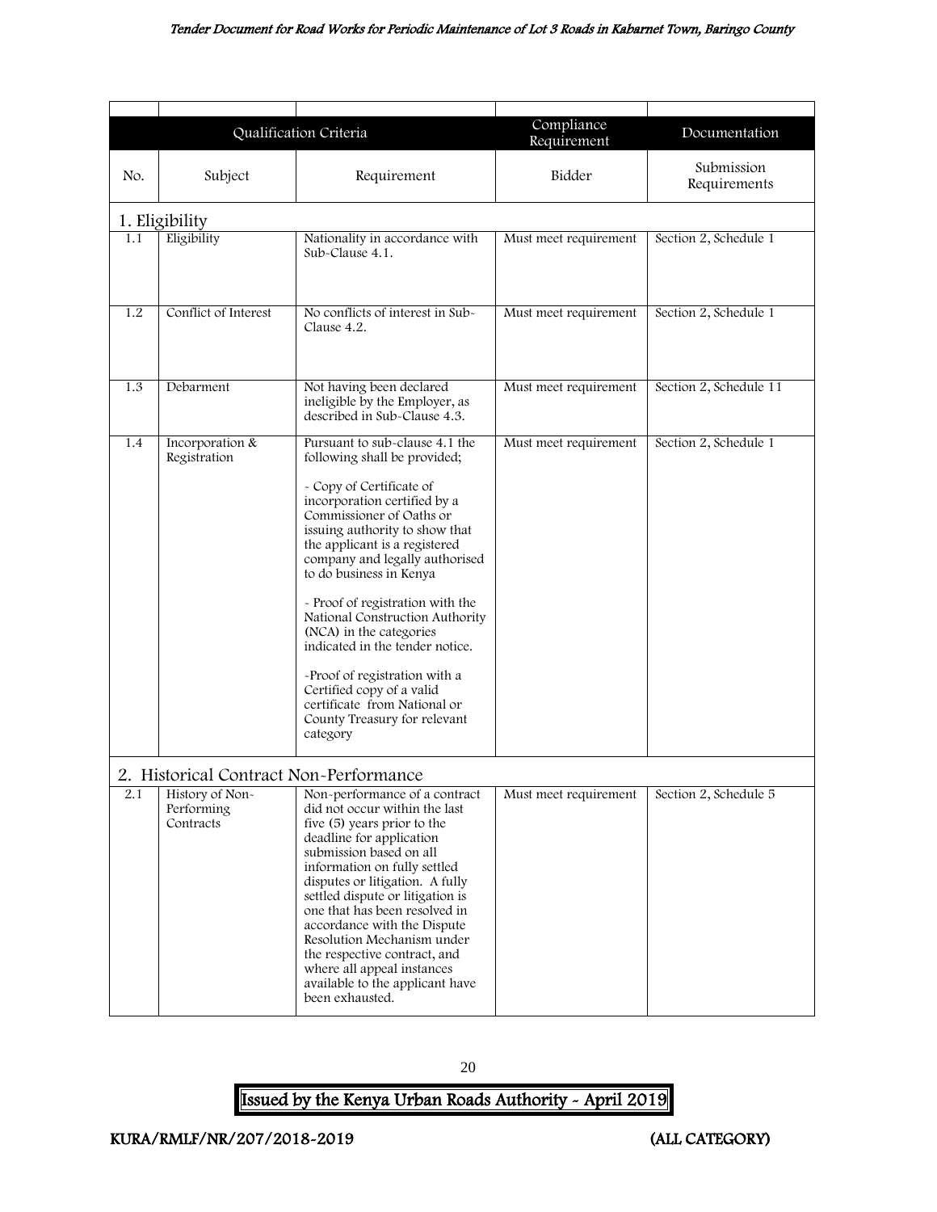| | | | | |
|---|---|---|---|---|
| Qualification Criteria | | | Compliance Requirement | Documentation |
| No. | Subject | Requirement | Bidder | Submission Requirements |
| **1. Eligibility** | | | | |
| 1.1 | Eligibility | Nationality in accordance with Sub-Clause 4.1. | Must meet requirement | Section 2, Schedule 1 |
| 1.2 | Conflict of Interest | No conflicts of interest in Sub-Clause 4.2. | Must meet requirement | Section 2, Schedule 1 |
| 1.3 | Debarment | Not having been declared ineligible by the Employer, as described in Sub-Clause 4.3. | Must meet requirement | Section 2, Schedule 11 |
| 1.4 | Incorporation & Registration | Pursuant to sub-clause 4.1 the following shall be provided;<br><br>- Copy of Certificate of incorporation certified by a Commissioner of Oaths or issuing authority to show that the applicant is a registered company and legally authorised to do business in Kenya<br><br>- Proof of registration with the National Construction Authority (NCA) in the categories indicated in the tender notice.<br><br>-Proof of registration with a Certified copy of a valid certificate from National or County Treasury for relevant category | Must meet requirement | Section 2, Schedule 1 |
| **2. Historical Contract Non-Performance** | | | | |
| 2.1 | History of Non-Performing Contracts | Non-performance of a contract did not occur within the last five (5) years prior to the deadline for application submission based on all information on fully settled disputes or litigation. A fully settled dispute or litigation is one that has been resolved in accordance with the Dispute Resolution Mechanism under the respective contract, and where all appeal instances available to the applicant have been exhausted. | Must meet requirement | Section 2, Schedule 5 |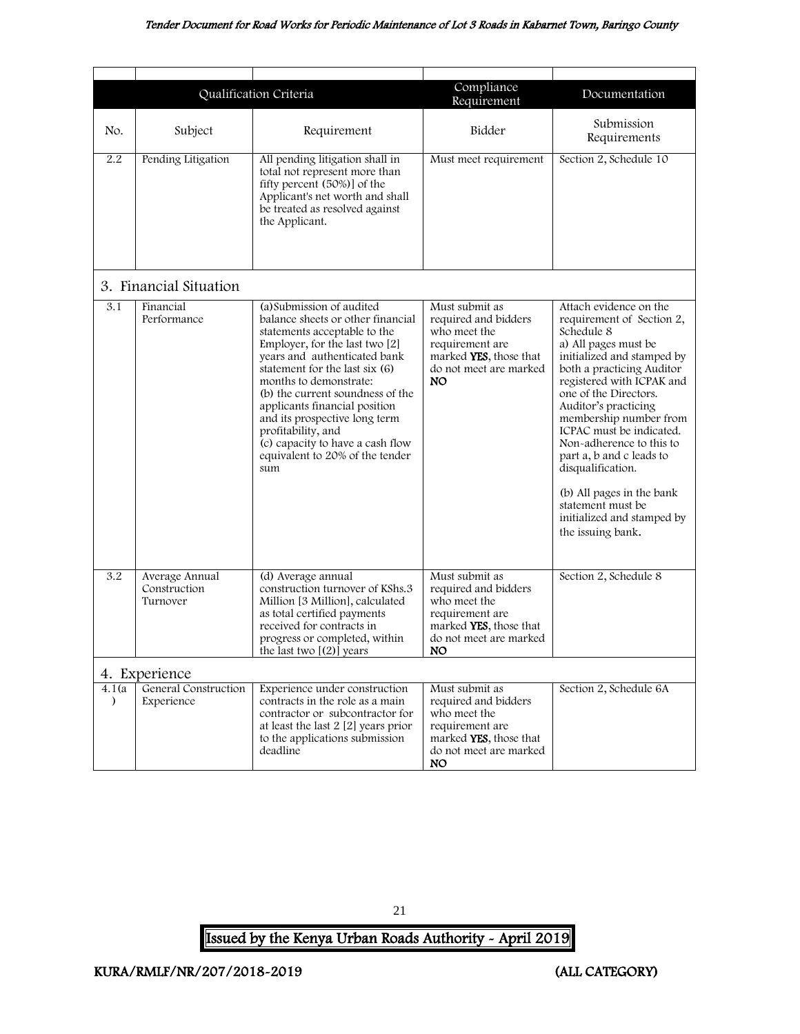| | Qualification Criteria | | Compliance Requirement | Documentation |
|---|---|---|---|---|
| No. | Subject | Requirement | Bidder | Submission Requirements |
| 2.2 | Pending Litigation | All pending litigation shall in total not represent more than fifty percent (50%)] of the Applicant's net worth and shall be treated as resolved against the Applicant. | Must meet requirement | Section 2, Schedule 10 |
| **3. Financial Situation** | | | | |
| 3.1 | Financial Performance | (a)Submission of audited balance sheets or other financial statements acceptable to the Employer, for the last two [2] years and authenticated bank statement for the last six (6) months to demonstrate:<br>(b) the current soundness of the applicants financial position and its prospective long term profitability, and<br>(c) capacity to have a cash flow equivalent to 20% of the tender sum | Must submit as required and bidders who meet the requirement are marked **YES**, those that do not meet are marked **NO** | Attach evidence on the requirement of Section 2, Schedule 8<br>a) All pages must be initialized and stamped by both a practicing Auditor registered with ICPAK and one of the Directors. Auditor's practicing membership number from ICPAC must be indicated. Non-adherence to this to part a, b and c leads to disqualification.<br>(b) All pages in the bank statement must be initialized and stamped by the issuing bank. |
| 3.2 | Average Annual Construction Turnover | (d) Average annual construction turnover of KShs.3 Million [3 Million], calculated as total certified payments received for contracts in progress or completed, within the last two [(2)] years | Must submit as required and bidders who meet the requirement are marked **YES**, those that do not meet are marked **NO** | Section 2, Schedule 8 |
| **4. Experience** | | | | |
| 4.1(a) | General Construction Experience | Experience under construction contracts in the role as a main contractor or subcontractor for at least the last 2 [2] years prior to the applications submission deadline | Must submit as required and bidders who meet the requirement are marked **YES**, those that do not meet are marked **NO** | Section 2, Schedule 6A |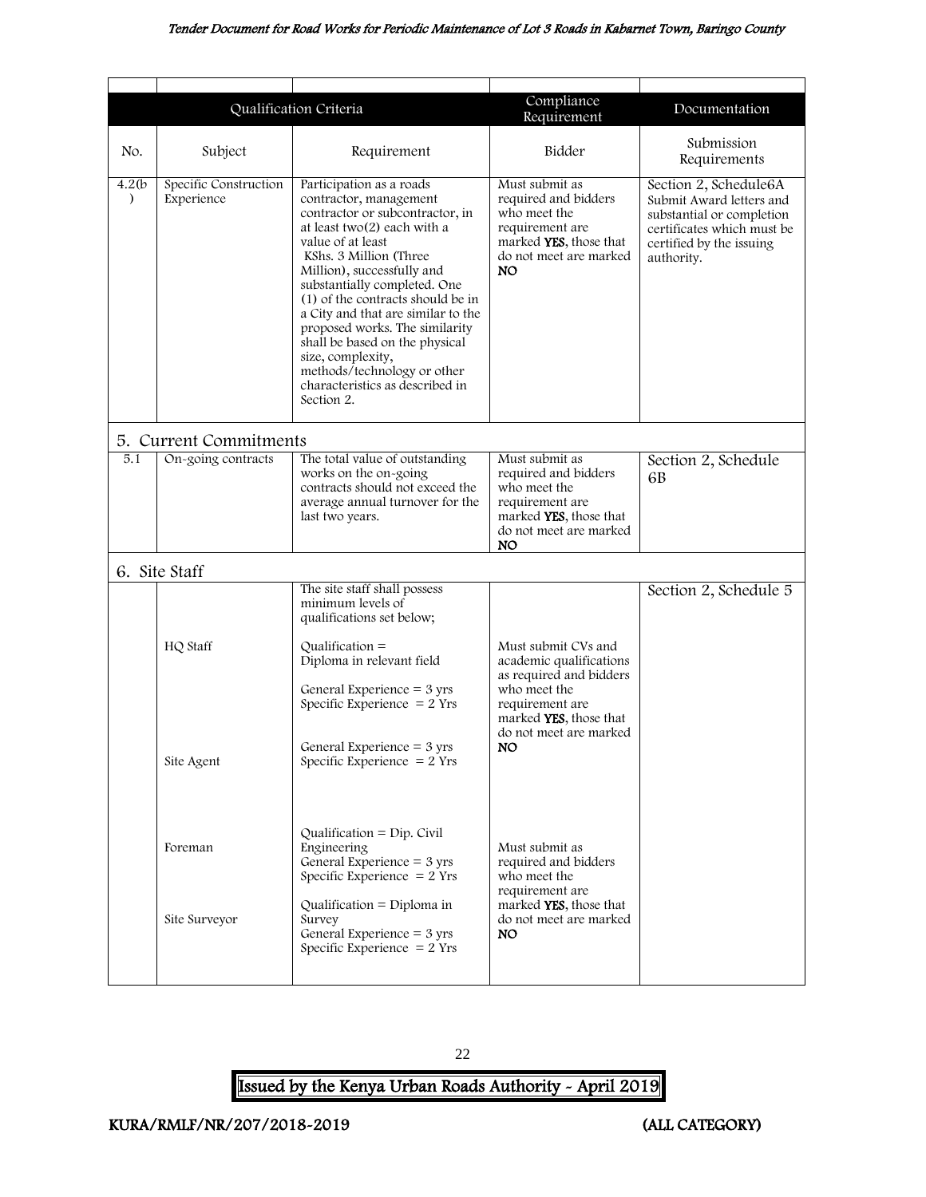| | Qualification Criteria | | Compliance Requirement | Documentation |
|---|---|---|---|---|
| No. | Subject | Requirement | Bidder | Submission Requirements |
| 4.2(b) | Specific Construction Experience | Participation as a roads contractor, management contractor or subcontractor, in at least two(2) each with a value of at least KShs. 3 Million (Three Million), successfully and substantially completed. One (1) of the contracts should be in a City and that are similar to the proposed works. The similarity shall be based on the physical size, complexity, methods/technology or other characteristics as described in Section 2. | Must submit as required and bidders who meet the requirement are marked **YES**, those that do not meet are marked **NO** | Section 2, Schedule6A Submit Award letters and substantial or completion certificates which must be certified by the issuing authority. |
| **5. Current Commitments** | | | | |
| 5.1 | On-going contracts | The total value of outstanding works on the on-going contracts should not exceed the average annual turnover for the last two years. | Must submit as required and bidders who meet the requirement are marked **YES**, those that do not meet are marked **NO** | Section 2, Schedule 6B |
| **6. Site Staff** | | | | |
| | | The site staff shall possess minimum levels of qualifications set below; | | Section 2, Schedule 5 |
| | HQ Staff | Qualification = Diploma in relevant field<br>General Experience = 3 yrs<br>Specific Experience = 2 Yrs | Must submit CVs and academic qualifications as required and bidders who meet the requirement are marked **YES**, those that do not meet are marked **NO** | |
| | Site Agent | General Experience = 3 yrs<br>Specific Experience = 2 Yrs | | |
| | Foreman | Qualification = Dip. Civil Engineering<br>General Experience = 3 yrs<br>Specific Experience = 2 Yrs | Must submit as required and bidders who meet the requirement are marked **YES**, those that do not meet are marked **NO** | |
| | Site Surveyor | Qualification = Diploma in Survey<br>General Experience = 3 yrs<br>Specific Experience = 2 Yrs | | |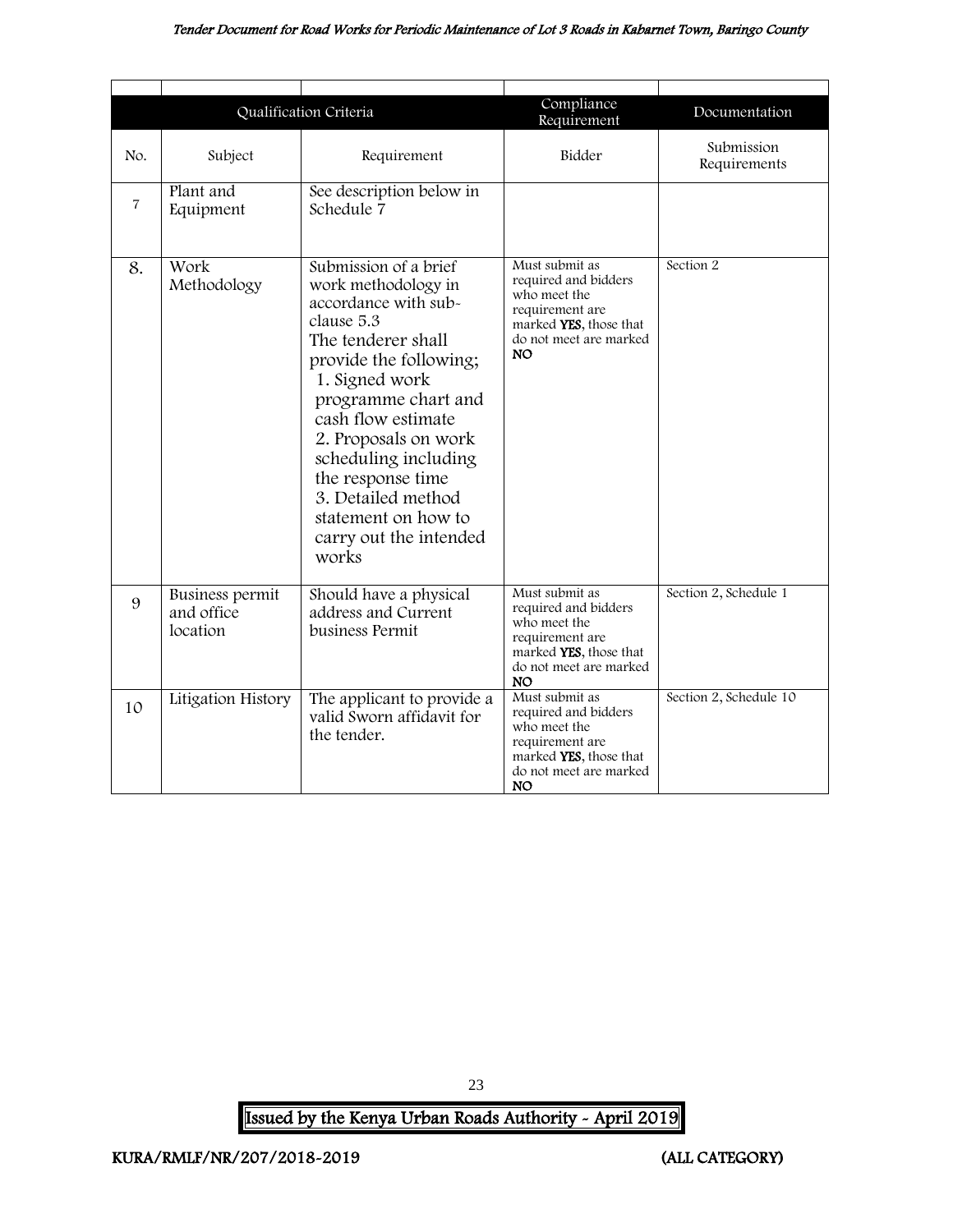| | | | | |
|---|---|---|---|---|
| Qualification Criteria | | | Compliance Requirement | Documentation |
| No. | Subject | Requirement | Bidder | Submission Requirements |
| 7 | Plant and Equipment | See description below in Schedule 7 | | |
| 8. | Work Methodology | Submission of a brief work methodology in accordance with sub-clause 5.3<br>The tenderer shall provide the following;<br>1. Signed work programme chart and cash flow estimate<br>2. Proposals on work scheduling including the response time<br>3. Detailed method statement on how to carry out the intended works | Must submit as required and bidders who meet the requirement are marked **YES**, those that do not meet are marked **NO** | Section 2 |
| 9 | Business permit and office location | Should have a physical address and Current business Permit | Must submit as required and bidders who meet the requirement are marked **YES**, those that do not meet are marked **NO** | Section 2, Schedule 1 |
| 10 | Litigation History | The applicant to provide a valid Sworn affidavit for the tender. | Must submit as required and bidders who meet the requirement are marked **YES**, those that do not meet are marked **NO** | Section 2, Schedule 10 |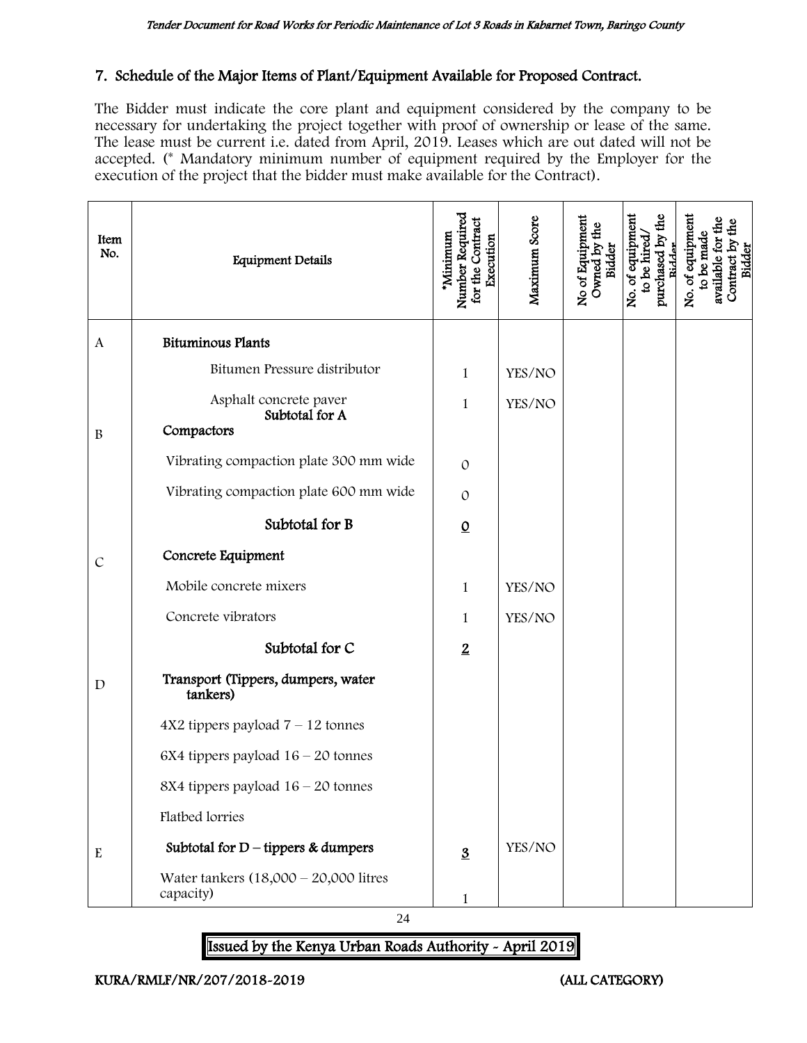## 7. Schedule of the Major Items of Plant/Equipment Available for Proposed Contract.

The Bidder must indicate the core plant and equipment considered by the company to be necessary for undertaking the project together with proof of ownership or lease of the same. The lease must be current i.e. dated from April, 2019. Leases which are out dated will not be accepted. (* Mandatory minimum number of equipment required by the Employer for the execution of the project that the bidder must make available for the Contract).

| Item No. | Equipment Details | *Minimum Number Required for the Contract Execution | Maximum Score | No of Equipment Owned by the Bidder | No. of equipment to be hired/ purchased by the Bidder | No. of equipment to be made available for the Contract by the Bidder |
|---|---|---|---|---|---|---|
| A | **Bituminous Plants** | | | | | |
| | Bitumen Pressure distributor | 1 | YES/NO | | | |
| | Asphalt concrete paver | 1 | YES/NO | | | |
| | **Subtotal for A** | | | | | |
| B | **Compactors** | | | | | |
| | Vibrating compaction plate 300 mm wide | 0 | | | | |
| | Vibrating compaction plate 600 mm wide | 0 | | | | |
| | **Subtotal for B** | **0** | | | | |
| C | **Concrete Equipment** | | | | | |
| | Mobile concrete mixers | 1 | YES/NO | | | |
| | Concrete vibrators | 1 | YES/NO | | | |
| | **Subtotal for C** | **2** | | | | |
| D | **Transport (Tippers, dumpers, water tankers)** | | | | | |
| | 4X2 tippers payload 7 – 12 tonnes | | | | | |
| | 6X4 tippers payload 16 – 20 tonnes | | | | | |
| | 8X4 tippers payload 16 – 20 tonnes | | | | | |
| | Flatbed lorries | | | | | |
| E | **Subtotal for D – tippers & dumpers** | **3** | YES/NO | | | |
| | Water tankers (18,000 – 20,000 litres capacity) | 1 | | | | |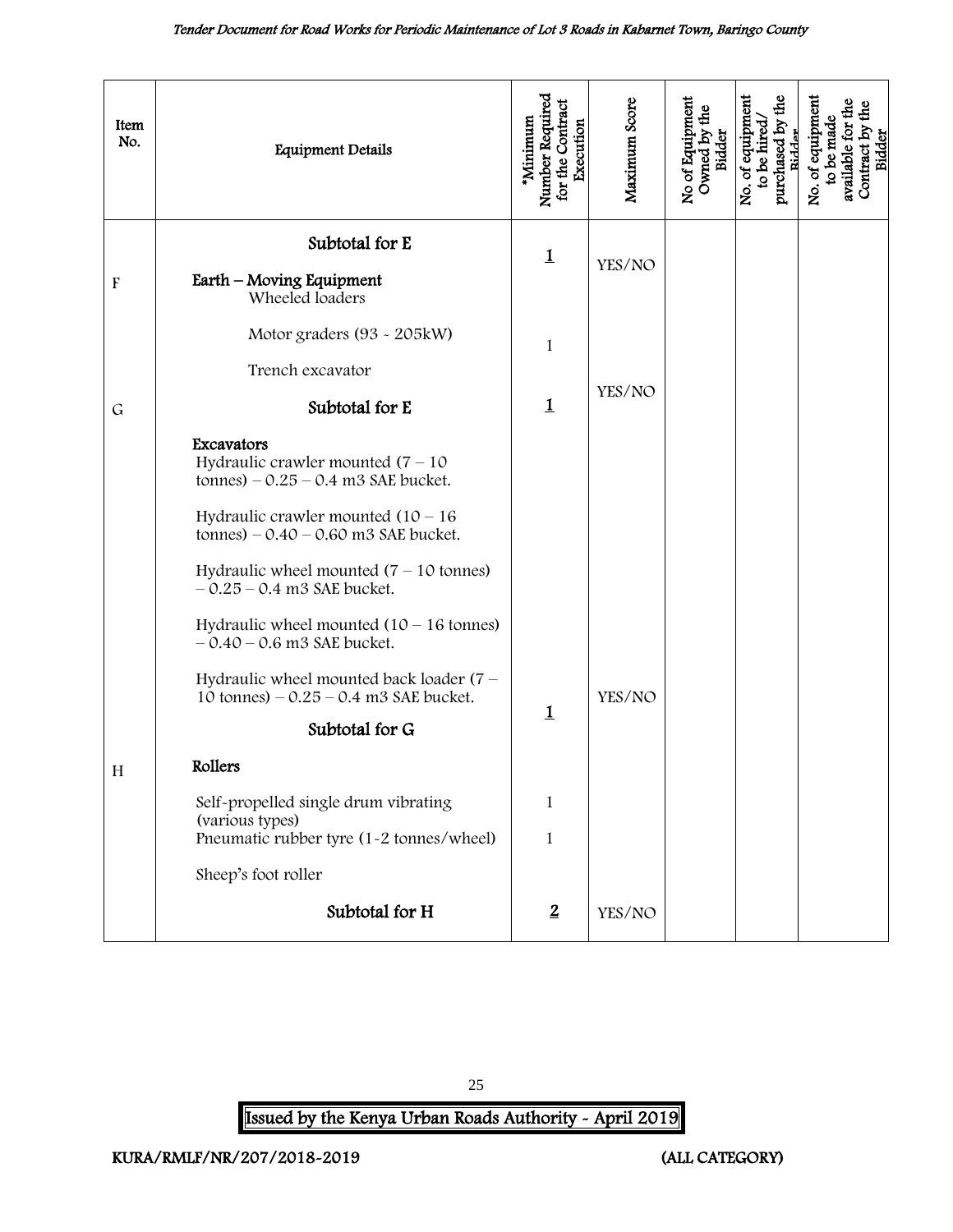| Item No. | Equipment Details | *Minimum Number Required for the Contract Execution | Maximum Score | No of Equipment Owned by the Bidder | No. of equipment to be hired/ purchased by the Bidder | No. of equipment to be made available for the Contract by the Bidder |
|---|---|---|---|---|---|---|
| | **Subtotal for E** | **1** | YES/NO | | | |
| F | **Earth – Moving Equipment** | | | | | |
| | Wheeled loaders | | | | | |
| | Motor graders (93 - 205kW) | 1 | | | | |
| | Trench excavator | | | | | |
| G | **Subtotal for E** | **1** | YES/NO | | | |
| | **Excavators** | | | | | |
| | Hydraulic crawler mounted (7 – 10 tonnes) – 0.25 – 0.4 m3 SAE bucket. | | | | | |
| | Hydraulic crawler mounted (10 – 16 tonnes) – 0.40 – 0.60 m3 SAE bucket. | | | | | |
| | Hydraulic wheel mounted (7 – 10 tonnes) – 0.25 – 0.4 m3 SAE bucket. | | | | | |
| | Hydraulic wheel mounted (10 – 16 tonnes) – 0.40 – 0.6 m3 SAE bucket. | | | | | |
| | Hydraulic wheel mounted back loader (7 – 10 tonnes) – 0.25 – 0.4 m3 SAE bucket. | | | | | |
| | **Subtotal for G** | **1** | YES/NO | | | |
| H | **Rollers** | | | | | |
| | Self-propelled single drum vibrating (various types) | 1 | | | | |
| | Pneumatic rubber tyre (1-2 tonnes/wheel) | 1 | | | | |
| | Sheep's foot roller | | | | | |
| | **Subtotal for H** | **2** | YES/NO | | | |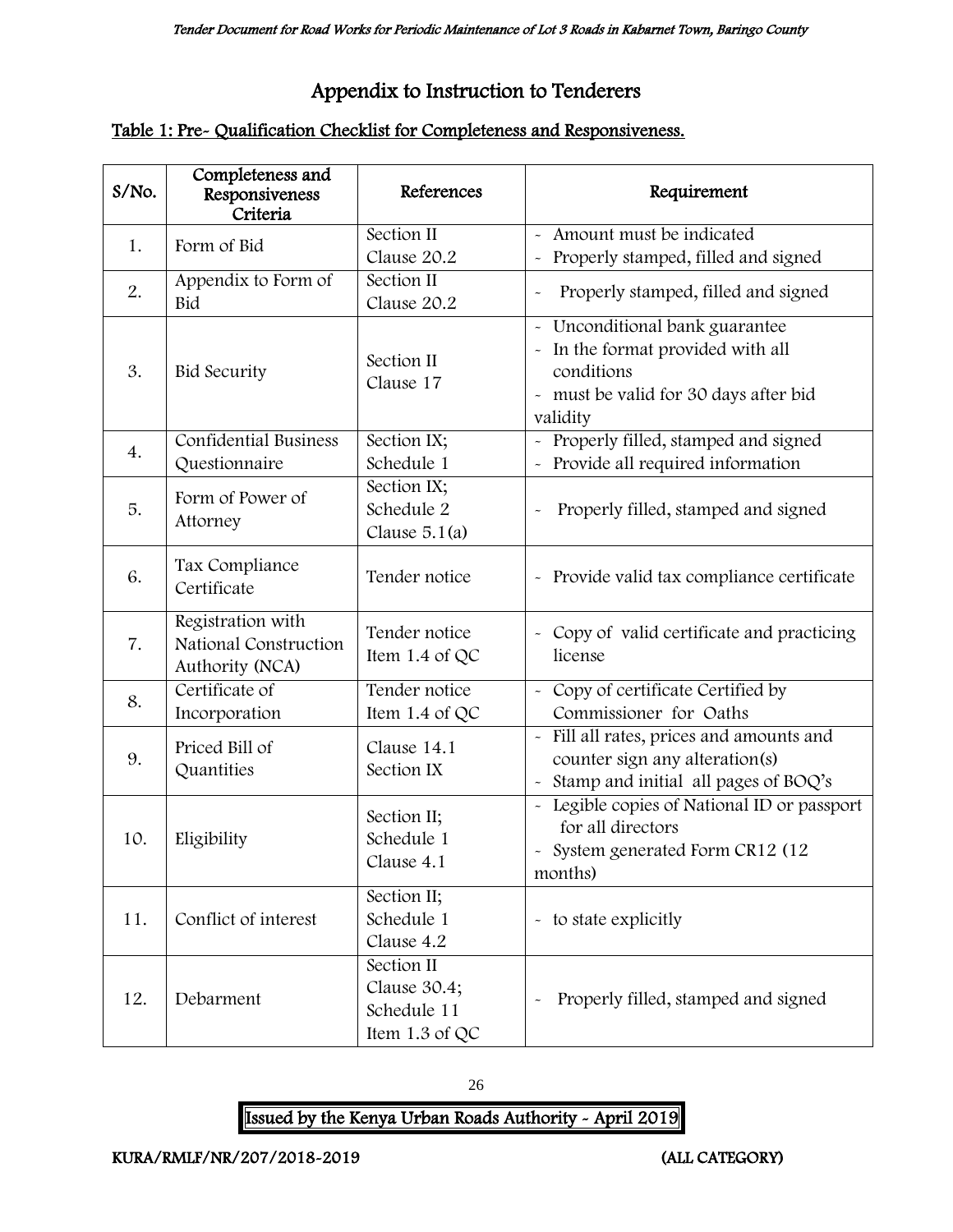# Appendix to Instruction to Tenderers

## Table 1: Pre- Qualification Checklist for Completeness and Responsiveness.

| S/No. | Completeness and Responsiveness Criteria | References | Requirement |
|---|---|---|---|
| 1. | Form of Bid | Section II Clause 20.2 | - Amount must be indicated<br>- Properly stamped, filled and signed |
| 2. | Appendix to Form of Bid | Section II Clause 20.2 | - Properly stamped, filled and signed |
| 3. | Bid Security | Section II Clause 17 | - Unconditional bank guarantee<br>- In the format provided with all conditions<br>- must be valid for 30 days after bid validity |
| 4. | Confidential Business Questionnaire | Section IX; Schedule 1 | - Properly filled, stamped and signed<br>- Provide all required information |
| 5. | Form of Power of Attorney | Section IX; Schedule 2 Clause 5.1(a) | - Properly filled, stamped and signed |
| 6. | Tax Compliance Certificate | Tender notice | - Provide valid tax compliance certificate |
| 7. | Registration with National Construction Authority (NCA) | Tender notice Item 1.4 of QC | - Copy of valid certificate and practicing license |
| 8. | Certificate of Incorporation | Tender notice Item 1.4 of QC | - Copy of certificate Certified by Commissioner for Oaths |
| 9. | Priced Bill of Quantities | Clause 14.1 Section IX | - Fill all rates, prices and amounts and counter sign any alteration(s)<br>- Stamp and initial all pages of BOQ's |
| 10. | Eligibility | Section II; Schedule 1 Clause 4.1 | - Legible copies of National ID or passport for all directors<br>- System generated Form CR12 (12 months) |
| 11. | Conflict of interest | Section II; Schedule 1 Clause 4.2 | - to state explicitly |
| 12. | Debarment | Section II Clause 30.4; Schedule 11 Item 1.3 of QC | - Properly filled, stamped and signed |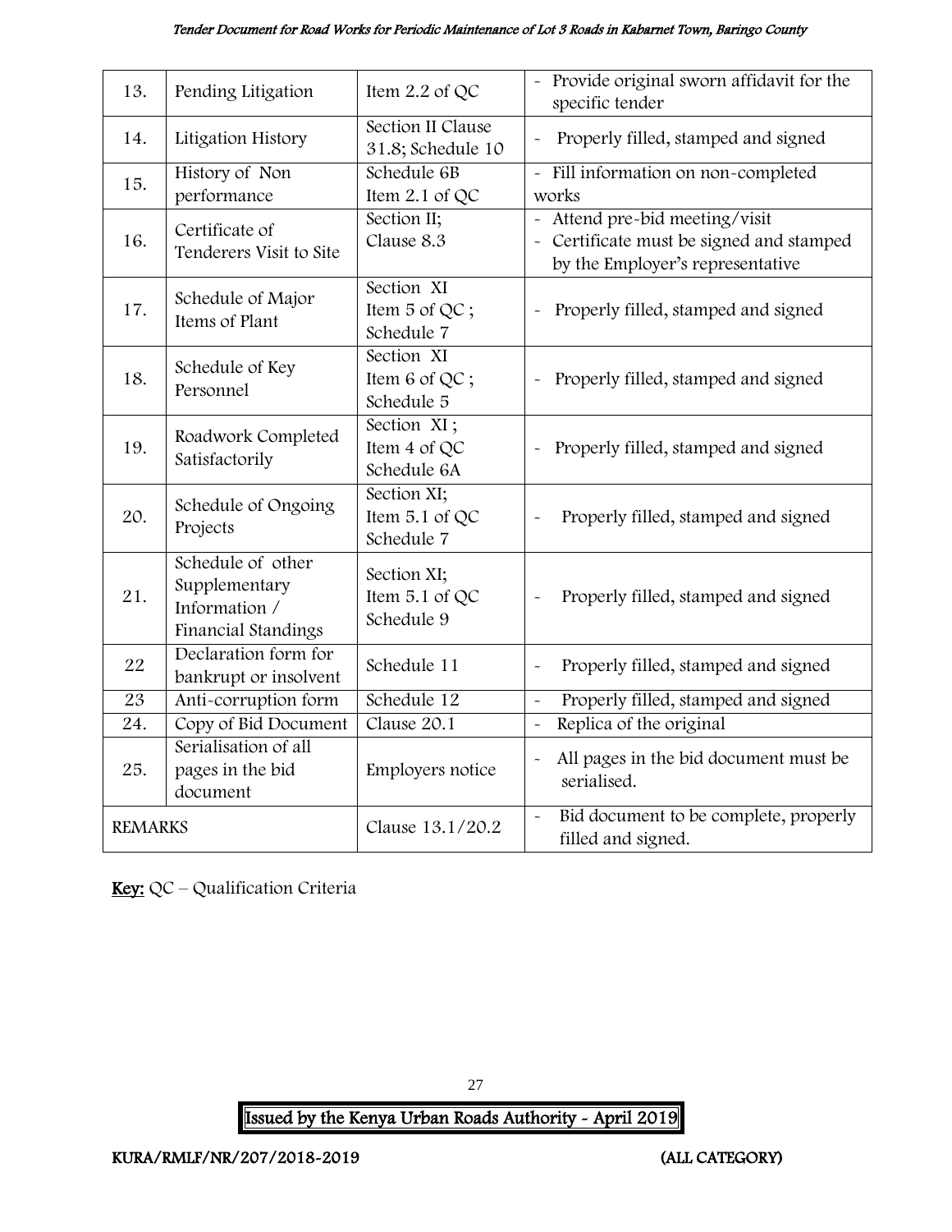| 13. | Pending Litigation | Item 2.2 of QC | - Provide original sworn affidavit for the specific tender |
|---|---|---|---|
| 14. | Litigation History | Section II Clause 31.8; Schedule 10 | - Properly filled, stamped and signed |
| 15. | History of Non performance | Schedule 6B Item 2.1 of QC | - Fill information on non-completed works |
| 16. | Certificate of Tenderers Visit to Site | Section II; Clause 8.3 | - Attend pre-bid meeting/visit<br>- Certificate must be signed and stamped by the Employer's representative |
| 17. | Schedule of Major Items of Plant | Section XI Item 5 of QC ; Schedule 7 | - Properly filled, stamped and signed |
| 18. | Schedule of Key Personnel | Section XI Item 6 of QC ; Schedule 5 | - Properly filled, stamped and signed |
| 19. | Roadwork Completed Satisfactorily | Section XI ; Item 4 of QC Schedule 6A | - Properly filled, stamped and signed |
| 20. | Schedule of Ongoing Projects | Section XI; Item 5.1 of QC Schedule 7 | - Properly filled, stamped and signed |
| 21. | Schedule of other Supplementary Information / Financial Standings | Section XI; Item 5.1 of QC Schedule 9 | - Properly filled, stamped and signed |
| 22 | Declaration form for bankrupt or insolvent | Schedule 11 | - Properly filled, stamped and signed |
| 23 | Anti-corruption form | Schedule 12 | - Properly filled, stamped and signed |
| 24. | Copy of Bid Document | Clause 20.1 | - Replica of the original |
| 25. | Serialisation of all pages in the bid document | Employers notice | - All pages in the bid document must be serialised. |
| REMARKS | | Clause 13.1/20.2 | - Bid document to be complete, properly filled and signed. |

**Key:** QC – Qualification Criteria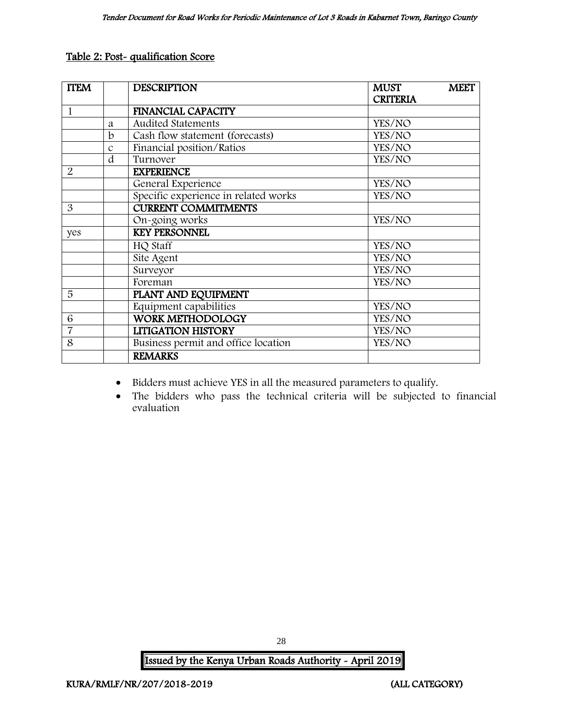**Table 2: Post- qualification Score**

| ITEM | | DESCRIPTION | MUST MEET CRITERIA |
|---|---|---|---|
| 1 | | **FINANCIAL CAPACITY** | |
| | a | Audited Statements | YES/NO |
| | b | Cash flow statement (forecasts) | YES/NO |
| | c | Financial position/Ratios | YES/NO |
| | d | Turnover | YES/NO |
| 2 | | **EXPERIENCE** | |
| | | General Experience | YES/NO |
| | | Specific experience in related works | YES/NO |
| 3 | | **CURRENT COMMITMENTS** | |
| | | On-going works | YES/NO |
| yes | | **KEY PERSONNEL** | |
| | | HQ Staff | YES/NO |
| | | Site Agent | YES/NO |
| | | Surveyor | YES/NO |
| | | Foreman | YES/NO |
| 5 | | **PLANT AND EQUIPMENT** | |
| | | Equipment capabilities | YES/NO |
| 6 | | **WORK METHODOLOGY** | YES/NO |
| 7 | | **LITIGATION HISTORY** | YES/NO |
| 8 | | Business permit and office location | YES/NO |
| | | **REMARKS** | |

- Bidders must achieve YES in all the measured parameters to qualify.
- The bidders who pass the technical criteria will be subjected to financial evaluation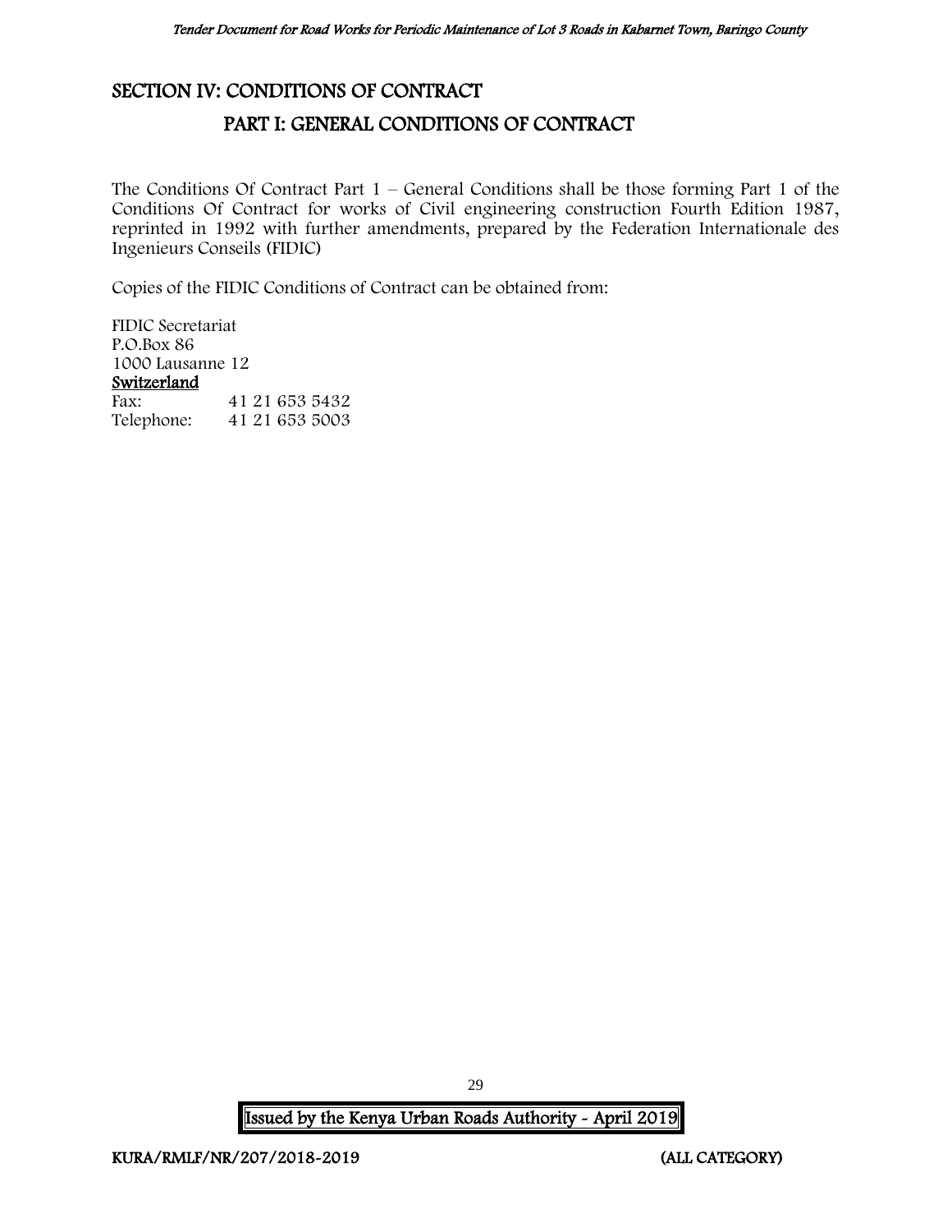# SECTION IV: CONDITIONS OF CONTRACT

## PART I: GENERAL CONDITIONS OF CONTRACT

The Conditions Of Contract Part 1 – General Conditions shall be those forming Part 1 of the Conditions Of Contract for works of Civil engineering construction Fourth Edition 1987, reprinted in 1992 with further amendments, prepared by the Federation Internationale des Ingenieurs Conseils (FIDIC)

Copies of the FIDIC Conditions of Contract can be obtained from:

FIDIC Secretariat
P.O.Box 86
1000 Lausanne 12
<u>Switzerland</u>

Fax: 41 21 653 5432
Telephone: 41 21 653 5003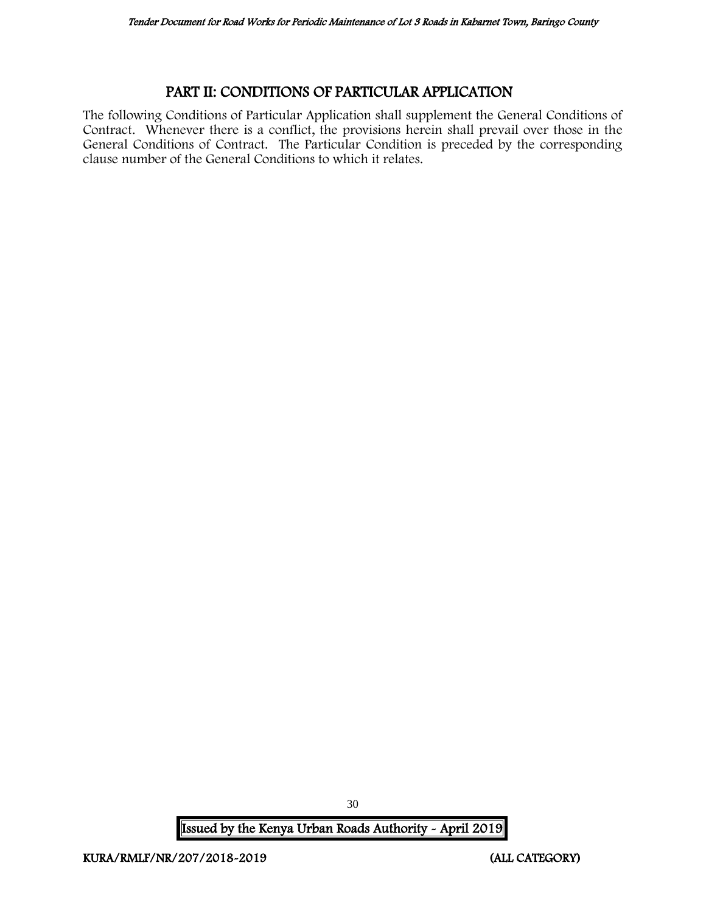# PART II: CONDITIONS OF PARTICULAR APPLICATION

The following Conditions of Particular Application shall supplement the General Conditions of Contract. Whenever there is a conflict, the provisions herein shall prevail over those in the General Conditions of Contract. The Particular Condition is preceded by the corresponding clause number of the General Conditions to which it relates.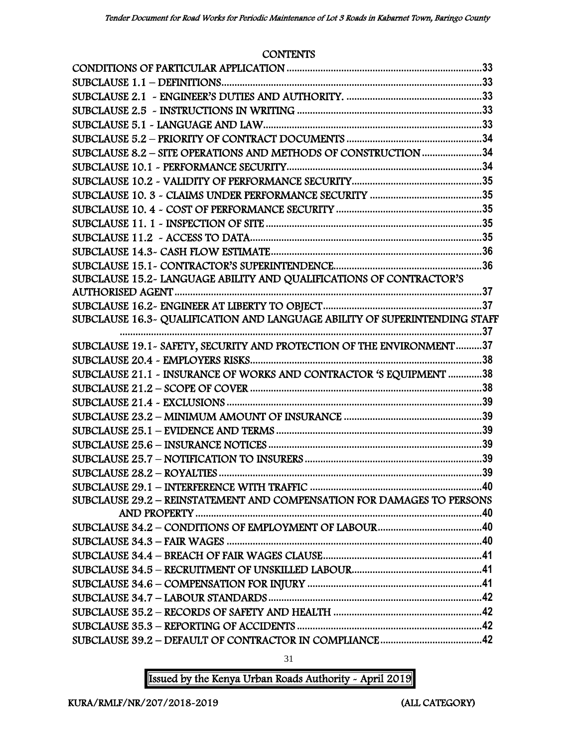CONTENTS

| | |
|---|---|
| CONDITIONS OF PARTICULAR APPLICATION | 33 |
| SUBCLAUSE 1.1 – DEFINITIONS | 33 |
| SUBCLAUSE 2.1 - ENGINEER'S DUTIES AND AUTHORITY. | 33 |
| SUBCLAUSE 2.5 - INSTRUCTIONS IN WRITING | 33 |
| SUBCLAUSE 5.1 - LANGUAGE AND LAW | 33 |
| SUBCLAUSE 5.2 – PRIORITY OF CONTRACT DOCUMENTS | 34 |
| SUBCLAUSE 8.2 – SITE OPERATIONS AND METHODS OF CONSTRUCTION | 34 |
| SUBCLAUSE 10.1 - PERFORMANCE SECURITY | 34 |
| SUBCLAUSE 10.2 - VALIDITY OF PERFORMANCE SECURITY | 35 |
| SUBCLAUSE 10. 3 - CLAIMS UNDER PERFORMANCE SECURITY | 35 |
| SUBCLAUSE 10. 4 - COST OF PERFORMANCE SECURITY | 35 |
| SUBCLAUSE 11. 1 - INSPECTION OF SITE | 35 |
| SUBCLAUSE 11.2 - ACCESS TO DATA | 35 |
| SUBCLAUSE 14.3- CASH FLOW ESTIMATE | 36 |
| SUBCLAUSE 15.1- CONTRACTOR'S SUPERINTENDENCE | 36 |
| SUBCLAUSE 15.2- LANGUAGE ABILITY AND QUALIFICATIONS OF CONTRACTOR'S AUTHORISED AGENT | 37 |
| SUBCLAUSE 16.2- ENGINEER AT LIBERTY TO OBJECT | 37 |
| SUBCLAUSE 16.3- QUALIFICATION AND LANGUAGE ABILITY OF SUPERINTENDING STAFF | 37 |
| SUBCLAUSE 19.1- SAFETY, SECURITY AND PROTECTION OF THE ENVIRONMENT | 37 |
| SUBCLAUSE 20.4 - EMPLOYERS RISKS | 38 |
| SUBCLAUSE 21.1 - INSURANCE OF WORKS AND CONTRACTOR 'S EQUIPMENT | 38 |
| SUBCLAUSE 21.2 – SCOPE OF COVER | 38 |
| SUBCLAUSE 21.4 - EXCLUSIONS | 39 |
| SUBCLAUSE 23.2 – MINIMUM AMOUNT OF INSURANCE | 39 |
| SUBCLAUSE 25.1 – EVIDENCE AND TERMS | 39 |
| SUBCLAUSE 25.6 – INSURANCE NOTICES | 39 |
| SUBCLAUSE 25.7 – NOTIFICATION TO INSURERS | 39 |
| SUBCLAUSE 28.2 – ROYALTIES | 39 |
| SUBCLAUSE 29.1 – INTERFERENCE WITH TRAFFIC | 40 |
| SUBCLAUSE 29.2 – REINSTATEMENT AND COMPENSATION FOR DAMAGES TO PERSONS AND PROPERTY | 40 |
| SUBCLAUSE 34.2 – CONDITIONS OF EMPLOYMENT OF LABOUR | 40 |
| SUBCLAUSE 34.3 – FAIR WAGES | 40 |
| SUBCLAUSE 34.4 – BREACH OF FAIR WAGES CLAUSE | 41 |
| SUBCLAUSE 34.5 – RECRUITMENT OF UNSKILLED LABOUR | 41 |
| SUBCLAUSE 34.6 – COMPENSATION FOR INJURY | 41 |
| SUBCLAUSE 34.7 – LABOUR STANDARDS | 42 |
| SUBCLAUSE 35.2 – RECORDS OF SAFETY AND HEALTH | 42 |
| SUBCLAUSE 35.3 – REPORTING OF ACCIDENTS | 42 |
| SUBCLAUSE 39.2 – DEFAULT OF CONTRACTOR IN COMPLIANCE | 42 |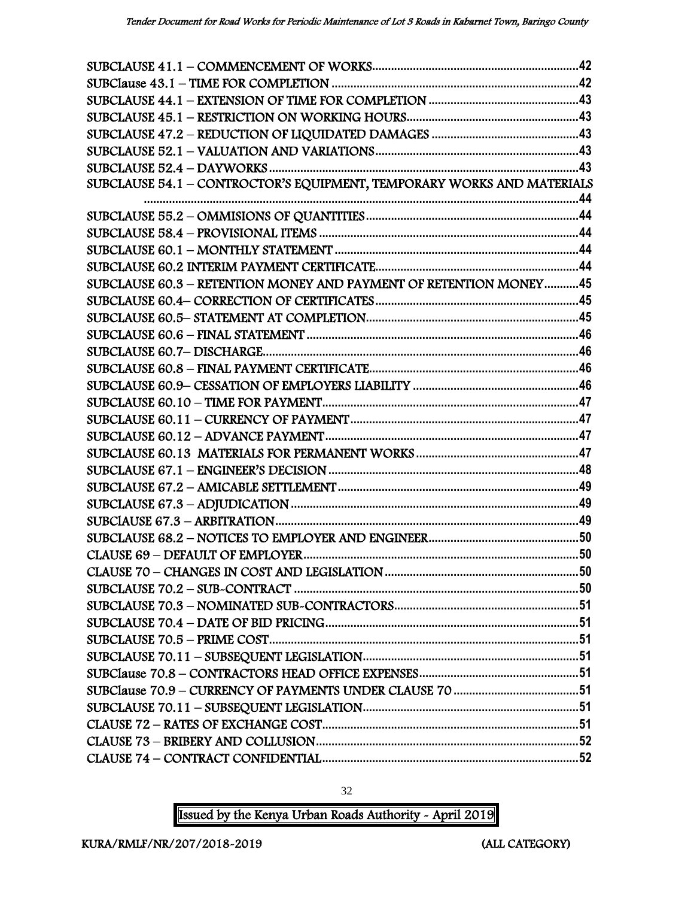SUBCLAUSE 41.1 – COMMENCEMENT OF WORKS.....42
SUBClause 43.1 – TIME FOR COMPLETION.....42
SUBCLAUSE 44.1 – EXTENSION OF TIME FOR COMPLETION.....43
SUBCLAUSE 45.1 – RESTRICTION ON WORKING HOURS.....43
SUBCLAUSE 47.2 – REDUCTION OF LIQUIDATED DAMAGES.....43
SUBCLAUSE 52.1 – VALUATION AND VARIATIONS.....43
SUBCLAUSE 52.4 – DAYWORKS.....43
SUBCLAUSE 54.1 – CONTRACTOR'S EQUIPMENT, TEMPORARY WORKS AND MATERIALS.....44
SUBCLAUSE 55.2 – OMMISIONS OF QUANTITIES.....44
SUBCLAUSE 58.4 – PROVISIONAL ITEMS.....44
SUBCLAUSE 60.1 – MONTHLY STATEMENT.....44
SUBCLAUSE 60.2 INTERIM PAYMENT CERTIFICATE.....44
SUBCLAUSE 60.3 – RETENTION MONEY AND PAYMENT OF RETENTION MONEY.....45
SUBCLAUSE 60.4– CORRECTION OF CERTIFICATES.....45
SUBCLAUSE 60.5– STATEMENT AT COMPLETION.....45
SUBCLAUSE 60.6 – FINAL STATEMENT.....46
SUBCLAUSE 60.7– DISCHARGE.....46
SUBCLAUSE 60.8 – FINAL PAYMENT CERTIFICATE.....46
SUBCLAUSE 60.9– CESSATION OF EMPLOYERS LIABILITY.....46
SUBCLAUSE 60.10 – TIME FOR PAYMENT.....47
SUBCLAUSE 60.11 – CURRENCY OF PAYMENT.....47
SUBCLAUSE 60.12 – ADVANCE PAYMENT.....47
SUBCLAUSE 60.13 MATERIALS FOR PERMANENT WORKS.....47
SUBCLAUSE 67.1 – ENGINEER'S DECISION.....48
SUBCLAUSE 67.2 – AMICABLE SETTLEMENT.....49
SUBCLAUSE 67.3 – ADJUDICATION.....49
SUBClAUSE 67.3 – ARBITRATION.....49
SUBCLAUSE 68.2 – NOTICES TO EMPLOYER AND ENGINEER.....50
CLAUSE 69 – DEFAULT OF EMPLOYER.....50
CLAUSE 70 – CHANGES IN COST AND LEGISLATION.....50
SUBCLAUSE 70.2 – SUB-CONTRACT.....50
SUBCLAUSE 70.3 – NOMINATED SUB-CONTRACTORS.....51
SUBCLAUSE 70.4 – DATE OF BID PRICING.....51
SUBCLAUSE 70.5 – PRIME COST.....51
SUBCLAUSE 70.11 – SUBSEQUENT LEGISLATION.....51
SUBClause 70.8 – CONTRACTORS HEAD OFFICE EXPENSES.....51
SUBClause 70.9 – CURRENCY OF PAYMENTS UNDER CLAUSE 70.....51
SUBCLAUSE 70.11 – SUBSEQUENT LEGISLATION.....51
CLAUSE 72 – RATES OF EXCHANGE COST.....51
CLAUSE 73 – BRIBERY AND COLLUSION.....52
CLAUSE 74 – CONTRACT CONFIDENTIAL.....52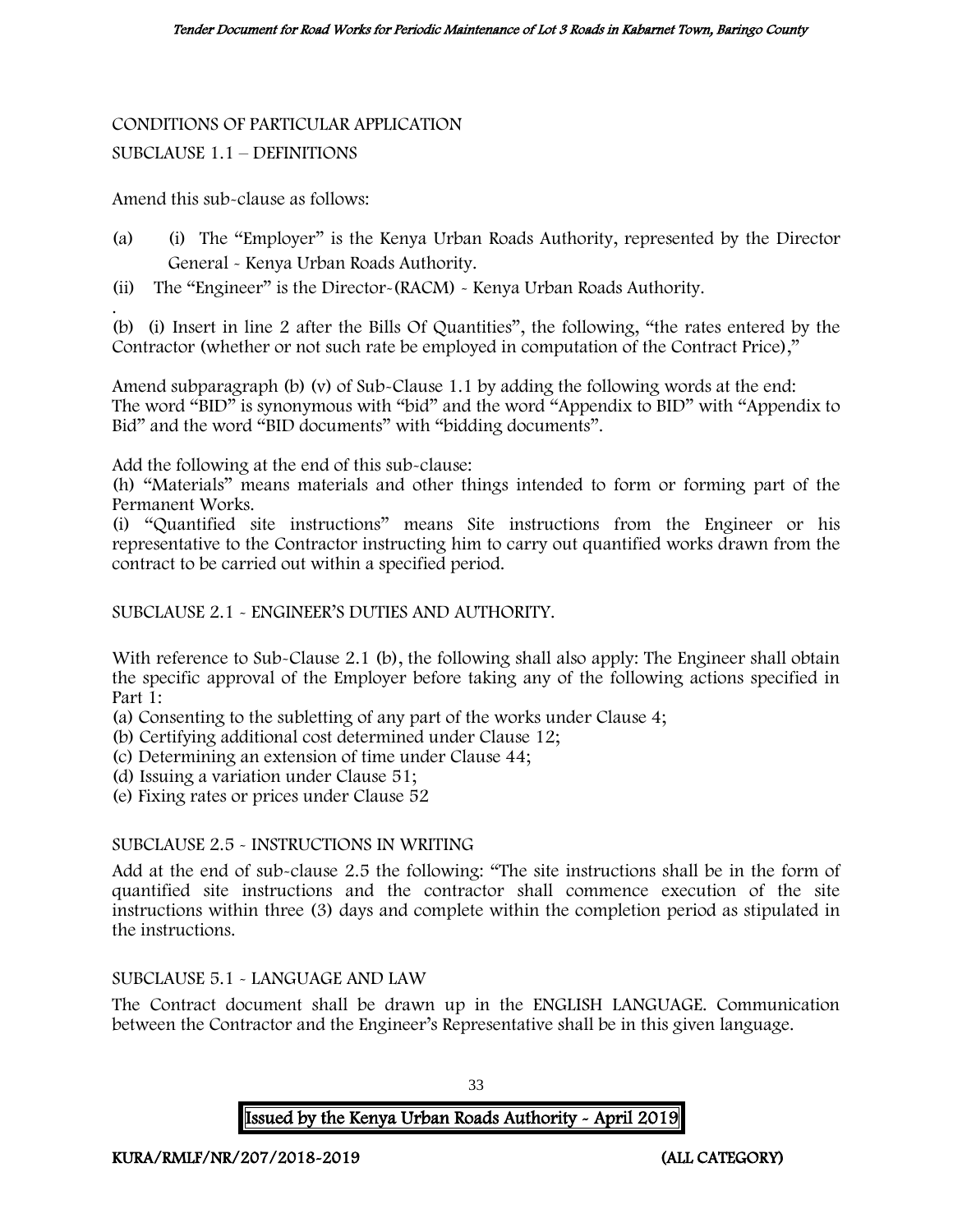CONDITIONS OF PARTICULAR APPLICATION

SUBCLAUSE 1.1 – DEFINITIONS

Amend this sub-clause as follows:

(a) (i) The "Employer" is the Kenya Urban Roads Authority, represented by the Director General - Kenya Urban Roads Authority.

(ii) The "Engineer" is the Director-(RACM) - Kenya Urban Roads Authority.

(b) (i) Insert in line 2 after the Bills Of Quantities", the following, "the rates entered by the Contractor (whether or not such rate be employed in computation of the Contract Price),"

Amend subparagraph (b) (v) of Sub-Clause 1.1 by adding the following words at the end: The word "BID" is synonymous with "bid" and the word "Appendix to BID" with "Appendix to Bid" and the word "BID documents" with "bidding documents".

Add the following at the end of this sub-clause:

(h) "Materials" means materials and other things intended to form or forming part of the Permanent Works.

(i) "Quantified site instructions" means Site instructions from the Engineer or his representative to the Contractor instructing him to carry out quantified works drawn from the contract to be carried out within a specified period.

SUBCLAUSE 2.1 - ENGINEER'S DUTIES AND AUTHORITY.

With reference to Sub-Clause 2.1 (b), the following shall also apply: The Engineer shall obtain the specific approval of the Employer before taking any of the following actions specified in Part 1:

(a) Consenting to the subletting of any part of the works under Clause 4;

(b) Certifying additional cost determined under Clause 12;

(c) Determining an extension of time under Clause 44;

(d) Issuing a variation under Clause 51;

(e) Fixing rates or prices under Clause 52

SUBCLAUSE 2.5 - INSTRUCTIONS IN WRITING

Add at the end of sub-clause 2.5 the following: "The site instructions shall be in the form of quantified site instructions and the contractor shall commence execution of the site instructions within three (3) days and complete within the completion period as stipulated in the instructions.

SUBCLAUSE 5.1 - LANGUAGE AND LAW

The Contract document shall be drawn up in the ENGLISH LANGUAGE. Communication between the Contractor and the Engineer's Representative shall be in this given language.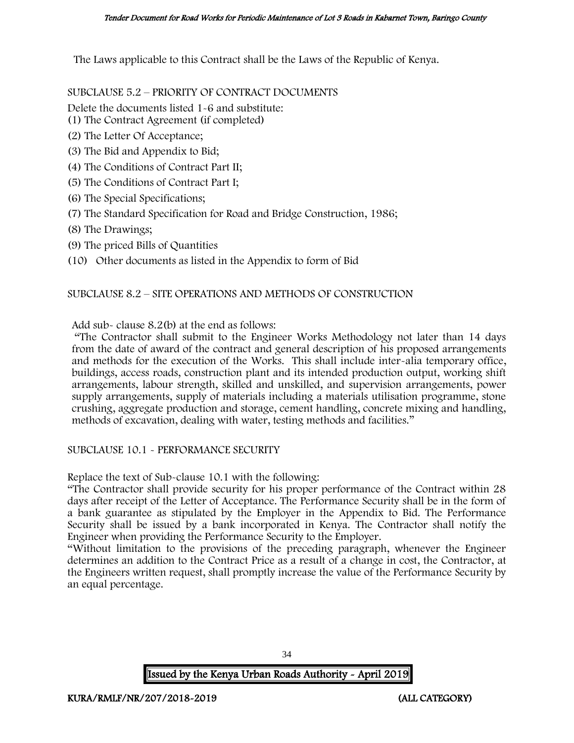The Laws applicable to this Contract shall be the Laws of the Republic of Kenya.

SUBCLAUSE 5.2 – PRIORITY OF CONTRACT DOCUMENTS

Delete the documents listed 1-6 and substitute:

(1) The Contract Agreement (if completed)

(2) The Letter Of Acceptance;

(3) The Bid and Appendix to Bid;

(4) The Conditions of Contract Part II;

(5) The Conditions of Contract Part I;

(6) The Special Specifications;

(7) The Standard Specification for Road and Bridge Construction, 1986;

(8) The Drawings;

(9) The priced Bills of Quantities

(10) Other documents as listed in the Appendix to form of Bid

SUBCLAUSE 8.2 – SITE OPERATIONS AND METHODS OF CONSTRUCTION

Add sub- clause 8.2(b) at the end as follows:

"The Contractor shall submit to the Engineer Works Methodology not later than 14 days from the date of award of the contract and general description of his proposed arrangements and methods for the execution of the Works. This shall include inter-alia temporary office, buildings, access roads, construction plant and its intended production output, working shift arrangements, labour strength, skilled and unskilled, and supervision arrangements, power supply arrangements, supply of materials including a materials utilisation programme, stone crushing, aggregate production and storage, cement handling, concrete mixing and handling, methods of excavation, dealing with water, testing methods and facilities."

SUBCLAUSE 10.1 - PERFORMANCE SECURITY

Replace the text of Sub-clause 10.1 with the following:

"The Contractor shall provide security for his proper performance of the Contract within 28 days after receipt of the Letter of Acceptance. The Performance Security shall be in the form of a bank guarantee as stipulated by the Employer in the Appendix to Bid. The Performance Security shall be issued by a bank incorporated in Kenya. The Contractor shall notify the Engineer when providing the Performance Security to the Employer.

"Without limitation to the provisions of the preceding paragraph, whenever the Engineer determines an addition to the Contract Price as a result of a change in cost, the Contractor, at the Engineers written request, shall promptly increase the value of the Performance Security by an equal percentage.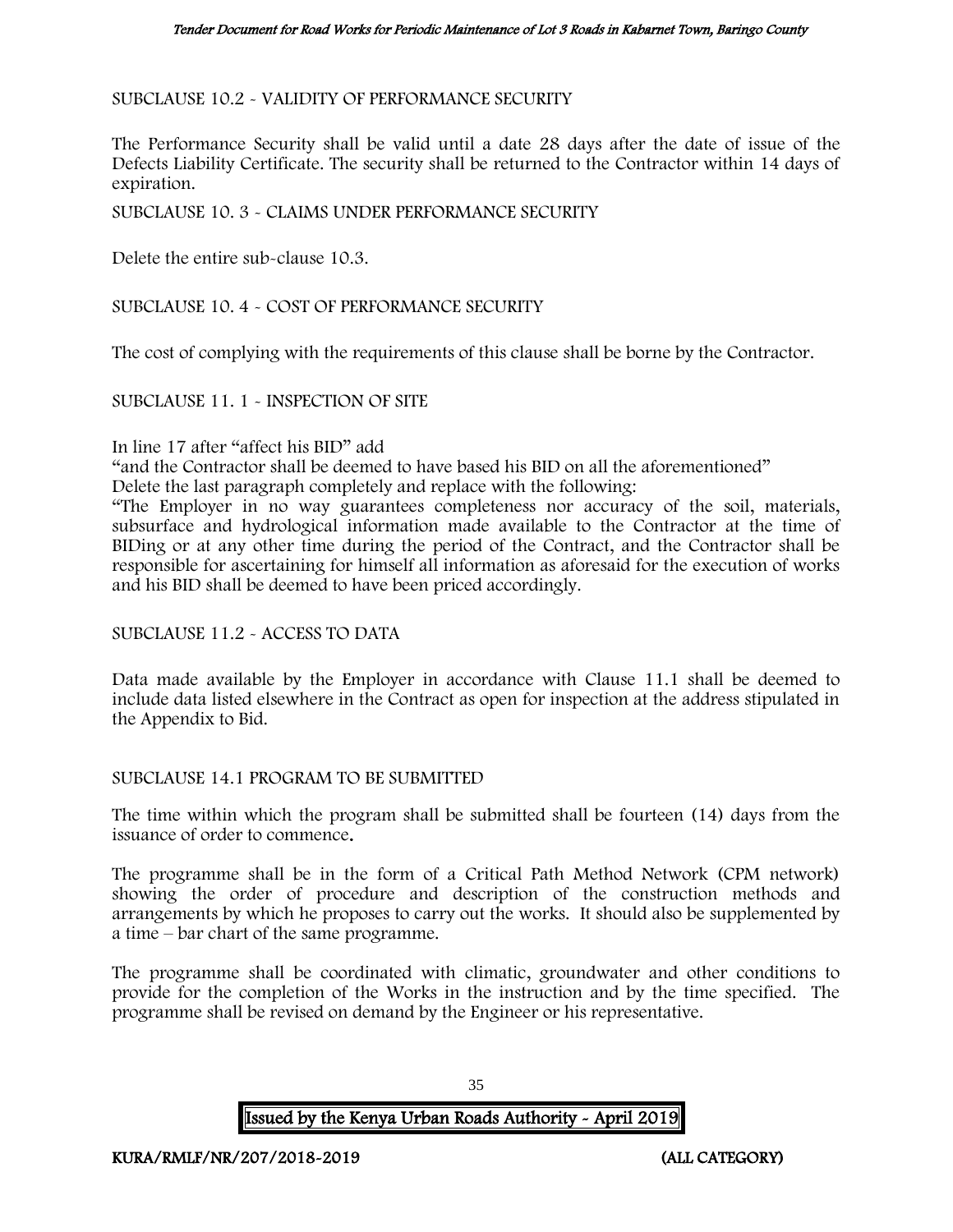SUBCLAUSE 10.2 - VALIDITY OF PERFORMANCE SECURITY

The Performance Security shall be valid until a date 28 days after the date of issue of the Defects Liability Certificate. The security shall be returned to the Contractor within 14 days of expiration.

SUBCLAUSE 10. 3 - CLAIMS UNDER PERFORMANCE SECURITY

Delete the entire sub-clause 10.3.

SUBCLAUSE 10. 4 - COST OF PERFORMANCE SECURITY

The cost of complying with the requirements of this clause shall be borne by the Contractor.

SUBCLAUSE 11. 1 - INSPECTION OF SITE

In line 17 after "affect his BID" add

"and the Contractor shall be deemed to have based his BID on all the aforementioned"

Delete the last paragraph completely and replace with the following:

"The Employer in no way guarantees completeness nor accuracy of the soil, materials, subsurface and hydrological information made available to the Contractor at the time of BIDing or at any other time during the period of the Contract, and the Contractor shall be responsible for ascertaining for himself all information as aforesaid for the execution of works and his BID shall be deemed to have been priced accordingly.

SUBCLAUSE 11.2 - ACCESS TO DATA

Data made available by the Employer in accordance with Clause 11.1 shall be deemed to include data listed elsewhere in the Contract as open for inspection at the address stipulated in the Appendix to Bid.

SUBCLAUSE 14.1 PROGRAM TO BE SUBMITTED

The time within which the program shall be submitted shall be fourteen (14) days from the issuance of order to commence.

The programme shall be in the form of a Critical Path Method Network (CPM network) showing the order of procedure and description of the construction methods and arrangements by which he proposes to carry out the works. It should also be supplemented by a time – bar chart of the same programme.

The programme shall be coordinated with climatic, groundwater and other conditions to provide for the completion of the Works in the instruction and by the time specified. The programme shall be revised on demand by the Engineer or his representative.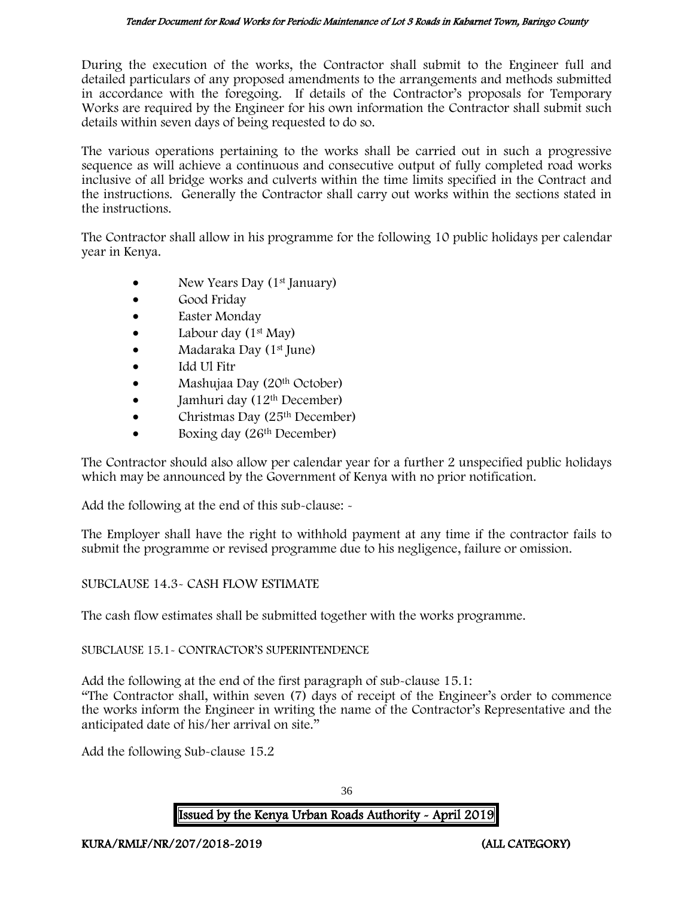During the execution of the works, the Contractor shall submit to the Engineer full and detailed particulars of any proposed amendments to the arrangements and methods submitted in accordance with the foregoing. If details of the Contractor's proposals for Temporary Works are required by the Engineer for his own information the Contractor shall submit such details within seven days of being requested to do so.

The various operations pertaining to the works shall be carried out in such a progressive sequence as will achieve a continuous and consecutive output of fully completed road works inclusive of all bridge works and culverts within the time limits specified in the Contract and the instructions. Generally the Contractor shall carry out works within the sections stated in the instructions.

The Contractor shall allow in his programme for the following 10 public holidays per calendar year in Kenya.

- New Years Day (1st January)
- Good Friday
- Easter Monday
- Labour day (1st May)
- Madaraka Day (1st June)
- Idd Ul Fitr
- Mashujaa Day (20th October)
- Jamhuri day (12th December)
- Christmas Day (25th December)
- Boxing day (26th December)

The Contractor should also allow per calendar year for a further 2 unspecified public holidays which may be announced by the Government of Kenya with no prior notification.

Add the following at the end of this sub-clause: -

The Employer shall have the right to withhold payment at any time if the contractor fails to submit the programme or revised programme due to his negligence, failure or omission.

SUBCLAUSE 14.3- CASH FLOW ESTIMATE

The cash flow estimates shall be submitted together with the works programme.

SUBCLAUSE 15.1- CONTRACTOR'S SUPERINTENDENCE

Add the following at the end of the first paragraph of sub-clause 15.1:

"The Contractor shall, within seven (7) days of receipt of the Engineer's order to commence the works inform the Engineer in writing the name of the Contractor's Representative and the anticipated date of his/her arrival on site."

Add the following Sub-clause 15.2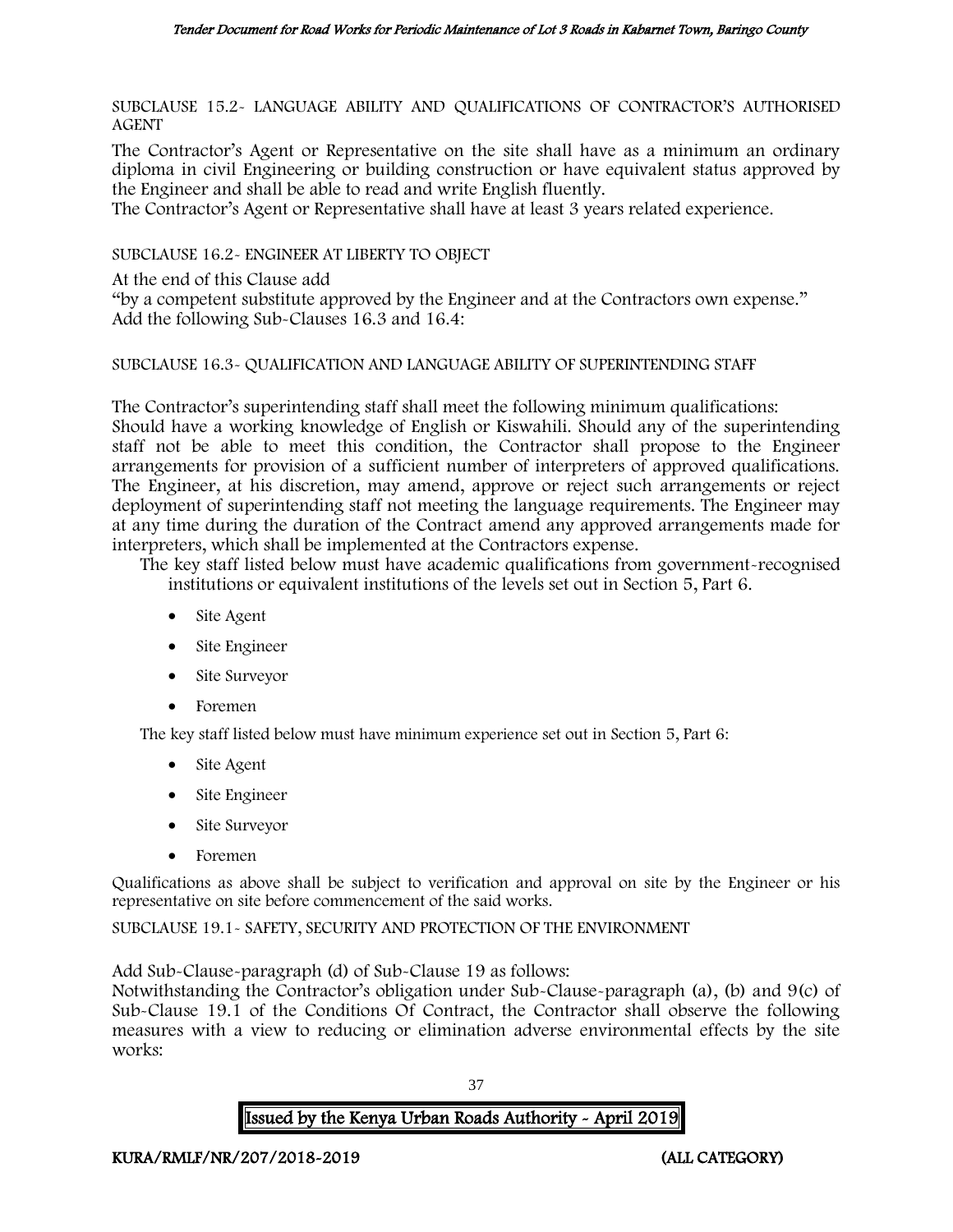SUBCLAUSE 15.2- LANGUAGE ABILITY AND QUALIFICATIONS OF CONTRACTOR'S AUTHORISED AGENT

The Contractor's Agent or Representative on the site shall have as a minimum an ordinary diploma in civil Engineering or building construction or have equivalent status approved by the Engineer and shall be able to read and write English fluently.

The Contractor's Agent or Representative shall have at least 3 years related experience.

SUBCLAUSE 16.2- ENGINEER AT LIBERTY TO OBJECT

At the end of this Clause add

"by a competent substitute approved by the Engineer and at the Contractors own expense."

Add the following Sub-Clauses 16.3 and 16.4:

SUBCLAUSE 16.3- QUALIFICATION AND LANGUAGE ABILITY OF SUPERINTENDING STAFF

The Contractor's superintending staff shall meet the following minimum qualifications:

Should have a working knowledge of English or Kiswahili. Should any of the superintending staff not be able to meet this condition, the Contractor shall propose to the Engineer arrangements for provision of a sufficient number of interpreters of approved qualifications. The Engineer, at his discretion, may amend, approve or reject such arrangements or reject deployment of superintending staff not meeting the language requirements. The Engineer may at any time during the duration of the Contract amend any approved arrangements made for interpreters, which shall be implemented at the Contractors expense.

The key staff listed below must have academic qualifications from government-recognised institutions or equivalent institutions of the levels set out in Section 5, Part 6.

- Site Agent
- Site Engineer
- Site Surveyor
- Foremen

The key staff listed below must have minimum experience set out in Section 5, Part 6:

- Site Agent
- Site Engineer
- Site Surveyor
- Foremen

Qualifications as above shall be subject to verification and approval on site by the Engineer or his representative on site before commencement of the said works.

SUBCLAUSE 19.1- SAFETY, SECURITY AND PROTECTION OF THE ENVIRONMENT

Add Sub-Clause-paragraph (d) of Sub-Clause 19 as follows:

Notwithstanding the Contractor's obligation under Sub-Clause-paragraph (a), (b) and 9(c) of Sub-Clause 19.1 of the Conditions Of Contract, the Contractor shall observe the following measures with a view to reducing or elimination adverse environmental effects by the site works: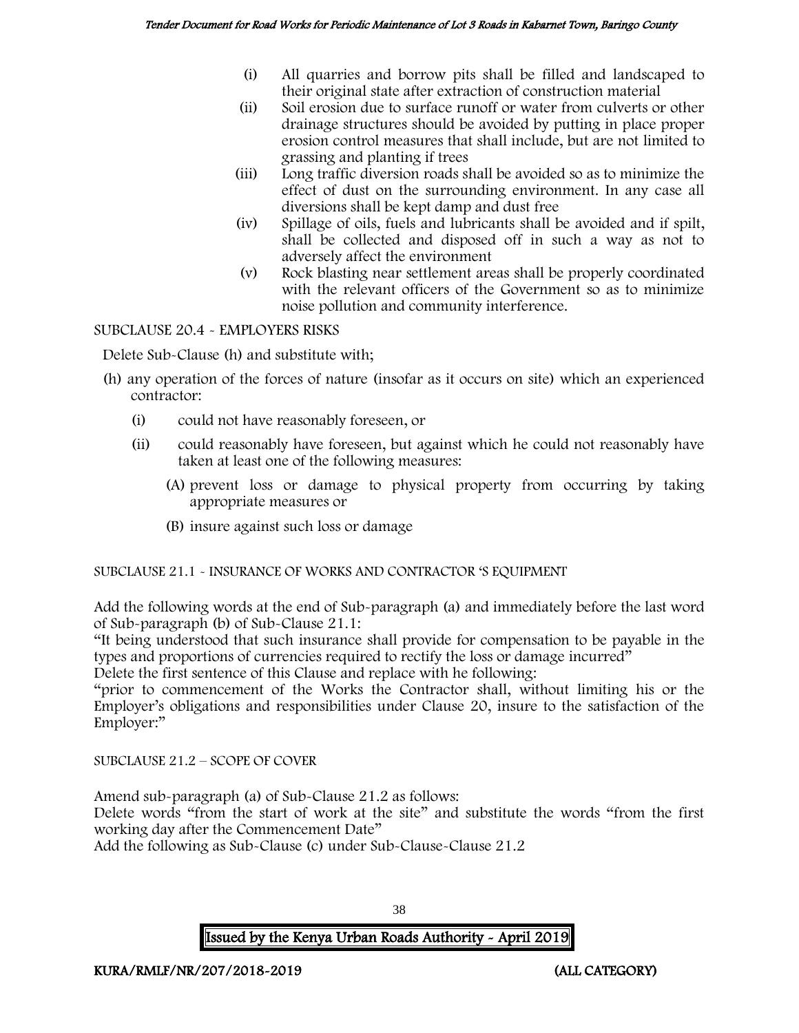(i) All quarries and borrow pits shall be filled and landscaped to their original state after extraction of construction material
(ii) Soil erosion due to surface runoff or water from culverts or other drainage structures should be avoided by putting in place proper erosion control measures that shall include, but are not limited to grassing and planting if trees
(iii) Long traffic diversion roads shall be avoided so as to minimize the effect of dust on the surrounding environment. In any case all diversions shall be kept damp and dust free
(iv) Spillage of oils, fuels and lubricants shall be avoided and if spilt, shall be collected and disposed off in such a way as not to adversely affect the environment
(v) Rock blasting near settlement areas shall be properly coordinated with the relevant officers of the Government so as to minimize noise pollution and community interference.

SUBCLAUSE 20.4 - EMPLOYERS RISKS

Delete Sub-Clause (h) and substitute with;

(h) any operation of the forces of nature (insofar as it occurs on site) which an experienced contractor:

  (i) could not have reasonably foreseen, or

  (ii) could reasonably have foreseen, but against which he could not reasonably have taken at least one of the following measures:

    (A) prevent loss or damage to physical property from occurring by taking appropriate measures or

    (B) insure against such loss or damage

SUBCLAUSE 21.1 - INSURANCE OF WORKS AND CONTRACTOR 'S EQUIPMENT

Add the following words at the end of Sub-paragraph (a) and immediately before the last word of Sub-paragraph (b) of Sub-Clause 21.1:

"It being understood that such insurance shall provide for compensation to be payable in the types and proportions of currencies required to rectify the loss or damage incurred"

Delete the first sentence of this Clause and replace with he following:

"prior to commencement of the Works the Contractor shall, without limiting his or the Employer's obligations and responsibilities under Clause 20, insure to the satisfaction of the Employer:"

SUBCLAUSE 21.2 – SCOPE OF COVER

Amend sub-paragraph (a) of Sub-Clause 21.2 as follows:

Delete words "from the start of work at the site" and substitute the words "from the first working day after the Commencement Date"

Add the following as Sub-Clause (c) under Sub-Clause-Clause 21.2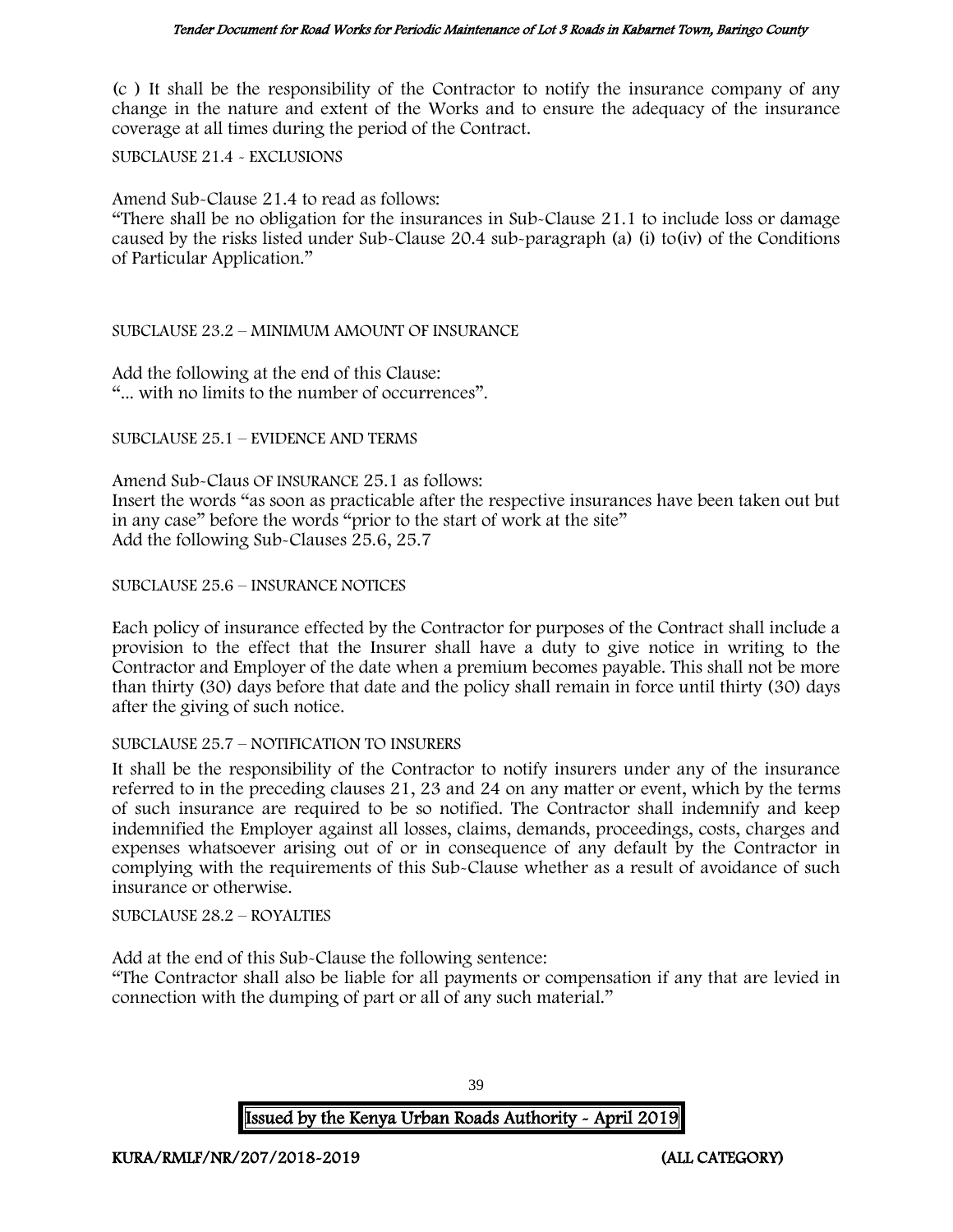(c ) It shall be the responsibility of the Contractor to notify the insurance company of any change in the nature and extent of the Works and to ensure the adequacy of the insurance coverage at all times during the period of the Contract.

SUBCLAUSE 21.4 - EXCLUSIONS

Amend Sub-Clause 21.4 to read as follows:
"There shall be no obligation for the insurances in Sub-Clause 21.1 to include loss or damage caused by the risks listed under Sub-Clause 20.4 sub-paragraph (a) (i) to(iv) of the Conditions of Particular Application."

SUBCLAUSE 23.2 – MINIMUM AMOUNT OF INSURANCE

Add the following at the end of this Clause:
"... with no limits to the number of occurrences".

SUBCLAUSE 25.1 – EVIDENCE AND TERMS

Amend Sub-Claus OF INSURANCE 25.1 as follows:
Insert the words "as soon as practicable after the respective insurances have been taken out but in any case" before the words "prior to the start of work at the site"
Add the following Sub-Clauses 25.6, 25.7

SUBCLAUSE 25.6 – INSURANCE NOTICES

Each policy of insurance effected by the Contractor for purposes of the Contract shall include a provision to the effect that the Insurer shall have a duty to give notice in writing to the Contractor and Employer of the date when a premium becomes payable. This shall not be more than thirty (30) days before that date and the policy shall remain in force until thirty (30) days after the giving of such notice.

SUBCLAUSE 25.7 – NOTIFICATION TO INSURERS

It shall be the responsibility of the Contractor to notify insurers under any of the insurance referred to in the preceding clauses 21, 23 and 24 on any matter or event, which by the terms of such insurance are required to be so notified. The Contractor shall indemnify and keep indemnified the Employer against all losses, claims, demands, proceedings, costs, charges and expenses whatsoever arising out of or in consequence of any default by the Contractor in complying with the requirements of this Sub-Clause whether as a result of avoidance of such insurance or otherwise.

SUBCLAUSE 28.2 – ROYALTIES

Add at the end of this Sub-Clause the following sentence:
"The Contractor shall also be liable for all payments or compensation if any that are levied in connection with the dumping of part or all of any such material."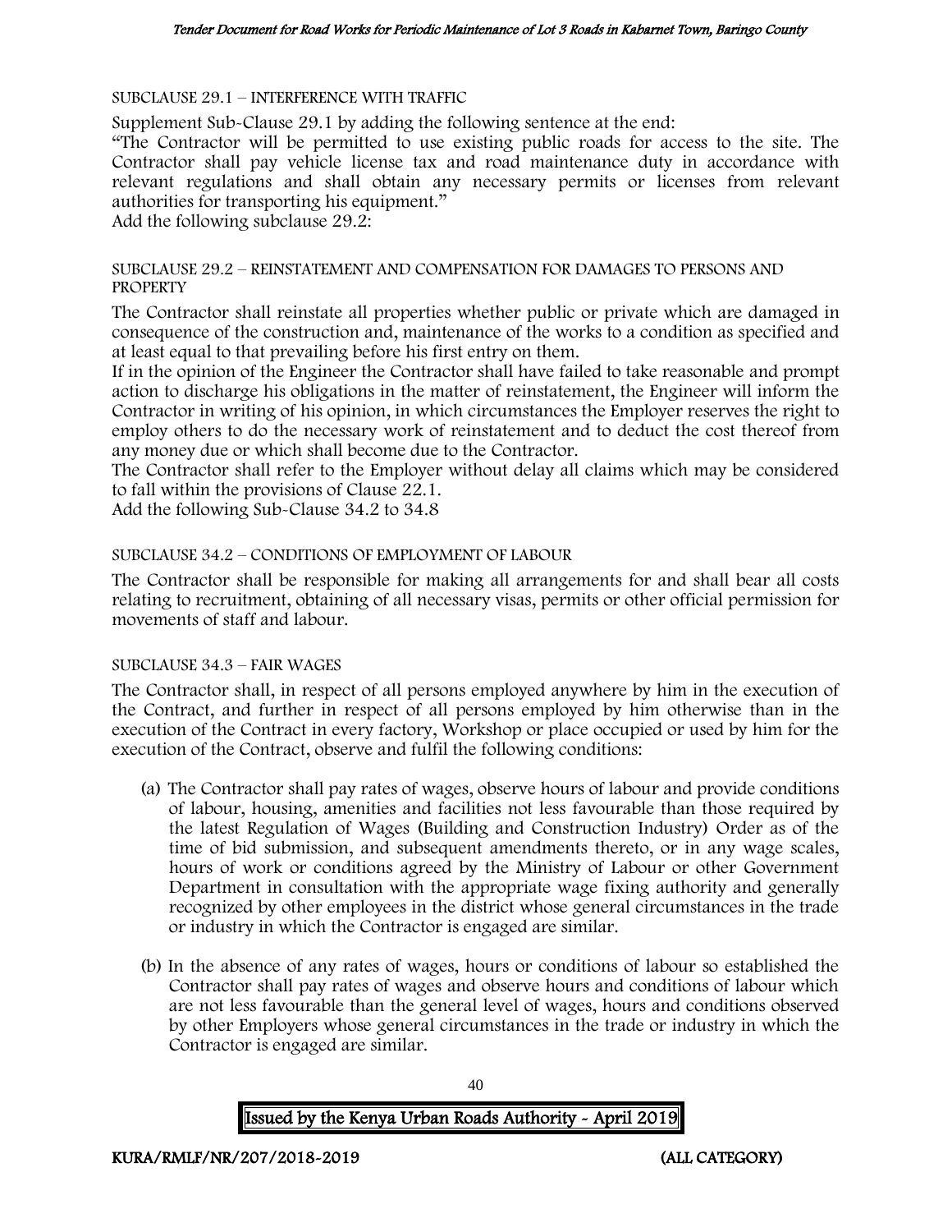SUBCLAUSE 29.1 – INTERFERENCE WITH TRAFFIC

Supplement Sub-Clause 29.1 by adding the following sentence at the end:

"The Contractor will be permitted to use existing public roads for access to the site. The Contractor shall pay vehicle license tax and road maintenance duty in accordance with relevant regulations and shall obtain any necessary permits or licenses from relevant authorities for transporting his equipment."

Add the following subclause 29.2:

SUBCLAUSE 29.2 – REINSTATEMENT AND COMPENSATION FOR DAMAGES TO PERSONS AND PROPERTY

The Contractor shall reinstate all properties whether public or private which are damaged in consequence of the construction and, maintenance of the works to a condition as specified and at least equal to that prevailing before his first entry on them.

If in the opinion of the Engineer the Contractor shall have failed to take reasonable and prompt action to discharge his obligations in the matter of reinstatement, the Engineer will inform the Contractor in writing of his opinion, in which circumstances the Employer reserves the right to employ others to do the necessary work of reinstatement and to deduct the cost thereof from any money due or which shall become due to the Contractor.

The Contractor shall refer to the Employer without delay all claims which may be considered to fall within the provisions of Clause 22.1.

Add the following Sub-Clause 34.2 to 34.8

SUBCLAUSE 34.2 – CONDITIONS OF EMPLOYMENT OF LABOUR

The Contractor shall be responsible for making all arrangements for and shall bear all costs relating to recruitment, obtaining of all necessary visas, permits or other official permission for movements of staff and labour.

SUBCLAUSE 34.3 – FAIR WAGES

The Contractor shall, in respect of all persons employed anywhere by him in the execution of the Contract, and further in respect of all persons employed by him otherwise than in the execution of the Contract in every factory, Workshop or place occupied or used by him for the execution of the Contract, observe and fulfil the following conditions:

(a) The Contractor shall pay rates of wages, observe hours of labour and provide conditions of labour, housing, amenities and facilities not less favourable than those required by the latest Regulation of Wages (Building and Construction Industry) Order as of the time of bid submission, and subsequent amendments thereto, or in any wage scales, hours of work or conditions agreed by the Ministry of Labour or other Government Department in consultation with the appropriate wage fixing authority and generally recognized by other employees in the district whose general circumstances in the trade or industry in which the Contractor is engaged are similar.

(b) In the absence of any rates of wages, hours or conditions of labour so established the Contractor shall pay rates of wages and observe hours and conditions of labour which are not less favourable than the general level of wages, hours and conditions observed by other Employers whose general circumstances in the trade or industry in which the Contractor is engaged are similar.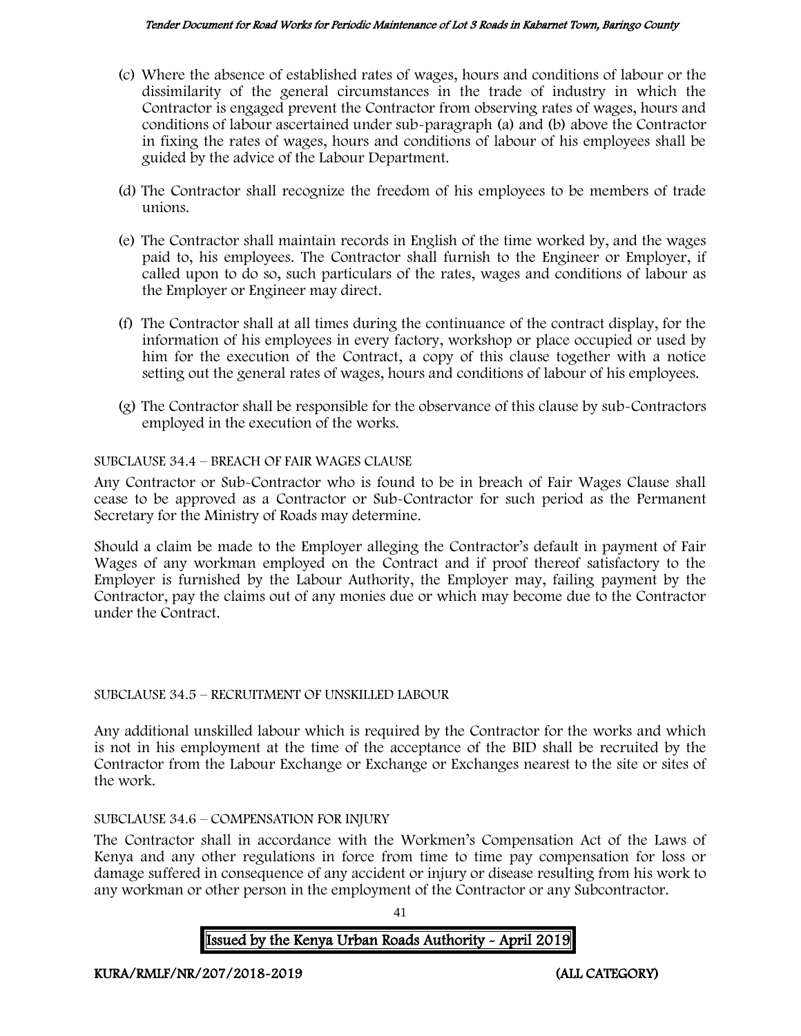(c) Where the absence of established rates of wages, hours and conditions of labour or the dissimilarity of the general circumstances in the trade of industry in which the Contractor is engaged prevent the Contractor from observing rates of wages, hours and conditions of labour ascertained under sub-paragraph (a) and (b) above the Contractor in fixing the rates of wages, hours and conditions of labour of his employees shall be guided by the advice of the Labour Department.

(d) The Contractor shall recognize the freedom of his employees to be members of trade unions.

(e) The Contractor shall maintain records in English of the time worked by, and the wages paid to, his employees. The Contractor shall furnish to the Engineer or Employer, if called upon to do so, such particulars of the rates, wages and conditions of labour as the Employer or Engineer may direct.

(f) The Contractor shall at all times during the continuance of the contract display, for the information of his employees in every factory, workshop or place occupied or used by him for the execution of the Contract, a copy of this clause together with a notice setting out the general rates of wages, hours and conditions of labour of his employees.

(g) The Contractor shall be responsible for the observance of this clause by sub-Contractors employed in the execution of the works.

SUBCLAUSE 34.4 – BREACH OF FAIR WAGES CLAUSE

Any Contractor or Sub-Contractor who is found to be in breach of Fair Wages Clause shall cease to be approved as a Contractor or Sub-Contractor for such period as the Permanent Secretary for the Ministry of Roads may determine.

Should a claim be made to the Employer alleging the Contractor's default in payment of Fair Wages of any workman employed on the Contract and if proof thereof satisfactory to the Employer is furnished by the Labour Authority, the Employer may, failing payment by the Contractor, pay the claims out of any monies due or which may become due to the Contractor under the Contract.

SUBCLAUSE 34.5 – RECRUITMENT OF UNSKILLED LABOUR

Any additional unskilled labour which is required by the Contractor for the works and which is not in his employment at the time of the acceptance of the BID shall be recruited by the Contractor from the Labour Exchange or Exchange or Exchanges nearest to the site or sites of the work.

SUBCLAUSE 34.6 – COMPENSATION FOR INJURY

The Contractor shall in accordance with the Workmen's Compensation Act of the Laws of Kenya and any other regulations in force from time to time pay compensation for loss or damage suffered in consequence of any accident or injury or disease resulting from his work to any workman or other person in the employment of the Contractor or any Subcontractor.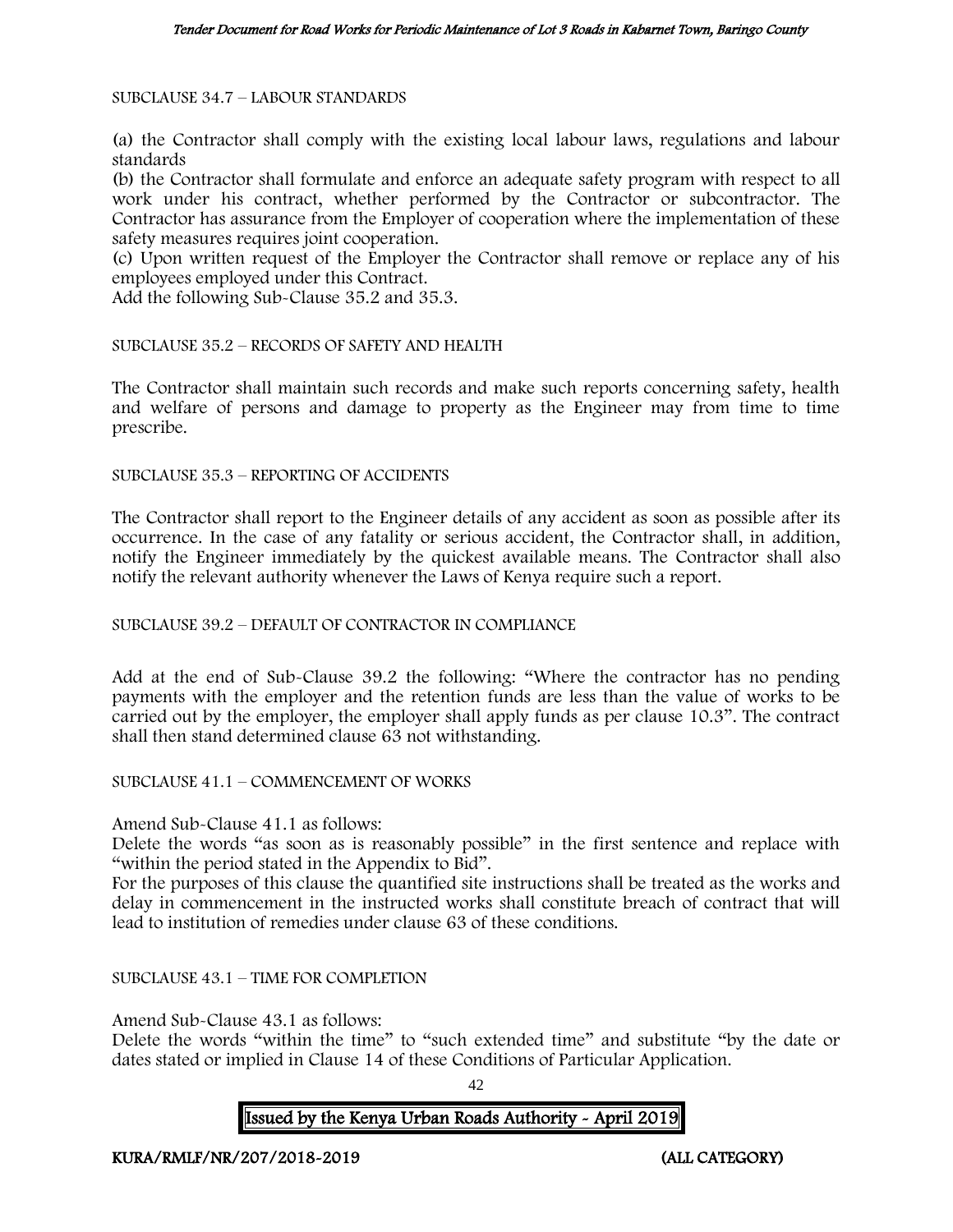SUBCLAUSE 34.7 – LABOUR STANDARDS

(a) the Contractor shall comply with the existing local labour laws, regulations and labour standards

(b) the Contractor shall formulate and enforce an adequate safety program with respect to all work under his contract, whether performed by the Contractor or subcontractor. The Contractor has assurance from the Employer of cooperation where the implementation of these safety measures requires joint cooperation.

(c) Upon written request of the Employer the Contractor shall remove or replace any of his employees employed under this Contract.

Add the following Sub-Clause 35.2 and 35.3.

SUBCLAUSE 35.2 – RECORDS OF SAFETY AND HEALTH

The Contractor shall maintain such records and make such reports concerning safety, health and welfare of persons and damage to property as the Engineer may from time to time prescribe.

SUBCLAUSE 35.3 – REPORTING OF ACCIDENTS

The Contractor shall report to the Engineer details of any accident as soon as possible after its occurrence. In the case of any fatality or serious accident, the Contractor shall, in addition, notify the Engineer immediately by the quickest available means. The Contractor shall also notify the relevant authority whenever the Laws of Kenya require such a report.

SUBCLAUSE 39.2 – DEFAULT OF CONTRACTOR IN COMPLIANCE

Add at the end of Sub-Clause 39.2 the following: "Where the contractor has no pending payments with the employer and the retention funds are less than the value of works to be carried out by the employer, the employer shall apply funds as per clause 10.3". The contract shall then stand determined clause 63 not withstanding.

SUBCLAUSE 41.1 – COMMENCEMENT OF WORKS

Amend Sub-Clause 41.1 as follows:

Delete the words "as soon as is reasonably possible" in the first sentence and replace with "within the period stated in the Appendix to Bid".

For the purposes of this clause the quantified site instructions shall be treated as the works and delay in commencement in the instructed works shall constitute breach of contract that will lead to institution of remedies under clause 63 of these conditions.

SUBCLAUSE 43.1 – TIME FOR COMPLETION

Amend Sub-Clause 43.1 as follows:

Delete the words "within the time" to "such extended time" and substitute "by the date or dates stated or implied in Clause 14 of these Conditions of Particular Application.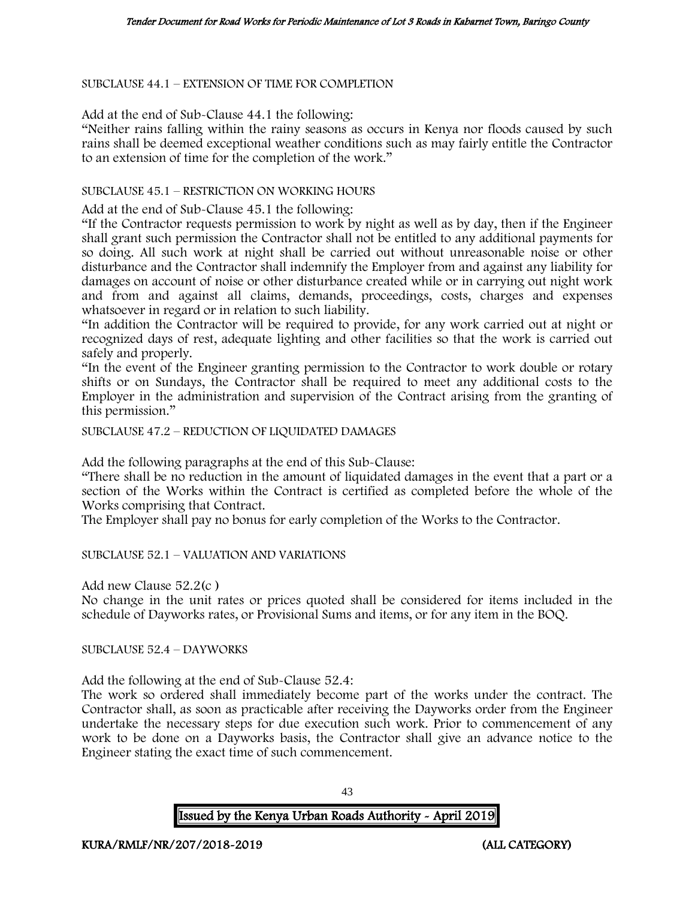SUBCLAUSE 44.1 – EXTENSION OF TIME FOR COMPLETION

Add at the end of Sub-Clause 44.1 the following:

"Neither rains falling within the rainy seasons as occurs in Kenya nor floods caused by such rains shall be deemed exceptional weather conditions such as may fairly entitle the Contractor to an extension of time for the completion of the work."

SUBCLAUSE 45.1 – RESTRICTION ON WORKING HOURS

Add at the end of Sub-Clause 45.1 the following:

"If the Contractor requests permission to work by night as well as by day, then if the Engineer shall grant such permission the Contractor shall not be entitled to any additional payments for so doing. All such work at night shall be carried out without unreasonable noise or other disturbance and the Contractor shall indemnify the Employer from and against any liability for damages on account of noise or other disturbance created while or in carrying out night work and from and against all claims, demands, proceedings, costs, charges and expenses whatsoever in regard or in relation to such liability.

"In addition the Contractor will be required to provide, for any work carried out at night or recognized days of rest, adequate lighting and other facilities so that the work is carried out safely and properly.

"In the event of the Engineer granting permission to the Contractor to work double or rotary shifts or on Sundays, the Contractor shall be required to meet any additional costs to the Employer in the administration and supervision of the Contract arising from the granting of this permission."

SUBCLAUSE 47.2 – REDUCTION OF LIQUIDATED DAMAGES

Add the following paragraphs at the end of this Sub-Clause:

"There shall be no reduction in the amount of liquidated damages in the event that a part or a section of the Works within the Contract is certified as completed before the whole of the Works comprising that Contract.

The Employer shall pay no bonus for early completion of the Works to the Contractor.

SUBCLAUSE 52.1 – VALUATION AND VARIATIONS

Add new Clause 52.2(c )

No change in the unit rates or prices quoted shall be considered for items included in the schedule of Dayworks rates, or Provisional Sums and items, or for any item in the BOQ.

SUBCLAUSE 52.4 – DAYWORKS

Add the following at the end of Sub-Clause 52.4:

The work so ordered shall immediately become part of the works under the contract. The Contractor shall, as soon as practicable after receiving the Dayworks order from the Engineer undertake the necessary steps for due execution such work. Prior to commencement of any work to be done on a Dayworks basis, the Contractor shall give an advance notice to the Engineer stating the exact time of such commencement.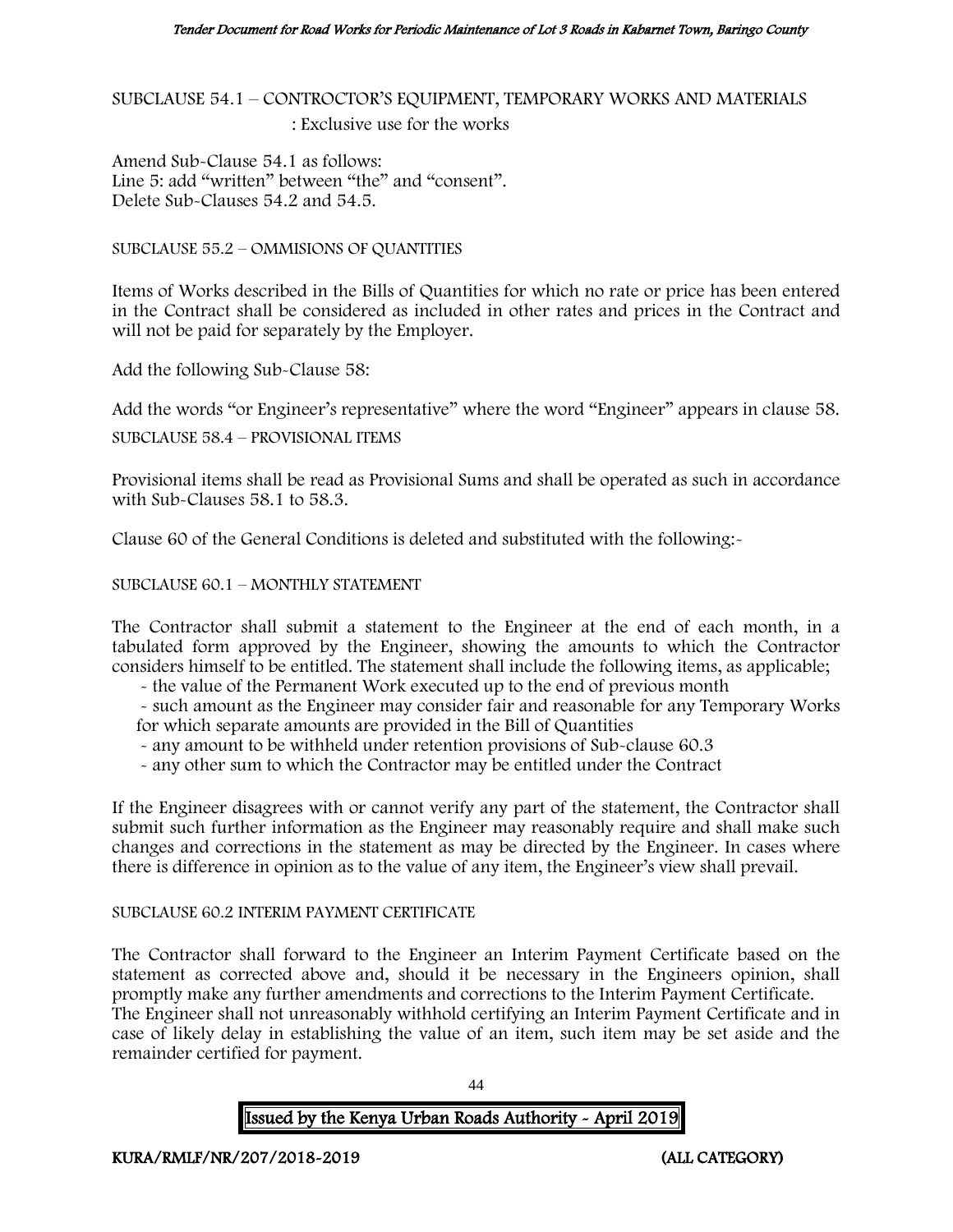SUBCLAUSE 54.1 – CONTROCTOR'S EQUIPMENT, TEMPORARY WORKS AND MATERIALS : Exclusive use for the works

Amend Sub-Clause 54.1 as follows:
Line 5: add "written" between "the" and "consent".
Delete Sub-Clauses 54.2 and 54.5.

SUBCLAUSE 55.2 – OMMISIONS OF QUANTITIES

Items of Works described in the Bills of Quantities for which no rate or price has been entered in the Contract shall be considered as included in other rates and prices in the Contract and will not be paid for separately by the Employer.

Add the following Sub-Clause 58:

Add the words "or Engineer's representative" where the word "Engineer" appears in clause 58.

SUBCLAUSE 58.4 – PROVISIONAL ITEMS

Provisional items shall be read as Provisional Sums and shall be operated as such in accordance with Sub-Clauses 58.1 to 58.3.

Clause 60 of the General Conditions is deleted and substituted with the following:-

SUBCLAUSE 60.1 – MONTHLY STATEMENT

The Contractor shall submit a statement to the Engineer at the end of each month, in a tabulated form approved by the Engineer, showing the amounts to which the Contractor considers himself to be entitled. The statement shall include the following items, as applicable;

- the value of the Permanent Work executed up to the end of previous month
- such amount as the Engineer may consider fair and reasonable for any Temporary Works for which separate amounts are provided in the Bill of Quantities
- any amount to be withheld under retention provisions of Sub-clause 60.3
- any other sum to which the Contractor may be entitled under the Contract

If the Engineer disagrees with or cannot verify any part of the statement, the Contractor shall submit such further information as the Engineer may reasonably require and shall make such changes and corrections in the statement as may be directed by the Engineer. In cases where there is difference in opinion as to the value of any item, the Engineer's view shall prevail.

SUBCLAUSE 60.2 INTERIM PAYMENT CERTIFICATE

The Contractor shall forward to the Engineer an Interim Payment Certificate based on the statement as corrected above and, should it be necessary in the Engineers opinion, shall promptly make any further amendments and corrections to the Interim Payment Certificate.
The Engineer shall not unreasonably withhold certifying an Interim Payment Certificate and in case of likely delay in establishing the value of an item, such item may be set aside and the remainder certified for payment.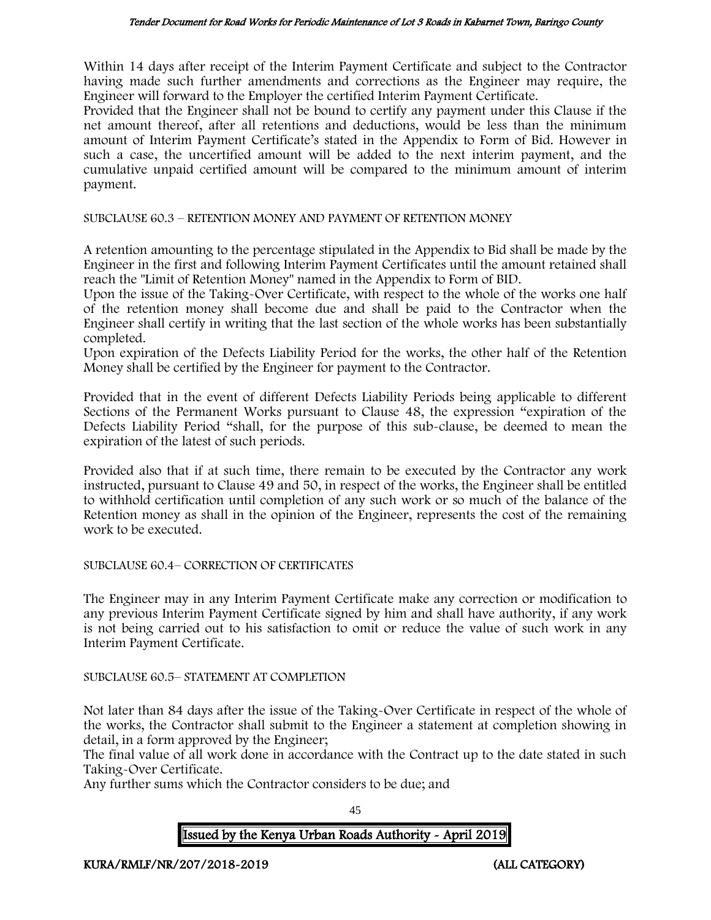Within 14 days after receipt of the Interim Payment Certificate and subject to the Contractor having made such further amendments and corrections as the Engineer may require, the Engineer will forward to the Employer the certified Interim Payment Certificate.

Provided that the Engineer shall not be bound to certify any payment under this Clause if the net amount thereof, after all retentions and deductions, would be less than the minimum amount of Interim Payment Certificate's stated in the Appendix to Form of Bid. However in such a case, the uncertified amount will be added to the next interim payment, and the cumulative unpaid certified amount will be compared to the minimum amount of interim payment.

SUBCLAUSE 60.3 – RETENTION MONEY AND PAYMENT OF RETENTION MONEY

A retention amounting to the percentage stipulated in the Appendix to Bid shall be made by the Engineer in the first and following Interim Payment Certificates until the amount retained shall reach the "Limit of Retention Money" named in the Appendix to Form of BID.

Upon the issue of the Taking-Over Certificate, with respect to the whole of the works one half of the retention money shall become due and shall be paid to the Contractor when the Engineer shall certify in writing that the last section of the whole works has been substantially completed.

Upon expiration of the Defects Liability Period for the works, the other half of the Retention Money shall be certified by the Engineer for payment to the Contractor.

Provided that in the event of different Defects Liability Periods being applicable to different Sections of the Permanent Works pursuant to Clause 48, the expression "expiration of the Defects Liability Period "shall, for the purpose of this sub-clause, be deemed to mean the expiration of the latest of such periods.

Provided also that if at such time, there remain to be executed by the Contractor any work instructed, pursuant to Clause 49 and 50, in respect of the works, the Engineer shall be entitled to withhold certification until completion of any such work or so much of the balance of the Retention money as shall in the opinion of the Engineer, represents the cost of the remaining work to be executed.

SUBCLAUSE 60.4– CORRECTION OF CERTIFICATES

The Engineer may in any Interim Payment Certificate make any correction or modification to any previous Interim Payment Certificate signed by him and shall have authority, if any work is not being carried out to his satisfaction to omit or reduce the value of such work in any Interim Payment Certificate.

SUBCLAUSE 60.5– STATEMENT AT COMPLETION

Not later than 84 days after the issue of the Taking-Over Certificate in respect of the whole of the works, the Contractor shall submit to the Engineer a statement at completion showing in detail, in a form approved by the Engineer;

The final value of all work done in accordance with the Contract up to the date stated in such Taking-Over Certificate.

Any further sums which the Contractor considers to be due; and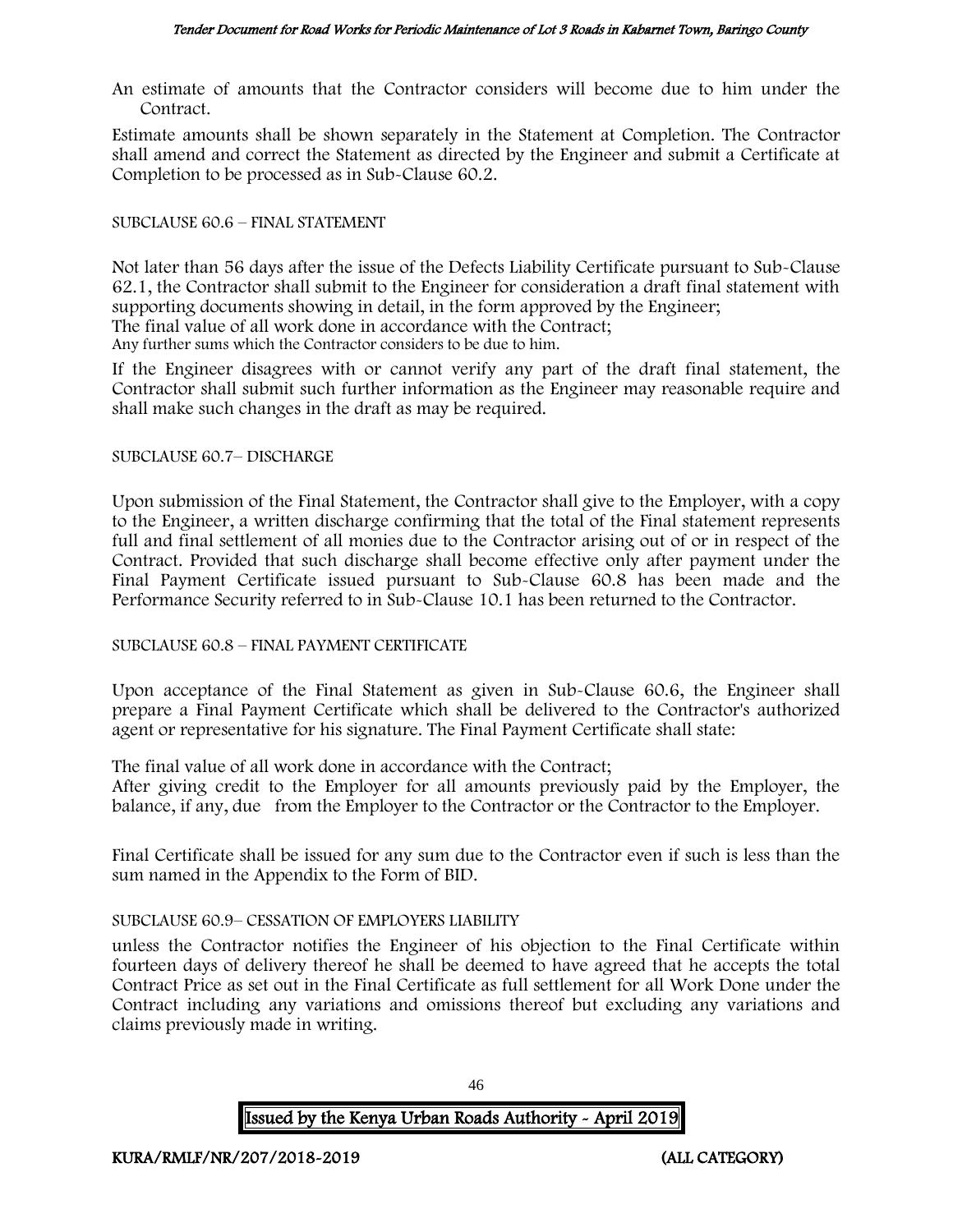An estimate of amounts that the Contractor considers will become due to him under the Contract.

Estimate amounts shall be shown separately in the Statement at Completion. The Contractor shall amend and correct the Statement as directed by the Engineer and submit a Certificate at Completion to be processed as in Sub-Clause 60.2.

SUBCLAUSE 60.6 – FINAL STATEMENT

Not later than 56 days after the issue of the Defects Liability Certificate pursuant to Sub-Clause 62.1, the Contractor shall submit to the Engineer for consideration a draft final statement with supporting documents showing in detail, in the form approved by the Engineer;

The final value of all work done in accordance with the Contract;

Any further sums which the Contractor considers to be due to him.

If the Engineer disagrees with or cannot verify any part of the draft final statement, the Contractor shall submit such further information as the Engineer may reasonable require and shall make such changes in the draft as may be required.

SUBCLAUSE 60.7– DISCHARGE

Upon submission of the Final Statement, the Contractor shall give to the Employer, with a copy to the Engineer, a written discharge confirming that the total of the Final statement represents full and final settlement of all monies due to the Contractor arising out of or in respect of the Contract. Provided that such discharge shall become effective only after payment under the Final Payment Certificate issued pursuant to Sub-Clause 60.8 has been made and the Performance Security referred to in Sub-Clause 10.1 has been returned to the Contractor.

SUBCLAUSE 60.8 – FINAL PAYMENT CERTIFICATE

Upon acceptance of the Final Statement as given in Sub-Clause 60.6, the Engineer shall prepare a Final Payment Certificate which shall be delivered to the Contractor's authorized agent or representative for his signature. The Final Payment Certificate shall state:

The final value of all work done in accordance with the Contract;

After giving credit to the Employer for all amounts previously paid by the Employer, the balance, if any, due from the Employer to the Contractor or the Contractor to the Employer.

Final Certificate shall be issued for any sum due to the Contractor even if such is less than the sum named in the Appendix to the Form of BID.

SUBCLAUSE 60.9– CESSATION OF EMPLOYERS LIABILITY

unless the Contractor notifies the Engineer of his objection to the Final Certificate within fourteen days of delivery thereof he shall be deemed to have agreed that he accepts the total Contract Price as set out in the Final Certificate as full settlement for all Work Done under the Contract including any variations and omissions thereof but excluding any variations and claims previously made in writing.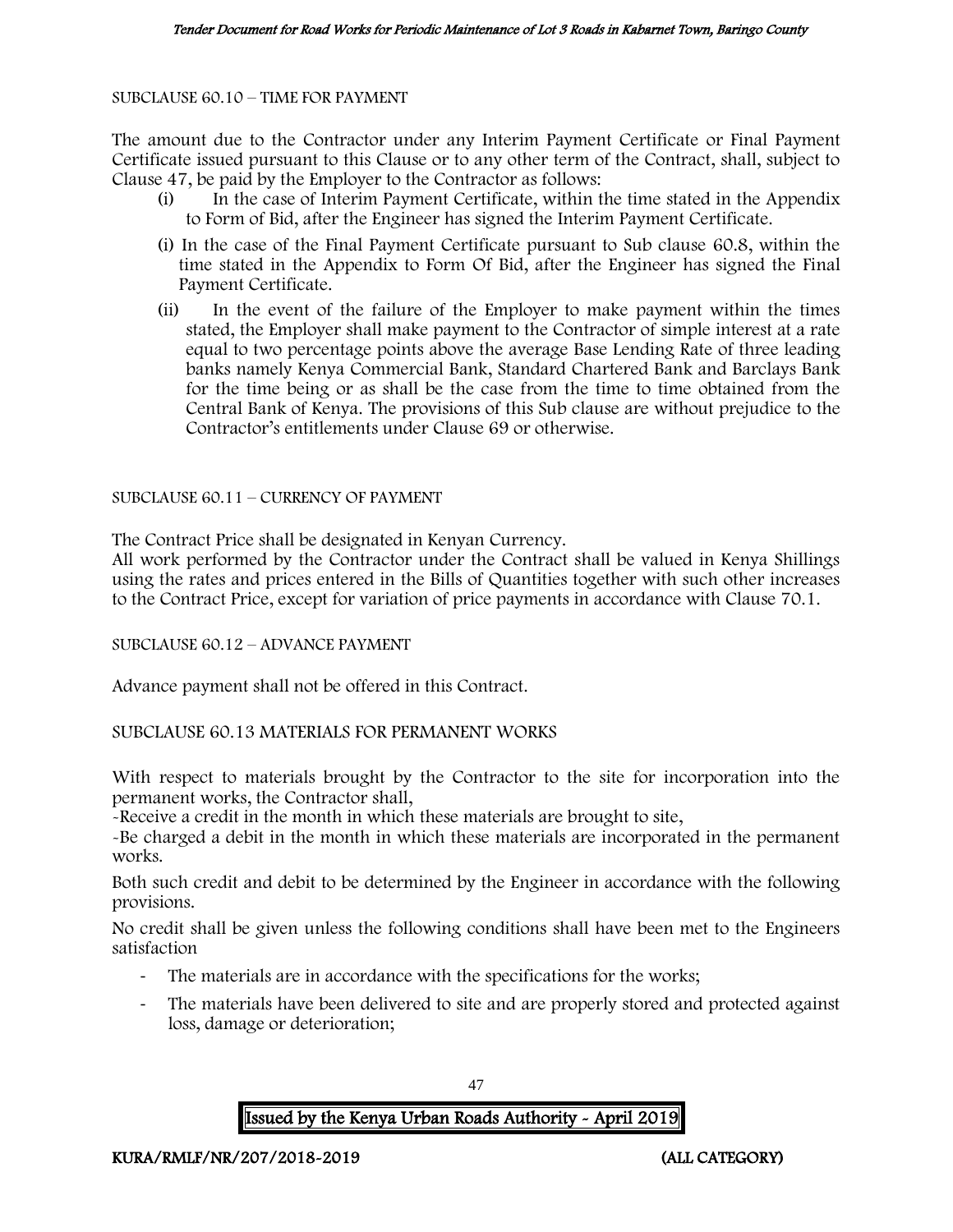SUBCLAUSE 60.10 – TIME FOR PAYMENT

The amount due to the Contractor under any Interim Payment Certificate or Final Payment Certificate issued pursuant to this Clause or to any other term of the Contract, shall, subject to Clause 47, be paid by the Employer to the Contractor as follows:

(i) In the case of Interim Payment Certificate, within the time stated in the Appendix to Form of Bid, after the Engineer has signed the Interim Payment Certificate.

(i) In the case of the Final Payment Certificate pursuant to Sub clause 60.8, within the time stated in the Appendix to Form Of Bid, after the Engineer has signed the Final Payment Certificate.

(ii) In the event of the failure of the Employer to make payment within the times stated, the Employer shall make payment to the Contractor of simple interest at a rate equal to two percentage points above the average Base Lending Rate of three leading banks namely Kenya Commercial Bank, Standard Chartered Bank and Barclays Bank for the time being or as shall be the case from the time to time obtained from the Central Bank of Kenya. The provisions of this Sub clause are without prejudice to the Contractor's entitlements under Clause 69 or otherwise.

SUBCLAUSE 60.11 – CURRENCY OF PAYMENT

The Contract Price shall be designated in Kenyan Currency.

All work performed by the Contractor under the Contract shall be valued in Kenya Shillings using the rates and prices entered in the Bills of Quantities together with such other increases to the Contract Price, except for variation of price payments in accordance with Clause 70.1.

SUBCLAUSE 60.12 – ADVANCE PAYMENT

Advance payment shall not be offered in this Contract.

SUBCLAUSE 60.13 MATERIALS FOR PERMANENT WORKS

With respect to materials brought by the Contractor to the site for incorporation into the permanent works, the Contractor shall,

-Receive a credit in the month in which these materials are brought to site,

-Be charged a debit in the month in which these materials are incorporated in the permanent works.

Both such credit and debit to be determined by the Engineer in accordance with the following provisions.

No credit shall be given unless the following conditions shall have been met to the Engineers satisfaction

- The materials are in accordance with the specifications for the works;
- The materials have been delivered to site and are properly stored and protected against loss, damage or deterioration;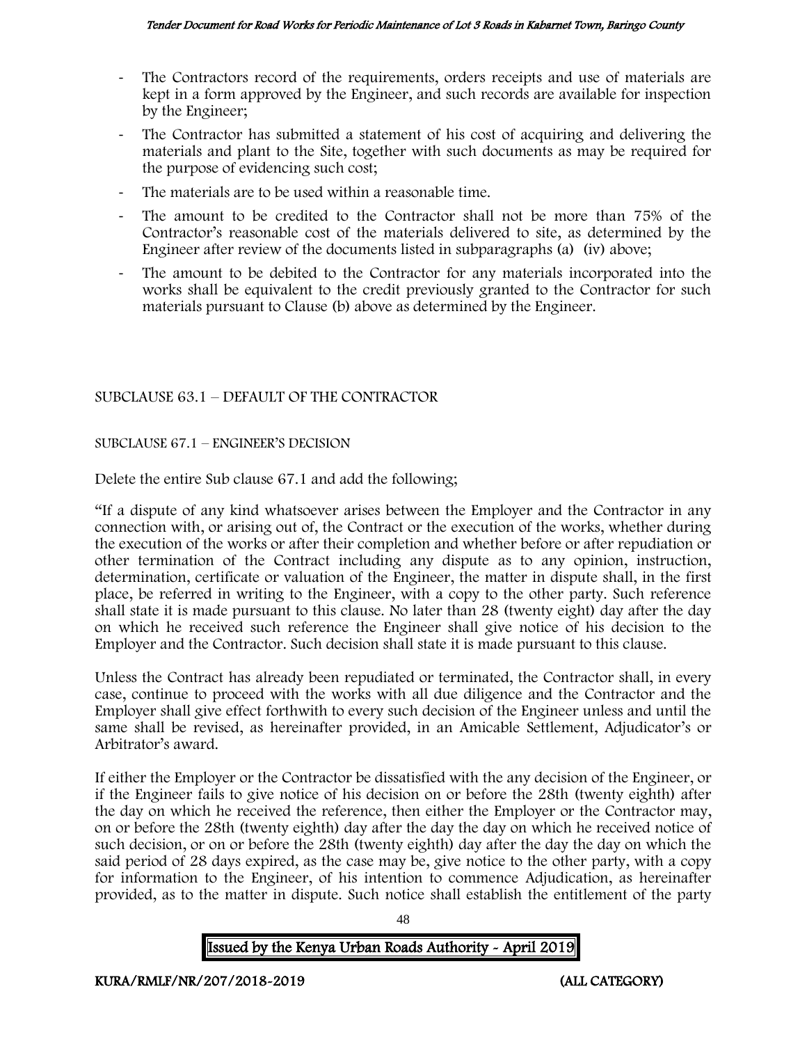- The Contractors record of the requirements, orders receipts and use of materials are kept in a form approved by the Engineer, and such records are available for inspection by the Engineer;
- The Contractor has submitted a statement of his cost of acquiring and delivering the materials and plant to the Site, together with such documents as may be required for the purpose of evidencing such cost;
- The materials are to be used within a reasonable time.
- The amount to be credited to the Contractor shall not be more than 75% of the Contractor's reasonable cost of the materials delivered to site, as determined by the Engineer after review of the documents listed in subparagraphs (a) (iv) above;
- The amount to be debited to the Contractor for any materials incorporated into the works shall be equivalent to the credit previously granted to the Contractor for such materials pursuant to Clause (b) above as determined by the Engineer.

SUBCLAUSE 63.1 – DEFAULT OF THE CONTRACTOR

SUBCLAUSE 67.1 – ENGINEER'S DECISION

Delete the entire Sub clause 67.1 and add the following;

"If a dispute of any kind whatsoever arises between the Employer and the Contractor in any connection with, or arising out of, the Contract or the execution of the works, whether during the execution of the works or after their completion and whether before or after repudiation or other termination of the Contract including any dispute as to any opinion, instruction, determination, certificate or valuation of the Engineer, the matter in dispute shall, in the first place, be referred in writing to the Engineer, with a copy to the other party. Such reference shall state it is made pursuant to this clause. No later than 28 (twenty eight) day after the day on which he received such reference the Engineer shall give notice of his decision to the Employer and the Contractor. Such decision shall state it is made pursuant to this clause.

Unless the Contract has already been repudiated or terminated, the Contractor shall, in every case, continue to proceed with the works with all due diligence and the Contractor and the Employer shall give effect forthwith to every such decision of the Engineer unless and until the same shall be revised, as hereinafter provided, in an Amicable Settlement, Adjudicator's or Arbitrator's award.

If either the Employer or the Contractor be dissatisfied with the any decision of the Engineer, or if the Engineer fails to give notice of his decision on or before the 28th (twenty eighth) after the day on which he received the reference, then either the Employer or the Contractor may, on or before the 28th (twenty eighth) day after the day the day on which he received notice of such decision, or on or before the 28th (twenty eighth) day after the day the day on which the said period of 28 days expired, as the case may be, give notice to the other party, with a copy for information to the Engineer, of his intention to commence Adjudication, as hereinafter provided, as to the matter in dispute. Such notice shall establish the entitlement of the party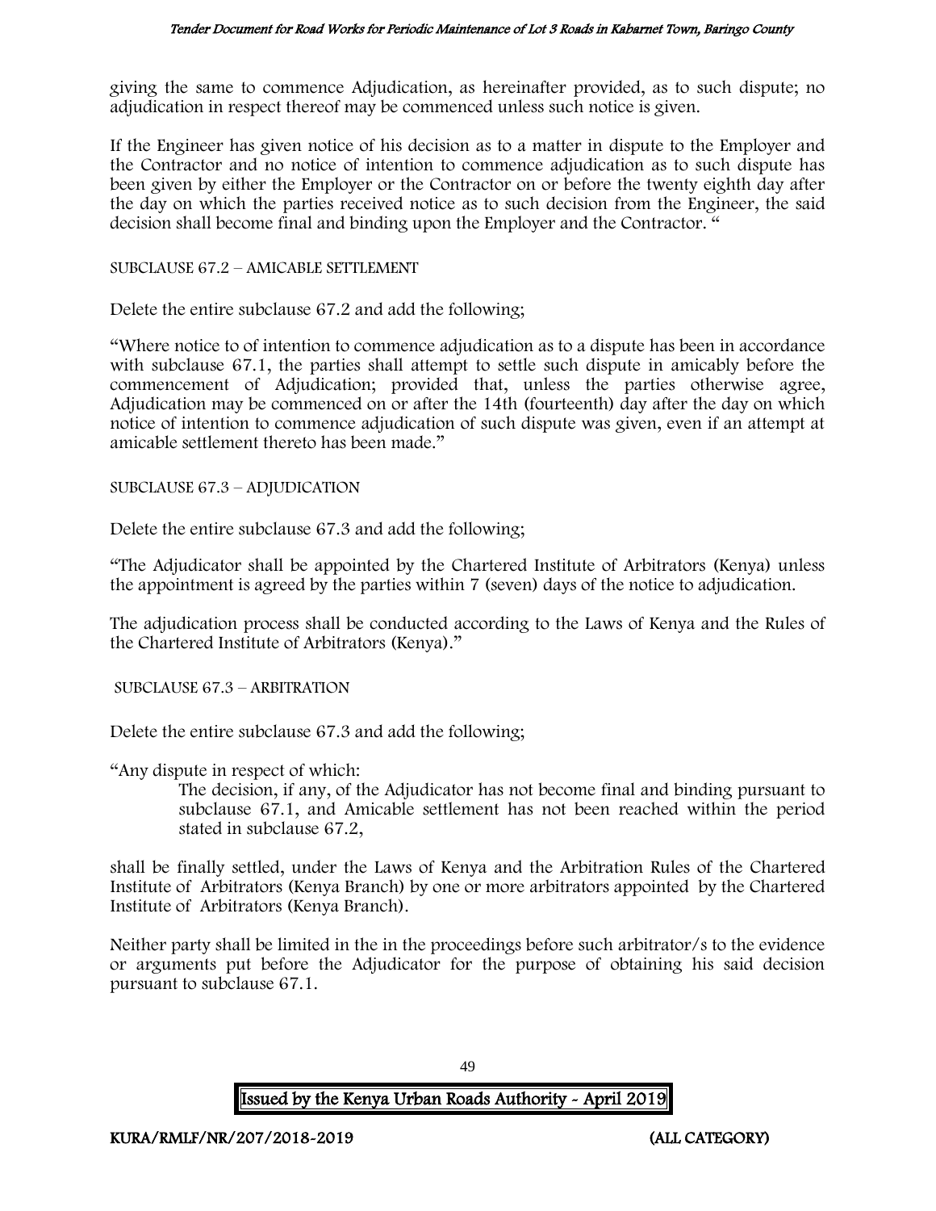giving the same to commence Adjudication, as hereinafter provided, as to such dispute; no adjudication in respect thereof may be commenced unless such notice is given.

If the Engineer has given notice of his decision as to a matter in dispute to the Employer and the Contractor and no notice of intention to commence adjudication as to such dispute has been given by either the Employer or the Contractor on or before the twenty eighth day after the day on which the parties received notice as to such decision from the Engineer, the said decision shall become final and binding upon the Employer and the Contractor. "

SUBCLAUSE 67.2 – AMICABLE SETTLEMENT

Delete the entire subclause 67.2 and add the following;

"Where notice to of intention to commence adjudication as to a dispute has been in accordance with subclause 67.1, the parties shall attempt to settle such dispute in amicably before the commencement of Adjudication; provided that, unless the parties otherwise agree, Adjudication may be commenced on or after the 14th (fourteenth) day after the day on which notice of intention to commence adjudication of such dispute was given, even if an attempt at amicable settlement thereto has been made."

SUBCLAUSE 67.3 – ADJUDICATION

Delete the entire subclause 67.3 and add the following;

"The Adjudicator shall be appointed by the Chartered Institute of Arbitrators (Kenya) unless the appointment is agreed by the parties within 7 (seven) days of the notice to adjudication.

The adjudication process shall be conducted according to the Laws of Kenya and the Rules of the Chartered Institute of Arbitrators (Kenya)."

SUBCLAUSE 67.3 – ARBITRATION

Delete the entire subclause 67.3 and add the following;

"Any dispute in respect of which:

> The decision, if any, of the Adjudicator has not become final and binding pursuant to subclause 67.1, and Amicable settlement has not been reached within the period stated in subclause 67.2,

shall be finally settled, under the Laws of Kenya and the Arbitration Rules of the Chartered Institute of Arbitrators (Kenya Branch) by one or more arbitrators appointed by the Chartered Institute of Arbitrators (Kenya Branch).

Neither party shall be limited in the in the proceedings before such arbitrator/s to the evidence or arguments put before the Adjudicator for the purpose of obtaining his said decision pursuant to subclause 67.1.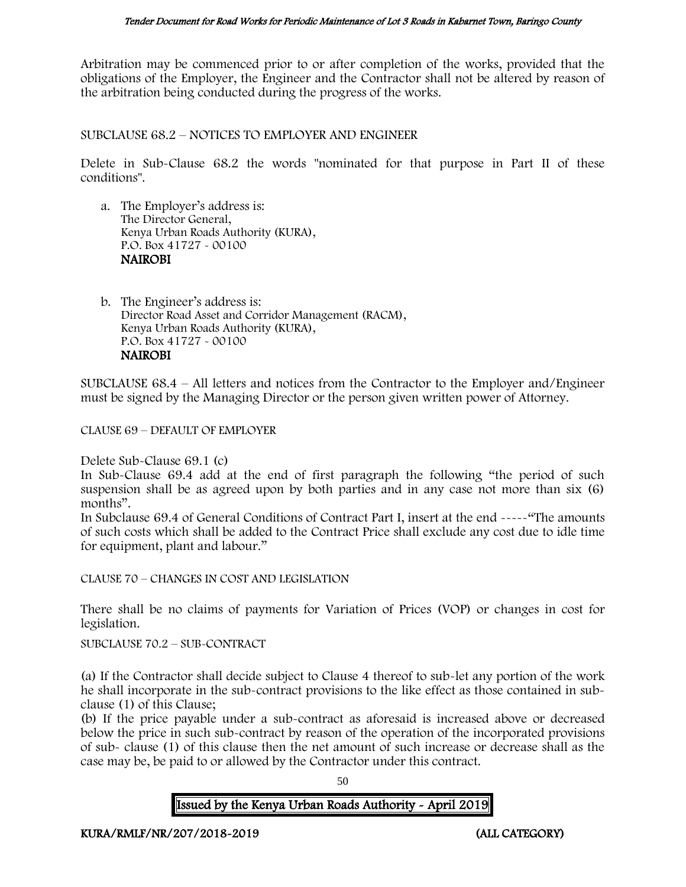Arbitration may be commenced prior to or after completion of the works, provided that the obligations of the Employer, the Engineer and the Contractor shall not be altered by reason of the arbitration being conducted during the progress of the works.

SUBCLAUSE 68.2 – NOTICES TO EMPLOYER AND ENGINEER

Delete in Sub-Clause 68.2 the words "nominated for that purpose in Part II of these conditions".

a. The Employer's address is:  
   The Director General,  
   Kenya Urban Roads Authority (KURA),  
   P.O. Box 41727 - 00100  
   **NAIROBI**

b. The Engineer's address is:  
   Director Road Asset and Corridor Management (RACM),  
   Kenya Urban Roads Authority (KURA),  
   P.O. Box 41727 - 00100  
   **NAIROBI**

SUBCLAUSE 68.4 – All letters and notices from the Contractor to the Employer and/Engineer must be signed by the Managing Director or the person given written power of Attorney.

CLAUSE 69 – DEFAULT OF EMPLOYER

Delete Sub-Clause 69.1 (c)

In Sub-Clause 69.4 add at the end of first paragraph the following "the period of such suspension shall be as agreed upon by both parties and in any case not more than six (6) months".

In Subclause 69.4 of General Conditions of Contract Part I, insert at the end -----"The amounts of such costs which shall be added to the Contract Price shall exclude any cost due to idle time for equipment, plant and labour."

CLAUSE 70 – CHANGES IN COST AND LEGISLATION

There shall be no claims of payments for Variation of Prices (VOP) or changes in cost for legislation.

SUBCLAUSE 70.2 – SUB-CONTRACT

(a) If the Contractor shall decide subject to Clause 4 thereof to sub-let any portion of the work he shall incorporate in the sub-contract provisions to the like effect as those contained in sub-clause (1) of this Clause;

(b) If the price payable under a sub-contract as aforesaid is increased above or decreased below the price in such sub-contract by reason of the operation of the incorporated provisions of sub- clause (1) of this clause then the net amount of such increase or decrease shall as the case may be, be paid to or allowed by the Contractor under this contract.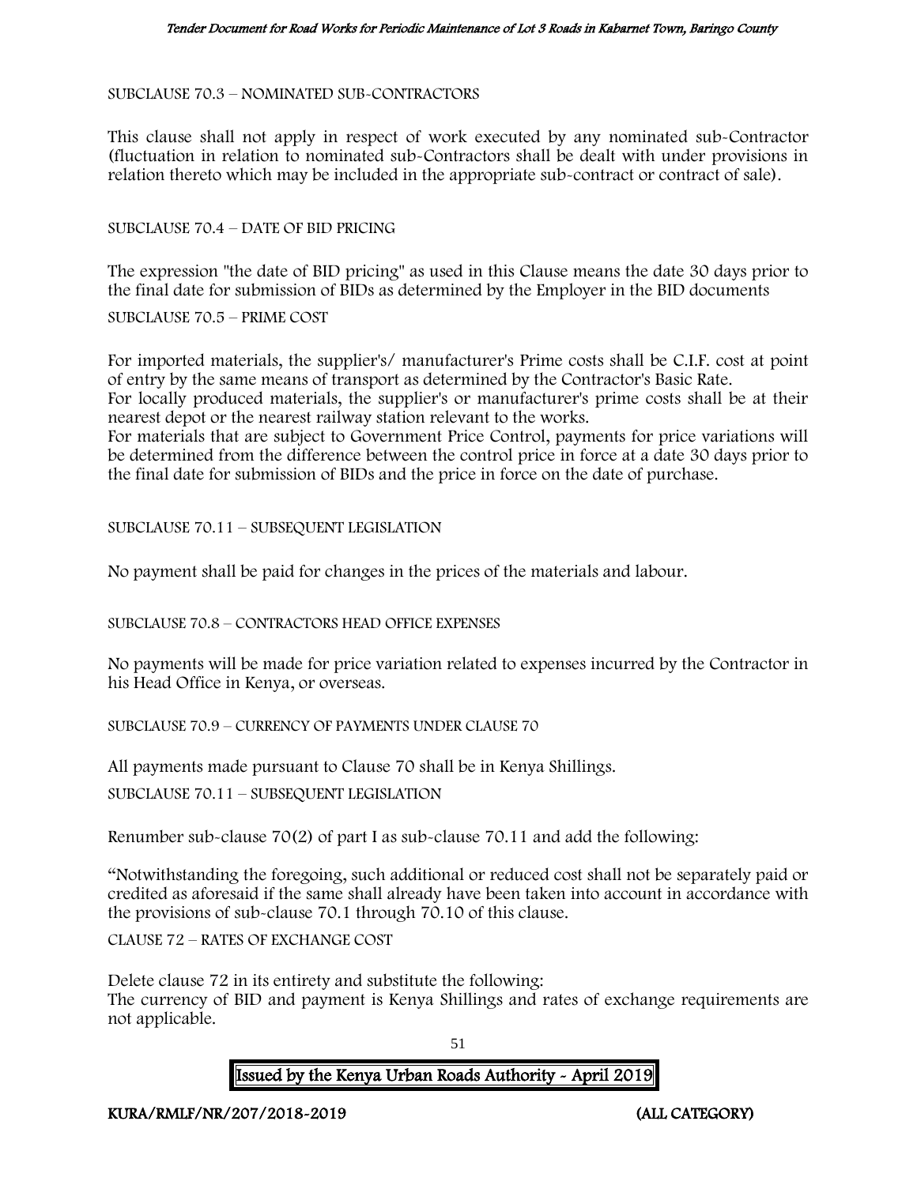SUBCLAUSE 70.3 – NOMINATED SUB-CONTRACTORS

This clause shall not apply in respect of work executed by any nominated sub-Contractor (fluctuation in relation to nominated sub-Contractors shall be dealt with under provisions in relation thereto which may be included in the appropriate sub-contract or contract of sale).

SUBCLAUSE 70.4 – DATE OF BID PRICING

The expression "the date of BID pricing" as used in this Clause means the date 30 days prior to the final date for submission of BIDs as determined by the Employer in the BID documents

SUBCLAUSE 70.5 – PRIME COST

For imported materials, the supplier's/ manufacturer's Prime costs shall be C.I.F. cost at point of entry by the same means of transport as determined by the Contractor's Basic Rate.
For locally produced materials, the supplier's or manufacturer's prime costs shall be at their nearest depot or the nearest railway station relevant to the works.
For materials that are subject to Government Price Control, payments for price variations will be determined from the difference between the control price in force at a date 30 days prior to the final date for submission of BIDs and the price in force on the date of purchase.

SUBCLAUSE 70.11 – SUBSEQUENT LEGISLATION

No payment shall be paid for changes in the prices of the materials and labour.

SUBCLAUSE 70.8 – CONTRACTORS HEAD OFFICE EXPENSES

No payments will be made for price variation related to expenses incurred by the Contractor in his Head Office in Kenya, or overseas.

SUBCLAUSE 70.9 – CURRENCY OF PAYMENTS UNDER CLAUSE 70

All payments made pursuant to Clause 70 shall be in Kenya Shillings.

SUBCLAUSE 70.11 – SUBSEQUENT LEGISLATION

Renumber sub-clause 70(2) of part I as sub-clause 70.11 and add the following:

"Notwithstanding the foregoing, such additional or reduced cost shall not be separately paid or credited as aforesaid if the same shall already have been taken into account in accordance with the provisions of sub-clause 70.1 through 70.10 of this clause.

CLAUSE 72 – RATES OF EXCHANGE COST

Delete clause 72 in its entirety and substitute the following:
The currency of BID and payment is Kenya Shillings and rates of exchange requirements are not applicable.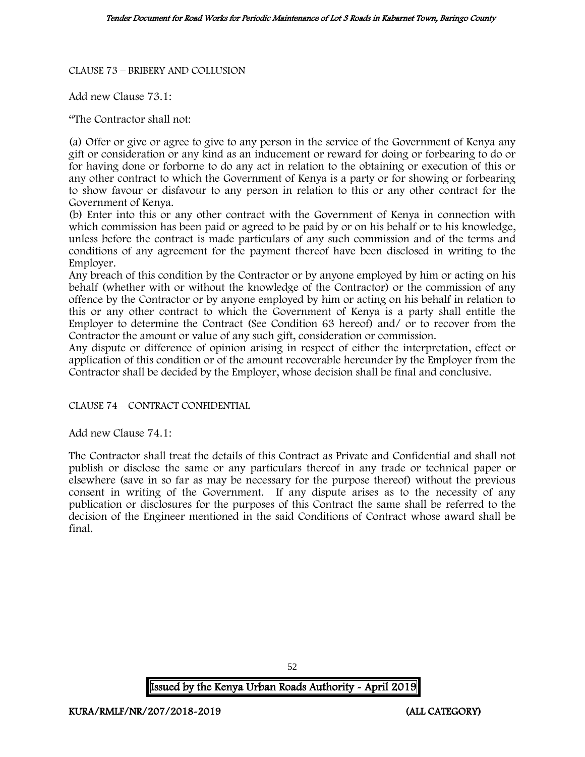CLAUSE 73 – BRIBERY AND COLLUSION

Add new Clause 73.1:

"The Contractor shall not:

(a) Offer or give or agree to give to any person in the service of the Government of Kenya any gift or consideration or any kind as an inducement or reward for doing or forbearing to do or for having done or forborne to do any act in relation to the obtaining or execution of this or any other contract to which the Government of Kenya is a party or for showing or forbearing to show favour or disfavour to any person in relation to this or any other contract for the Government of Kenya.

(b) Enter into this or any other contract with the Government of Kenya in connection with which commission has been paid or agreed to be paid by or on his behalf or to his knowledge, unless before the contract is made particulars of any such commission and of the terms and conditions of any agreement for the payment thereof have been disclosed in writing to the Employer.

Any breach of this condition by the Contractor or by anyone employed by him or acting on his behalf (whether with or without the knowledge of the Contractor) or the commission of any offence by the Contractor or by anyone employed by him or acting on his behalf in relation to this or any other contract to which the Government of Kenya is a party shall entitle the Employer to determine the Contract (See Condition 63 hereof) and/ or to recover from the Contractor the amount or value of any such gift, consideration or commission.

Any dispute or difference of opinion arising in respect of either the interpretation, effect or application of this condition or of the amount recoverable hereunder by the Employer from the Contractor shall be decided by the Employer, whose decision shall be final and conclusive.

CLAUSE 74 – CONTRACT CONFIDENTIAL

Add new Clause 74.1:

The Contractor shall treat the details of this Contract as Private and Confidential and shall not publish or disclose the same or any particulars thereof in any trade or technical paper or elsewhere (save in so far as may be necessary for the purpose thereof) without the previous consent in writing of the Government. If any dispute arises as to the necessity of any publication or disclosures for the purposes of this Contract the same shall be referred to the decision of the Engineer mentioned in the said Conditions of Contract whose award shall be final.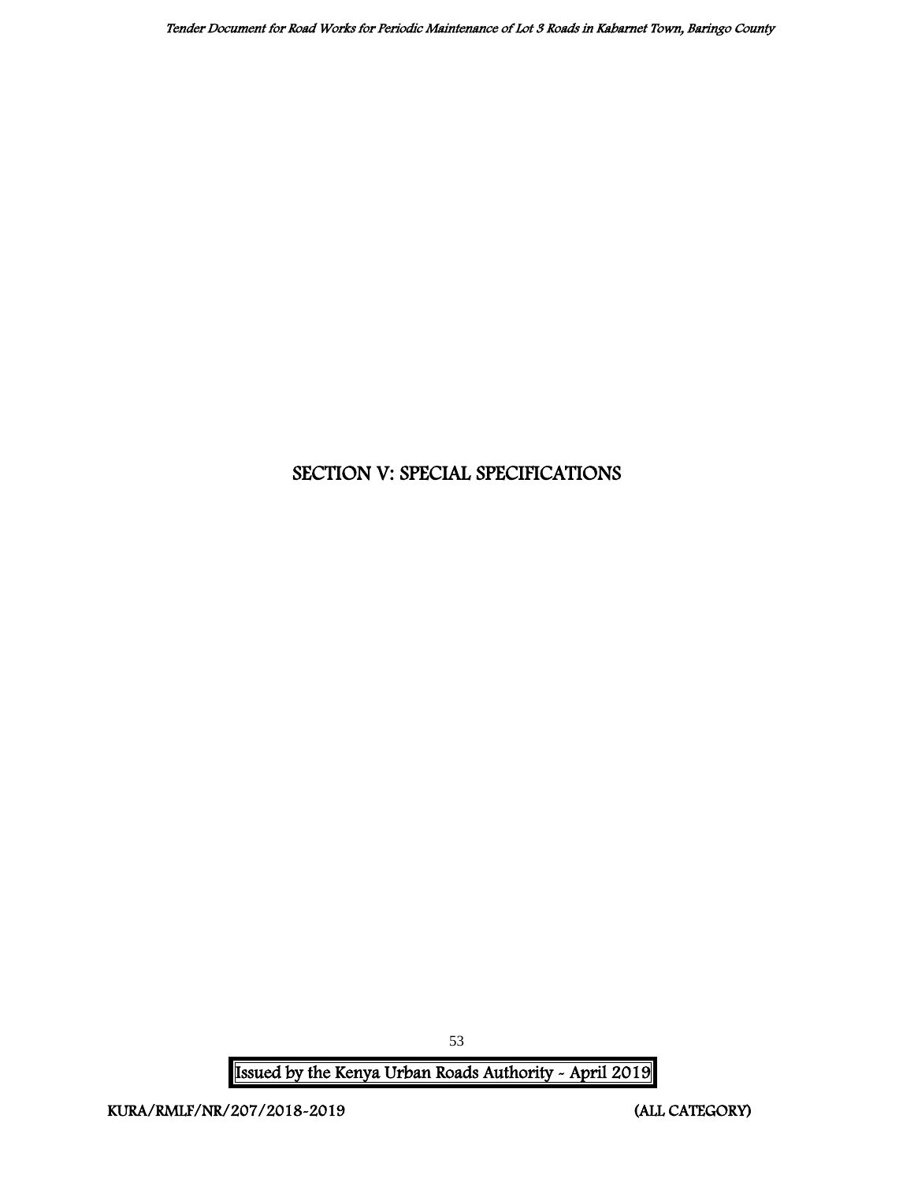# SECTION V: SPECIAL SPECIFICATIONS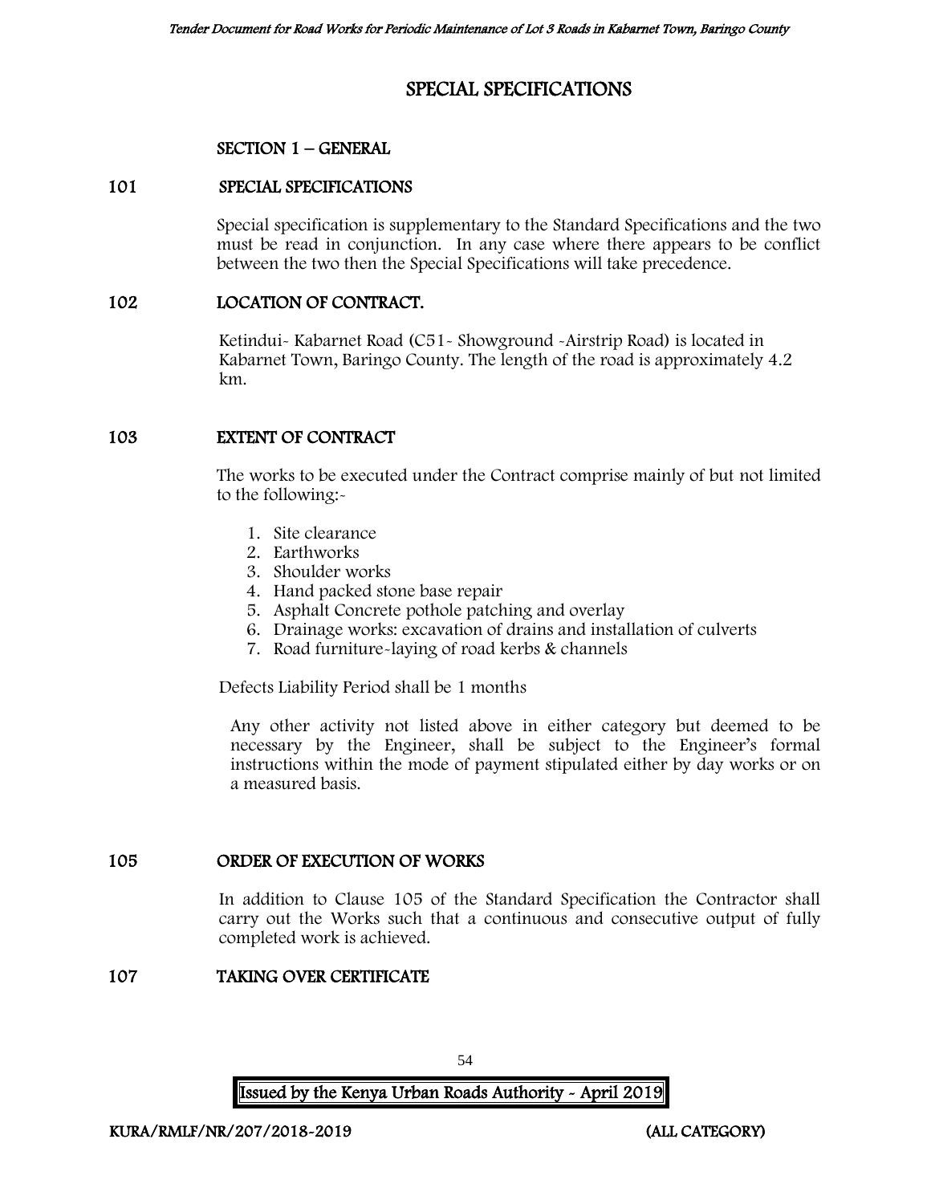# SPECIAL SPECIFICATIONS

## SECTION 1 – GENERAL

### 101 SPECIAL SPECIFICATIONS

Special specification is supplementary to the Standard Specifications and the two must be read in conjunction. In any case where there appears to be conflict between the two then the Special Specifications will take precedence.

### 102 LOCATION OF CONTRACT.

Ketindui- Kabarnet Road (C51- Showground -Airstrip Road) is located in Kabarnet Town, Baringo County. The length of the road is approximately 4.2 km.

### 103 EXTENT OF CONTRACT

The works to be executed under the Contract comprise mainly of but not limited to the following:-

1. Site clearance
2. Earthworks
3. Shoulder works
4. Hand packed stone base repair
5. Asphalt Concrete pothole patching and overlay
6. Drainage works: excavation of drains and installation of culverts
7. Road furniture-laying of road kerbs & channels

Defects Liability Period shall be 1 months

Any other activity not listed above in either category but deemed to be necessary by the Engineer, shall be subject to the Engineer's formal instructions within the mode of payment stipulated either by day works or on a measured basis.

### 105 ORDER OF EXECUTION OF WORKS

In addition to Clause 105 of the Standard Specification the Contractor shall carry out the Works such that a continuous and consecutive output of fully completed work is achieved.

### 107 TAKING OVER CERTIFICATE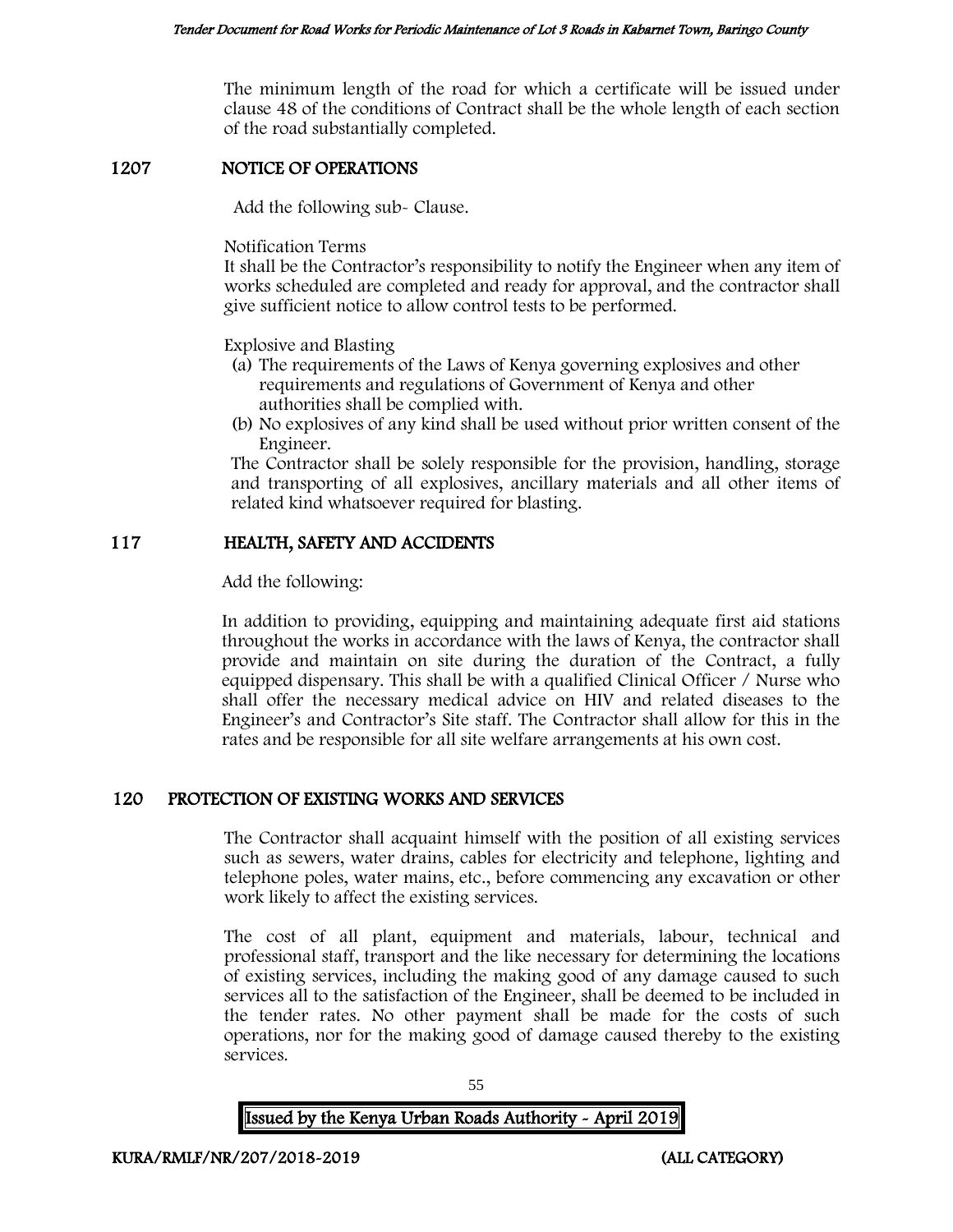The minimum length of the road for which a certificate will be issued under clause 48 of the conditions of Contract shall be the whole length of each section of the road substantially completed.

## 1207 NOTICE OF OPERATIONS

Add the following sub- Clause.

Notification Terms
It shall be the Contractor's responsibility to notify the Engineer when any item of works scheduled are completed and ready for approval, and the contractor shall give sufficient notice to allow control tests to be performed.

Explosive and Blasting

(a) The requirements of the Laws of Kenya governing explosives and other requirements and regulations of Government of Kenya and other authorities shall be complied with.
(b) No explosives of any kind shall be used without prior written consent of the Engineer.

The Contractor shall be solely responsible for the provision, handling, storage and transporting of all explosives, ancillary materials and all other items of related kind whatsoever required for blasting.

## 117 HEALTH, SAFETY AND ACCIDENTS

Add the following:

In addition to providing, equipping and maintaining adequate first aid stations throughout the works in accordance with the laws of Kenya, the contractor shall provide and maintain on site during the duration of the Contract, a fully equipped dispensary. This shall be with a qualified Clinical Officer / Nurse who shall offer the necessary medical advice on HIV and related diseases to the Engineer's and Contractor's Site staff. The Contractor shall allow for this in the rates and be responsible for all site welfare arrangements at his own cost.

## 120 PROTECTION OF EXISTING WORKS AND SERVICES

The Contractor shall acquaint himself with the position of all existing services such as sewers, water drains, cables for electricity and telephone, lighting and telephone poles, water mains, etc., before commencing any excavation or other work likely to affect the existing services.

The cost of all plant, equipment and materials, labour, technical and professional staff, transport and the like necessary for determining the locations of existing services, including the making good of any damage caused to such services all to the satisfaction of the Engineer, shall be deemed to be included in the tender rates. No other payment shall be made for the costs of such operations, nor for the making good of damage caused thereby to the existing services.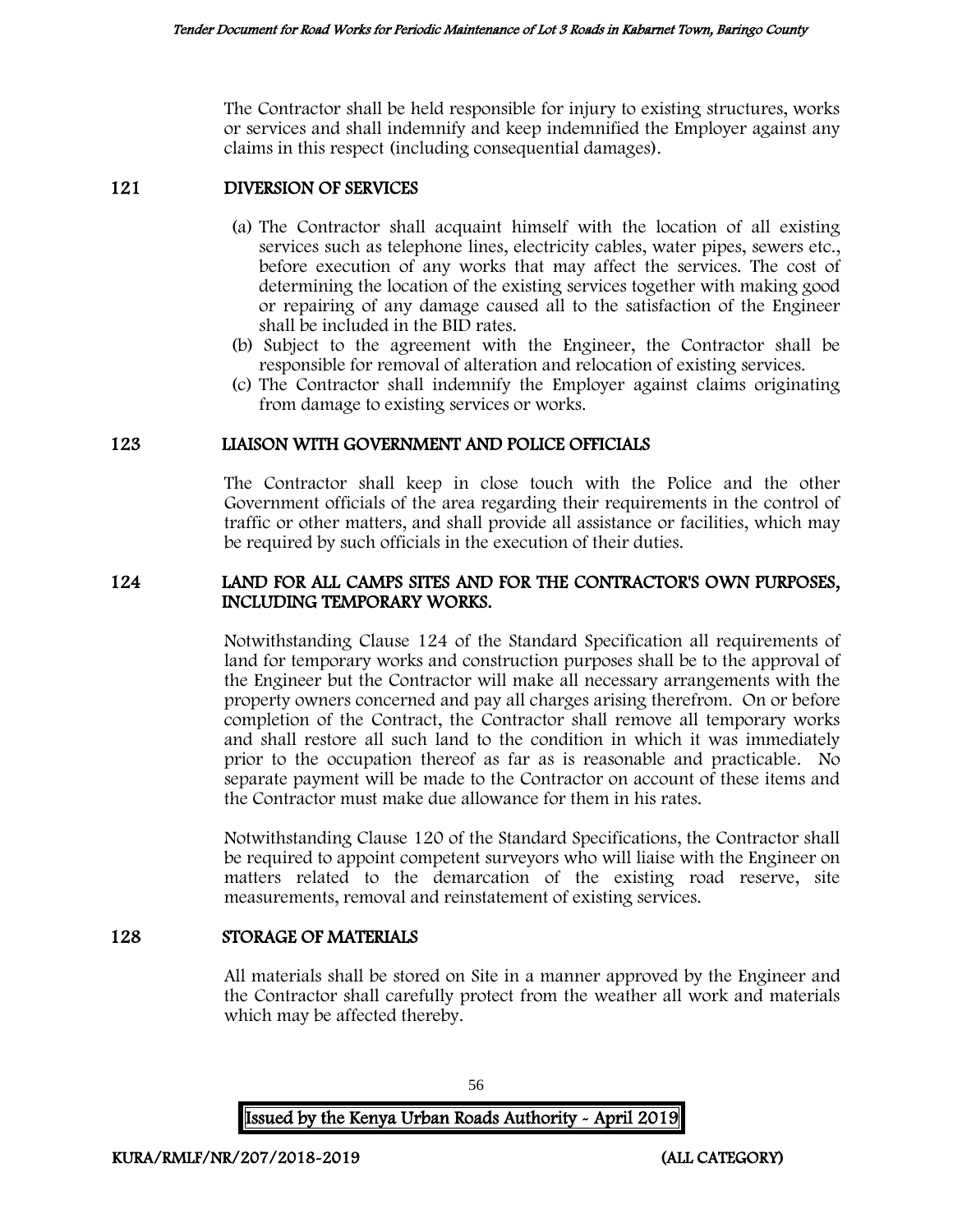The Contractor shall be held responsible for injury to existing structures, works or services and shall indemnify and keep indemnified the Employer against any claims in this respect (including consequential damages).

## 121 DIVERSION OF SERVICES

(a) The Contractor shall acquaint himself with the location of all existing services such as telephone lines, electricity cables, water pipes, sewers etc., before execution of any works that may affect the services. The cost of determining the location of the existing services together with making good or repairing of any damage caused all to the satisfaction of the Engineer shall be included in the BID rates.

(b) Subject to the agreement with the Engineer, the Contractor shall be responsible for removal of alteration and relocation of existing services.

(c) The Contractor shall indemnify the Employer against claims originating from damage to existing services or works.

## 123 LIAISON WITH GOVERNMENT AND POLICE OFFICIALS

The Contractor shall keep in close touch with the Police and the other Government officials of the area regarding their requirements in the control of traffic or other matters, and shall provide all assistance or facilities, which may be required by such officials in the execution of their duties.

## 124 LAND FOR ALL CAMPS SITES AND FOR THE CONTRACTOR'S OWN PURPOSES, INCLUDING TEMPORARY WORKS.

Notwithstanding Clause 124 of the Standard Specification all requirements of land for temporary works and construction purposes shall be to the approval of the Engineer but the Contractor will make all necessary arrangements with the property owners concerned and pay all charges arising therefrom. On or before completion of the Contract, the Contractor shall remove all temporary works and shall restore all such land to the condition in which it was immediately prior to the occupation thereof as far as is reasonable and practicable. No separate payment will be made to the Contractor on account of these items and the Contractor must make due allowance for them in his rates.

Notwithstanding Clause 120 of the Standard Specifications, the Contractor shall be required to appoint competent surveyors who will liaise with the Engineer on matters related to the demarcation of the existing road reserve, site measurements, removal and reinstatement of existing services.

## 128 STORAGE OF MATERIALS

All materials shall be stored on Site in a manner approved by the Engineer and the Contractor shall carefully protect from the weather all work and materials which may be affected thereby.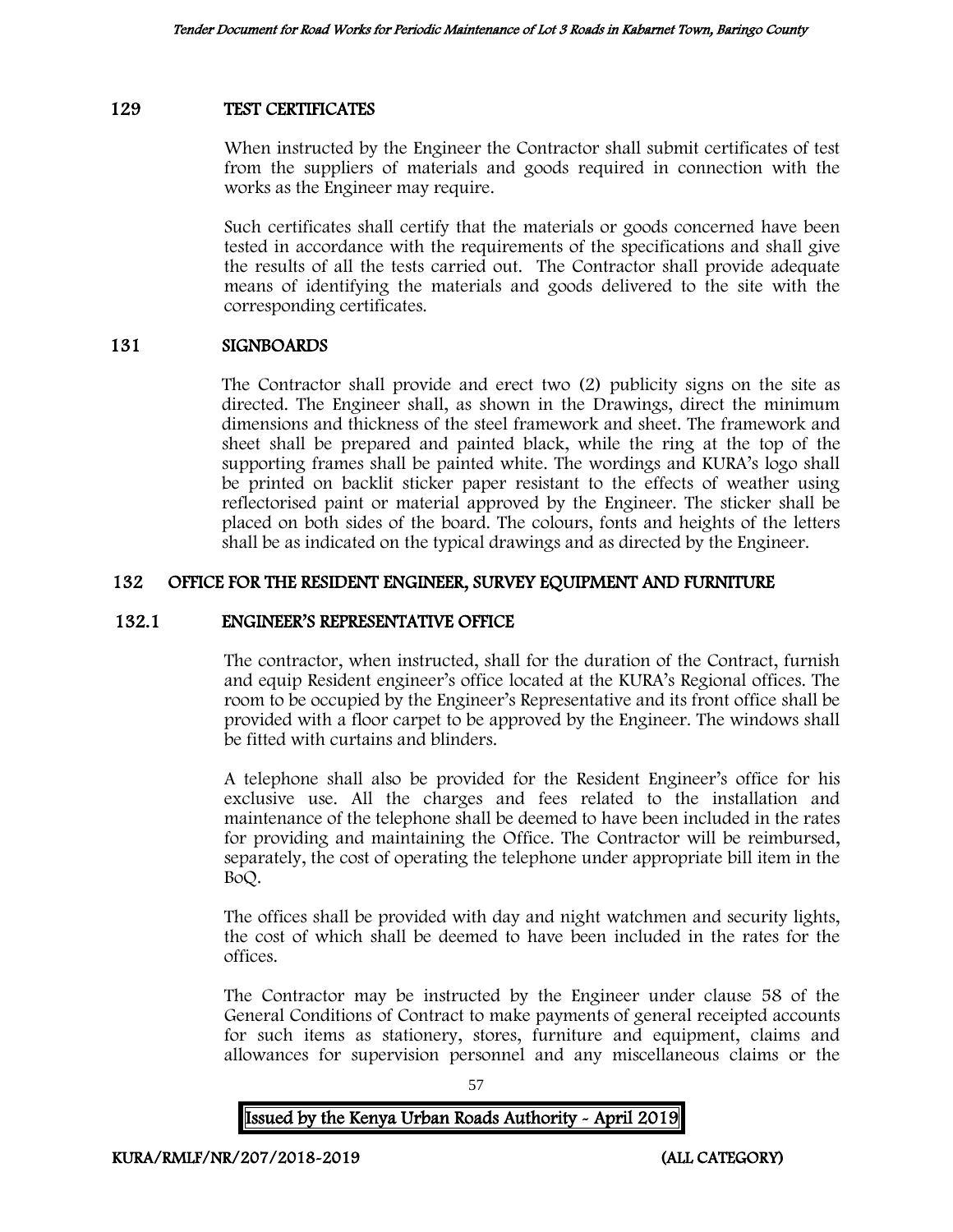## 129 TEST CERTIFICATES

When instructed by the Engineer the Contractor shall submit certificates of test from the suppliers of materials and goods required in connection with the works as the Engineer may require.

Such certificates shall certify that the materials or goods concerned have been tested in accordance with the requirements of the specifications and shall give the results of all the tests carried out. The Contractor shall provide adequate means of identifying the materials and goods delivered to the site with the corresponding certificates.

## 131 SIGNBOARDS

The Contractor shall provide and erect two (2) publicity signs on the site as directed. The Engineer shall, as shown in the Drawings, direct the minimum dimensions and thickness of the steel framework and sheet. The framework and sheet shall be prepared and painted black, while the ring at the top of the supporting frames shall be painted white. The wordings and KURA's logo shall be printed on backlit sticker paper resistant to the effects of weather using reflectorised paint or material approved by the Engineer. The sticker shall be placed on both sides of the board. The colours, fonts and heights of the letters shall be as indicated on the typical drawings and as directed by the Engineer.

## 132 OFFICE FOR THE RESIDENT ENGINEER, SURVEY EQUIPMENT AND FURNITURE

### 132.1 ENGINEER'S REPRESENTATIVE OFFICE

The contractor, when instructed, shall for the duration of the Contract, furnish and equip Resident engineer's office located at the KURA's Regional offices. The room to be occupied by the Engineer's Representative and its front office shall be provided with a floor carpet to be approved by the Engineer. The windows shall be fitted with curtains and blinders.

A telephone shall also be provided for the Resident Engineer's office for his exclusive use. All the charges and fees related to the installation and maintenance of the telephone shall be deemed to have been included in the rates for providing and maintaining the Office. The Contractor will be reimbursed, separately, the cost of operating the telephone under appropriate bill item in the BoQ.

The offices shall be provided with day and night watchmen and security lights, the cost of which shall be deemed to have been included in the rates for the offices.

The Contractor may be instructed by the Engineer under clause 58 of the General Conditions of Contract to make payments of general receipted accounts for such items as stationery, stores, furniture and equipment, claims and allowances for supervision personnel and any miscellaneous claims or the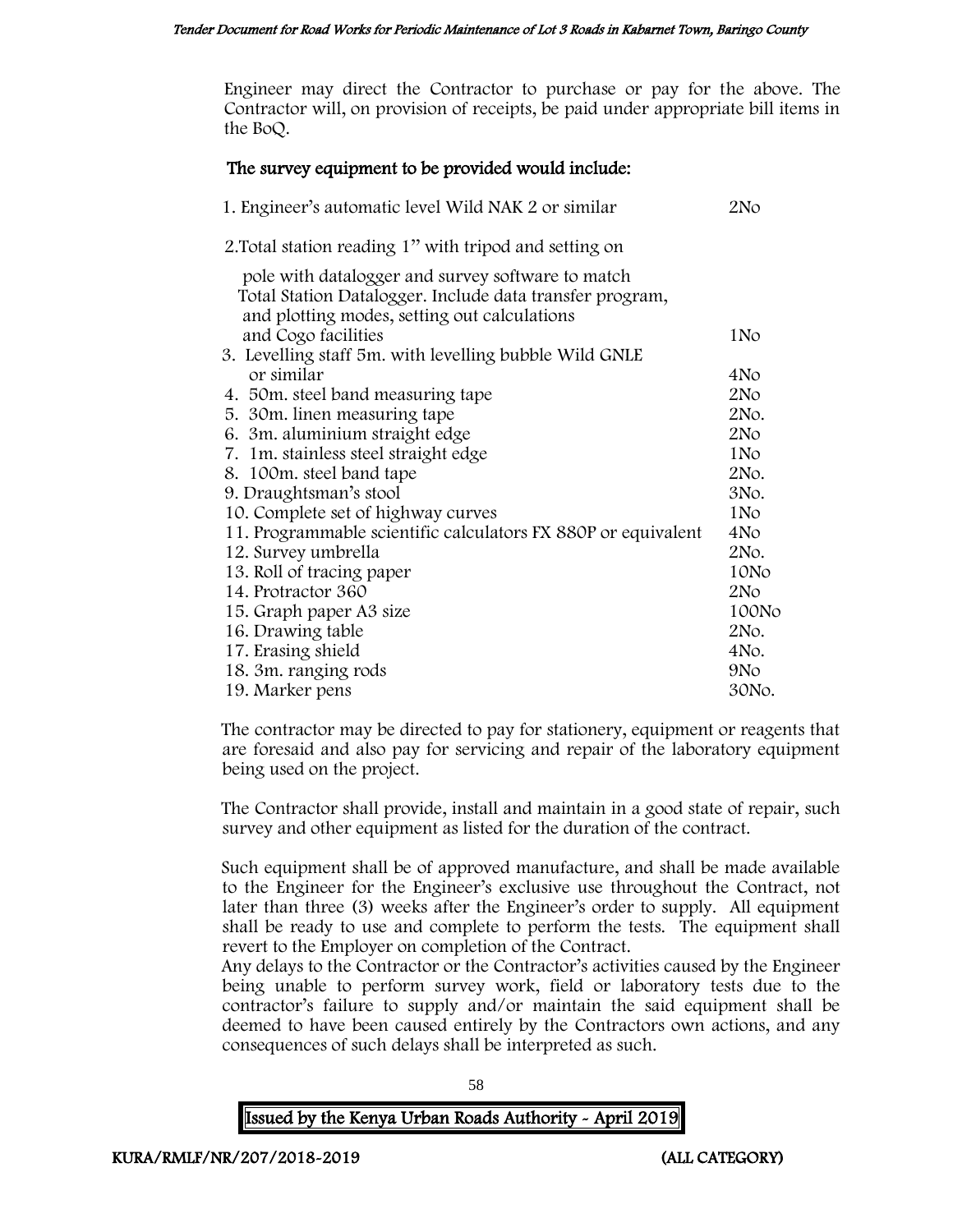Engineer may direct the Contractor to purchase or pay for the above. The Contractor will, on provision of receipts, be paid under appropriate bill items in the BoQ.

**The survey equipment to be provided would include:**

| Item | Quantity |
|---|---|
| 1. Engineer's automatic level Wild NAK 2 or similar | 2No |
| 2. Total station reading 1" with tripod and setting on pole with datalogger and survey software to match Total Station Datalogger. Include data transfer program, and plotting modes, setting out calculations and Cogo facilities | 1No |
| 3. Levelling staff 5m. with levelling bubble Wild GNLE or similar | 4No |
| 4. 50m. steel band measuring tape | 2No |
| 5. 30m. linen measuring tape | 2No. |
| 6. 3m. aluminium straight edge | 2No |
| 7. 1m. stainless steel straight edge | 1No |
| 8. 100m. steel band tape | 2No. |
| 9. Draughtsman's stool | 3No. |
| 10. Complete set of highway curves | 1No |
| 11. Programmable scientific calculators FX 880P or equivalent | 4No |
| 12. Survey umbrella | 2No. |
| 13. Roll of tracing paper | 10No |
| 14. Protractor 360 | 2No |
| 15. Graph paper A3 size | 100No |
| 16. Drawing table | 2No. |
| 17. Erasing shield | 4No. |
| 18. 3m. ranging rods | 9No |
| 19. Marker pens | 30No. |

The contractor may be directed to pay for stationery, equipment or reagents that are foresaid and also pay for servicing and repair of the laboratory equipment being used on the project.

The Contractor shall provide, install and maintain in a good state of repair, such survey and other equipment as listed for the duration of the contract.

Such equipment shall be of approved manufacture, and shall be made available to the Engineer for the Engineer's exclusive use throughout the Contract, not later than three (3) weeks after the Engineer's order to supply. All equipment shall be ready to use and complete to perform the tests. The equipment shall revert to the Employer on completion of the Contract.
Any delays to the Contractor or the Contractor's activities caused by the Engineer being unable to perform survey work, field or laboratory tests due to the contractor's failure to supply and/or maintain the said equipment shall be deemed to have been caused entirely by the Contractors own actions, and any consequences of such delays shall be interpreted as such.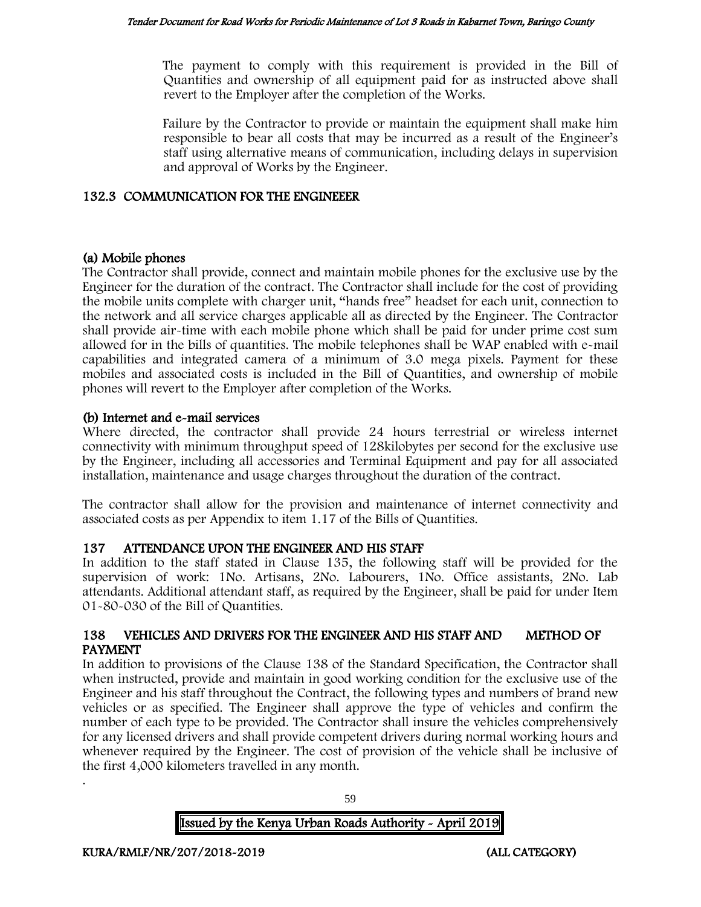The payment to comply with this requirement is provided in the Bill of Quantities and ownership of all equipment paid for as instructed above shall revert to the Employer after the completion of the Works.

Failure by the Contractor to provide or maintain the equipment shall make him responsible to bear all costs that may be incurred as a result of the Engineer's staff using alternative means of communication, including delays in supervision and approval of Works by the Engineer.

## 132.3 COMMUNICATION FOR THE ENGINEEER

### (a) Mobile phones

The Contractor shall provide, connect and maintain mobile phones for the exclusive use by the Engineer for the duration of the contract. The Contractor shall include for the cost of providing the mobile units complete with charger unit, "hands free" headset for each unit, connection to the network and all service charges applicable all as directed by the Engineer. The Contractor shall provide air-time with each mobile phone which shall be paid for under prime cost sum allowed for in the bills of quantities. The mobile telephones shall be WAP enabled with e-mail capabilities and integrated camera of a minimum of 3.0 mega pixels. Payment for these mobiles and associated costs is included in the Bill of Quantities, and ownership of mobile phones will revert to the Employer after completion of the Works.

### (b) Internet and e-mail services

Where directed, the contractor shall provide 24 hours terrestrial or wireless internet connectivity with minimum throughput speed of 128kilobytes per second for the exclusive use by the Engineer, including all accessories and Terminal Equipment and pay for all associated installation, maintenance and usage charges throughout the duration of the contract.

The contractor shall allow for the provision and maintenance of internet connectivity and associated costs as per Appendix to item 1.17 of the Bills of Quantities.

## 137 ATTENDANCE UPON THE ENGINEER AND HIS STAFF

In addition to the staff stated in Clause 135, the following staff will be provided for the supervision of work: 1No. Artisans, 2No. Labourers, 1No. Office assistants, 2No. Lab attendants. Additional attendant staff, as required by the Engineer, shall be paid for under Item 01-80-030 of the Bill of Quantities.

## 138 VEHICLES AND DRIVERS FOR THE ENGINEER AND HIS STAFF AND METHOD OF PAYMENT

In addition to provisions of the Clause 138 of the Standard Specification, the Contractor shall when instructed, provide and maintain in good working condition for the exclusive use of the Engineer and his staff throughout the Contract, the following types and numbers of brand new vehicles or as specified. The Engineer shall approve the type of vehicles and confirm the number of each type to be provided. The Contractor shall insure the vehicles comprehensively for any licensed drivers and shall provide competent drivers during normal working hours and whenever required by the Engineer. The cost of provision of the vehicle shall be inclusive of the first 4,000 kilometers travelled in any month.

.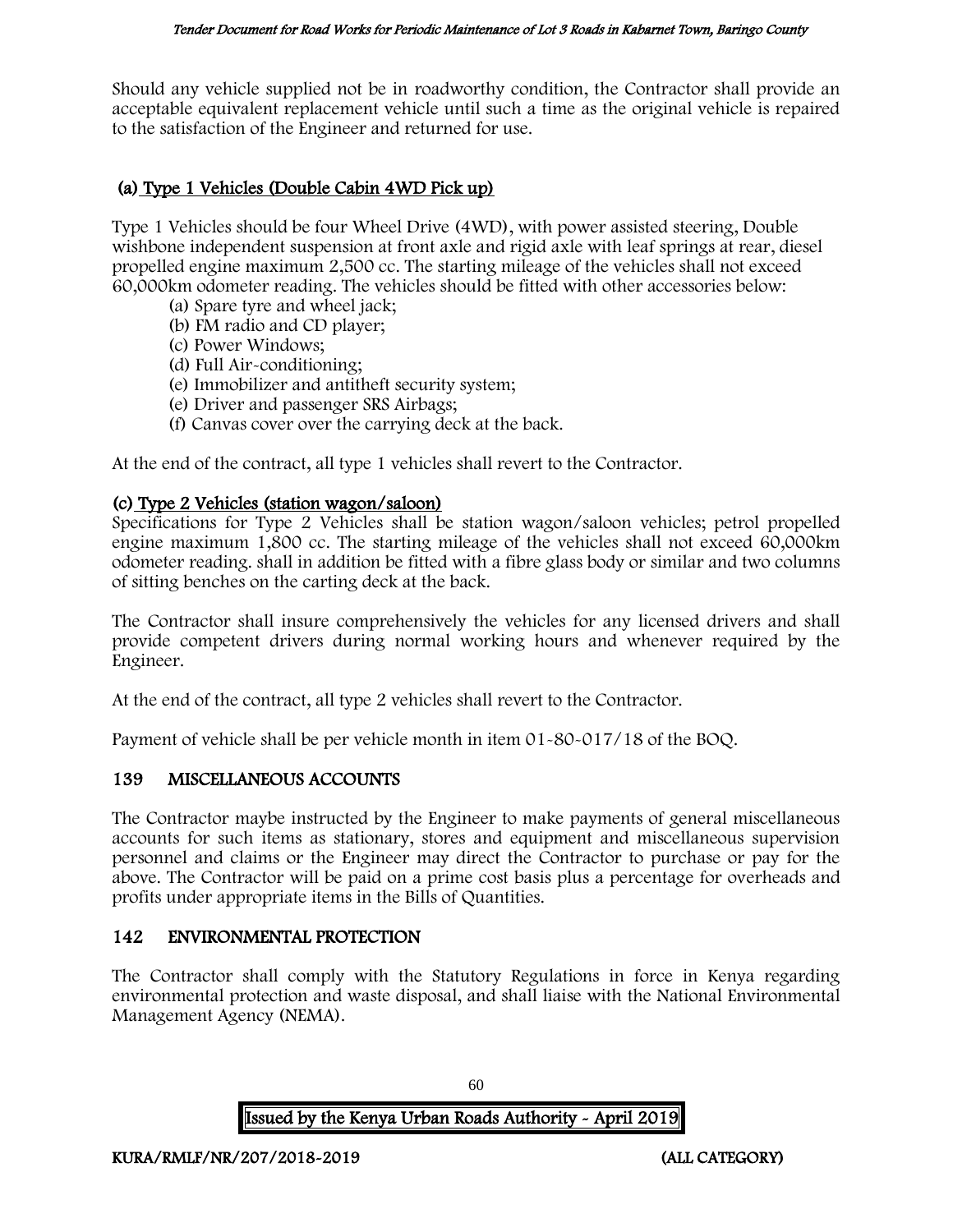Should any vehicle supplied not be in roadworthy condition, the Contractor shall provide an acceptable equivalent replacement vehicle until such a time as the original vehicle is repaired to the satisfaction of the Engineer and returned for use.

### (a) Type 1 Vehicles (Double Cabin 4WD Pick up)

Type 1 Vehicles should be four Wheel Drive (4WD), with power assisted steering, Double wishbone independent suspension at front axle and rigid axle with leaf springs at rear, diesel propelled engine maximum 2,500 cc. The starting mileage of the vehicles shall not exceed 60,000km odometer reading. The vehicles should be fitted with other accessories below:

(a) Spare tyre and wheel jack;
(b) FM radio and CD player;
(c) Power Windows;
(d) Full Air-conditioning;
(e) Immobilizer and antitheft security system;
(e) Driver and passenger SRS Airbags;
(f) Canvas cover over the carrying deck at the back.

At the end of the contract, all type 1 vehicles shall revert to the Contractor.

### (c) Type 2 Vehicles (station wagon/saloon)

Specifications for Type 2 Vehicles shall be station wagon/saloon vehicles; petrol propelled engine maximum 1,800 cc. The starting mileage of the vehicles shall not exceed 60,000km odometer reading. shall in addition be fitted with a fibre glass body or similar and two columns of sitting benches on the carting deck at the back.

The Contractor shall insure comprehensively the vehicles for any licensed drivers and shall provide competent drivers during normal working hours and whenever required by the Engineer.

At the end of the contract, all type 2 vehicles shall revert to the Contractor.

Payment of vehicle shall be per vehicle month in item 01-80-017/18 of the BOQ.

## 139 MISCELLANEOUS ACCOUNTS

The Contractor maybe instructed by the Engineer to make payments of general miscellaneous accounts for such items as stationary, stores and equipment and miscellaneous supervision personnel and claims or the Engineer may direct the Contractor to purchase or pay for the above. The Contractor will be paid on a prime cost basis plus a percentage for overheads and profits under appropriate items in the Bills of Quantities.

## 142 ENVIRONMENTAL PROTECTION

The Contractor shall comply with the Statutory Regulations in force in Kenya regarding environmental protection and waste disposal, and shall liaise with the National Environmental Management Agency (NEMA).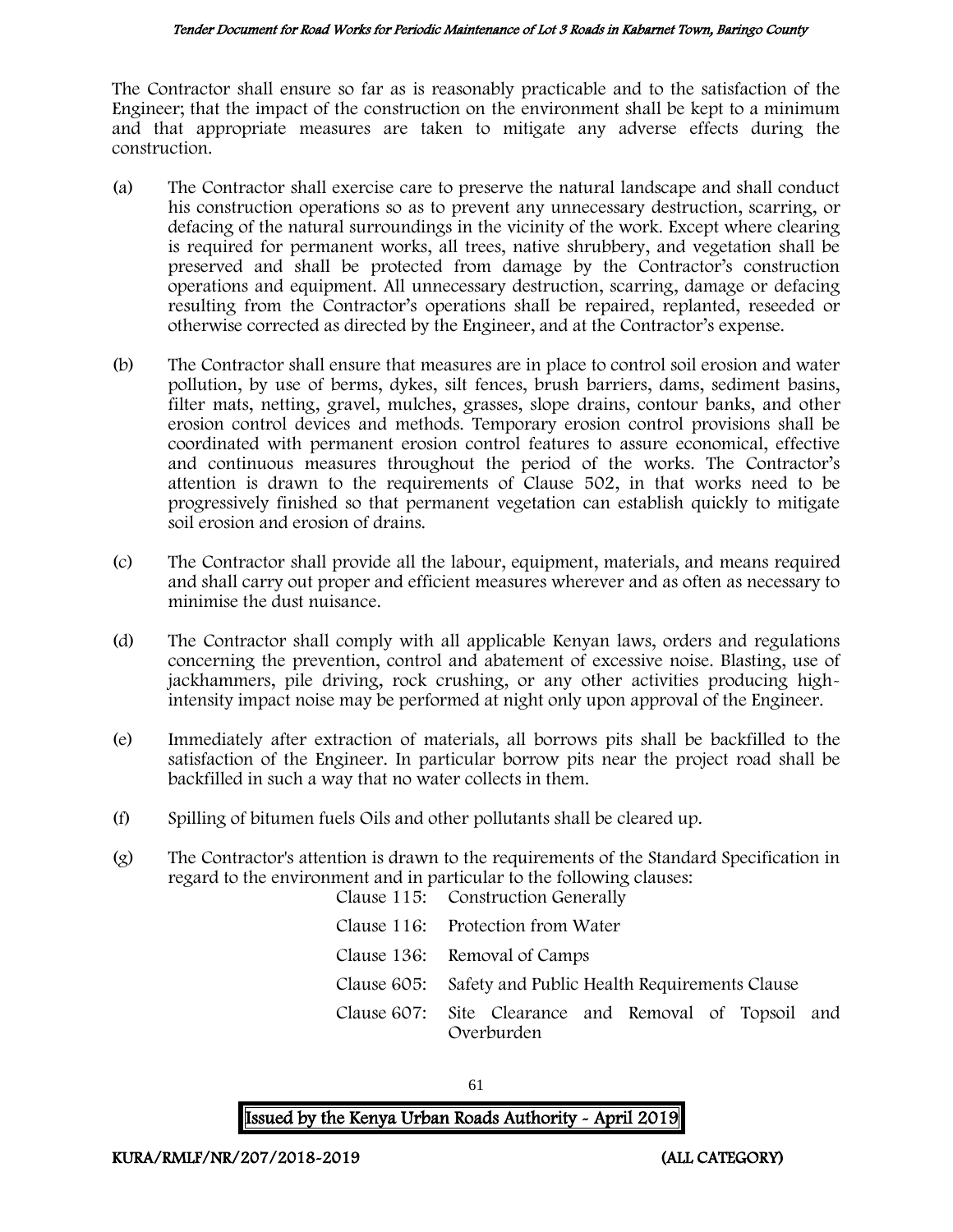The Contractor shall ensure so far as is reasonably practicable and to the satisfaction of the Engineer; that the impact of the construction on the environment shall be kept to a minimum and that appropriate measures are taken to mitigate any adverse effects during the construction.

(a) The Contractor shall exercise care to preserve the natural landscape and shall conduct his construction operations so as to prevent any unnecessary destruction, scarring, or defacing of the natural surroundings in the vicinity of the work. Except where clearing is required for permanent works, all trees, native shrubbery, and vegetation shall be preserved and shall be protected from damage by the Contractor's construction operations and equipment. All unnecessary destruction, scarring, damage or defacing resulting from the Contractor's operations shall be repaired, replanted, reseeded or otherwise corrected as directed by the Engineer, and at the Contractor's expense.

(b) The Contractor shall ensure that measures are in place to control soil erosion and water pollution, by use of berms, dykes, silt fences, brush barriers, dams, sediment basins, filter mats, netting, gravel, mulches, grasses, slope drains, contour banks, and other erosion control devices and methods. Temporary erosion control provisions shall be coordinated with permanent erosion control features to assure economical, effective and continuous measures throughout the period of the works. The Contractor's attention is drawn to the requirements of Clause 502, in that works need to be progressively finished so that permanent vegetation can establish quickly to mitigate soil erosion and erosion of drains.

(c) The Contractor shall provide all the labour, equipment, materials, and means required and shall carry out proper and efficient measures wherever and as often as necessary to minimise the dust nuisance.

(d) The Contractor shall comply with all applicable Kenyan laws, orders and regulations concerning the prevention, control and abatement of excessive noise. Blasting, use of jackhammers, pile driving, rock crushing, or any other activities producing high-intensity impact noise may be performed at night only upon approval of the Engineer.

(e) Immediately after extraction of materials, all borrows pits shall be backfilled to the satisfaction of the Engineer. In particular borrow pits near the project road shall be backfilled in such a way that no water collects in them.

(f) Spilling of bitumen fuels Oils and other pollutants shall be cleared up.

(g) The Contractor's attention is drawn to the requirements of the Standard Specification in regard to the environment and in particular to the following clauses:

| | |
|---|---|
| Clause 115: | Construction Generally |
| Clause 116: | Protection from Water |
| Clause 136: | Removal of Camps |
| Clause 605: | Safety and Public Health Requirements Clause |
| Clause 607: | Site Clearance and Removal of Topsoil and Overburden |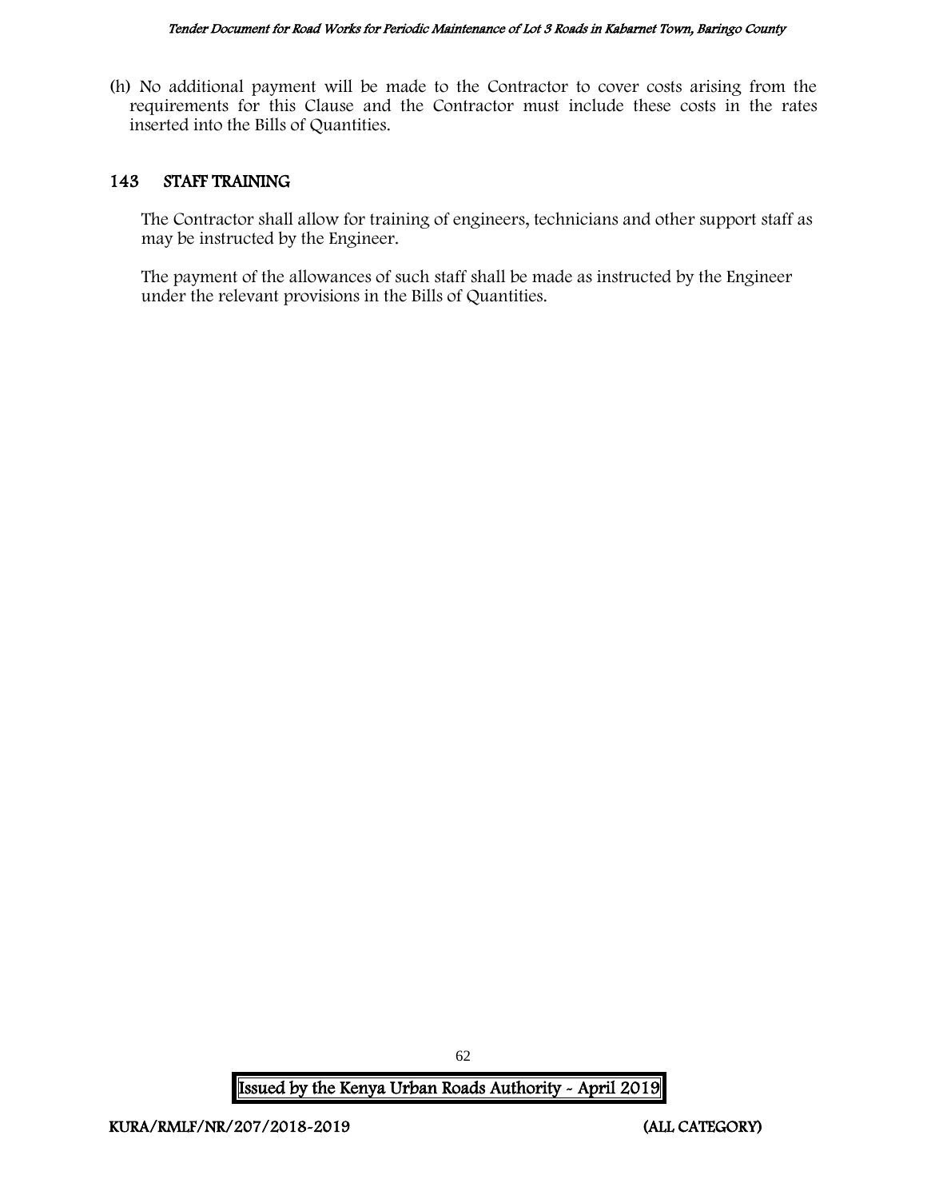(h) No additional payment will be made to the Contractor to cover costs arising from the requirements for this Clause and the Contractor must include these costs in the rates inserted into the Bills of Quantities.

## 143 STAFF TRAINING

The Contractor shall allow for training of engineers, technicians and other support staff as may be instructed by the Engineer.

The payment of the allowances of such staff shall be made as instructed by the Engineer under the relevant provisions in the Bills of Quantities.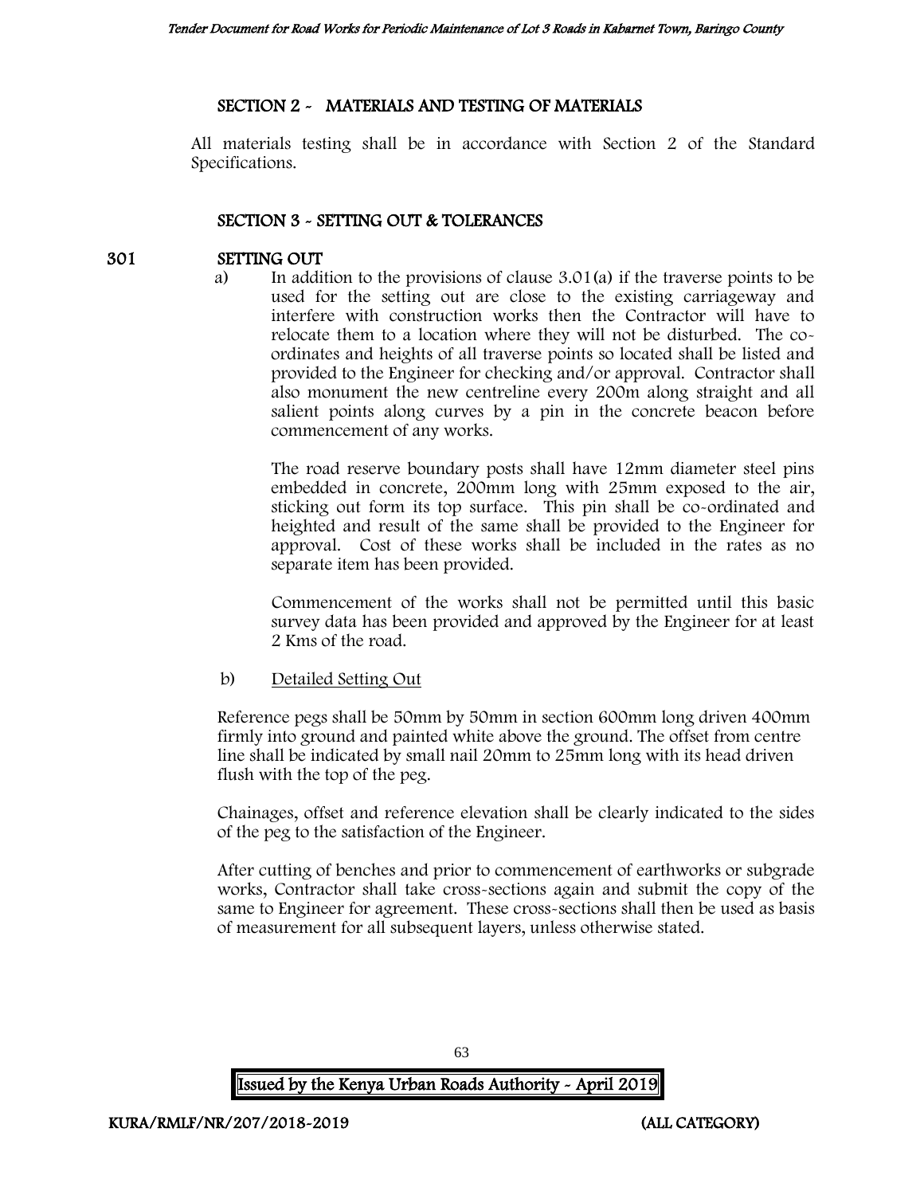## SECTION 2 - MATERIALS AND TESTING OF MATERIALS

All materials testing shall be in accordance with Section 2 of the Standard Specifications.

## SECTION 3 - SETTING OUT & TOLERANCES

### 301 SETTING OUT

a) In addition to the provisions of clause 3.01(a) if the traverse points to be used for the setting out are close to the existing carriageway and interfere with construction works then the Contractor will have to relocate them to a location where they will not be disturbed. The co-ordinates and heights of all traverse points so located shall be listed and provided to the Engineer for checking and/or approval. Contractor shall also monument the new centreline every 200m along straight and all salient points along curves by a pin in the concrete beacon before commencement of any works.

The road reserve boundary posts shall have 12mm diameter steel pins embedded in concrete, 200mm long with 25mm exposed to the air, sticking out form its top surface. This pin shall be co-ordinated and heighted and result of the same shall be provided to the Engineer for approval. Cost of these works shall be included in the rates as no separate item has been provided.

Commencement of the works shall not be permitted until this basic survey data has been provided and approved by the Engineer for at least 2 Kms of the road.

b) Detailed Setting Out

Reference pegs shall be 50mm by 50mm in section 600mm long driven 400mm firmly into ground and painted white above the ground. The offset from centre line shall be indicated by small nail 20mm to 25mm long with its head driven flush with the top of the peg.

Chainages, offset and reference elevation shall be clearly indicated to the sides of the peg to the satisfaction of the Engineer.

After cutting of benches and prior to commencement of earthworks or subgrade works, Contractor shall take cross-sections again and submit the copy of the same to Engineer for agreement. These cross-sections shall then be used as basis of measurement for all subsequent layers, unless otherwise stated.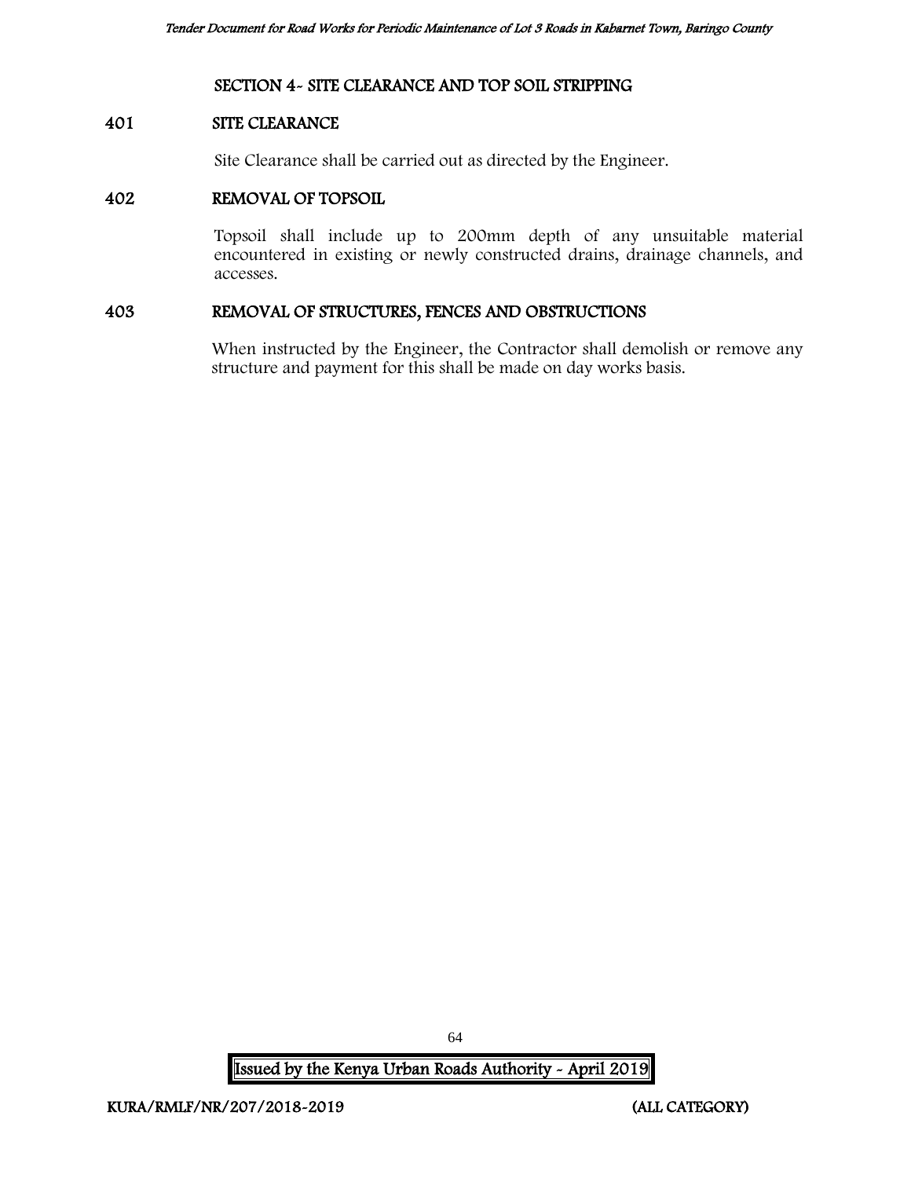## SECTION 4- SITE CLEARANCE AND TOP SOIL STRIPPING

### 401 SITE CLEARANCE

Site Clearance shall be carried out as directed by the Engineer.

### 402 REMOVAL OF TOPSOIL

Topsoil shall include up to 200mm depth of any unsuitable material encountered in existing or newly constructed drains, drainage channels, and accesses.

### 403 REMOVAL OF STRUCTURES, FENCES AND OBSTRUCTIONS

When instructed by the Engineer, the Contractor shall demolish or remove any structure and payment for this shall be made on day works basis.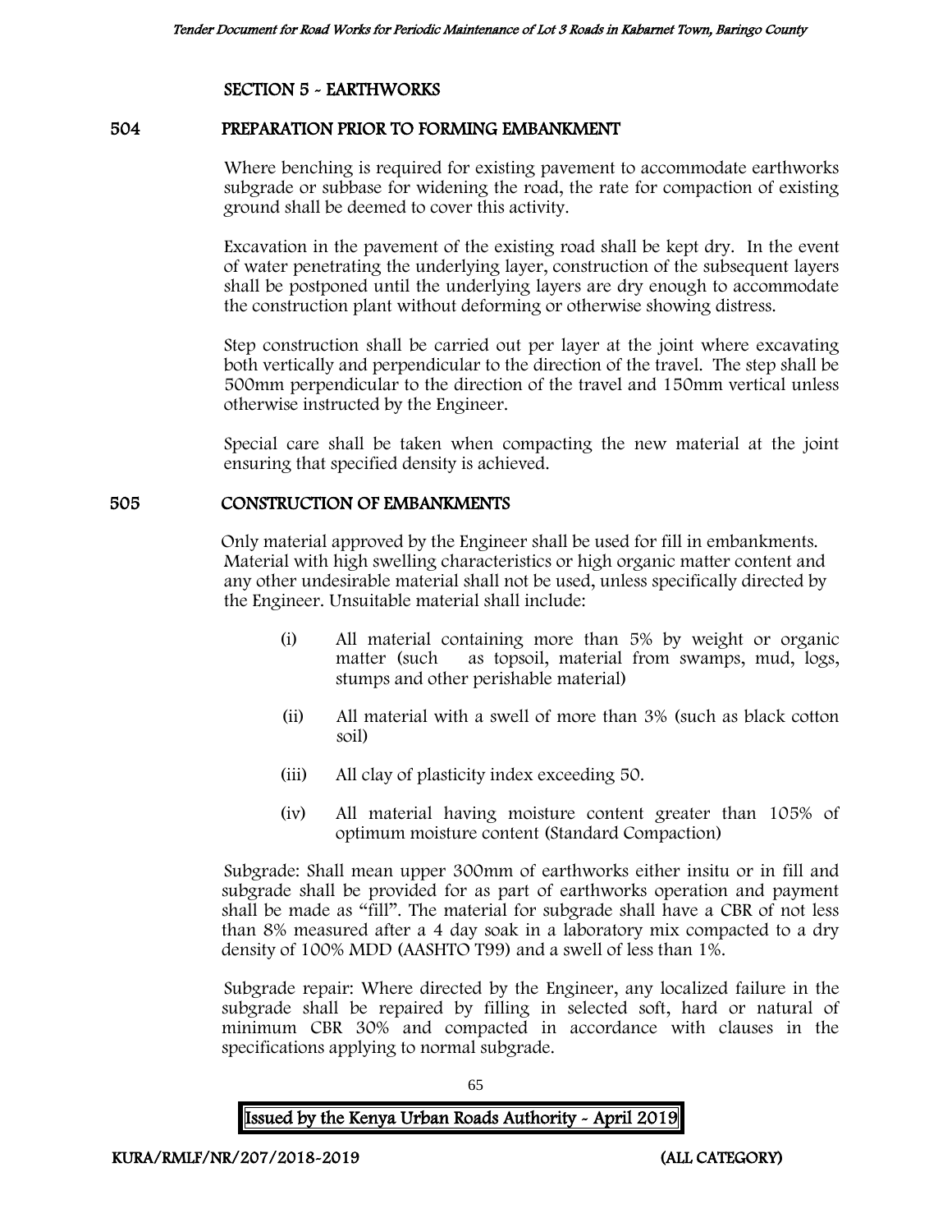## SECTION 5 - EARTHWORKS

### 504 PREPARATION PRIOR TO FORMING EMBANKMENT

Where benching is required for existing pavement to accommodate earthworks subgrade or subbase for widening the road, the rate for compaction of existing ground shall be deemed to cover this activity.

Excavation in the pavement of the existing road shall be kept dry. In the event of water penetrating the underlying layer, construction of the subsequent layers shall be postponed until the underlying layers are dry enough to accommodate the construction plant without deforming or otherwise showing distress.

Step construction shall be carried out per layer at the joint where excavating both vertically and perpendicular to the direction of the travel. The step shall be 500mm perpendicular to the direction of the travel and 150mm vertical unless otherwise instructed by the Engineer.

Special care shall be taken when compacting the new material at the joint ensuring that specified density is achieved.

### 505 CONSTRUCTION OF EMBANKMENTS

Only material approved by the Engineer shall be used for fill in embankments. Material with high swelling characteristics or high organic matter content and any other undesirable material shall not be used, unless specifically directed by the Engineer. Unsuitable material shall include:

(i) All material containing more than 5% by weight or organic matter (such as topsoil, material from swamps, mud, logs, stumps and other perishable material)

(ii) All material with a swell of more than 3% (such as black cotton soil)

(iii) All clay of plasticity index exceeding 50.

(iv) All material having moisture content greater than 105% of optimum moisture content (Standard Compaction)

Subgrade: Shall mean upper 300mm of earthworks either insitu or in fill and subgrade shall be provided for as part of earthworks operation and payment shall be made as "fill". The material for subgrade shall have a CBR of not less than 8% measured after a 4 day soak in a laboratory mix compacted to a dry density of 100% MDD (AASHTO T99) and a swell of less than 1%.

Subgrade repair: Where directed by the Engineer, any localized failure in the subgrade shall be repaired by filling in selected soft, hard or natural of minimum CBR 30% and compacted in accordance with clauses in the specifications applying to normal subgrade.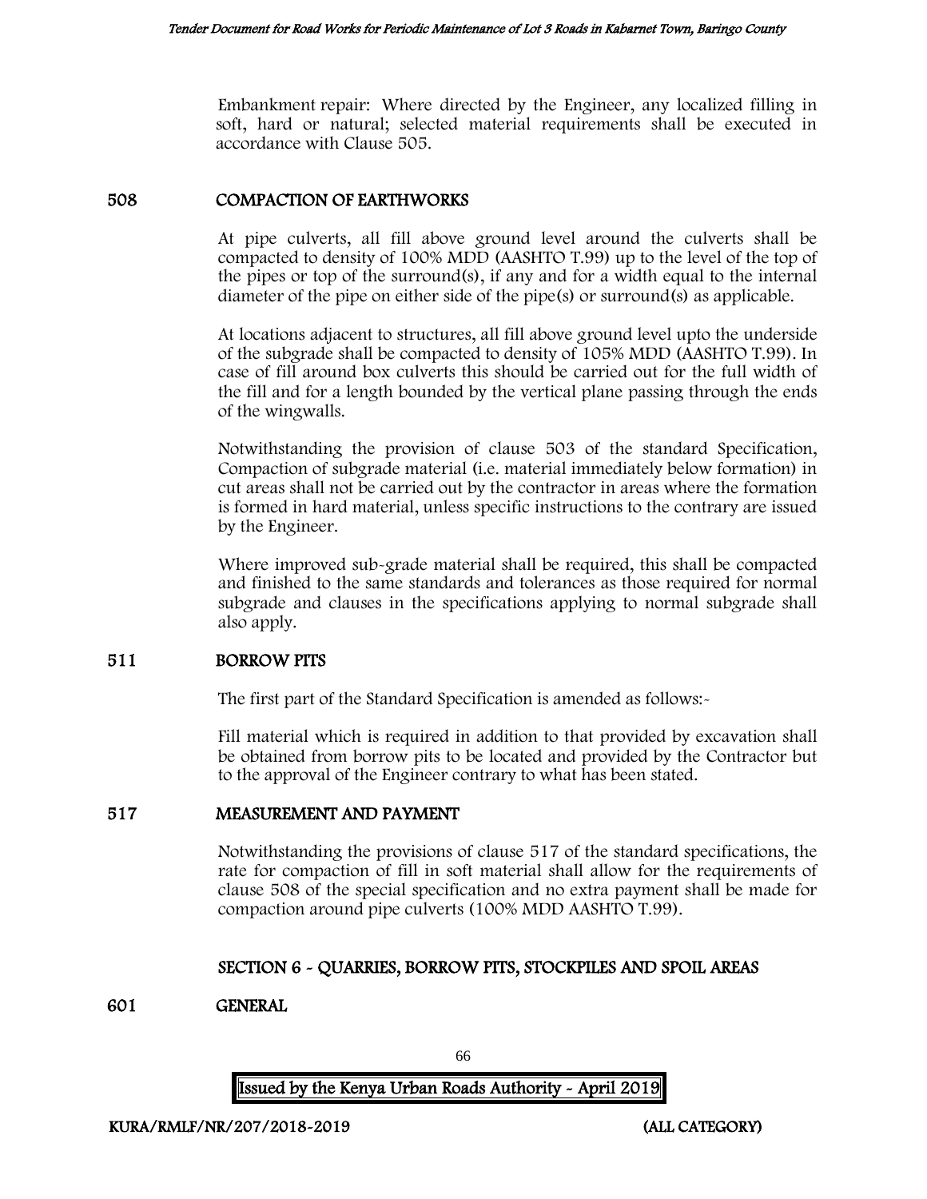Embankment repair: Where directed by the Engineer, any localized filling in soft, hard or natural; selected material requirements shall be executed in accordance with Clause 505.

## 508 COMPACTION OF EARTHWORKS

At pipe culverts, all fill above ground level around the culverts shall be compacted to density of 100% MDD (AASHTO T.99) up to the level of the top of the pipes or top of the surround(s), if any and for a width equal to the internal diameter of the pipe on either side of the pipe(s) or surround(s) as applicable.

At locations adjacent to structures, all fill above ground level upto the underside of the subgrade shall be compacted to density of 105% MDD (AASHTO T.99). In case of fill around box culverts this should be carried out for the full width of the fill and for a length bounded by the vertical plane passing through the ends of the wingwalls.

Notwithstanding the provision of clause 503 of the standard Specification, Compaction of subgrade material (i.e. material immediately below formation) in cut areas shall not be carried out by the contractor in areas where the formation is formed in hard material, unless specific instructions to the contrary are issued by the Engineer.

Where improved sub-grade material shall be required, this shall be compacted and finished to the same standards and tolerances as those required for normal subgrade and clauses in the specifications applying to normal subgrade shall also apply.

## 511 BORROW PITS

The first part of the Standard Specification is amended as follows:-

Fill material which is required in addition to that provided by excavation shall be obtained from borrow pits to be located and provided by the Contractor but to the approval of the Engineer contrary to what has been stated.

## 517 MEASUREMENT AND PAYMENT

Notwithstanding the provisions of clause 517 of the standard specifications, the rate for compaction of fill in soft material shall allow for the requirements of clause 508 of the special specification and no extra payment shall be made for compaction around pipe culverts (100% MDD AASHTO T.99).

# SECTION 6 - QUARRIES, BORROW PITS, STOCKPILES AND SPOIL AREAS

## 601 GENERAL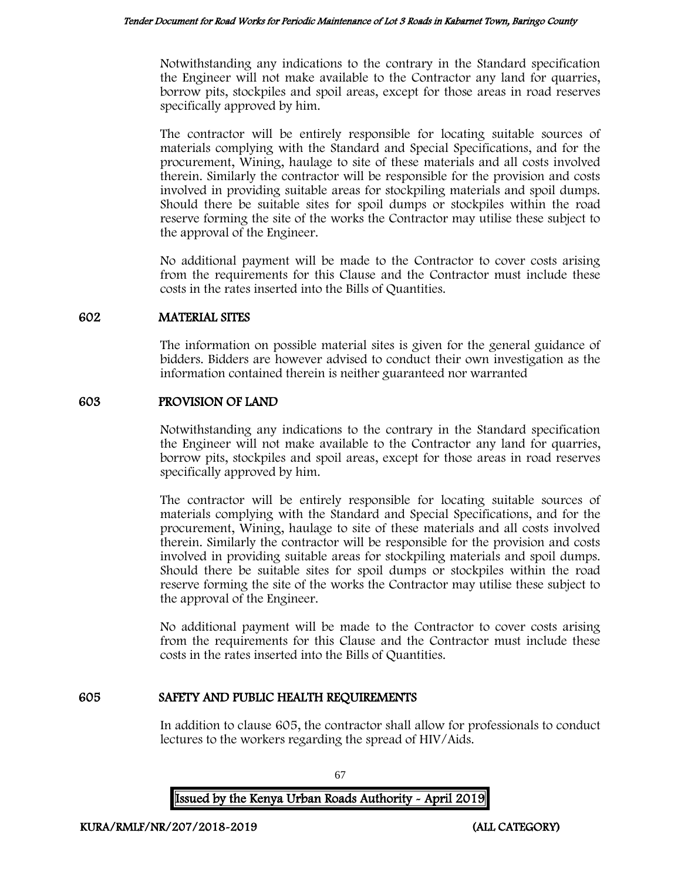Notwithstanding any indications to the contrary in the Standard specification the Engineer will not make available to the Contractor any land for quarries, borrow pits, stockpiles and spoil areas, except for those areas in road reserves specifically approved by him.

The contractor will be entirely responsible for locating suitable sources of materials complying with the Standard and Special Specifications, and for the procurement, Wining, haulage to site of these materials and all costs involved therein. Similarly the contractor will be responsible for the provision and costs involved in providing suitable areas for stockpiling materials and spoil dumps. Should there be suitable sites for spoil dumps or stockpiles within the road reserve forming the site of the works the Contractor may utilise these subject to the approval of the Engineer.

No additional payment will be made to the Contractor to cover costs arising from the requirements for this Clause and the Contractor must include these costs in the rates inserted into the Bills of Quantities.

## 602 MATERIAL SITES

The information on possible material sites is given for the general guidance of bidders. Bidders are however advised to conduct their own investigation as the information contained therein is neither guaranteed nor warranted

## 603 PROVISION OF LAND

Notwithstanding any indications to the contrary in the Standard specification the Engineer will not make available to the Contractor any land for quarries, borrow pits, stockpiles and spoil areas, except for those areas in road reserves specifically approved by him.

The contractor will be entirely responsible for locating suitable sources of materials complying with the Standard and Special Specifications, and for the procurement, Wining, haulage to site of these materials and all costs involved therein. Similarly the contractor will be responsible for the provision and costs involved in providing suitable areas for stockpiling materials and spoil dumps. Should there be suitable sites for spoil dumps or stockpiles within the road reserve forming the site of the works the Contractor may utilise these subject to the approval of the Engineer.

No additional payment will be made to the Contractor to cover costs arising from the requirements for this Clause and the Contractor must include these costs in the rates inserted into the Bills of Quantities.

## 605 SAFETY AND PUBLIC HEALTH REQUIREMENTS

In addition to clause 605, the contractor shall allow for professionals to conduct lectures to the workers regarding the spread of HIV/Aids.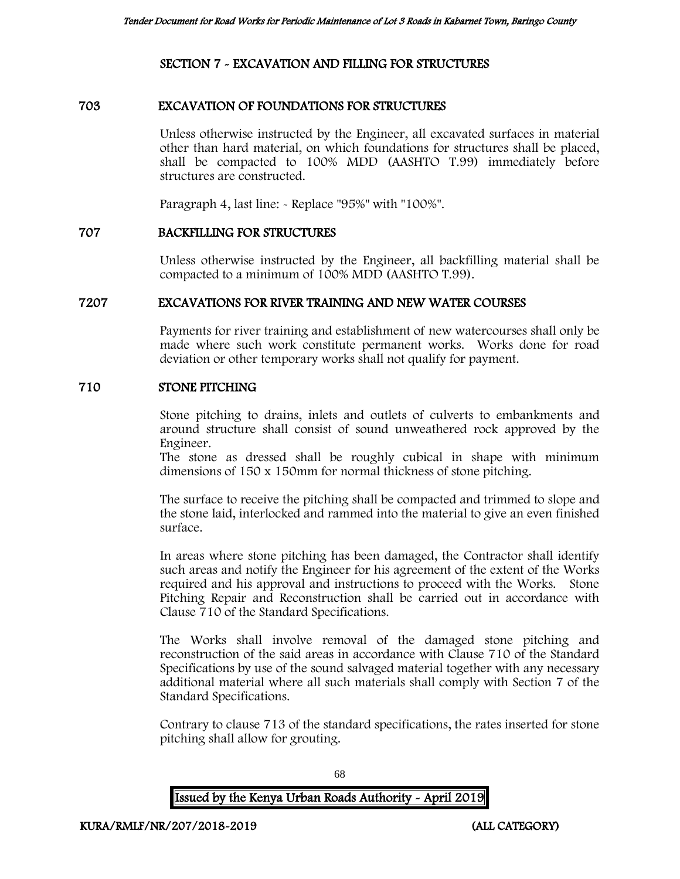## SECTION 7 - EXCAVATION AND FILLING FOR STRUCTURES

### 703 EXCAVATION OF FOUNDATIONS FOR STRUCTURES

Unless otherwise instructed by the Engineer, all excavated surfaces in material other than hard material, on which foundations for structures shall be placed, shall be compacted to 100% MDD (AASHTO T.99) immediately before structures are constructed.

Paragraph 4, last line: - Replace "95%" with "100%".

### 707 BACKFILLING FOR STRUCTURES

Unless otherwise instructed by the Engineer, all backfilling material shall be compacted to a minimum of 100% MDD (AASHTO T.99).

### 7207 EXCAVATIONS FOR RIVER TRAINING AND NEW WATER COURSES

Payments for river training and establishment of new watercourses shall only be made where such work constitute permanent works. Works done for road deviation or other temporary works shall not qualify for payment.

### 710 STONE PITCHING

Stone pitching to drains, inlets and outlets of culverts to embankments and around structure shall consist of sound unweathered rock approved by the Engineer.
The stone as dressed shall be roughly cubical in shape with minimum dimensions of 150 x 150mm for normal thickness of stone pitching.

The surface to receive the pitching shall be compacted and trimmed to slope and the stone laid, interlocked and rammed into the material to give an even finished surface.

In areas where stone pitching has been damaged, the Contractor shall identify such areas and notify the Engineer for his agreement of the extent of the Works required and his approval and instructions to proceed with the Works. Stone Pitching Repair and Reconstruction shall be carried out in accordance with Clause 710 of the Standard Specifications.

The Works shall involve removal of the damaged stone pitching and reconstruction of the said areas in accordance with Clause 710 of the Standard Specifications by use of the sound salvaged material together with any necessary additional material where all such materials shall comply with Section 7 of the Standard Specifications.

Contrary to clause 713 of the standard specifications, the rates inserted for stone pitching shall allow for grouting.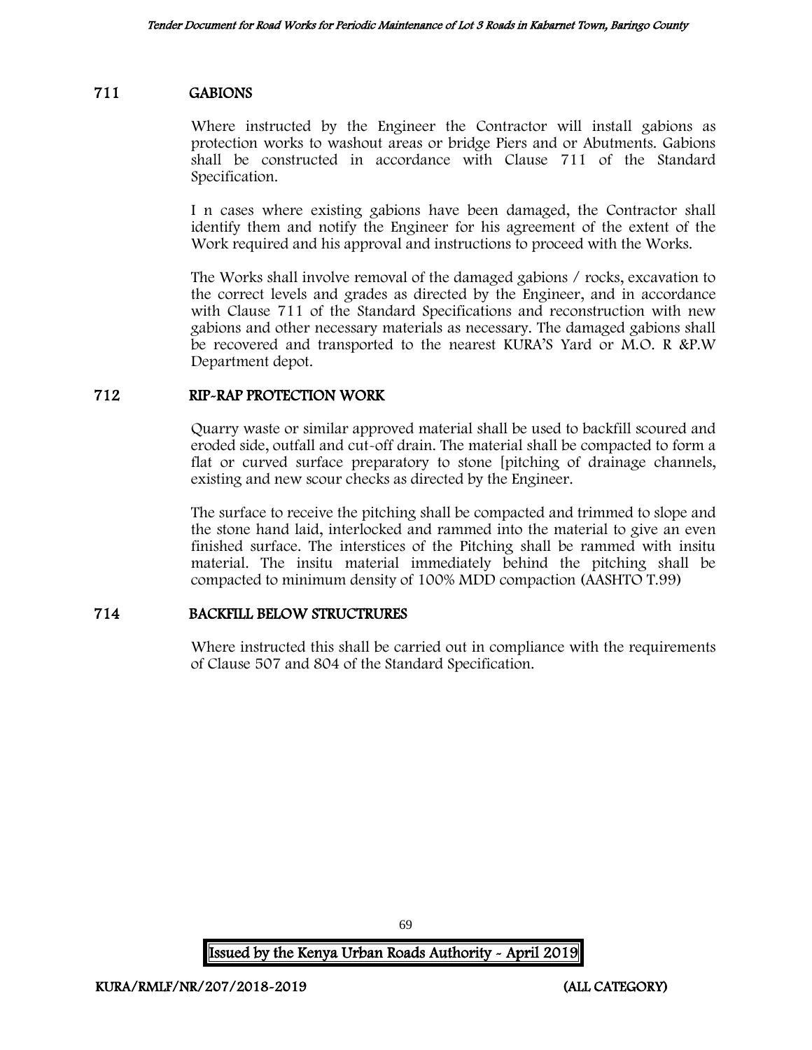## 711 GABIONS

Where instructed by the Engineer the Contractor will install gabions as protection works to washout areas or bridge Piers and or Abutments. Gabions shall be constructed in accordance with Clause 711 of the Standard Specification.

I n cases where existing gabions have been damaged, the Contractor shall identify them and notify the Engineer for his agreement of the extent of the Work required and his approval and instructions to proceed with the Works.

The Works shall involve removal of the damaged gabions / rocks, excavation to the correct levels and grades as directed by the Engineer, and in accordance with Clause 711 of the Standard Specifications and reconstruction with new gabions and other necessary materials as necessary. The damaged gabions shall be recovered and transported to the nearest KURA'S Yard or M.O. R &P.W Department depot.

## 712 RIP-RAP PROTECTION WORK

Quarry waste or similar approved material shall be used to backfill scoured and eroded side, outfall and cut-off drain. The material shall be compacted to form a flat or curved surface preparatory to stone [pitching of drainage channels, existing and new scour checks as directed by the Engineer.

The surface to receive the pitching shall be compacted and trimmed to slope and the stone hand laid, interlocked and rammed into the material to give an even finished surface. The interstices of the Pitching shall be rammed with insitu material. The insitu material immediately behind the pitching shall be compacted to minimum density of 100% MDD compaction (AASHTO T.99)

## 714 BACKFILL BELOW STRUCTRURES

Where instructed this shall be carried out in compliance with the requirements of Clause 507 and 804 of the Standard Specification.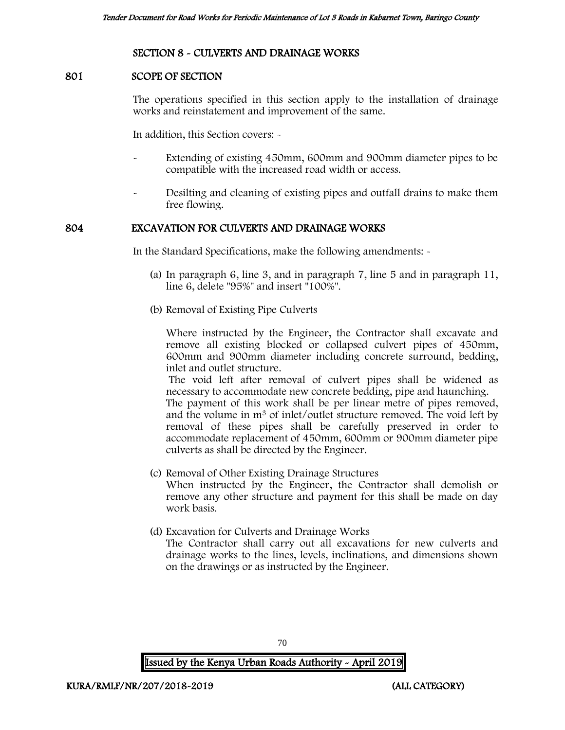## SECTION 8 - CULVERTS AND DRAINAGE WORKS

### 801 SCOPE OF SECTION

The operations specified in this section apply to the installation of drainage works and reinstatement and improvement of the same.

In addition, this Section covers: -

- Extending of existing 450mm, 600mm and 900mm diameter pipes to be compatible with the increased road width or access.
- Desilting and cleaning of existing pipes and outfall drains to make them free flowing.

### 804 EXCAVATION FOR CULVERTS AND DRAINAGE WORKS

In the Standard Specifications, make the following amendments: -

(a) In paragraph 6, line 3, and in paragraph 7, line 5 and in paragraph 11, line 6, delete "95%" and insert "100%".

(b) Removal of Existing Pipe Culverts

Where instructed by the Engineer, the Contractor shall excavate and remove all existing blocked or collapsed culvert pipes of 450mm, 600mm and 900mm diameter including concrete surround, bedding, inlet and outlet structure.

The void left after removal of culvert pipes shall be widened as necessary to accommodate new concrete bedding, pipe and haunching.

The payment of this work shall be per linear metre of pipes removed, and the volume in $m^3$ of inlet/outlet structure removed. The void left by removal of these pipes shall be carefully preserved in order to accommodate replacement of 450mm, 600mm or 900mm diameter pipe culverts as shall be directed by the Engineer.

(c) Removal of Other Existing Drainage Structures

When instructed by the Engineer, the Contractor shall demolish or remove any other structure and payment for this shall be made on day work basis.

(d) Excavation for Culverts and Drainage Works

The Contractor shall carry out all excavations for new culverts and drainage works to the lines, levels, inclinations, and dimensions shown on the drawings or as instructed by the Engineer.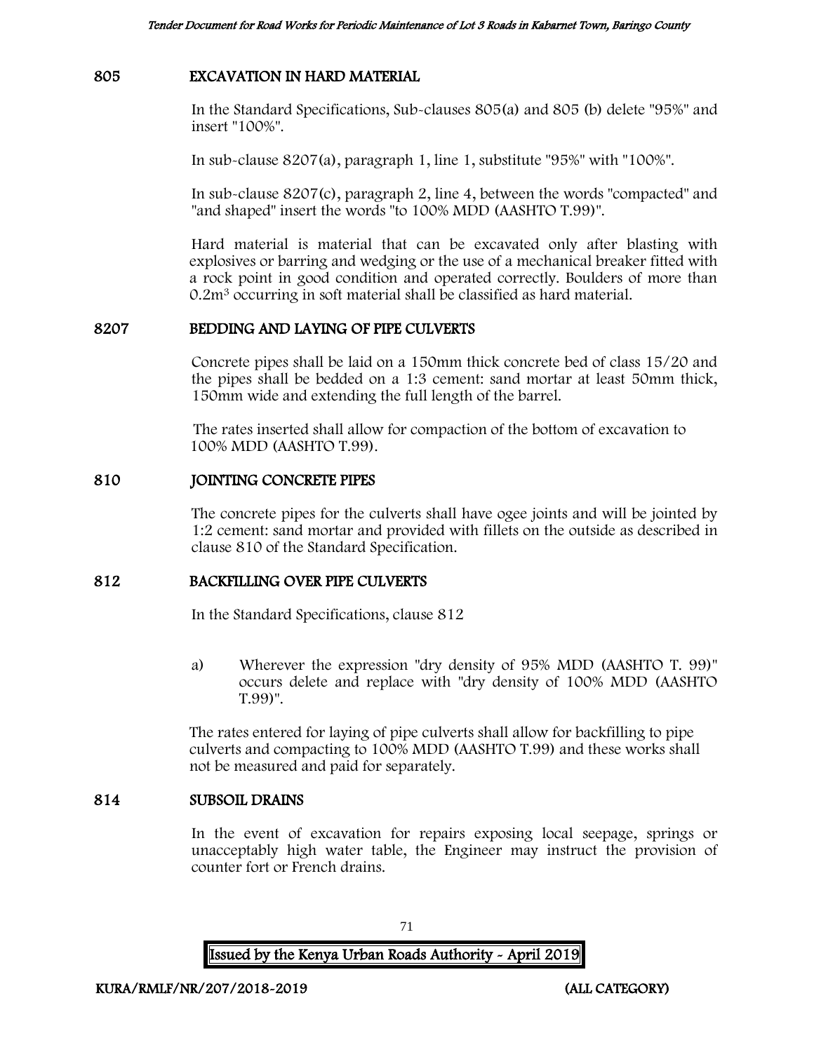## 805 EXCAVATION IN HARD MATERIAL

In the Standard Specifications, Sub-clauses 805(a) and 805 (b) delete "95%" and insert "100%".

In sub-clause 8207(a), paragraph 1, line 1, substitute "95%" with "100%".

In sub-clause 8207(c), paragraph 2, line 4, between the words "compacted" and "and shaped" insert the words "to 100% MDD (AASHTO T.99)".

Hard material is material that can be excavated only after blasting with explosives or barring and wedging or the use of a mechanical breaker fitted with a rock point in good condition and operated correctly. Boulders of more than $0.2m^3$ occurring in soft material shall be classified as hard material.

## 8207 BEDDING AND LAYING OF PIPE CULVERTS

Concrete pipes shall be laid on a 150mm thick concrete bed of class 15/20 and the pipes shall be bedded on a 1:3 cement: sand mortar at least 50mm thick, 150mm wide and extending the full length of the barrel.

The rates inserted shall allow for compaction of the bottom of excavation to 100% MDD (AASHTO T.99).

## 810 JOINTING CONCRETE PIPES

The concrete pipes for the culverts shall have ogee joints and will be jointed by 1:2 cement: sand mortar and provided with fillets on the outside as described in clause 810 of the Standard Specification.

## 812 BACKFILLING OVER PIPE CULVERTS

In the Standard Specifications, clause 812

a) Wherever the expression "dry density of 95% MDD (AASHTO T. 99)" occurs delete and replace with "dry density of 100% MDD (AASHTO T.99)".

The rates entered for laying of pipe culverts shall allow for backfilling to pipe culverts and compacting to 100% MDD (AASHTO T.99) and these works shall not be measured and paid for separately.

## 814 SUBSOIL DRAINS

In the event of excavation for repairs exposing local seepage, springs or unacceptably high water table, the Engineer may instruct the provision of counter fort or French drains.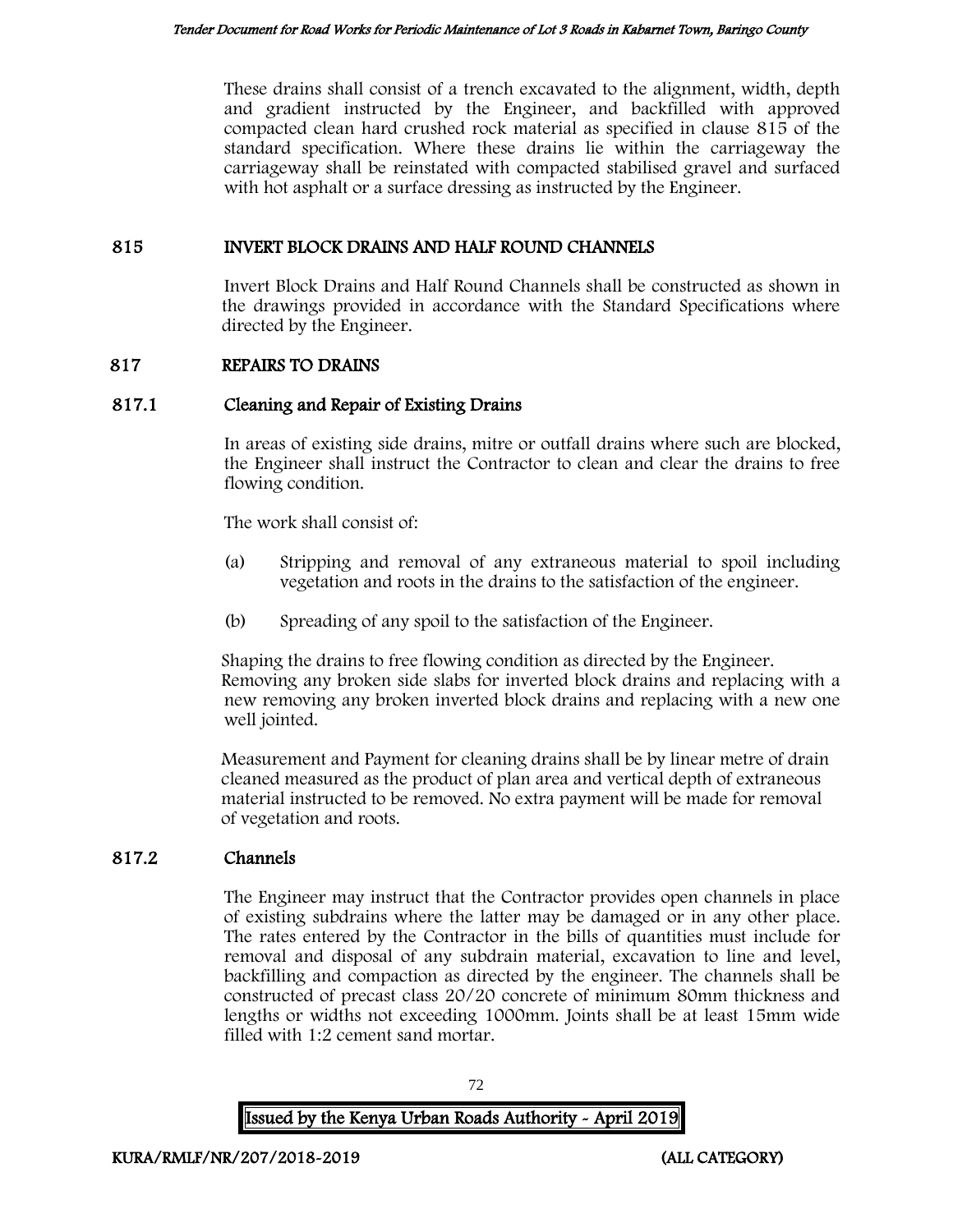These drains shall consist of a trench excavated to the alignment, width, depth and gradient instructed by the Engineer, and backfilled with approved compacted clean hard crushed rock material as specified in clause 815 of the standard specification. Where these drains lie within the carriageway the carriageway shall be reinstated with compacted stabilised gravel and surfaced with hot asphalt or a surface dressing as instructed by the Engineer.

## 815 INVERT BLOCK DRAINS AND HALF ROUND CHANNELS

Invert Block Drains and Half Round Channels shall be constructed as shown in the drawings provided in accordance with the Standard Specifications where directed by the Engineer.

## 817 REPAIRS TO DRAINS

### 817.1 Cleaning and Repair of Existing Drains

In areas of existing side drains, mitre or outfall drains where such are blocked, the Engineer shall instruct the Contractor to clean and clear the drains to free flowing condition.

The work shall consist of:

(a) Stripping and removal of any extraneous material to spoil including vegetation and roots in the drains to the satisfaction of the engineer.

(b) Spreading of any spoil to the satisfaction of the Engineer.

Shaping the drains to free flowing condition as directed by the Engineer. Removing any broken side slabs for inverted block drains and replacing with a new removing any broken inverted block drains and replacing with a new one well jointed.

Measurement and Payment for cleaning drains shall be by linear metre of drain cleaned measured as the product of plan area and vertical depth of extraneous material instructed to be removed. No extra payment will be made for removal of vegetation and roots.

### 817.2 Channels

The Engineer may instruct that the Contractor provides open channels in place of existing subdrains where the latter may be damaged or in any other place. The rates entered by the Contractor in the bills of quantities must include for removal and disposal of any subdrain material, excavation to line and level, backfilling and compaction as directed by the engineer. The channels shall be constructed of precast class 20/20 concrete of minimum 80mm thickness and lengths or widths not exceeding 1000mm. Joints shall be at least 15mm wide filled with 1:2 cement sand mortar.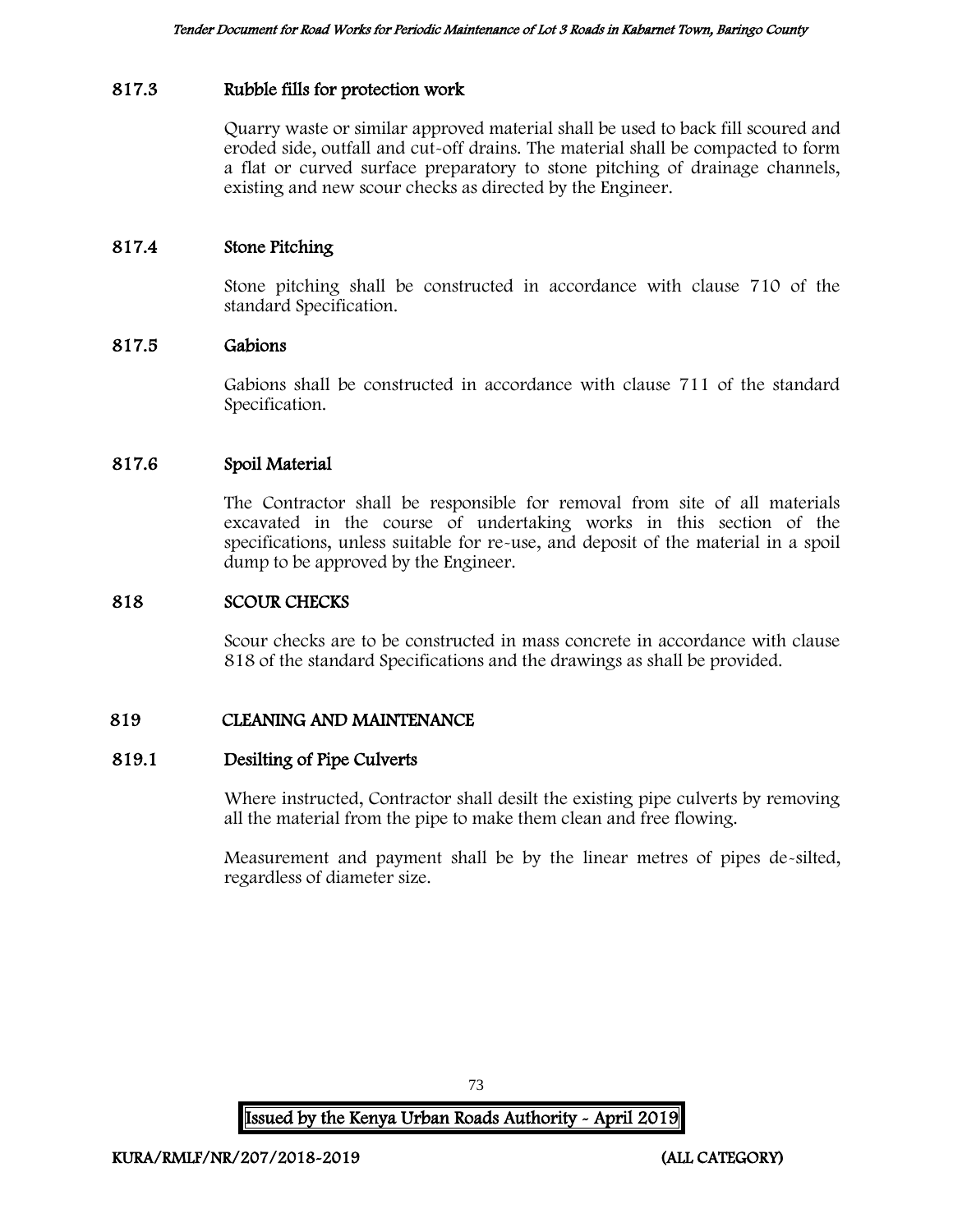### 817.3 Rubble fills for protection work

Quarry waste or similar approved material shall be used to back fill scoured and eroded side, outfall and cut-off drains. The material shall be compacted to form a flat or curved surface preparatory to stone pitching of drainage channels, existing and new scour checks as directed by the Engineer.

### 817.4 Stone Pitching

Stone pitching shall be constructed in accordance with clause 710 of the standard Specification.

### 817.5 Gabions

Gabions shall be constructed in accordance with clause 711 of the standard Specification.

### 817.6 Spoil Material

The Contractor shall be responsible for removal from site of all materials excavated in the course of undertaking works in this section of the specifications, unless suitable for re-use, and deposit of the material in a spoil dump to be approved by the Engineer.

## 818 SCOUR CHECKS

Scour checks are to be constructed in mass concrete in accordance with clause 818 of the standard Specifications and the drawings as shall be provided.

## 819 CLEANING AND MAINTENANCE

### 819.1 Desilting of Pipe Culverts

Where instructed, Contractor shall desilt the existing pipe culverts by removing all the material from the pipe to make them clean and free flowing.

Measurement and payment shall be by the linear metres of pipes de-silted, regardless of diameter size.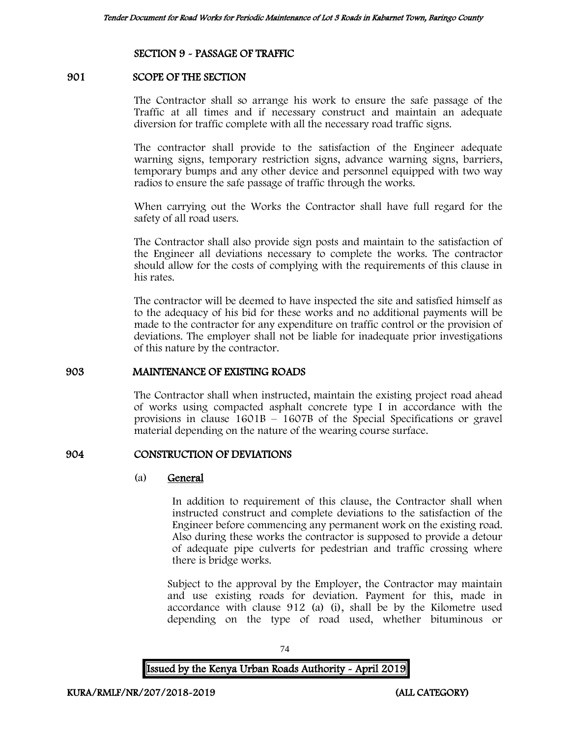## SECTION 9 - PASSAGE OF TRAFFIC

### 901 SCOPE OF THE SECTION

The Contractor shall so arrange his work to ensure the safe passage of the Traffic at all times and if necessary construct and maintain an adequate diversion for traffic complete with all the necessary road traffic signs.

The contractor shall provide to the satisfaction of the Engineer adequate warning signs, temporary restriction signs, advance warning signs, barriers, temporary bumps and any other device and personnel equipped with two way radios to ensure the safe passage of traffic through the works.

When carrying out the Works the Contractor shall have full regard for the safety of all road users.

The Contractor shall also provide sign posts and maintain to the satisfaction of the Engineer all deviations necessary to complete the works. The contractor should allow for the costs of complying with the requirements of this clause in his rates.

The contractor will be deemed to have inspected the site and satisfied himself as to the adequacy of his bid for these works and no additional payments will be made to the contractor for any expenditure on traffic control or the provision of deviations. The employer shall not be liable for inadequate prior investigations of this nature by the contractor.

### 903 MAINTENANCE OF EXISTING ROADS

The Contractor shall when instructed, maintain the existing project road ahead of works using compacted asphalt concrete type I in accordance with the provisions in clause 1601B – 1607B of the Special Specifications or gravel material depending on the nature of the wearing course surface.

### 904 CONSTRUCTION OF DEVIATIONS

(a) <u>General</u>

In addition to requirement of this clause, the Contractor shall when instructed construct and complete deviations to the satisfaction of the Engineer before commencing any permanent work on the existing road. Also during these works the contractor is supposed to provide a detour of adequate pipe culverts for pedestrian and traffic crossing where there is bridge works.

Subject to the approval by the Employer, the Contractor may maintain and use existing roads for deviation. Payment for this, made in accordance with clause 912 (a) (i), shall be by the Kilometre used depending on the type of road used, whether bituminous or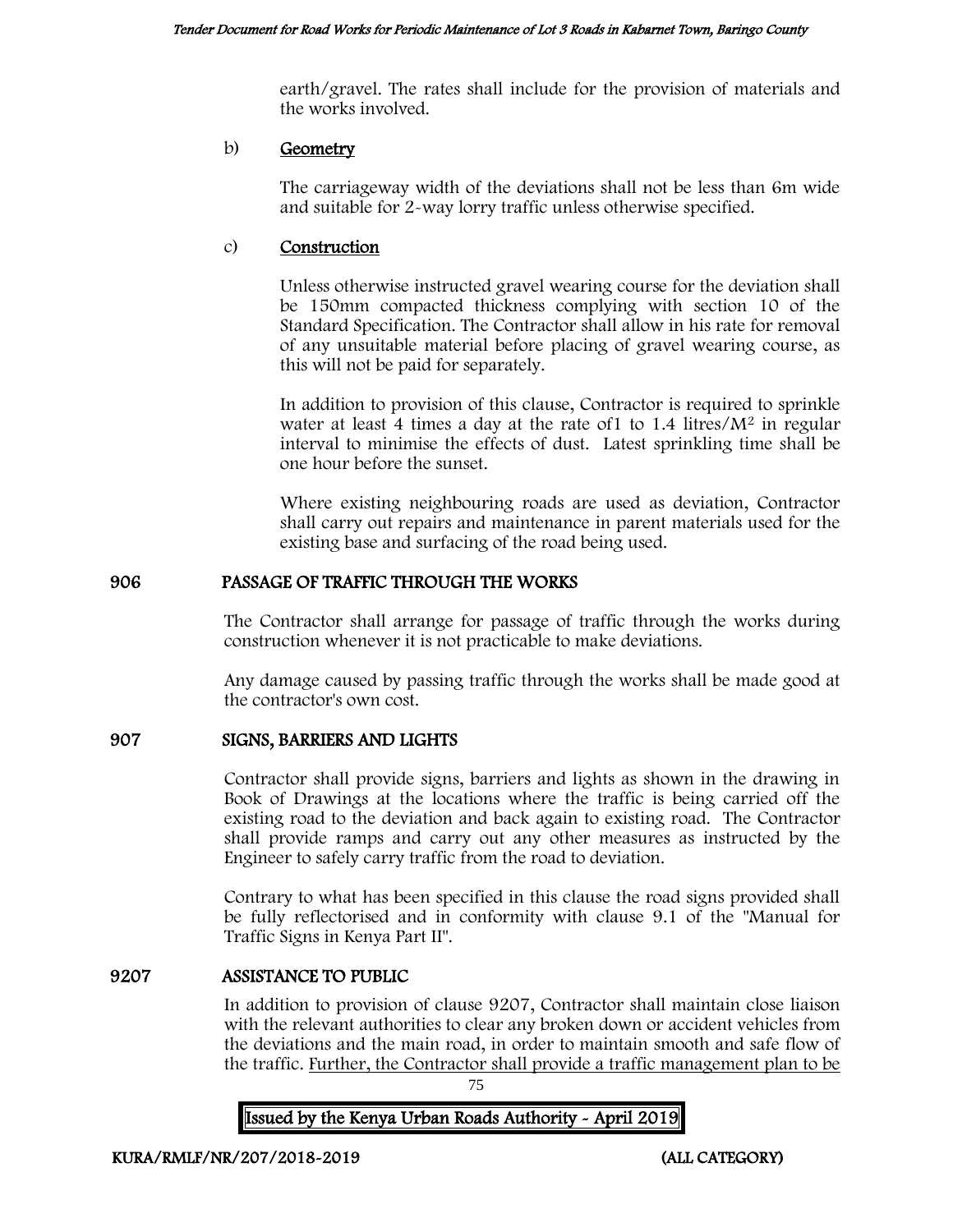earth/gravel. The rates shall include for the provision of materials and the works involved.

b) **Geometry**

The carriageway width of the deviations shall not be less than 6m wide and suitable for 2-way lorry traffic unless otherwise specified.

c) **Construction**

Unless otherwise instructed gravel wearing course for the deviation shall be 150mm compacted thickness complying with section 10 of the Standard Specification. The Contractor shall allow in his rate for removal of any unsuitable material before placing of gravel wearing course, as this will not be paid for separately.

In addition to provision of this clause, Contractor is required to sprinkle water at least 4 times a day at the rate of1 to 1.4 litres/$M^2$ in regular interval to minimise the effects of dust. Latest sprinkling time shall be one hour before the sunset.

Where existing neighbouring roads are used as deviation, Contractor shall carry out repairs and maintenance in parent materials used for the existing base and surfacing of the road being used.

## 906 PASSAGE OF TRAFFIC THROUGH THE WORKS

The Contractor shall arrange for passage of traffic through the works during construction whenever it is not practicable to make deviations.

Any damage caused by passing traffic through the works shall be made good at the contractor's own cost.

## 907 SIGNS, BARRIERS AND LIGHTS

Contractor shall provide signs, barriers and lights as shown in the drawing in Book of Drawings at the locations where the traffic is being carried off the existing road to the deviation and back again to existing road. The Contractor shall provide ramps and carry out any other measures as instructed by the Engineer to safely carry traffic from the road to deviation.

Contrary to what has been specified in this clause the road signs provided shall be fully reflectorised and in conformity with clause 9.1 of the "Manual for Traffic Signs in Kenya Part II".

## 9207 ASSISTANCE TO PUBLIC

In addition to provision of clause 9207, Contractor shall maintain close liaison with the relevant authorities to clear any broken down or accident vehicles from the deviations and the main road, in order to maintain smooth and safe flow of the traffic. Further, the Contractor shall provide a traffic management plan to be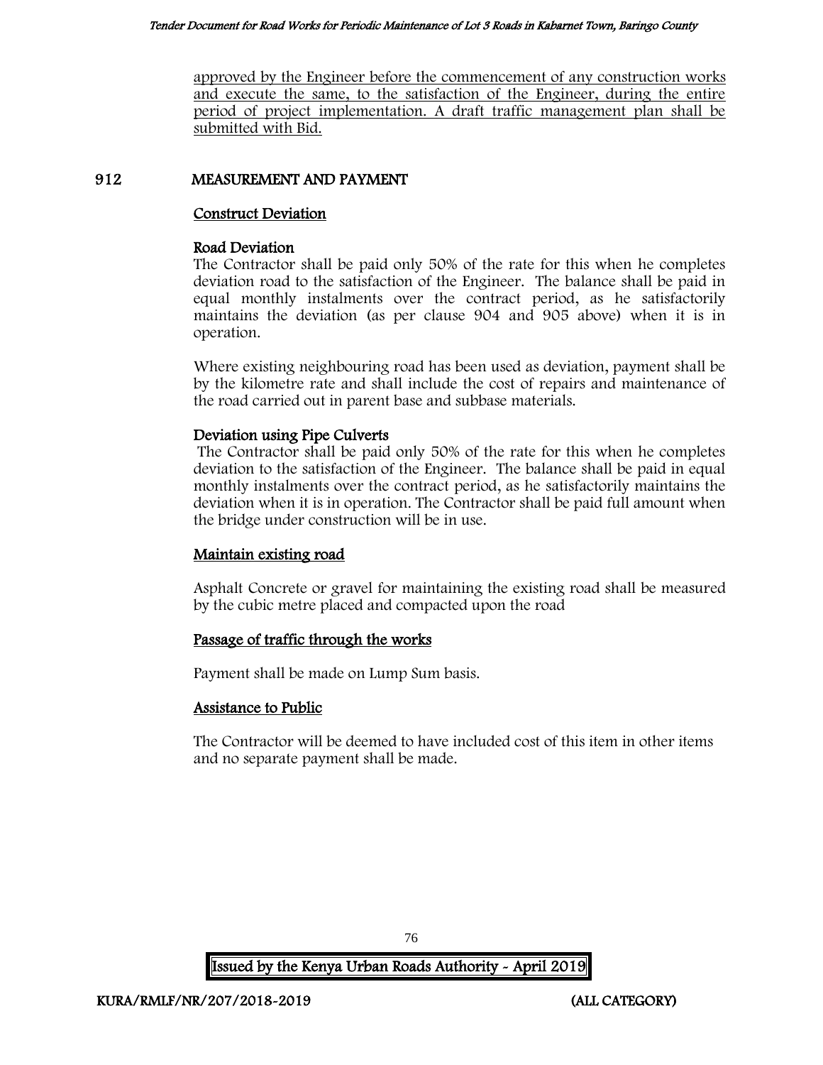approved by the Engineer before the commencement of any construction works and execute the same, to the satisfaction of the Engineer, during the entire period of project implementation. A draft traffic management plan shall be submitted with Bid.

## 912 MEASUREMENT AND PAYMENT

### Construct Deviation

#### Road Deviation

The Contractor shall be paid only 50% of the rate for this when he completes deviation road to the satisfaction of the Engineer. The balance shall be paid in equal monthly instalments over the contract period, as he satisfactorily maintains the deviation (as per clause 904 and 905 above) when it is in operation.

Where existing neighbouring road has been used as deviation, payment shall be by the kilometre rate and shall include the cost of repairs and maintenance of the road carried out in parent base and subbase materials.

#### Deviation using Pipe Culverts

The Contractor shall be paid only 50% of the rate for this when he completes deviation to the satisfaction of the Engineer. The balance shall be paid in equal monthly instalments over the contract period, as he satisfactorily maintains the deviation when it is in operation. The Contractor shall be paid full amount when the bridge under construction will be in use.

### Maintain existing road

Asphalt Concrete or gravel for maintaining the existing road shall be measured by the cubic metre placed and compacted upon the road

### Passage of traffic through the works

Payment shall be made on Lump Sum basis.

### Assistance to Public

The Contractor will be deemed to have included cost of this item in other items and no separate payment shall be made.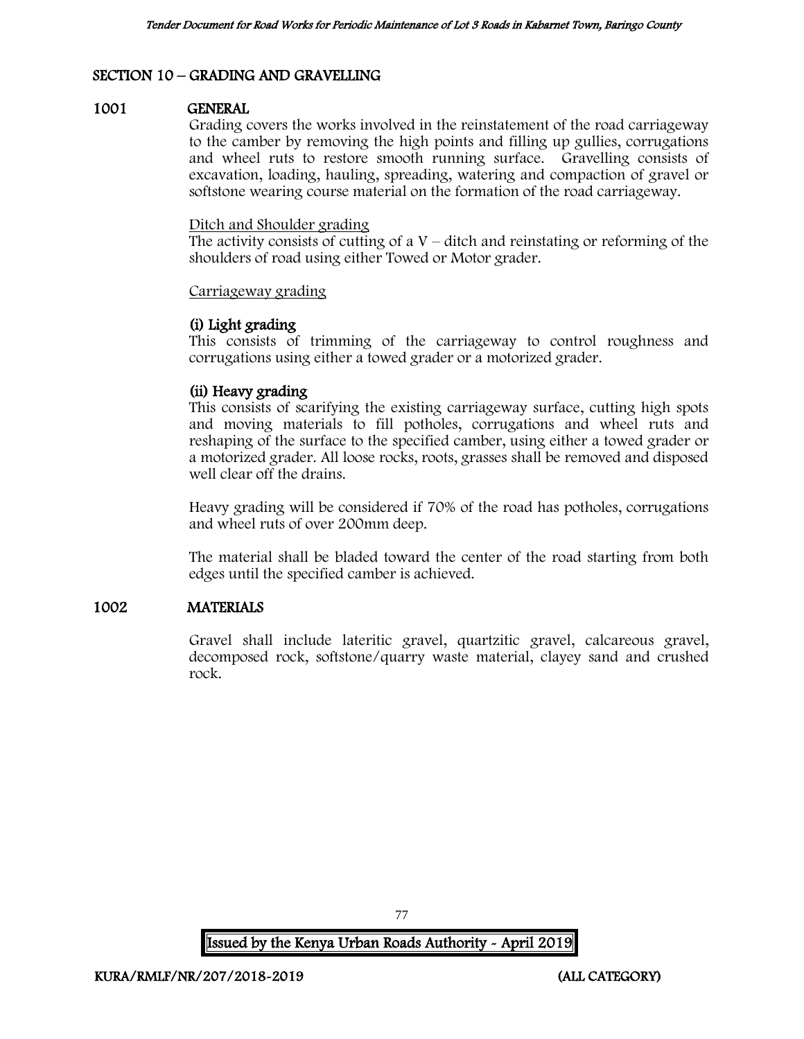## SECTION 10 – GRADING AND GRAVELLING

### 1001 GENERAL

Grading covers the works involved in the reinstatement of the road carriageway to the camber by removing the high points and filling up gullies, corrugations and wheel ruts to restore smooth running surface. Gravelling consists of excavation, loading, hauling, spreading, watering and compaction of gravel or softstone wearing course material on the formation of the road carriageway.

Ditch and Shoulder grading

The activity consists of cutting of a V – ditch and reinstating or reforming of the shoulders of road using either Towed or Motor grader.

Carriageway grading

**(i) Light grading**

This consists of trimming of the carriageway to control roughness and corrugations using either a towed grader or a motorized grader.

**(ii) Heavy grading**

This consists of scarifying the existing carriageway surface, cutting high spots and moving materials to fill potholes, corrugations and wheel ruts and reshaping of the surface to the specified camber, using either a towed grader or a motorized grader. All loose rocks, roots, grasses shall be removed and disposed well clear off the drains.

Heavy grading will be considered if 70% of the road has potholes, corrugations and wheel ruts of over 200mm deep.

The material shall be bladed toward the center of the road starting from both edges until the specified camber is achieved.

### 1002 MATERIALS

Gravel shall include lateritic gravel, quartzitic gravel, calcareous gravel, decomposed rock, softstone/quarry waste material, clayey sand and crushed rock.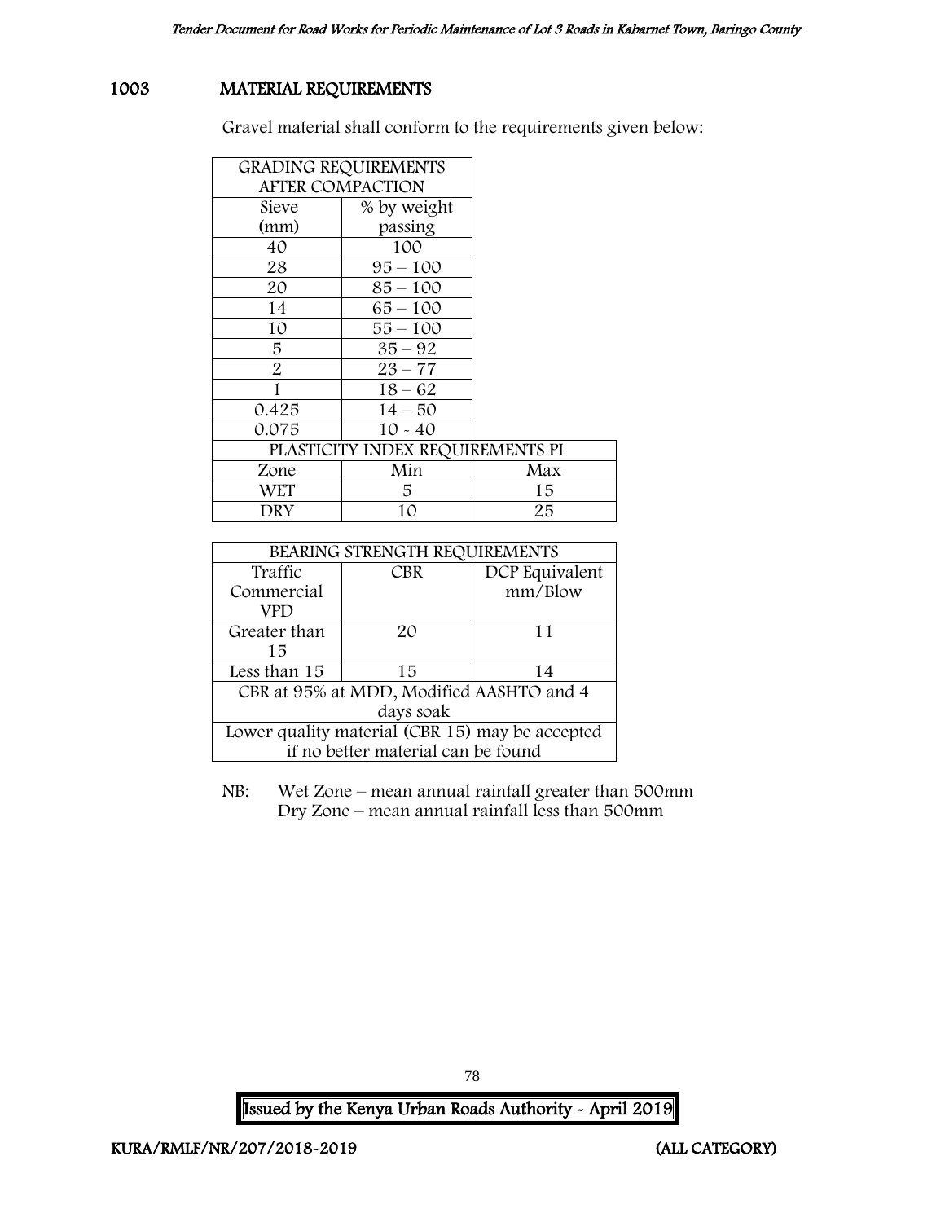## 1003 MATERIAL REQUIREMENTS

Gravel material shall conform to the requirements given below:

| GRADING REQUIREMENTS AFTER COMPACTION | |
|---|---|
| Sieve (mm) | % by weight passing |
| 40 | 100 |
| 28 | 95 – 100 |
| 20 | 85 – 100 |
| 14 | 65 – 100 |
| 10 | 55 – 100 |
| 5 | 35 – 92 |
| 2 | 23 – 77 |
| 1 | 18 – 62 |
| 0.425 | 14 – 50 |
| 0.075 | 10 - 40 |

| PLASTICITY INDEX REQUIREMENTS PI | | |
|---|---|---|
| Zone | Min | Max |
| WET | 5 | 15 |
| DRY | 10 | 25 |

| BEARING STRENGTH REQUIREMENTS | | |
|---|---|---|
| Traffic Commercial VPD | CBR | DCP Equivalent mm/Blow |
| Greater than 15 | 20 | 11 |
| Less than 15 | 15 | 14 |
| CBR at 95% at MDD, Modified AASHTO and 4 days soak | | |
| Lower quality material (CBR 15) may be accepted if no better material can be found | | |

NB: Wet Zone – mean annual rainfall greater than 500mm
Dry Zone – mean annual rainfall less than 500mm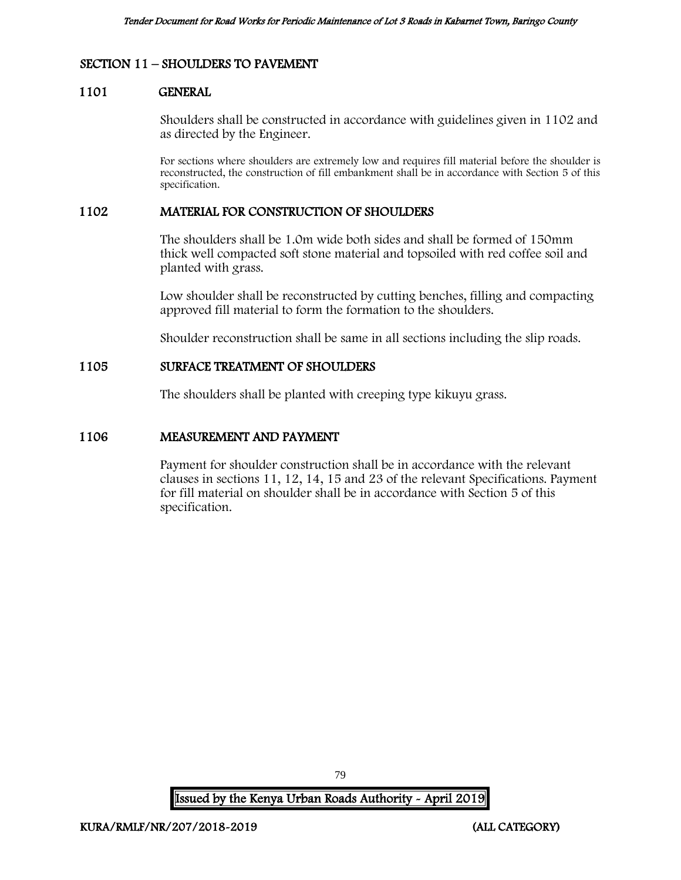## SECTION 11 – SHOULDERS TO PAVEMENT

### 1101 GENERAL

Shoulders shall be constructed in accordance with guidelines given in 1102 and as directed by the Engineer.

For sections where shoulders are extremely low and requires fill material before the shoulder is reconstructed, the construction of fill embankment shall be in accordance with Section 5 of this specification.

### 1102 MATERIAL FOR CONSTRUCTION OF SHOULDERS

The shoulders shall be 1.0m wide both sides and shall be formed of 150mm thick well compacted soft stone material and topsoiled with red coffee soil and planted with grass.

Low shoulder shall be reconstructed by cutting benches, filling and compacting approved fill material to form the formation to the shoulders.

Shoulder reconstruction shall be same in all sections including the slip roads.

### 1105 SURFACE TREATMENT OF SHOULDERS

The shoulders shall be planted with creeping type kikuyu grass.

### 1106 MEASUREMENT AND PAYMENT

Payment for shoulder construction shall be in accordance with the relevant clauses in sections 11, 12, 14, 15 and 23 of the relevant Specifications. Payment for fill material on shoulder shall be in accordance with Section 5 of this specification.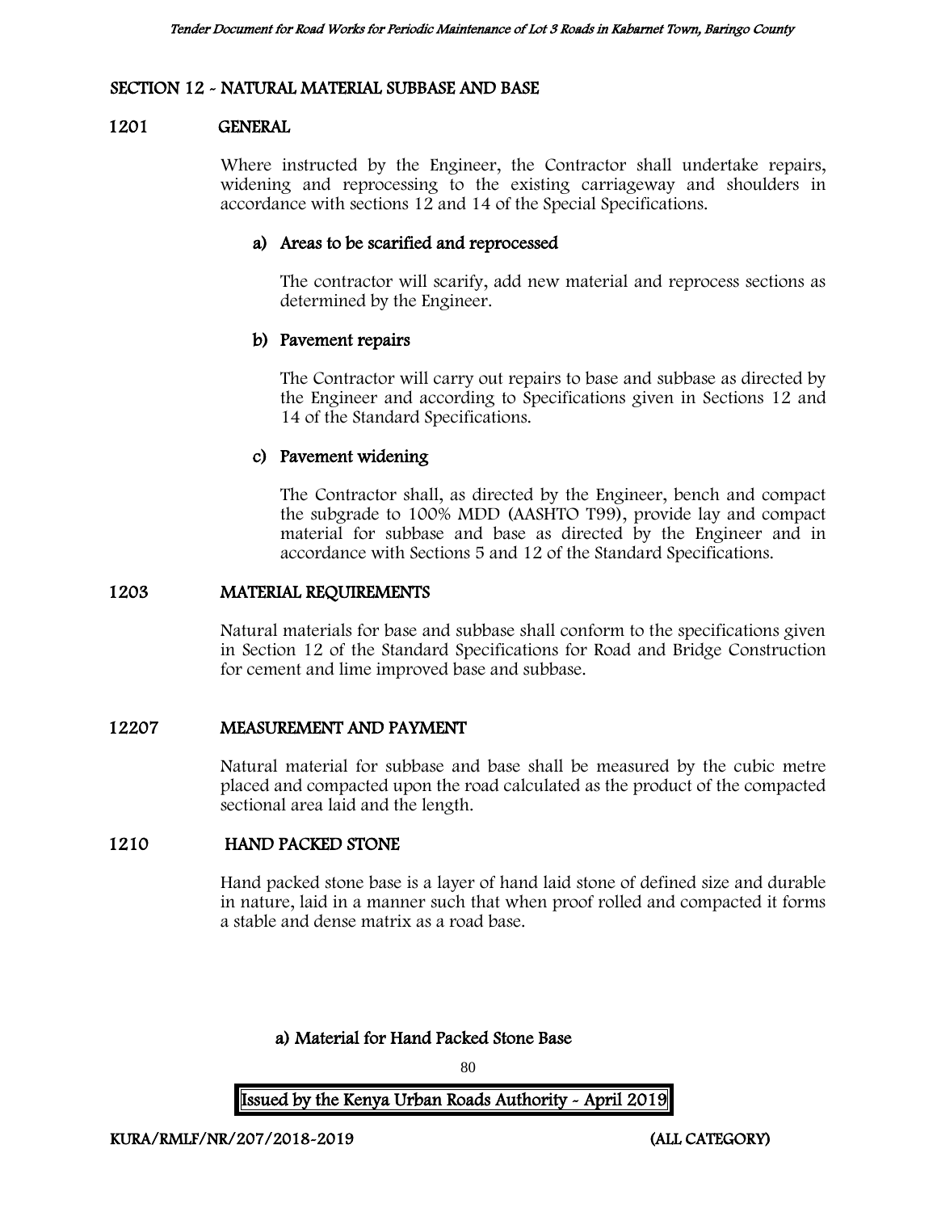## SECTION 12 - NATURAL MATERIAL SUBBASE AND BASE

### 1201 GENERAL

Where instructed by the Engineer, the Contractor shall undertake repairs, widening and reprocessing to the existing carriageway and shoulders in accordance with sections 12 and 14 of the Special Specifications.

**a) Areas to be scarified and reprocessed**

The contractor will scarify, add new material and reprocess sections as determined by the Engineer.

**b) Pavement repairs**

The Contractor will carry out repairs to base and subbase as directed by the Engineer and according to Specifications given in Sections 12 and 14 of the Standard Specifications.

**c) Pavement widening**

The Contractor shall, as directed by the Engineer, bench and compact the subgrade to 100% MDD (AASHTO T99), provide lay and compact material for subbase and base as directed by the Engineer and in accordance with Sections 5 and 12 of the Standard Specifications.

### 1203 MATERIAL REQUIREMENTS

Natural materials for base and subbase shall conform to the specifications given in Section 12 of the Standard Specifications for Road and Bridge Construction for cement and lime improved base and subbase.

### 12207 MEASUREMENT AND PAYMENT

Natural material for subbase and base shall be measured by the cubic metre placed and compacted upon the road calculated as the product of the compacted sectional area laid and the length.

### 1210 HAND PACKED STONE

Hand packed stone base is a layer of hand laid stone of defined size and durable in nature, laid in a manner such that when proof rolled and compacted it forms a stable and dense matrix as a road base.

**a) Material for Hand Packed Stone Base**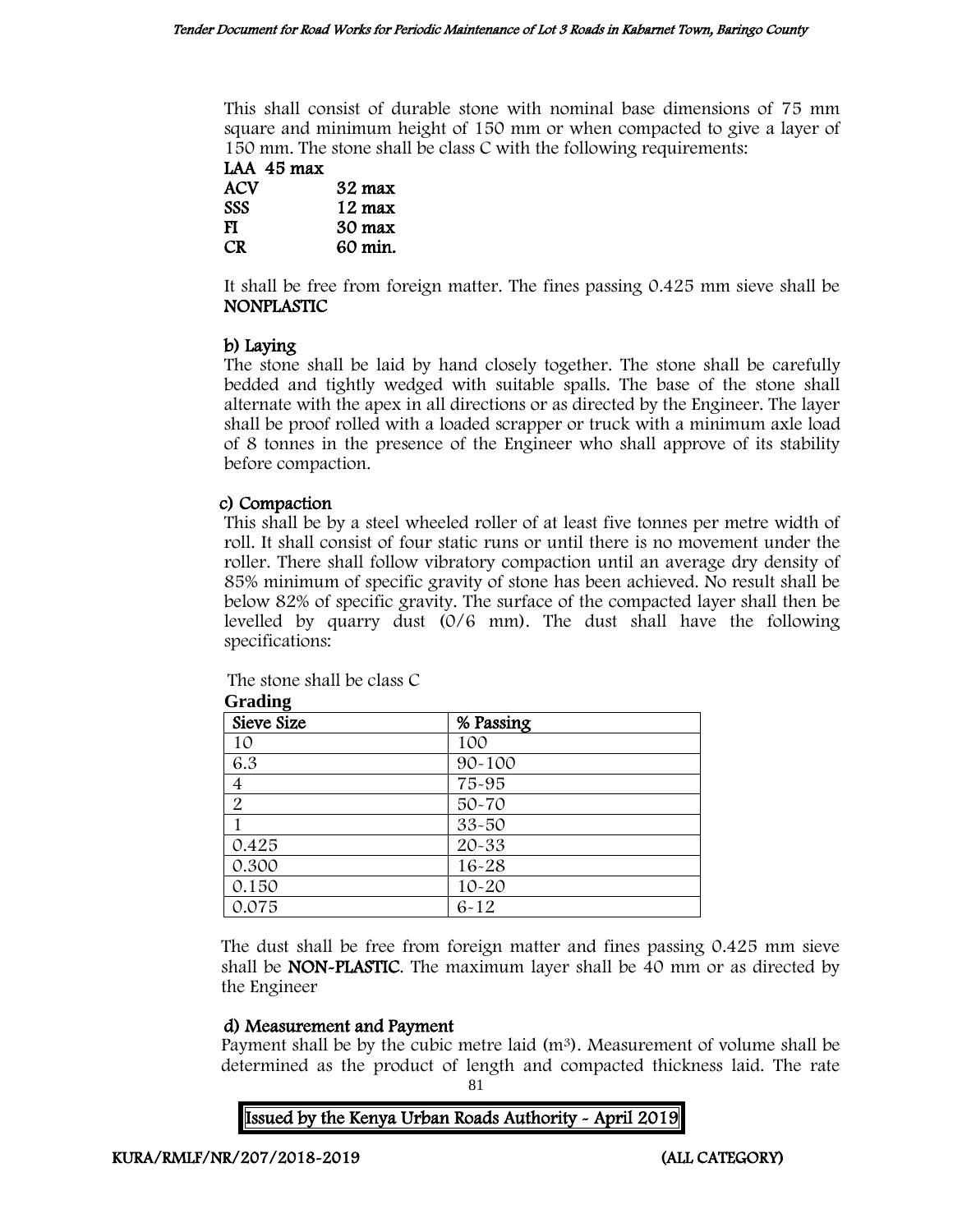This shall consist of durable stone with nominal base dimensions of 75 mm square and minimum height of 150 mm or when compacted to give a layer of 150 mm. The stone shall be class C with the following requirements:

**LAA 45 max**
**ACV 32 max**
**SSS 12 max**
**FI 30 max**
**CR 60 min.**

It shall be free from foreign matter. The fines passing 0.425 mm sieve shall be **NONPLASTIC**

**b) Laying**

The stone shall be laid by hand closely together. The stone shall be carefully bedded and tightly wedged with suitable spalls. The base of the stone shall alternate with the apex in all directions or as directed by the Engineer. The layer shall be proof rolled with a loaded scrapper or truck with a minimum axle load of 8 tonnes in the presence of the Engineer who shall approve of its stability before compaction.

**c) Compaction**

This shall be by a steel wheeled roller of at least five tonnes per metre width of roll. It shall consist of four static runs or until there is no movement under the roller. There shall follow vibratory compaction until an average dry density of 85% minimum of specific gravity of stone has been achieved. No result shall be below 82% of specific gravity. The surface of the compacted layer shall then be levelled by quarry dust (0/6 mm). The dust shall have the following specifications:

The stone shall be class C

**Grading**

| Sieve Size | % Passing |
|---|---|
| 10 | 100 |
| 6.3 | 90-100 |
| 4 | 75-95 |
| 2 | 50-70 |
| 1 | 33-50 |
| 0.425 | 20-33 |
| 0.300 | 16-28 |
| 0.150 | 10-20 |
| 0.075 | 6-12 |

The dust shall be free from foreign matter and fines passing 0.425 mm sieve shall be **NON-PLASTIC**. The maximum layer shall be 40 mm or as directed by the Engineer

**d) Measurement and Payment**

Payment shall be by the cubic metre laid ($m^3$). Measurement of volume shall be determined as the product of length and compacted thickness laid. The rate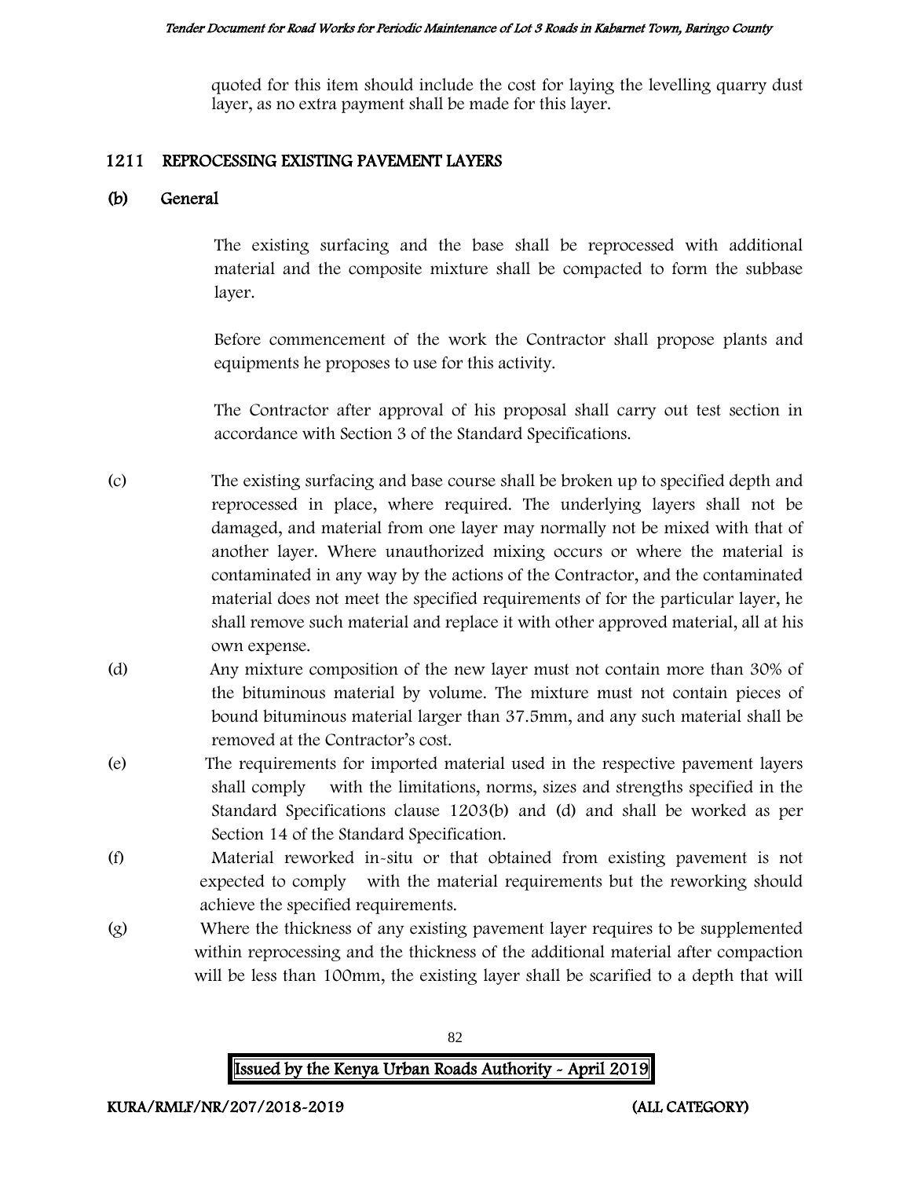quoted for this item should include the cost for laying the levelling quarry dust layer, as no extra payment shall be made for this layer.

## 1211 REPROCESSING EXISTING PAVEMENT LAYERS

### (b) General

The existing surfacing and the base shall be reprocessed with additional material and the composite mixture shall be compacted to form the subbase layer.

Before commencement of the work the Contractor shall propose plants and equipments he proposes to use for this activity.

The Contractor after approval of his proposal shall carry out test section in accordance with Section 3 of the Standard Specifications.

(c) The existing surfacing and base course shall be broken up to specified depth and reprocessed in place, where required. The underlying layers shall not be damaged, and material from one layer may normally not be mixed with that of another layer. Where unauthorized mixing occurs or where the material is contaminated in any way by the actions of the Contractor, and the contaminated material does not meet the specified requirements of for the particular layer, he shall remove such material and replace it with other approved material, all at his own expense.

(d) Any mixture composition of the new layer must not contain more than 30% of the bituminous material by volume. The mixture must not contain pieces of bound bituminous material larger than 37.5mm, and any such material shall be removed at the Contractor's cost.

(e) The requirements for imported material used in the respective pavement layers shall comply with the limitations, norms, sizes and strengths specified in the Standard Specifications clause 1203(b) and (d) and shall be worked as per Section 14 of the Standard Specification.

(f) Material reworked in-situ or that obtained from existing pavement is not expected to comply with the material requirements but the reworking should achieve the specified requirements.

(g) Where the thickness of any existing pavement layer requires to be supplemented within reprocessing and the thickness of the additional material after compaction will be less than 100mm, the existing layer shall be scarified to a depth that will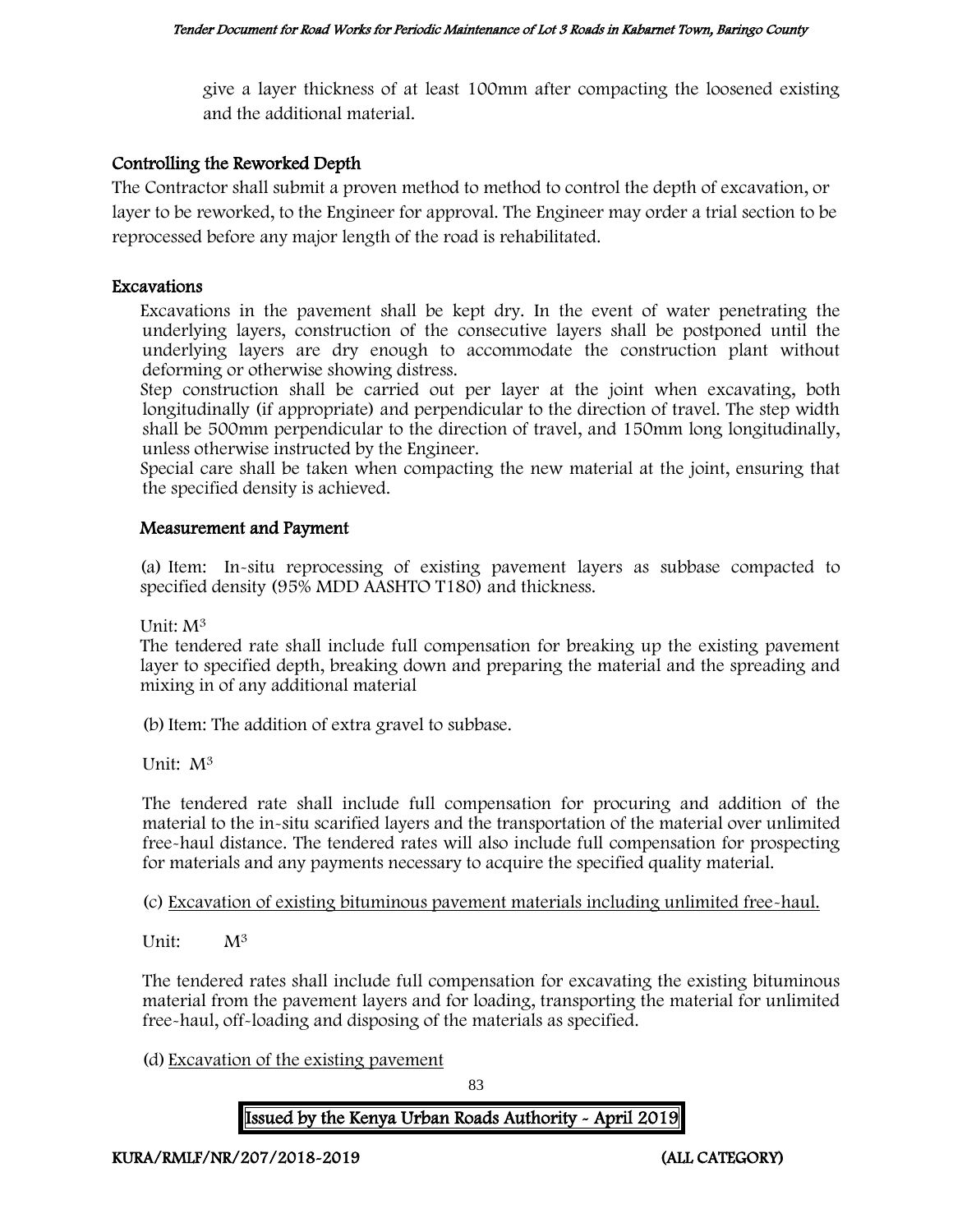give a layer thickness of at least 100mm after compacting the loosened existing and the additional material.

## Controlling the Reworked Depth

The Contractor shall submit a proven method to method to control the depth of excavation, or layer to be reworked, to the Engineer for approval. The Engineer may order a trial section to be reprocessed before any major length of the road is rehabilitated.

## Excavations

Excavations in the pavement shall be kept dry. In the event of water penetrating the underlying layers, construction of the consecutive layers shall be postponed until the underlying layers are dry enough to accommodate the construction plant without deforming or otherwise showing distress.

Step construction shall be carried out per layer at the joint when excavating, both longitudinally (if appropriate) and perpendicular to the direction of travel. The step width shall be 500mm perpendicular to the direction of travel, and 150mm long longitudinally, unless otherwise instructed by the Engineer.

Special care shall be taken when compacting the new material at the joint, ensuring that the specified density is achieved.

### Measurement and Payment

(a) Item: In-situ reprocessing of existing pavement layers as subbase compacted to specified density (95% MDD AASHTO T180) and thickness.

Unit: $M^3$

The tendered rate shall include full compensation for breaking up the existing pavement layer to specified depth, breaking down and preparing the material and the spreading and mixing in of any additional material

(b) Item: The addition of extra gravel to subbase.

Unit: $M^3$

The tendered rate shall include full compensation for procuring and addition of the material to the in-situ scarified layers and the transportation of the material over unlimited free-haul distance. The tendered rates will also include full compensation for prospecting for materials and any payments necessary to acquire the specified quality material.

(c) Excavation of existing bituminous pavement materials including unlimited free-haul.

Unit: $M^3$

The tendered rates shall include full compensation for excavating the existing bituminous material from the pavement layers and for loading, transporting the material for unlimited free-haul, off-loading and disposing of the materials as specified.

(d) Excavation of the existing pavement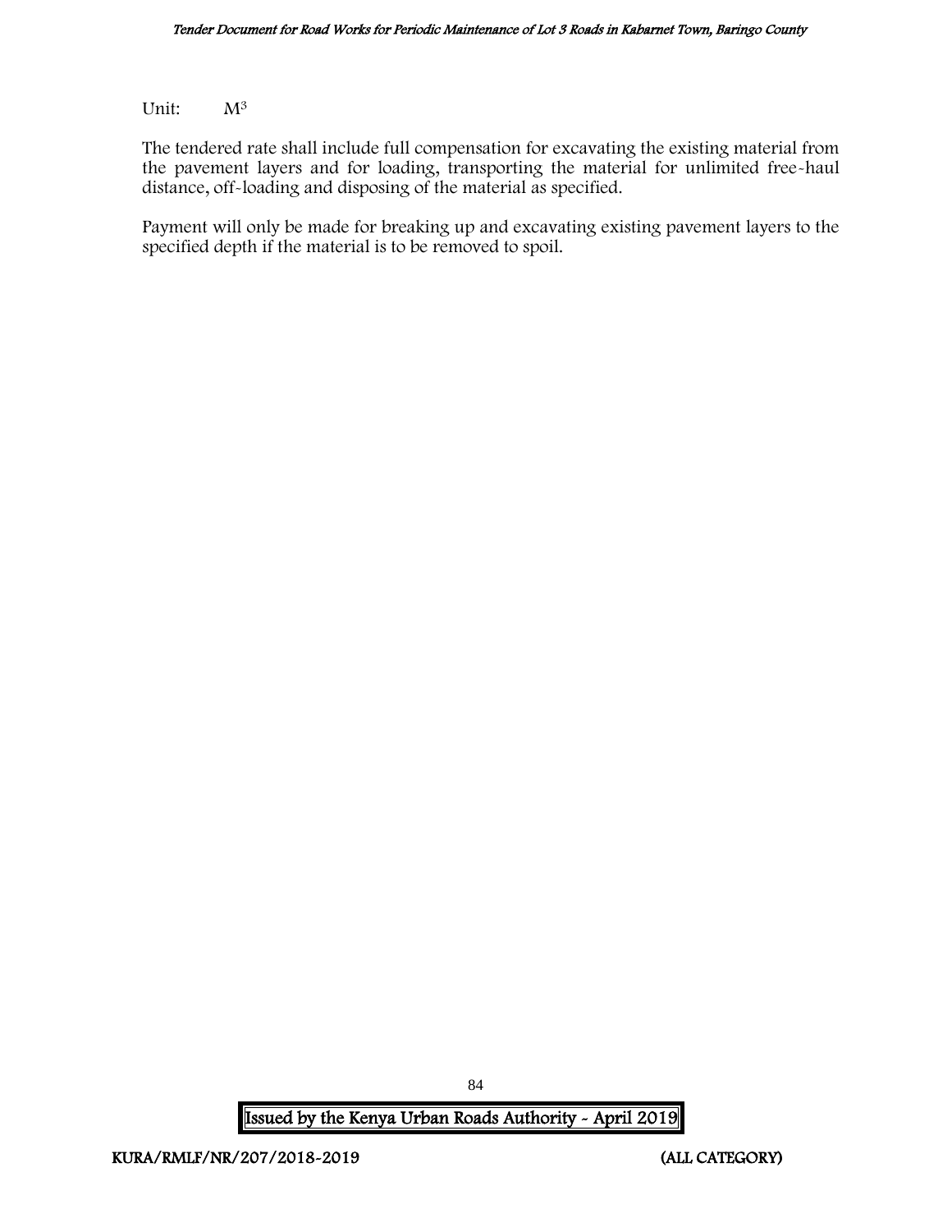Unit: $M^3$

The tendered rate shall include full compensation for excavating the existing material from the pavement layers and for loading, transporting the material for unlimited free-haul distance, off-loading and disposing of the material as specified.

Payment will only be made for breaking up and excavating existing pavement layers to the specified depth if the material is to be removed to spoil.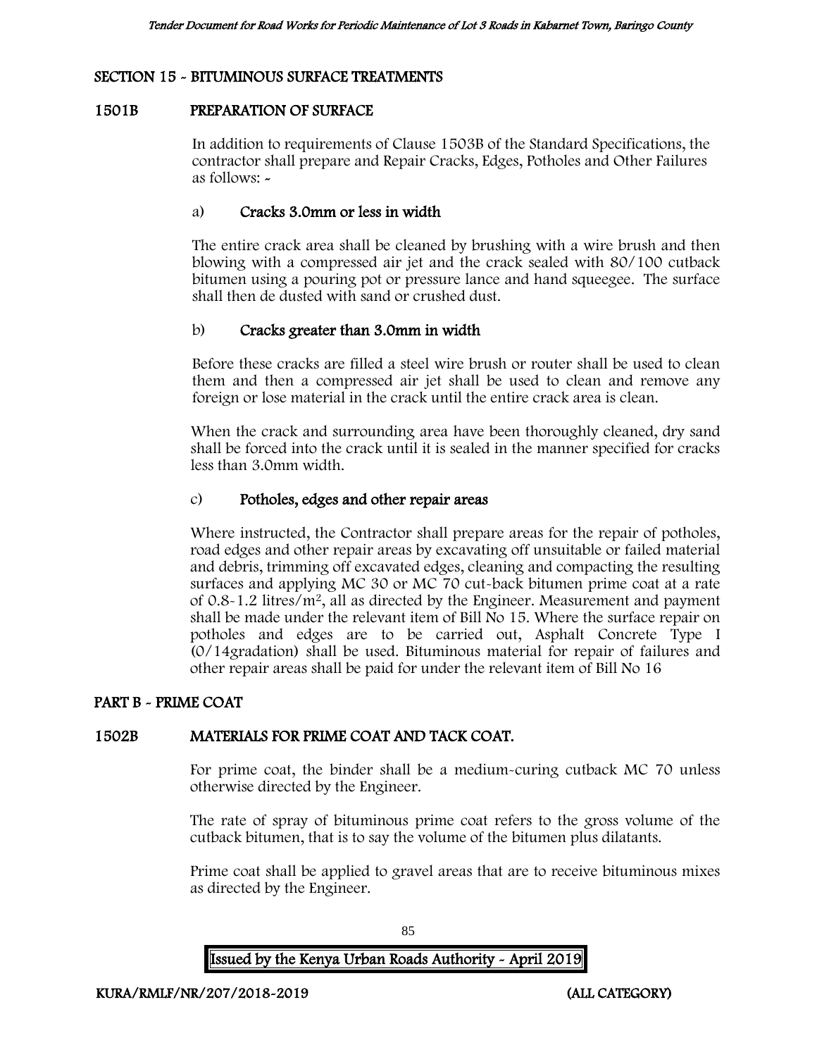## SECTION 15 - BITUMINOUS SURFACE TREATMENTS

### 1501B PREPARATION OF SURFACE

In addition to requirements of Clause 1503B of the Standard Specifications, the contractor shall prepare and Repair Cracks, Edges, Potholes and Other Failures as follows: -

a) **Cracks 3.0mm or less in width**

The entire crack area shall be cleaned by brushing with a wire brush and then blowing with a compressed air jet and the crack sealed with 80/100 cutback bitumen using a pouring pot or pressure lance and hand squeegee. The surface shall then de dusted with sand or crushed dust.

b) **Cracks greater than 3.0mm in width**

Before these cracks are filled a steel wire brush or router shall be used to clean them and then a compressed air jet shall be used to clean and remove any foreign or lose material in the crack until the entire crack area is clean.

When the crack and surrounding area have been thoroughly cleaned, dry sand shall be forced into the crack until it is sealed in the manner specified for cracks less than 3.0mm width.

c) **Potholes, edges and other repair areas**

Where instructed, the Contractor shall prepare areas for the repair of potholes, road edges and other repair areas by excavating off unsuitable or failed material and debris, trimming off excavated edges, cleaning and compacting the resulting surfaces and applying MC 30 or MC 70 cut-back bitumen prime coat at a rate of 0.8-1.2 litres/$m^2$, all as directed by the Engineer. Measurement and payment shall be made under the relevant item of Bill No 15. Where the surface repair on potholes and edges are to be carried out, Asphalt Concrete Type I (0/14gradation) shall be used. Bituminous material for repair of failures and other repair areas shall be paid for under the relevant item of Bill No 16

## PART B - PRIME COAT

### 1502B MATERIALS FOR PRIME COAT AND TACK COAT.

For prime coat, the binder shall be a medium-curing cutback MC 70 unless otherwise directed by the Engineer.

The rate of spray of bituminous prime coat refers to the gross volume of the cutback bitumen, that is to say the volume of the bitumen plus dilatants.

Prime coat shall be applied to gravel areas that are to receive bituminous mixes as directed by the Engineer.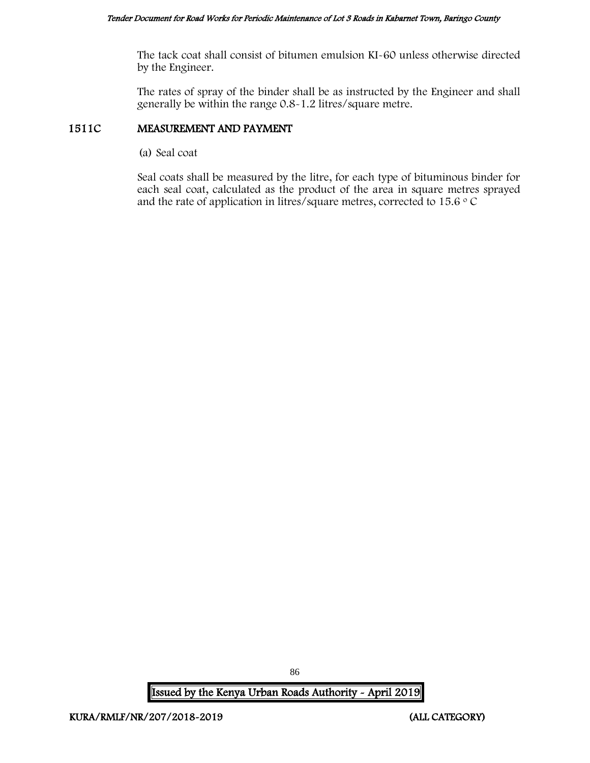The tack coat shall consist of bitumen emulsion KI-60 unless otherwise directed by the Engineer.

The rates of spray of the binder shall be as instructed by the Engineer and shall generally be within the range 0.8-1.2 litres/square metre.

## 1511C MEASUREMENT AND PAYMENT

(a) Seal coat

Seal coats shall be measured by the litre, for each type of bituminous binder for each seal coat, calculated as the product of the area in square metres sprayed and the rate of application in litres/square metres, corrected to 15.6 $^{\circ}$C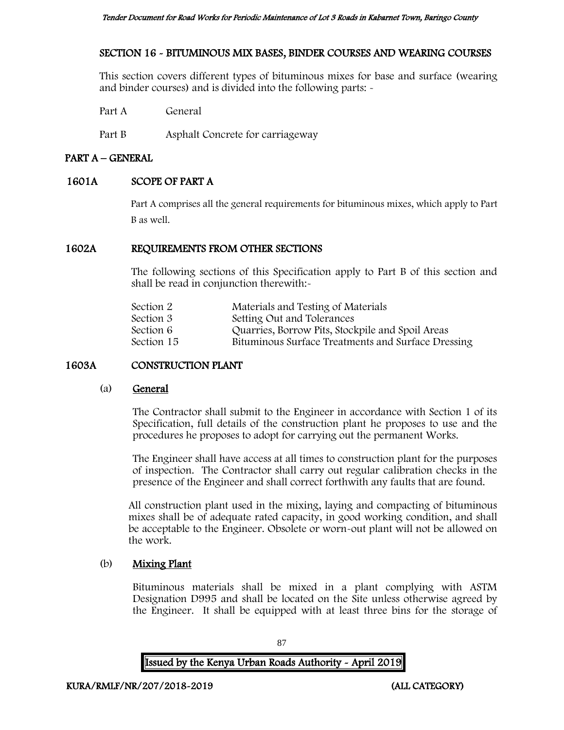## SECTION 16 - BITUMINOUS MIX BASES, BINDER COURSES AND WEARING COURSES

This section covers different types of bituminous mixes for base and surface (wearing and binder courses) and is divided into the following parts: -

Part A General

Part B Asphalt Concrete for carriageway

## PART A – GENERAL

### 1601A SCOPE OF PART A

Part A comprises all the general requirements for bituminous mixes, which apply to Part B as well.

### 1602A REQUIREMENTS FROM OTHER SECTIONS

The following sections of this Specification apply to Part B of this section and shall be read in conjunction therewith:-

| | |
|---|---|
| Section 2 | Materials and Testing of Materials |
| Section 3 | Setting Out and Tolerances |
| Section 6 | Quarries, Borrow Pits, Stockpile and Spoil Areas |
| Section 15 | Bituminous Surface Treatments and Surface Dressing |

### 1603A CONSTRUCTION PLANT

(a) **General**

The Contractor shall submit to the Engineer in accordance with Section 1 of its Specification, full details of the construction plant he proposes to use and the procedures he proposes to adopt for carrying out the permanent Works.

The Engineer shall have access at all times to construction plant for the purposes of inspection. The Contractor shall carry out regular calibration checks in the presence of the Engineer and shall correct forthwith any faults that are found.

All construction plant used in the mixing, laying and compacting of bituminous mixes shall be of adequate rated capacity, in good working condition, and shall be acceptable to the Engineer. Obsolete or worn-out plant will not be allowed on the work.

(b) **Mixing Plant**

Bituminous materials shall be mixed in a plant complying with ASTM Designation D995 and shall be located on the Site unless otherwise agreed by the Engineer. It shall be equipped with at least three bins for the storage of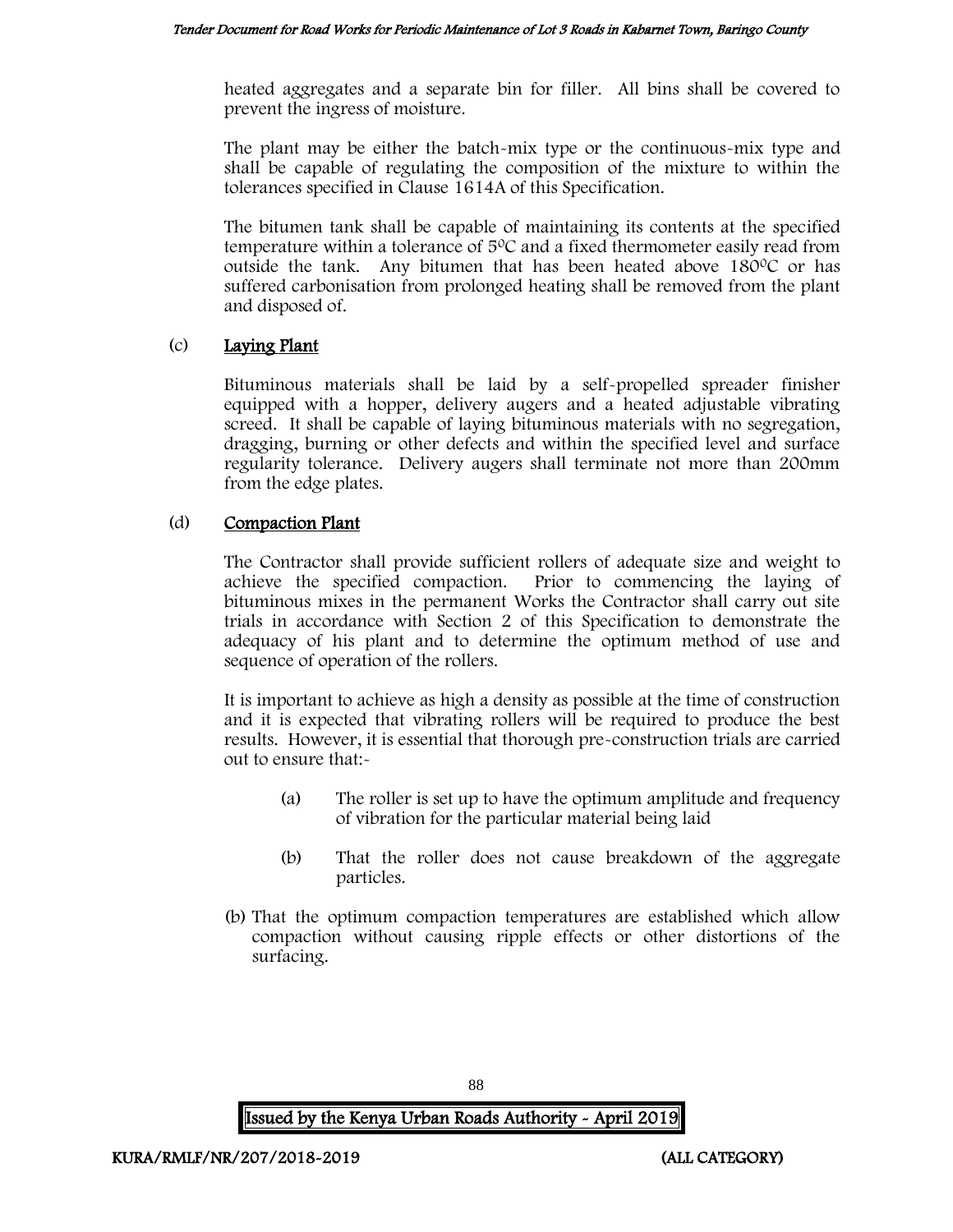heated aggregates and a separate bin for filler. All bins shall be covered to prevent the ingress of moisture.

The plant may be either the batch-mix type or the continuous-mix type and shall be capable of regulating the composition of the mixture to within the tolerances specified in Clause 1614A of this Specification.

The bitumen tank shall be capable of maintaining its contents at the specified temperature within a tolerance of $5^0$C and a fixed thermometer easily read from outside the tank. Any bitumen that has been heated above $180^0$C or has suffered carbonisation from prolonged heating shall be removed from the plant and disposed of.

(c) **Laying Plant**

Bituminous materials shall be laid by a self-propelled spreader finisher equipped with a hopper, delivery augers and a heated adjustable vibrating screed. It shall be capable of laying bituminous materials with no segregation, dragging, burning or other defects and within the specified level and surface regularity tolerance. Delivery augers shall terminate not more than 200mm from the edge plates.

(d) **Compaction Plant**

The Contractor shall provide sufficient rollers of adequate size and weight to achieve the specified compaction. Prior to commencing the laying of bituminous mixes in the permanent Works the Contractor shall carry out site trials in accordance with Section 2 of this Specification to demonstrate the adequacy of his plant and to determine the optimum method of use and sequence of operation of the rollers.

It is important to achieve as high a density as possible at the time of construction and it is expected that vibrating rollers will be required to produce the best results. However, it is essential that thorough pre-construction trials are carried out to ensure that:-

(a) The roller is set up to have the optimum amplitude and frequency of vibration for the particular material being laid

(b) That the roller does not cause breakdown of the aggregate particles.

(b) That the optimum compaction temperatures are established which allow compaction without causing ripple effects or other distortions of the surfacing.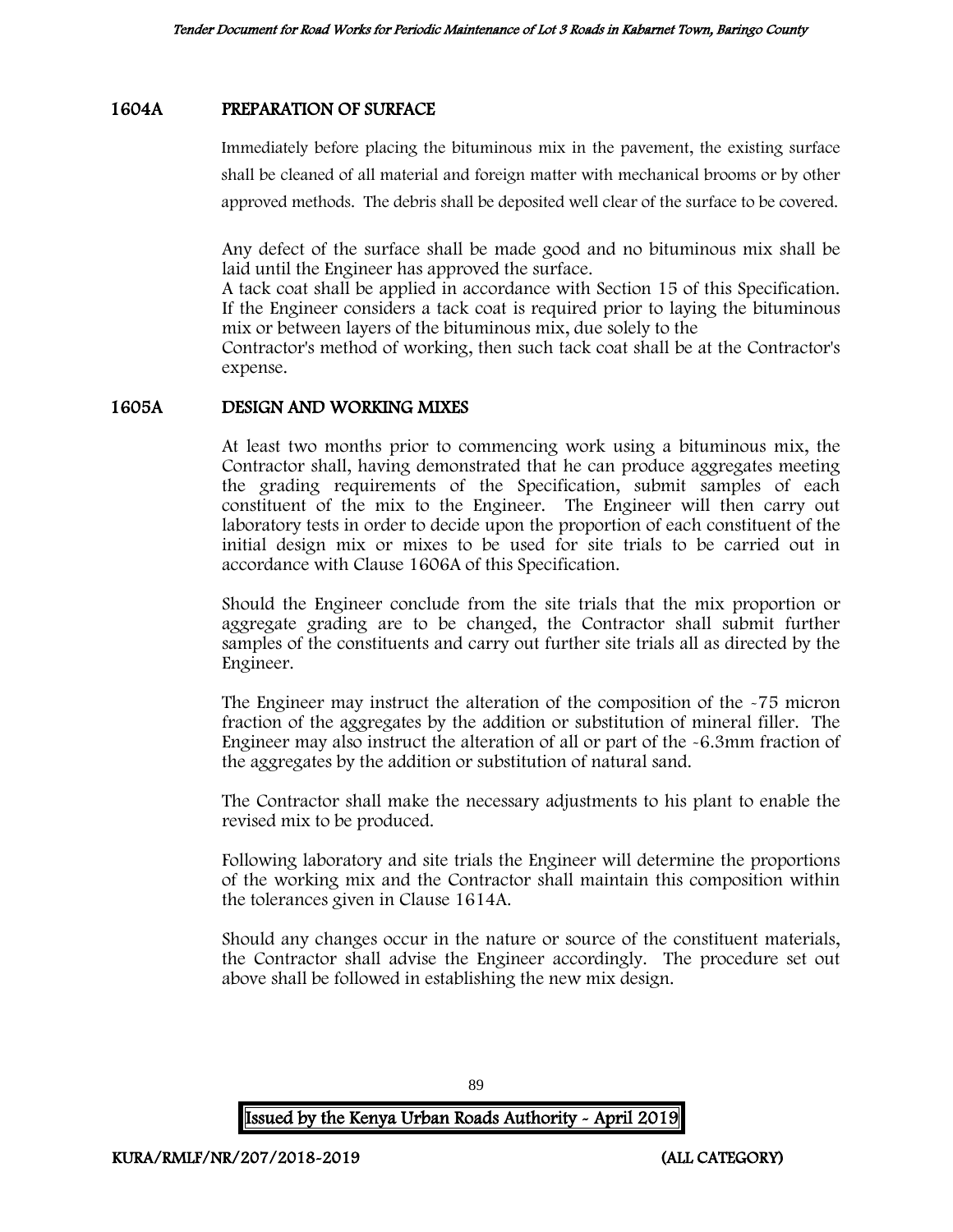## 1604A PREPARATION OF SURFACE

Immediately before placing the bituminous mix in the pavement, the existing surface shall be cleaned of all material and foreign matter with mechanical brooms or by other approved methods. The debris shall be deposited well clear of the surface to be covered.

Any defect of the surface shall be made good and no bituminous mix shall be laid until the Engineer has approved the surface.
A tack coat shall be applied in accordance with Section 15 of this Specification. If the Engineer considers a tack coat is required prior to laying the bituminous mix or between layers of the bituminous mix, due solely to the
Contractor's method of working, then such tack coat shall be at the Contractor's expense.

## 1605A DESIGN AND WORKING MIXES

At least two months prior to commencing work using a bituminous mix, the Contractor shall, having demonstrated that he can produce aggregates meeting the grading requirements of the Specification, submit samples of each constituent of the mix to the Engineer. The Engineer will then carry out laboratory tests in order to decide upon the proportion of each constituent of the initial design mix or mixes to be used for site trials to be carried out in accordance with Clause 1606A of this Specification.

Should the Engineer conclude from the site trials that the mix proportion or aggregate grading are to be changed, the Contractor shall submit further samples of the constituents and carry out further site trials all as directed by the Engineer.

The Engineer may instruct the alteration of the composition of the -75 micron fraction of the aggregates by the addition or substitution of mineral filler. The Engineer may also instruct the alteration of all or part of the -6.3mm fraction of the aggregates by the addition or substitution of natural sand.

The Contractor shall make the necessary adjustments to his plant to enable the revised mix to be produced.

Following laboratory and site trials the Engineer will determine the proportions of the working mix and the Contractor shall maintain this composition within the tolerances given in Clause 1614A.

Should any changes occur in the nature or source of the constituent materials, the Contractor shall advise the Engineer accordingly. The procedure set out above shall be followed in establishing the new mix design.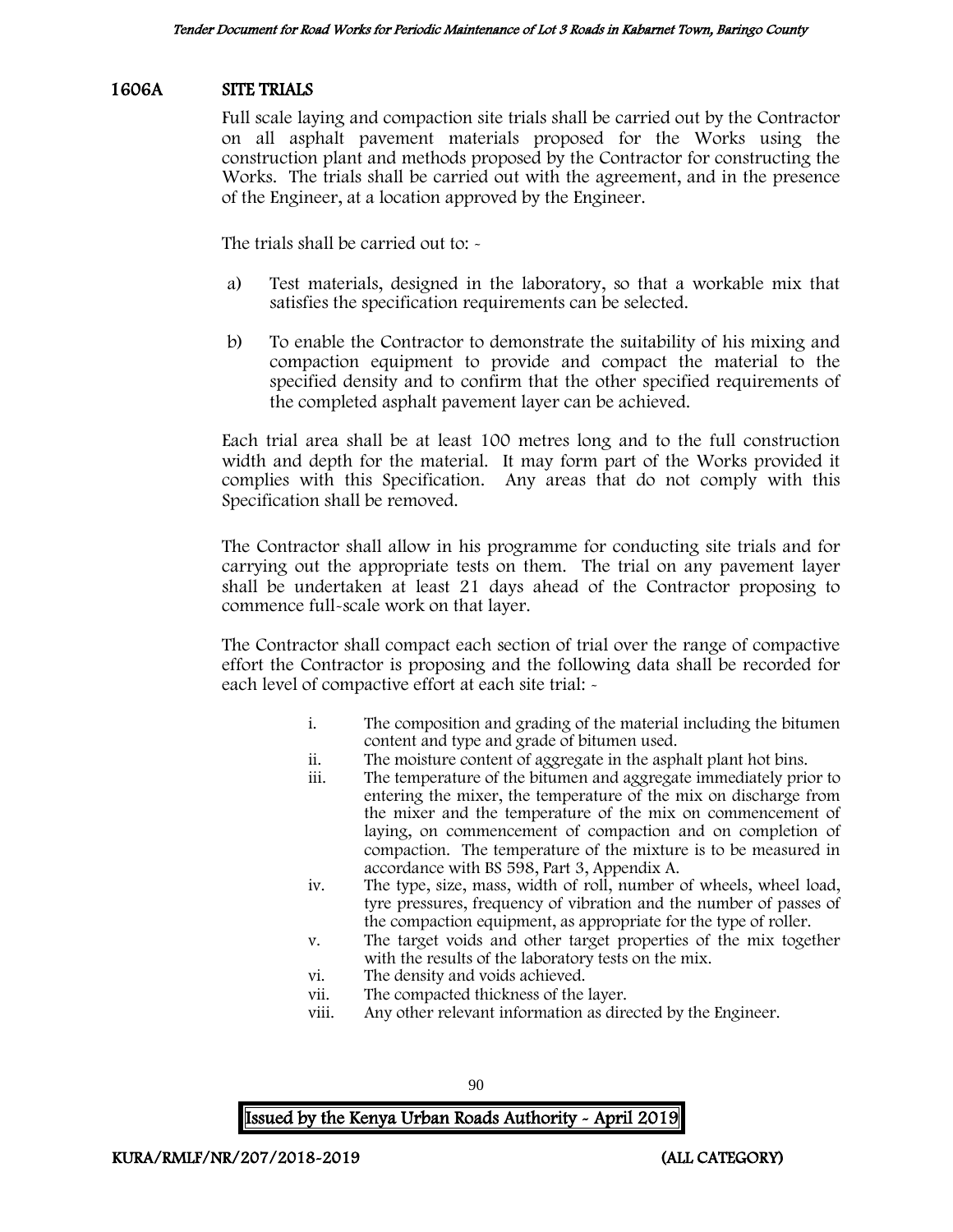## 1606A SITE TRIALS

Full scale laying and compaction site trials shall be carried out by the Contractor on all asphalt pavement materials proposed for the Works using the construction plant and methods proposed by the Contractor for constructing the Works. The trials shall be carried out with the agreement, and in the presence of the Engineer, at a location approved by the Engineer.

The trials shall be carried out to: -

a) Test materials, designed in the laboratory, so that a workable mix that satisfies the specification requirements can be selected.

b) To enable the Contractor to demonstrate the suitability of his mixing and compaction equipment to provide and compact the material to the specified density and to confirm that the other specified requirements of the completed asphalt pavement layer can be achieved.

Each trial area shall be at least 100 metres long and to the full construction width and depth for the material. It may form part of the Works provided it complies with this Specification. Any areas that do not comply with this Specification shall be removed.

The Contractor shall allow in his programme for conducting site trials and for carrying out the appropriate tests on them. The trial on any pavement layer shall be undertaken at least 21 days ahead of the Contractor proposing to commence full-scale work on that layer.

The Contractor shall compact each section of trial over the range of compactive effort the Contractor is proposing and the following data shall be recorded for each level of compactive effort at each site trial: -

i. The composition and grading of the material including the bitumen content and type and grade of bitumen used.
ii. The moisture content of aggregate in the asphalt plant hot bins.
iii. The temperature of the bitumen and aggregate immediately prior to entering the mixer, the temperature of the mix on discharge from the mixer and the temperature of the mix on commencement of laying, on commencement of compaction and on completion of compaction. The temperature of the mixture is to be measured in accordance with BS 598, Part 3, Appendix A.
iv. The type, size, mass, width of roll, number of wheels, wheel load, tyre pressures, frequency of vibration and the number of passes of the compaction equipment, as appropriate for the type of roller.
v. The target voids and other target properties of the mix together with the results of the laboratory tests on the mix.
vi. The density and voids achieved.
vii. The compacted thickness of the layer.
viii. Any other relevant information as directed by the Engineer.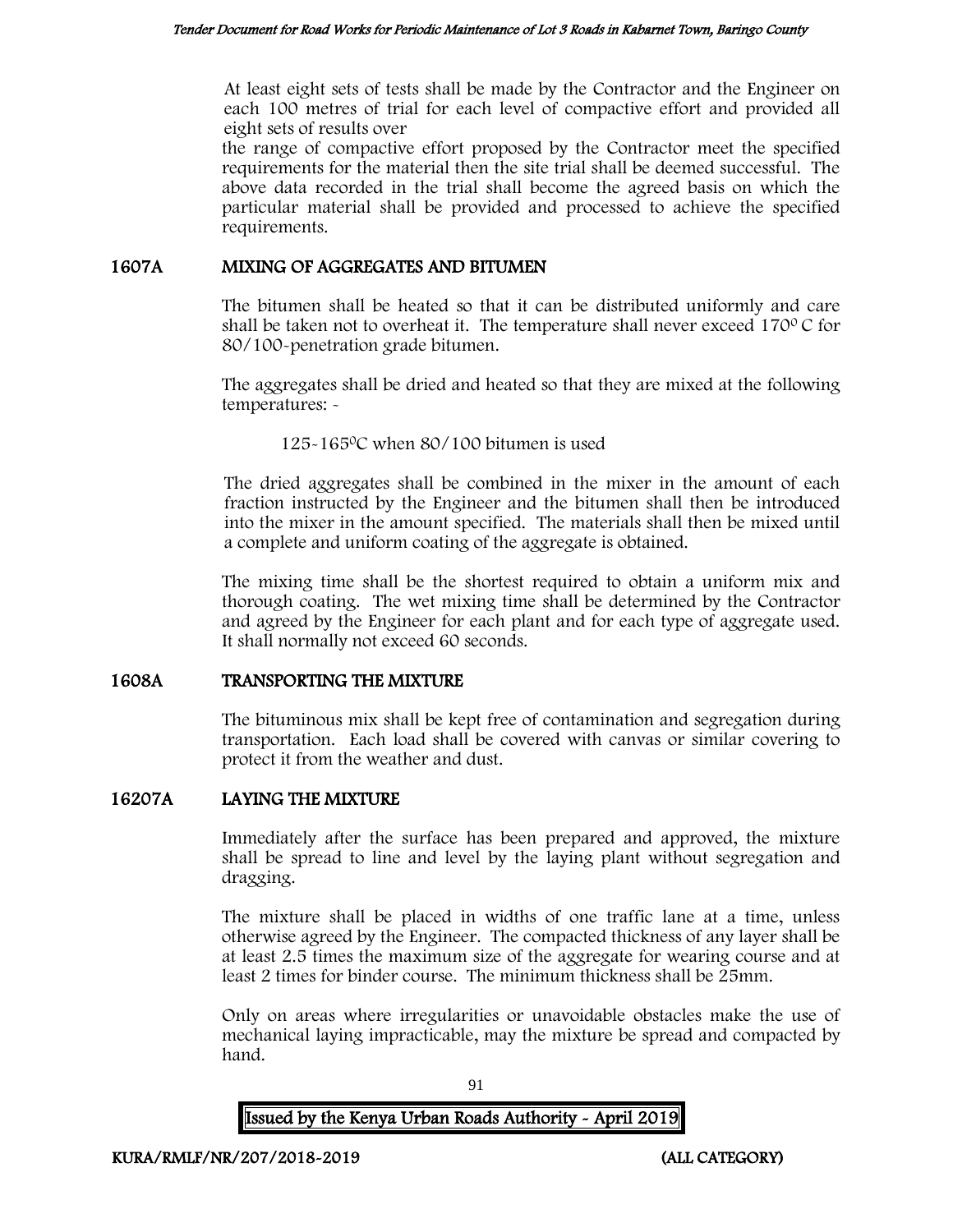At least eight sets of tests shall be made by the Contractor and the Engineer on each 100 metres of trial for each level of compactive effort and provided all eight sets of results over

the range of compactive effort proposed by the Contractor meet the specified requirements for the material then the site trial shall be deemed successful. The above data recorded in the trial shall become the agreed basis on which the particular material shall be provided and processed to achieve the specified requirements.

## 1607A MIXING OF AGGREGATES AND BITUMEN

The bitumen shall be heated so that it can be distributed uniformly and care shall be taken not to overheat it. The temperature shall never exceed 170$^0$ C for 80/100-penetration grade bitumen.

The aggregates shall be dried and heated so that they are mixed at the following temperatures: -

125-165$^0$C when 80/100 bitumen is used

The dried aggregates shall be combined in the mixer in the amount of each fraction instructed by the Engineer and the bitumen shall then be introduced into the mixer in the amount specified. The materials shall then be mixed until a complete and uniform coating of the aggregate is obtained.

The mixing time shall be the shortest required to obtain a uniform mix and thorough coating. The wet mixing time shall be determined by the Contractor and agreed by the Engineer for each plant and for each type of aggregate used. It shall normally not exceed 60 seconds.

## 1608A TRANSPORTING THE MIXTURE

The bituminous mix shall be kept free of contamination and segregation during transportation. Each load shall be covered with canvas or similar covering to protect it from the weather and dust.

## 16207A LAYING THE MIXTURE

Immediately after the surface has been prepared and approved, the mixture shall be spread to line and level by the laying plant without segregation and dragging.

The mixture shall be placed in widths of one traffic lane at a time, unless otherwise agreed by the Engineer. The compacted thickness of any layer shall be at least 2.5 times the maximum size of the aggregate for wearing course and at least 2 times for binder course. The minimum thickness shall be 25mm.

Only on areas where irregularities or unavoidable obstacles make the use of mechanical laying impracticable, may the mixture be spread and compacted by hand.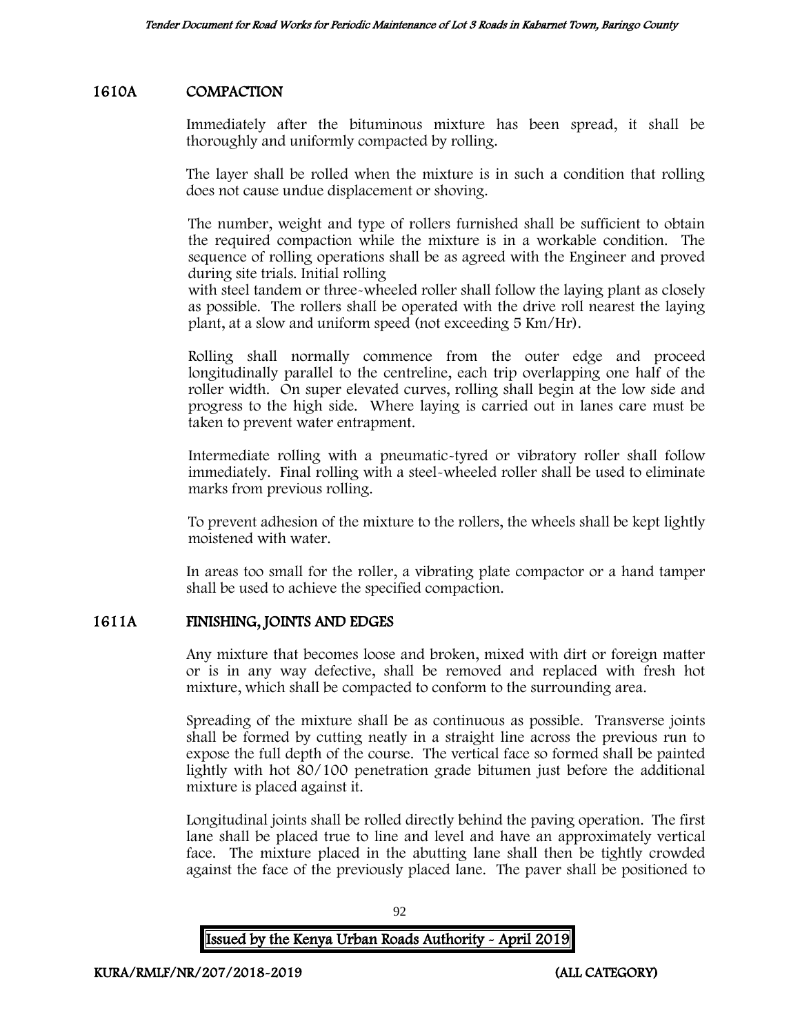## 1610A COMPACTION

Immediately after the bituminous mixture has been spread, it shall be thoroughly and uniformly compacted by rolling.

The layer shall be rolled when the mixture is in such a condition that rolling does not cause undue displacement or shoving.

The number, weight and type of rollers furnished shall be sufficient to obtain the required compaction while the mixture is in a workable condition. The sequence of rolling operations shall be as agreed with the Engineer and proved during site trials. Initial rolling with steel tandem or three-wheeled roller shall follow the laying plant as closely as possible. The rollers shall be operated with the drive roll nearest the laying plant, at a slow and uniform speed (not exceeding 5 Km/Hr).

Rolling shall normally commence from the outer edge and proceed longitudinally parallel to the centreline, each trip overlapping one half of the roller width. On super elevated curves, rolling shall begin at the low side and progress to the high side. Where laying is carried out in lanes care must be taken to prevent water entrapment.

Intermediate rolling with a pneumatic-tyred or vibratory roller shall follow immediately. Final rolling with a steel-wheeled roller shall be used to eliminate marks from previous rolling.

To prevent adhesion of the mixture to the rollers, the wheels shall be kept lightly moistened with water.

In areas too small for the roller, a vibrating plate compactor or a hand tamper shall be used to achieve the specified compaction.

## 1611A FINISHING, JOINTS AND EDGES

Any mixture that becomes loose and broken, mixed with dirt or foreign matter or is in any way defective, shall be removed and replaced with fresh hot mixture, which shall be compacted to conform to the surrounding area.

Spreading of the mixture shall be as continuous as possible. Transverse joints shall be formed by cutting neatly in a straight line across the previous run to expose the full depth of the course. The vertical face so formed shall be painted lightly with hot 80/100 penetration grade bitumen just before the additional mixture is placed against it.

Longitudinal joints shall be rolled directly behind the paving operation. The first lane shall be placed true to line and level and have an approximately vertical face. The mixture placed in the abutting lane shall then be tightly crowded against the face of the previously placed lane. The paver shall be positioned to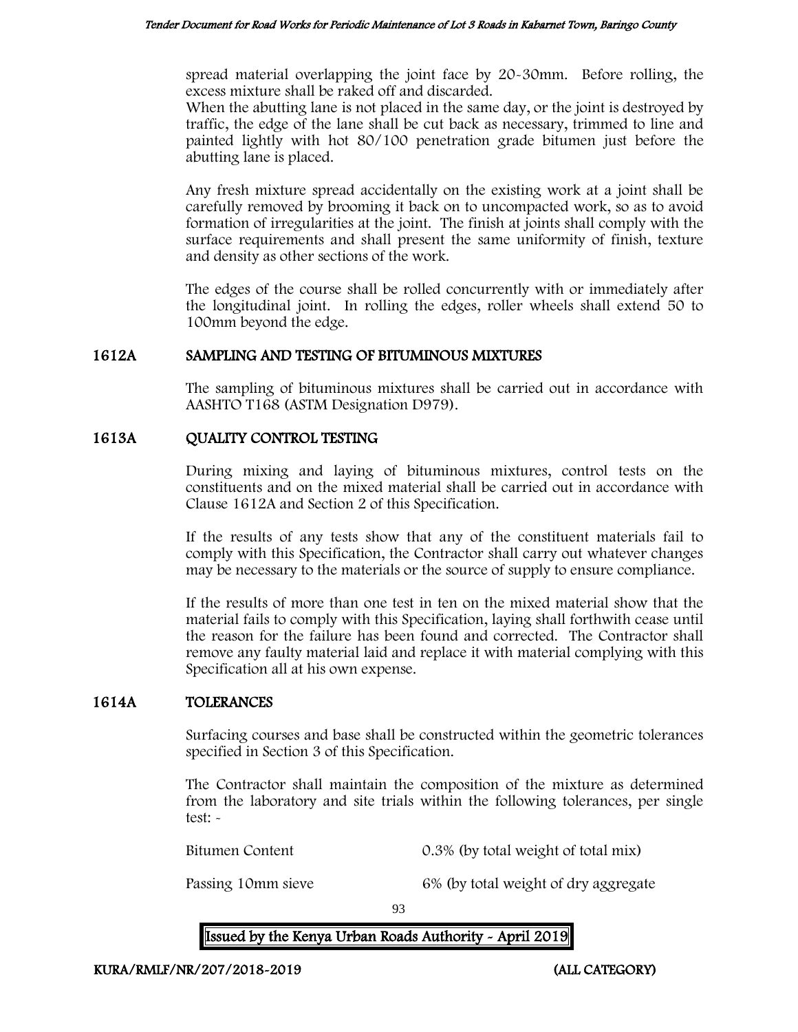spread material overlapping the joint face by 20-30mm. Before rolling, the excess mixture shall be raked off and discarded.

When the abutting lane is not placed in the same day, or the joint is destroyed by traffic, the edge of the lane shall be cut back as necessary, trimmed to line and painted lightly with hot 80/100 penetration grade bitumen just before the abutting lane is placed.

Any fresh mixture spread accidentally on the existing work at a joint shall be carefully removed by brooming it back on to uncompacted work, so as to avoid formation of irregularities at the joint. The finish at joints shall comply with the surface requirements and shall present the same uniformity of finish, texture and density as other sections of the work.

The edges of the course shall be rolled concurrently with or immediately after the longitudinal joint. In rolling the edges, roller wheels shall extend 50 to 100mm beyond the edge.

## 1612A SAMPLING AND TESTING OF BITUMINOUS MIXTURES

The sampling of bituminous mixtures shall be carried out in accordance with AASHTO T168 (ASTM Designation D979).

## 1613A QUALITY CONTROL TESTING

During mixing and laying of bituminous mixtures, control tests on the constituents and on the mixed material shall be carried out in accordance with Clause 1612A and Section 2 of this Specification.

If the results of any tests show that any of the constituent materials fail to comply with this Specification, the Contractor shall carry out whatever changes may be necessary to the materials or the source of supply to ensure compliance.

If the results of more than one test in ten on the mixed material show that the material fails to comply with this Specification, laying shall forthwith cease until the reason for the failure has been found and corrected. The Contractor shall remove any faulty material laid and replace it with material complying with this Specification all at his own expense.

## 1614A TOLERANCES

Surfacing courses and base shall be constructed within the geometric tolerances specified in Section 3 of this Specification.

The Contractor shall maintain the composition of the mixture as determined from the laboratory and site trials within the following tolerances, per single test: -

| | |
|---|---|
| Bitumen Content | 0.3% (by total weight of total mix) |
| Passing 10mm sieve | 6% (by total weight of dry aggregate |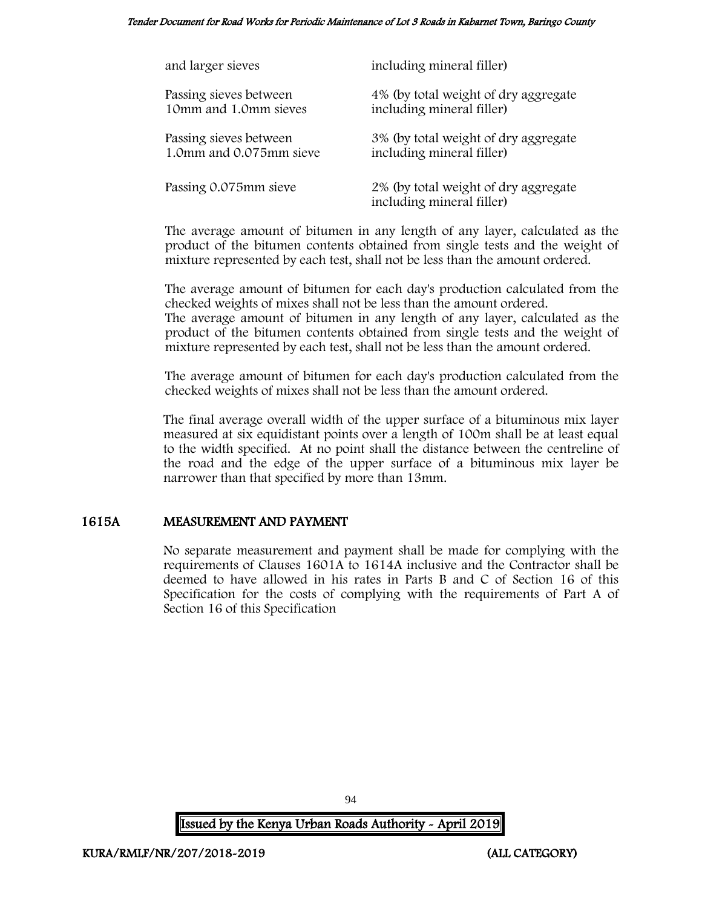| | |
|---|---|
| and larger sieves | including mineral filler) |
| Passing sieves between 10mm and 1.0mm sieves | 4% (by total weight of dry aggregate including mineral filler) |
| Passing sieves between 1.0mm and 0.075mm sieve | 3% (by total weight of dry aggregate including mineral filler) |
| Passing 0.075mm sieve | 2% (by total weight of dry aggregate including mineral filler) |

The average amount of bitumen in any length of any layer, calculated as the product of the bitumen contents obtained from single tests and the weight of mixture represented by each test, shall not be less than the amount ordered.

The average amount of bitumen for each day's production calculated from the checked weights of mixes shall not be less than the amount ordered.
The average amount of bitumen in any length of any layer, calculated as the product of the bitumen contents obtained from single tests and the weight of mixture represented by each test, shall not be less than the amount ordered.

The average amount of bitumen for each day's production calculated from the checked weights of mixes shall not be less than the amount ordered.

The final average overall width of the upper surface of a bituminous mix layer measured at six equidistant points over a length of 100m shall be at least equal to the width specified. At no point shall the distance between the centreline of the road and the edge of the upper surface of a bituminous mix layer be narrower than that specified by more than 13mm.

## 1615A MEASUREMENT AND PAYMENT

No separate measurement and payment shall be made for complying with the requirements of Clauses 1601A to 1614A inclusive and the Contractor shall be deemed to have allowed in his rates in Parts B and C of Section 16 of this Specification for the costs of complying with the requirements of Part A of Section 16 of this Specification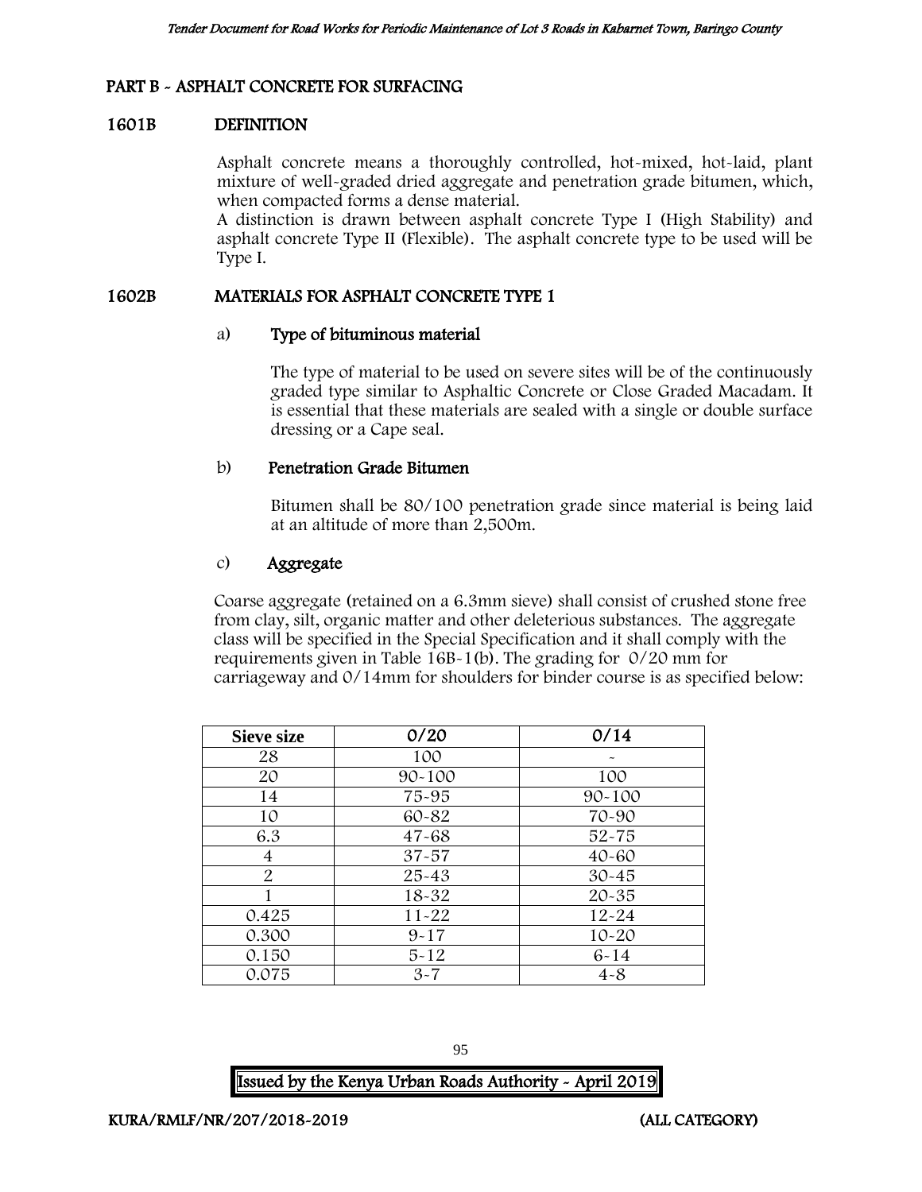## PART B - ASPHALT CONCRETE FOR SURFACING

### 1601B DEFINITION

Asphalt concrete means a thoroughly controlled, hot-mixed, hot-laid, plant mixture of well-graded dried aggregate and penetration grade bitumen, which, when compacted forms a dense material.

A distinction is drawn between asphalt concrete Type I (High Stability) and asphalt concrete Type II (Flexible). The asphalt concrete type to be used will be Type I.

### 1602B MATERIALS FOR ASPHALT CONCRETE TYPE 1

#### a) Type of bituminous material

The type of material to be used on severe sites will be of the continuously graded type similar to Asphaltic Concrete or Close Graded Macadam. It is essential that these materials are sealed with a single or double surface dressing or a Cape seal.

#### b) Penetration Grade Bitumen

Bitumen shall be 80/100 penetration grade since material is being laid at an altitude of more than 2,500m.

#### c) Aggregate

Coarse aggregate (retained on a 6.3mm sieve) shall consist of crushed stone free from clay, silt, organic matter and other deleterious substances. The aggregate class will be specified in the Special Specification and it shall comply with the requirements given in Table 16B-1(b). The grading for 0/20 mm for carriageway and 0/14mm for shoulders for binder course is as specified below:

| Sieve size | 0/20 | 0/14 |
|---|---|---|
| 28 | 100 | - |
| 20 | 90-100 | 100 |
| 14 | 75-95 | 90-100 |
| 10 | 60-82 | 70-90 |
| 6.3 | 47-68 | 52-75 |
| 4 | 37-57 | 40-60 |
| 2 | 25-43 | 30-45 |
| 1 | 18-32 | 20-35 |
| 0.425 | 11-22 | 12-24 |
| 0.300 | 9-17 | 10-20 |
| 0.150 | 5-12 | 6-14 |
| 0.075 | 3-7 | 4-8 |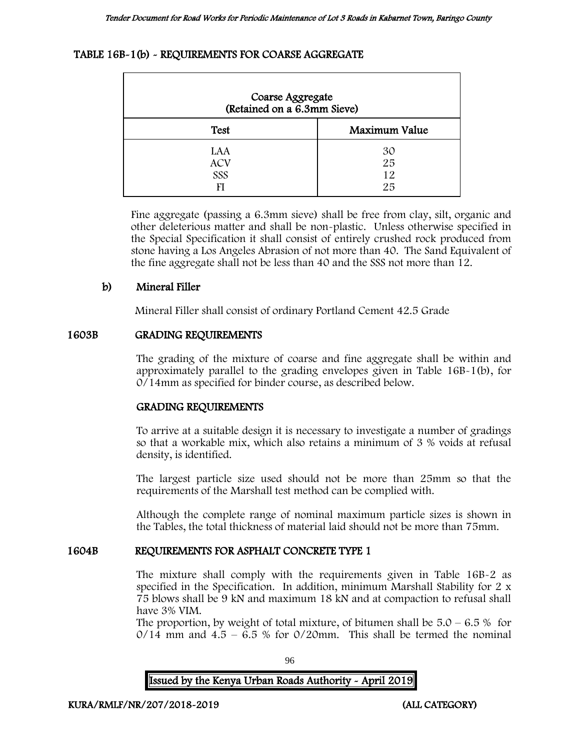## TABLE 16B-1(b) - REQUIREMENTS FOR COARSE AGGREGATE

| Coarse Aggregate (Retained on a 6.3mm Sieve) | |
|---|---|
| **Test** | **Maximum Value** |
| LAA | 30 |
| ACV | 25 |
| SSS | 12 |
| FI | 25 |

Fine aggregate (passing a 6.3mm sieve) shall be free from clay, silt, organic and other deleterious matter and shall be non-plastic. Unless otherwise specified in the Special Specification it shall consist of entirely crushed rock produced from stone having a Los Angeles Abrasion of not more than 40. The Sand Equivalent of the fine aggregate shall not be less than 40 and the SSS not more than 12.

### b) Mineral Filler

Mineral Filler shall consist of ordinary Portland Cement 42.5 Grade

## 1603B GRADING REQUIREMENTS

The grading of the mixture of coarse and fine aggregate shall be within and approximately parallel to the grading envelopes given in Table 16B-1(b), for 0/14mm as specified for binder course, as described below.

### GRADING REQUIREMENTS

To arrive at a suitable design it is necessary to investigate a number of gradings so that a workable mix, which also retains a minimum of 3 % voids at refusal density, is identified.

The largest particle size used should not be more than 25mm so that the requirements of the Marshall test method can be complied with.

Although the complete range of nominal maximum particle sizes is shown in the Tables, the total thickness of material laid should not be more than 75mm.

## 1604B REQUIREMENTS FOR ASPHALT CONCRETE TYPE 1

The mixture shall comply with the requirements given in Table 16B-2 as specified in the Specification. In addition, minimum Marshall Stability for 2 x 75 blows shall be 9 kN and maximum 18 kN and at compaction to refusal shall have 3% VIM.

The proportion, by weight of total mixture, of bitumen shall be 5.0 – 6.5 % for 0/14 mm and 4.5 – 6.5 % for 0/20mm. This shall be termed the nominal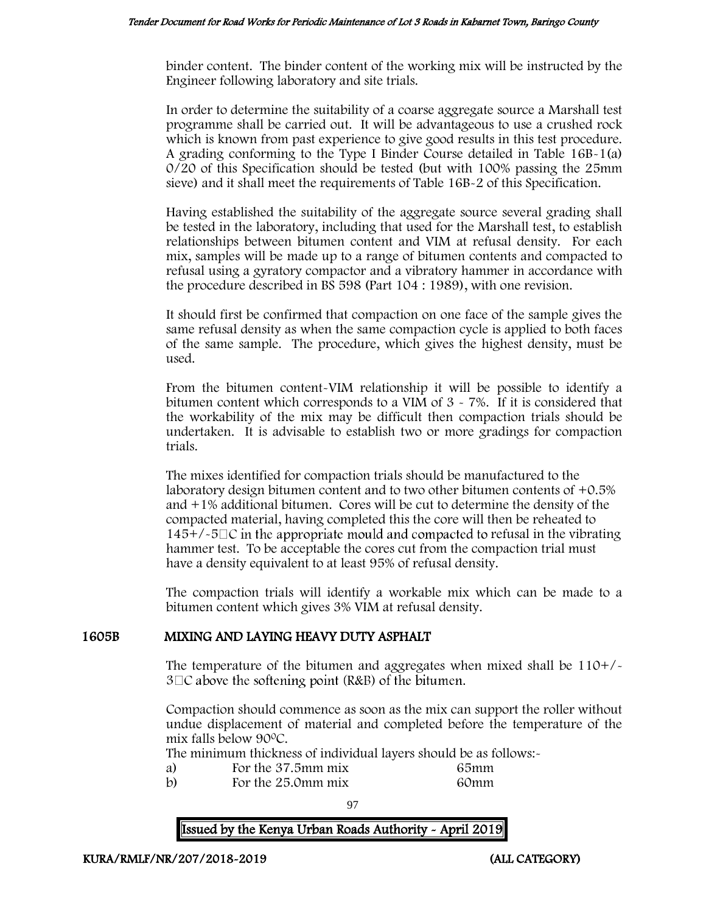binder content. The binder content of the working mix will be instructed by the Engineer following laboratory and site trials.

In order to determine the suitability of a coarse aggregate source a Marshall test programme shall be carried out. It will be advantageous to use a crushed rock which is known from past experience to give good results in this test procedure. A grading conforming to the Type I Binder Course detailed in Table 16B-1(a) 0/20 of this Specification should be tested (but with 100% passing the 25mm sieve) and it shall meet the requirements of Table 16B-2 of this Specification.

Having established the suitability of the aggregate source several grading shall be tested in the laboratory, including that used for the Marshall test, to establish relationships between bitumen content and VIM at refusal density. For each mix, samples will be made up to a range of bitumen contents and compacted to refusal using a gyratory compactor and a vibratory hammer in accordance with the procedure described in BS 598 (Part 104 : 1989), with one revision.

It should first be confirmed that compaction on one face of the sample gives the same refusal density as when the same compaction cycle is applied to both faces of the same sample. The procedure, which gives the highest density, must be used.

From the bitumen content-VIM relationship it will be possible to identify a bitumen content which corresponds to a VIM of 3 - 7%. If it is considered that the workability of the mix may be difficult then compaction trials should be undertaken. It is advisable to establish two or more gradings for compaction trials.

The mixes identified for compaction trials should be manufactured to the laboratory design bitumen content and to two other bitumen contents of +0.5% and +1% additional bitumen. Cores will be cut to determine the density of the compacted material, having completed this the core will then be reheated to 145+/-5°C in the appropriate mould and compacted to refusal in the vibrating hammer test. To be acceptable the cores cut from the compaction trial must have a density equivalent to at least 95% of refusal density.

The compaction trials will identify a workable mix which can be made to a bitumen content which gives 3% VIM at refusal density.

## 1605B MIXING AND LAYING HEAVY DUTY ASPHALT

The temperature of the bitumen and aggregates when mixed shall be 110+/-3°C above the softening point (R&B) of the bitumen.

Compaction should commence as soon as the mix can support the roller without undue displacement of material and completed before the temperature of the mix falls below 90°C.

The minimum thickness of individual layers should be as follows:-

a) For the 37.5mm mix 65mm
b) For the 25.0mm mix 60mm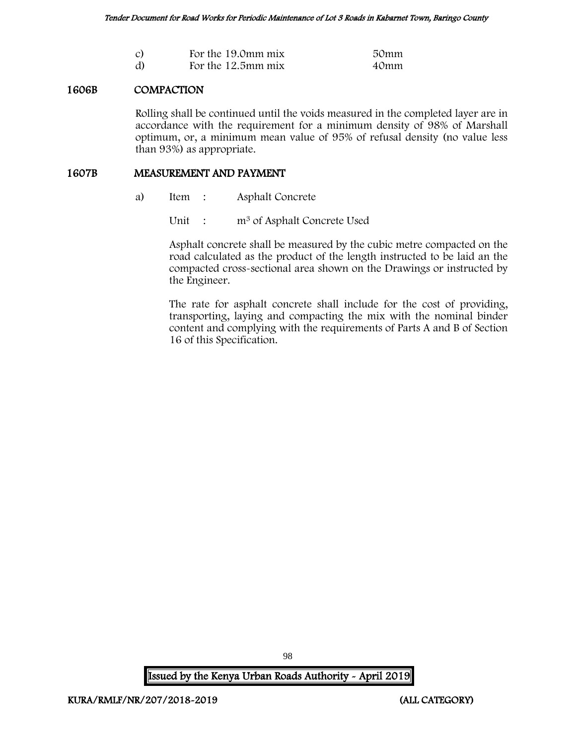| | | |
|---|---|---|
| c) | For the 19.0mm mix | 50mm |
| d) | For the 12.5mm mix | 40mm |

## 1606B COMPACTION

Rolling shall be continued until the voids measured in the completed layer are in accordance with the requirement for a minimum density of 98% of Marshall optimum, or, a minimum mean value of 95% of refusal density (no value less than 93%) as appropriate.

## 1607B MEASUREMENT AND PAYMENT

a) Item : Asphalt Concrete

Unit : $m^3$ of Asphalt Concrete Used

Asphalt concrete shall be measured by the cubic metre compacted on the road calculated as the product of the length instructed to be laid an the compacted cross-sectional area shown on the Drawings or instructed by the Engineer.

The rate for asphalt concrete shall include for the cost of providing, transporting, laying and compacting the mix with the nominal binder content and complying with the requirements of Parts A and B of Section 16 of this Specification.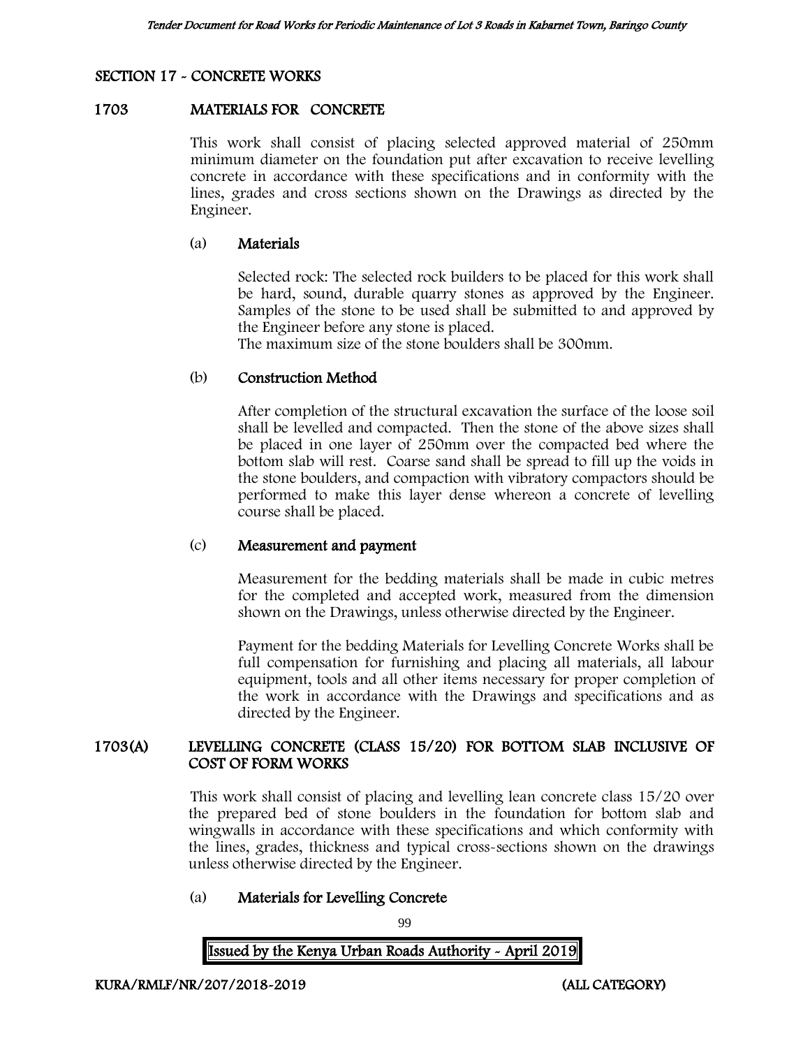## SECTION 17 - CONCRETE WORKS

### 1703 MATERIALS FOR CONCRETE

This work shall consist of placing selected approved material of 250mm minimum diameter on the foundation put after excavation to receive levelling concrete in accordance with these specifications and in conformity with the lines, grades and cross sections shown on the Drawings as directed by the Engineer.

#### (a) Materials

Selected rock: The selected rock builders to be placed for this work shall be hard, sound, durable quarry stones as approved by the Engineer. Samples of the stone to be used shall be submitted to and approved by the Engineer before any stone is placed.
The maximum size of the stone boulders shall be 300mm.

#### (b) Construction Method

After completion of the structural excavation the surface of the loose soil shall be levelled and compacted. Then the stone of the above sizes shall be placed in one layer of 250mm over the compacted bed where the bottom slab will rest. Coarse sand shall be spread to fill up the voids in the stone boulders, and compaction with vibratory compactors should be performed to make this layer dense whereon a concrete of levelling course shall be placed.

#### (c) Measurement and payment

Measurement for the bedding materials shall be made in cubic metres for the completed and accepted work, measured from the dimension shown on the Drawings, unless otherwise directed by the Engineer.

Payment for the bedding Materials for Levelling Concrete Works shall be full compensation for furnishing and placing all materials, all labour equipment, tools and all other items necessary for proper completion of the work in accordance with the Drawings and specifications and as directed by the Engineer.

### 1703(A) LEVELLING CONCRETE (CLASS 15/20) FOR BOTTOM SLAB INCLUSIVE OF COST OF FORM WORKS

This work shall consist of placing and levelling lean concrete class 15/20 over the prepared bed of stone boulders in the foundation for bottom slab and wingwalls in accordance with these specifications and which conformity with the lines, grades, thickness and typical cross-sections shown on the drawings unless otherwise directed by the Engineer.

#### (a) Materials for Levelling Concrete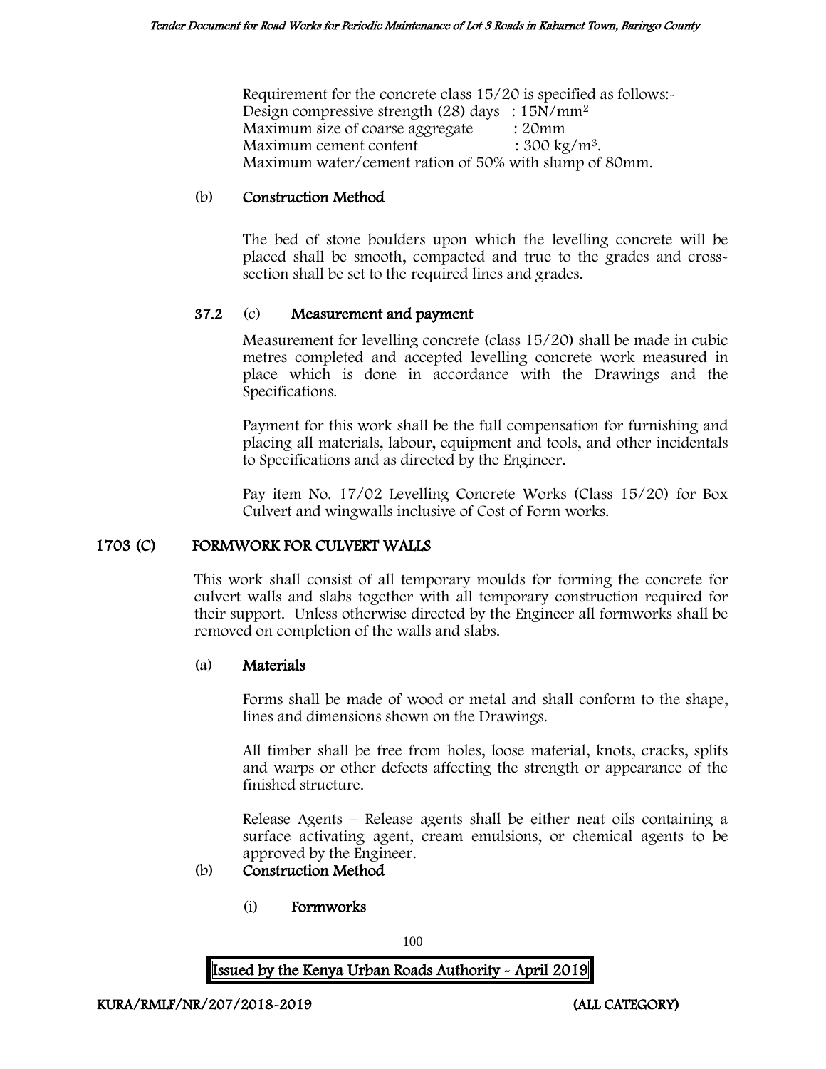Requirement for the concrete class 15/20 is specified as follows:-
Design compressive strength (28) days : $15N/mm^2$
Maximum size of coarse aggregate : 20mm
Maximum cement content : $300 kg/m^3$.
Maximum water/cement ration of 50% with slump of 80mm.

(b) **Construction Method**

The bed of stone boulders upon which the levelling concrete will be placed shall be smooth, compacted and true to the grades and cross-section shall be set to the required lines and grades.

37.2 (c) **Measurement and payment**

Measurement for levelling concrete (class 15/20) shall be made in cubic metres completed and accepted levelling concrete work measured in place which is done in accordance with the Drawings and the Specifications.

Payment for this work shall be the full compensation for furnishing and placing all materials, labour, equipment and tools, and other incidentals to Specifications and as directed by the Engineer.

Pay item No. 17/02 Levelling Concrete Works (Class 15/20) for Box Culvert and wingwalls inclusive of Cost of Form works.

## 1703 (C) FORMWORK FOR CULVERT WALLS

This work shall consist of all temporary moulds for forming the concrete for culvert walls and slabs together with all temporary construction required for their support. Unless otherwise directed by the Engineer all formworks shall be removed on completion of the walls and slabs.

(a) **Materials**

Forms shall be made of wood or metal and shall conform to the shape, lines and dimensions shown on the Drawings.

All timber shall be free from holes, loose material, knots, cracks, splits and warps or other defects affecting the strength or appearance of the finished structure.

Release Agents – Release agents shall be either neat oils containing a surface activating agent, cream emulsions, or chemical agents to be approved by the Engineer.

(b) **Construction Method**

(i) **Formworks**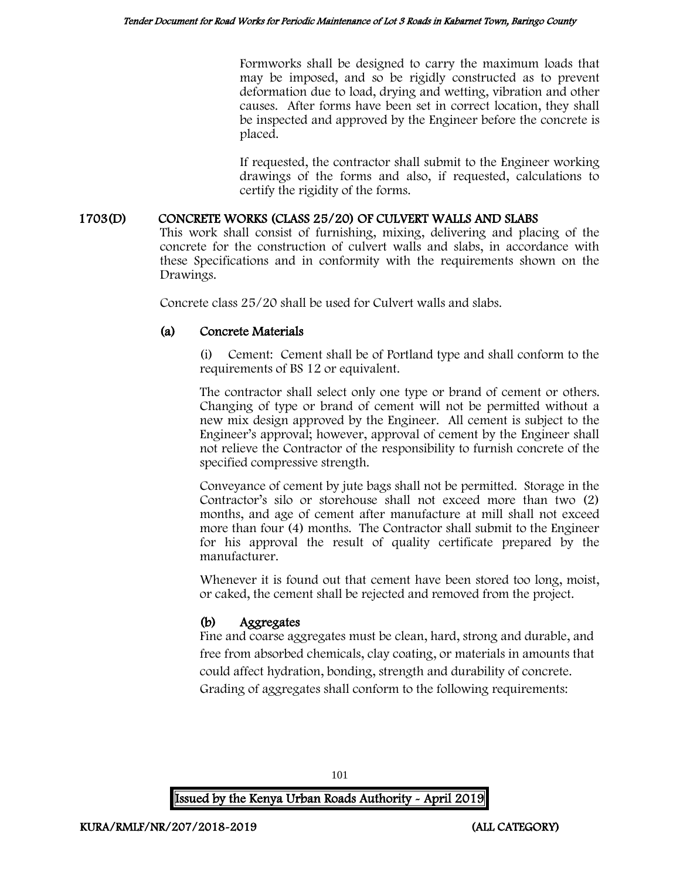Formworks shall be designed to carry the maximum loads that may be imposed, and so be rigidly constructed as to prevent deformation due to load, drying and wetting, vibration and other causes. After forms have been set in correct location, they shall be inspected and approved by the Engineer before the concrete is placed.

If requested, the contractor shall submit to the Engineer working drawings of the forms and also, if requested, calculations to certify the rigidity of the forms.

## 1703(D) CONCRETE WORKS (CLASS 25/20) OF CULVERT WALLS AND SLABS

This work shall consist of furnishing, mixing, delivering and placing of the concrete for the construction of culvert walls and slabs, in accordance with these Specifications and in conformity with the requirements shown on the Drawings.

Concrete class 25/20 shall be used for Culvert walls and slabs.

### (a) Concrete Materials

(i) Cement: Cement shall be of Portland type and shall conform to the requirements of BS 12 or equivalent.

The contractor shall select only one type or brand of cement or others. Changing of type or brand of cement will not be permitted without a new mix design approved by the Engineer. All cement is subject to the Engineer's approval; however, approval of cement by the Engineer shall not relieve the Contractor of the responsibility to furnish concrete of the specified compressive strength.

Conveyance of cement by jute bags shall not be permitted. Storage in the Contractor's silo or storehouse shall not exceed more than two (2) months, and age of cement after manufacture at mill shall not exceed more than four (4) months. The Contractor shall submit to the Engineer for his approval the result of quality certificate prepared by the manufacturer.

Whenever it is found out that cement have been stored too long, moist, or caked, the cement shall be rejected and removed from the project.

### (b) Aggregates

Fine and coarse aggregates must be clean, hard, strong and durable, and free from absorbed chemicals, clay coating, or materials in amounts that could affect hydration, bonding, strength and durability of concrete. Grading of aggregates shall conform to the following requirements: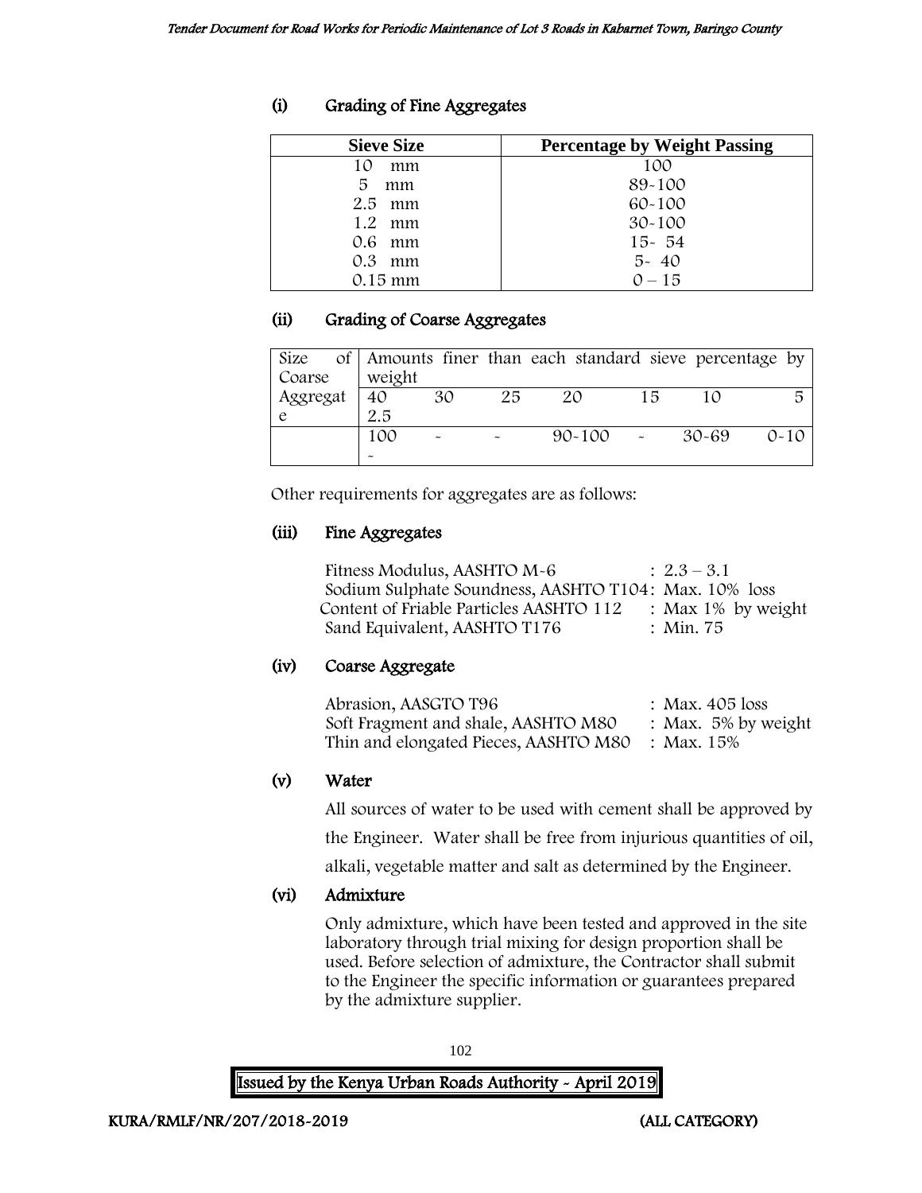### (i) Grading of Fine Aggregates

| Sieve Size | Percentage by Weight Passing |
|---|---|
| 10 mm | 100 |
| 5 mm | 89-100 |
| 2.5 mm | 60-100 |
| 1.2 mm | 30-100 |
| 0.6 mm | 15- 54 |
| 0.3 mm | 5- 40 |
| 0.15 mm | 0 – 15 |

### (ii) Grading of Coarse Aggregates

| Size of Coarse Aggregate | Amounts finer than each standard sieve percentage by weight | | | | | | |
|---|---|---|---|---|---|---|---|
| | 40 2.5 | 30 | 25 | 20 | 15 | 10 | 5 |
| | 100 - | - | - | 90-100 | - | 30-69 | 0-10 |

Other requirements for aggregates are as follows:

### (iii) Fine Aggregates

Fitness Modulus, AASHTO M-6 : 2.3 – 3.1
Sodium Sulphate Soundness, AASHTO T104: Max. 10% loss
Content of Friable Particles AASHTO 112 : Max 1% by weight
Sand Equivalent, AASHTO T176 : Min. 75

### (iv) Coarse Aggregate

Abrasion, AASGTO T96 : Max. 405 loss
Soft Fragment and shale, AASHTO M80 : Max. 5% by weight
Thin and elongated Pieces, AASHTO M80 : Max. 15%

### (v) Water

All sources of water to be used with cement shall be approved by the Engineer. Water shall be free from injurious quantities of oil, alkali, vegetable matter and salt as determined by the Engineer.

### (vi) Admixture

Only admixture, which have been tested and approved in the site laboratory through trial mixing for design proportion shall be used. Before selection of admixture, the Contractor shall submit to the Engineer the specific information or guarantees prepared by the admixture supplier.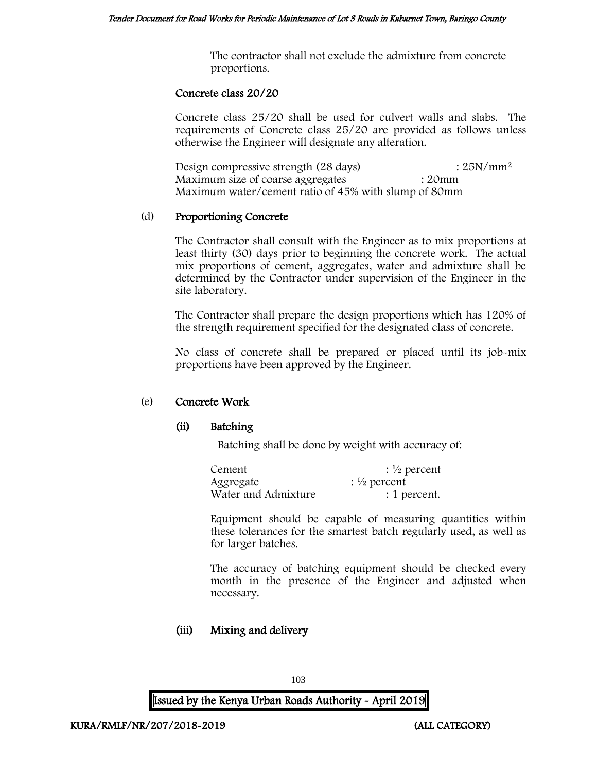The contractor shall not exclude the admixture from concrete proportions.

### Concrete class 20/20

Concrete class 25/20 shall be used for culvert walls and slabs. The requirements of Concrete class 25/20 are provided as follows unless otherwise the Engineer will designate any alteration.

Design compressive strength (28 days) : $25N/mm^2$
Maximum size of coarse aggregates : 20mm
Maximum water/cement ratio of 45% with slump of 80mm

### (d) Proportioning Concrete

The Contractor shall consult with the Engineer as to mix proportions at least thirty (30) days prior to beginning the concrete work. The actual mix proportions of cement, aggregates, water and admixture shall be determined by the Contractor under supervision of the Engineer in the site laboratory.

The Contractor shall prepare the design proportions which has 120% of the strength requirement specified for the designated class of concrete.

No class of concrete shall be prepared or placed until its job-mix proportions have been approved by the Engineer.

### (e) Concrete Work

#### (ii) Batching

Batching shall be done by weight with accuracy of:

Cement : ½ percent
Aggregate : ½ percent
Water and Admixture : 1 percent.

Equipment should be capable of measuring quantities within these tolerances for the smartest batch regularly used, as well as for larger batches.

The accuracy of batching equipment should be checked every month in the presence of the Engineer and adjusted when necessary.

#### (iii) Mixing and delivery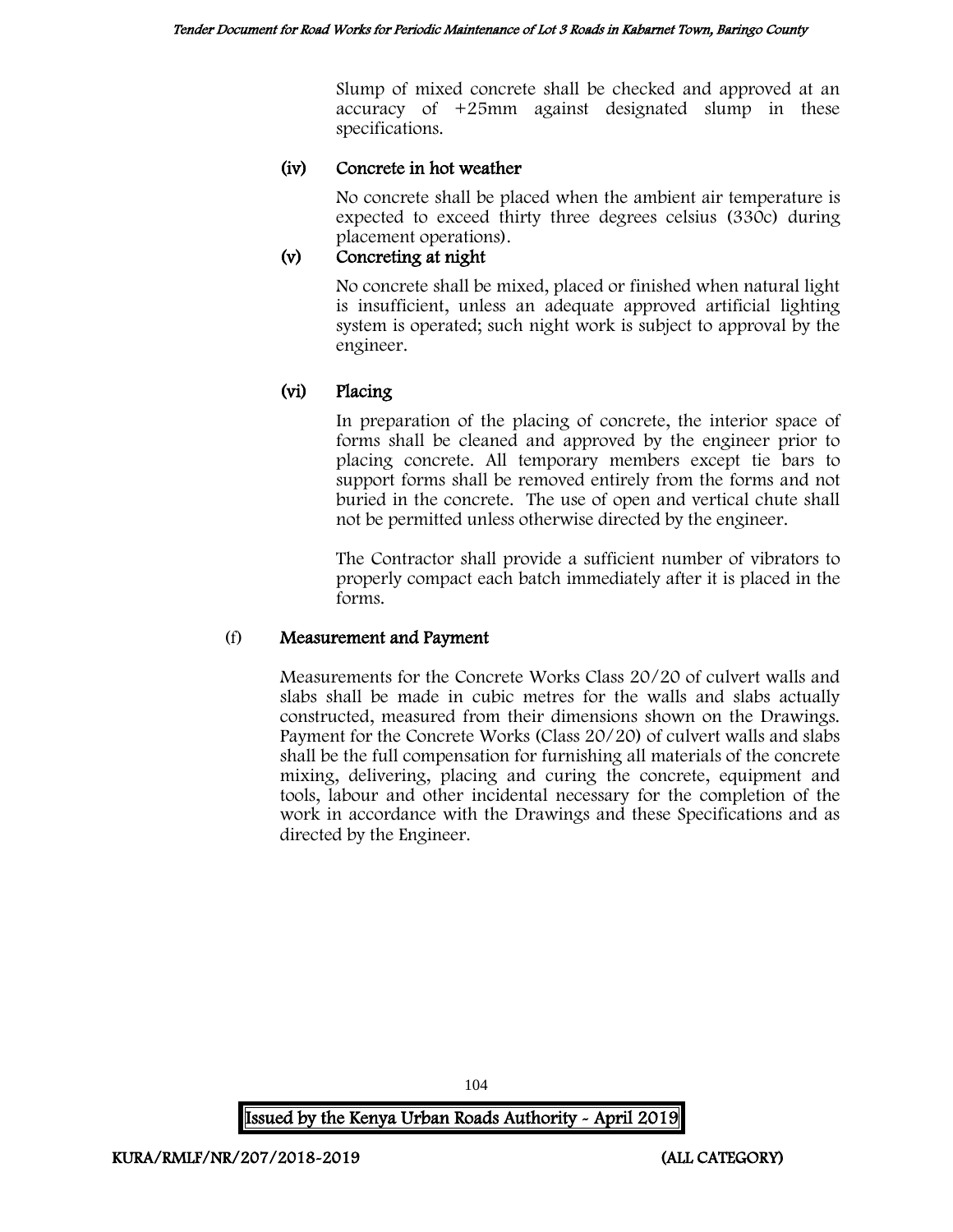Slump of mixed concrete shall be checked and approved at an accuracy of +25mm against designated slump in these specifications.

#### (iv) Concrete in hot weather

No concrete shall be placed when the ambient air temperature is expected to exceed thirty three degrees celsius (330c) during placement operations).

#### (v) Concreting at night

No concrete shall be mixed, placed or finished when natural light is insufficient, unless an adequate approved artificial lighting system is operated; such night work is subject to approval by the engineer.

#### (vi) Placing

In preparation of the placing of concrete, the interior space of forms shall be cleaned and approved by the engineer prior to placing concrete. All temporary members except tie bars to support forms shall be removed entirely from the forms and not buried in the concrete. The use of open and vertical chute shall not be permitted unless otherwise directed by the engineer.

The Contractor shall provide a sufficient number of vibrators to properly compact each batch immediately after it is placed in the forms.

### (f) Measurement and Payment

Measurements for the Concrete Works Class 20/20 of culvert walls and slabs shall be made in cubic metres for the walls and slabs actually constructed, measured from their dimensions shown on the Drawings. Payment for the Concrete Works (Class 20/20) of culvert walls and slabs shall be the full compensation for furnishing all materials of the concrete mixing, delivering, placing and curing the concrete, equipment and tools, labour and other incidental necessary for the completion of the work in accordance with the Drawings and these Specifications and as directed by the Engineer.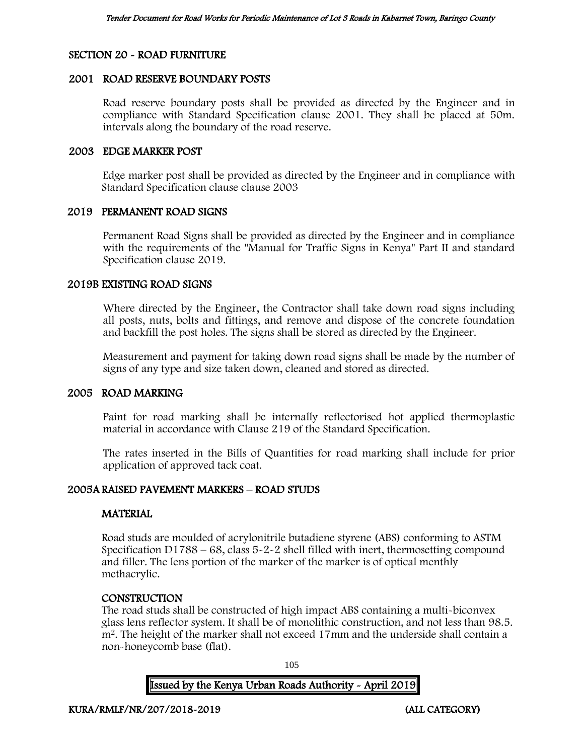## SECTION 20 - ROAD FURNITURE

### 2001 ROAD RESERVE BOUNDARY POSTS

Road reserve boundary posts shall be provided as directed by the Engineer and in compliance with Standard Specification clause 2001. They shall be placed at 50m. intervals along the boundary of the road reserve.

### 2003 EDGE MARKER POST

Edge marker post shall be provided as directed by the Engineer and in compliance with Standard Specification clause clause 2003

### 2019 PERMANENT ROAD SIGNS

Permanent Road Signs shall be provided as directed by the Engineer and in compliance with the requirements of the "Manual for Traffic Signs in Kenya" Part II and standard Specification clause 2019.

### 2019B EXISTING ROAD SIGNS

Where directed by the Engineer, the Contractor shall take down road signs including all posts, nuts, bolts and fittings, and remove and dispose of the concrete foundation and backfill the post holes. The signs shall be stored as directed by the Engineer.

Measurement and payment for taking down road signs shall be made by the number of signs of any type and size taken down, cleaned and stored as directed.

### 2005 ROAD MARKING

Paint for road marking shall be internally reflectorised hot applied thermoplastic material in accordance with Clause 219 of the Standard Specification.

The rates inserted in the Bills of Quantities for road marking shall include for prior application of approved tack coat.

### 2005A RAISED PAVEMENT MARKERS – ROAD STUDS

**MATERIAL**

Road studs are moulded of acrylonitrile butadiene styrene (ABS) conforming to ASTM Specification D1788 – 68, class 5-2-2 shell filled with inert, thermosetting compound and filler. The lens portion of the marker of the marker is of optical menthly methacrylic.

**CONSTRUCTION**

The road studs shall be constructed of high impact ABS containing a multi-biconvex glass lens reflector system. It shall be of monolithic construction, and not less than 98.5. $m^2$. The height of the marker shall not exceed 17mm and the underside shall contain a non-honeycomb base (flat).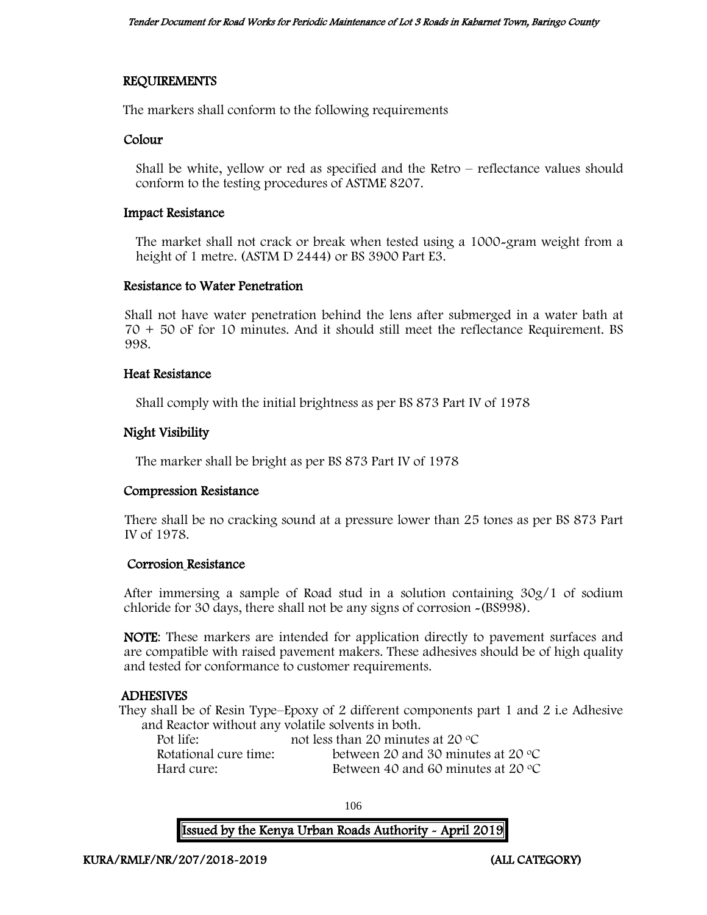## REQUIREMENTS

The markers shall conform to the following requirements

### Colour

Shall be white, yellow or red as specified and the Retro – reflectance values should conform to the testing procedures of ASTME 8207.

### Impact Resistance

The market shall not crack or break when tested using a 1000-gram weight from a height of 1 metre. (ASTM D 2444) or BS 3900 Part E3.

### Resistance to Water Penetration

Shall not have water penetration behind the lens after submerged in a water bath at 70 + 50 oF for 10 minutes. And it should still meet the reflectance Requirement. BS 998.

### Heat Resistance

Shall comply with the initial brightness as per BS 873 Part IV of 1978

### Night Visibility

The marker shall be bright as per BS 873 Part IV of 1978

### Compression Resistance

There shall be no cracking sound at a pressure lower than 25 tones as per BS 873 Part IV of 1978.

### Corrosion Resistance

After immersing a sample of Road stud in a solution containing 30g/1 of sodium chloride for 30 days, there shall not be any signs of corrosion -(BS998).

**NOTE**: These markers are intended for application directly to pavement surfaces and are compatible with raised pavement makers. These adhesives should be of high quality and tested for conformance to customer requirements.

## ADHESIVES

They shall be of Resin Type–Epoxy of 2 different components part 1 and 2 i.e Adhesive and Reactor without any volatile solvents in both.

| | |
|---|---|
| Pot life: | not less than 20 minutes at 20 °C |
| Rotational cure time: | between 20 and 30 minutes at 20 °C |
| Hard cure: | Between 40 and 60 minutes at 20 °C |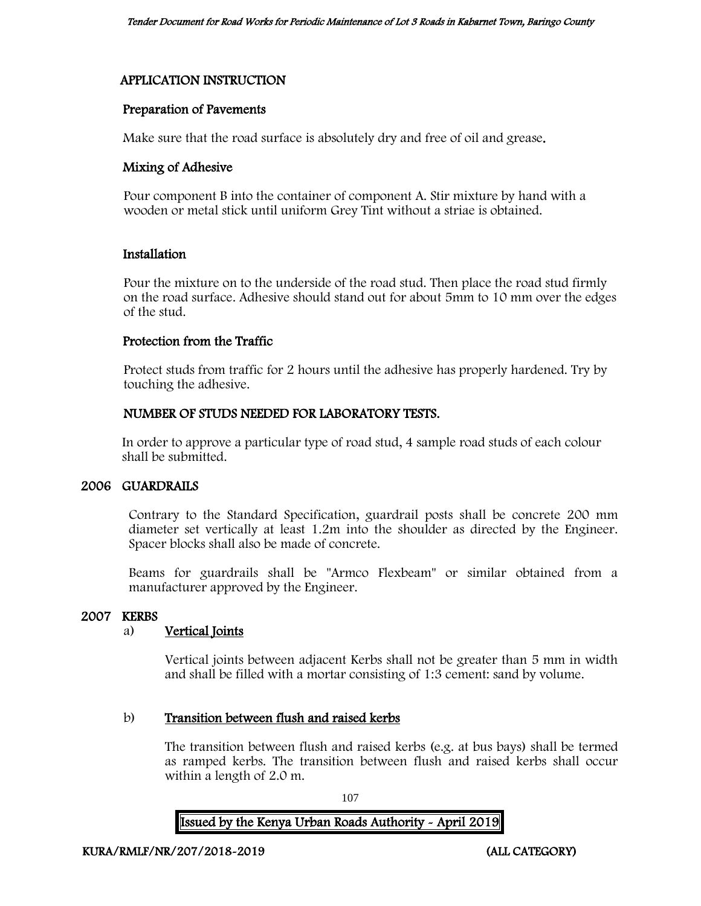### APPLICATION INSTRUCTION

#### Preparation of Pavements

Make sure that the road surface is absolutely dry and free of oil and grease.

#### Mixing of Adhesive

Pour component B into the container of component A. Stir mixture by hand with a wooden or metal stick until uniform Grey Tint without a striae is obtained.

#### Installation

Pour the mixture on to the underside of the road stud. Then place the road stud firmly on the road surface. Adhesive should stand out for about 5mm to 10 mm over the edges of the stud.

#### Protection from the Traffic

Protect studs from traffic for 2 hours until the adhesive has properly hardened. Try by touching the adhesive.

### NUMBER OF STUDS NEEDED FOR LABORATORY TESTS.

In order to approve a particular type of road stud, 4 sample road studs of each colour shall be submitted.

## 2006 GUARDRAILS

Contrary to the Standard Specification, guardrail posts shall be concrete 200 mm diameter set vertically at least 1.2m into the shoulder as directed by the Engineer. Spacer blocks shall also be made of concrete.

Beams for guardrails shall be "Armco Flexbeam" or similar obtained from a manufacturer approved by the Engineer.

## 2007 KERBS

a) <u>Vertical Joints</u>

Vertical joints between adjacent Kerbs shall not be greater than 5 mm in width and shall be filled with a mortar consisting of 1:3 cement: sand by volume.

b) <u>Transition between flush and raised kerbs</u>

The transition between flush and raised kerbs (e.g. at bus bays) shall be termed as ramped kerbs. The transition between flush and raised kerbs shall occur within a length of 2.0 m.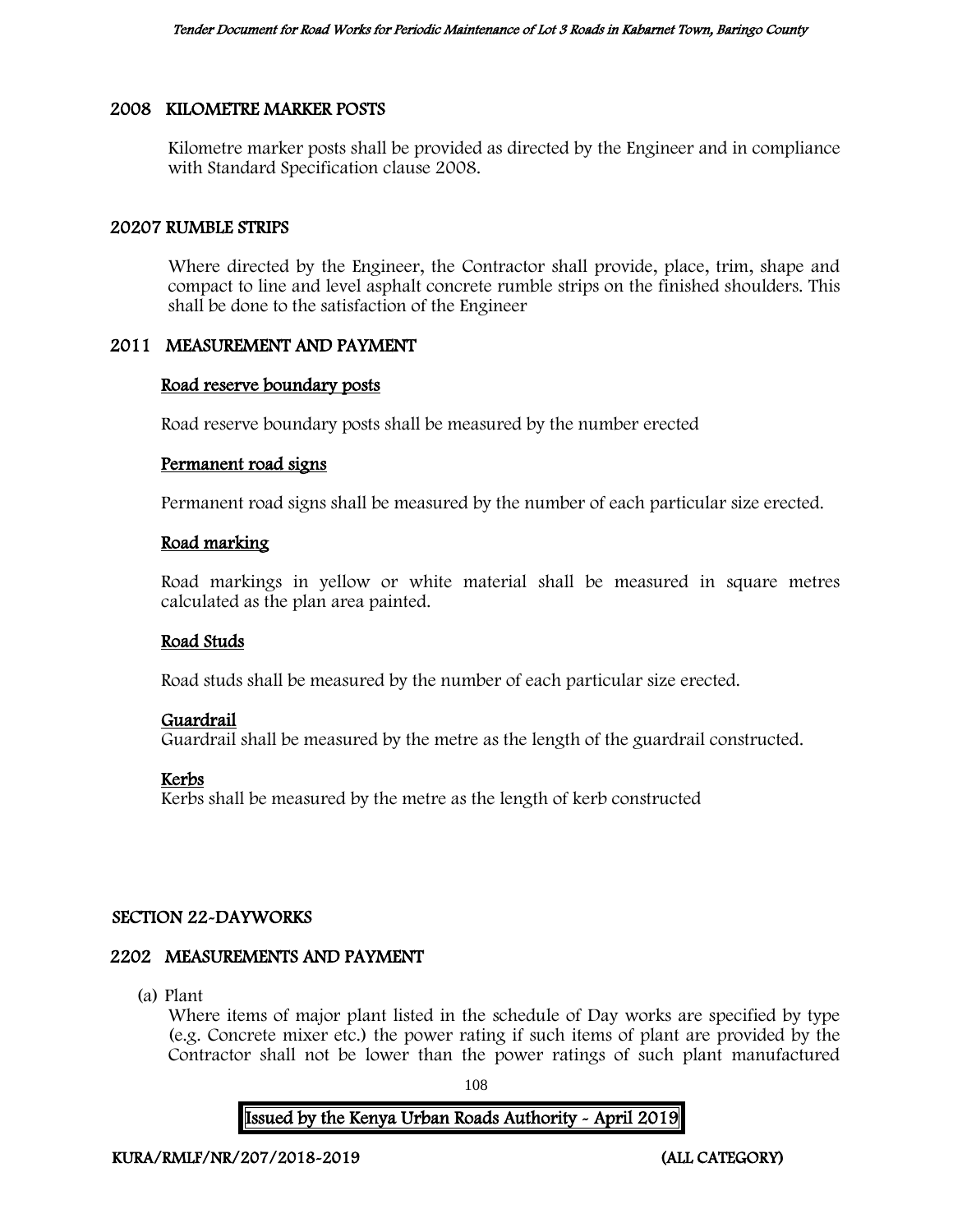## 2008 KILOMETRE MARKER POSTS

Kilometre marker posts shall be provided as directed by the Engineer and in compliance with Standard Specification clause 2008.

## 20207 RUMBLE STRIPS

Where directed by the Engineer, the Contractor shall provide, place, trim, shape and compact to line and level asphalt concrete rumble strips on the finished shoulders. This shall be done to the satisfaction of the Engineer

## 2011 MEASUREMENT AND PAYMENT

### Road reserve boundary posts

Road reserve boundary posts shall be measured by the number erected

### Permanent road signs

Permanent road signs shall be measured by the number of each particular size erected.

### Road marking

Road markings in yellow or white material shall be measured in square metres calculated as the plan area painted.

### Road Studs

Road studs shall be measured by the number of each particular size erected.

### Guardrail

Guardrail shall be measured by the metre as the length of the guardrail constructed.

### Kerbs

Kerbs shall be measured by the metre as the length of kerb constructed

# SECTION 22-DAYWORKS

## 2202 MEASUREMENTS AND PAYMENT

(a) Plant

Where items of major plant listed in the schedule of Day works are specified by type (e.g. Concrete mixer etc.) the power rating if such items of plant are provided by the Contractor shall not be lower than the power ratings of such plant manufactured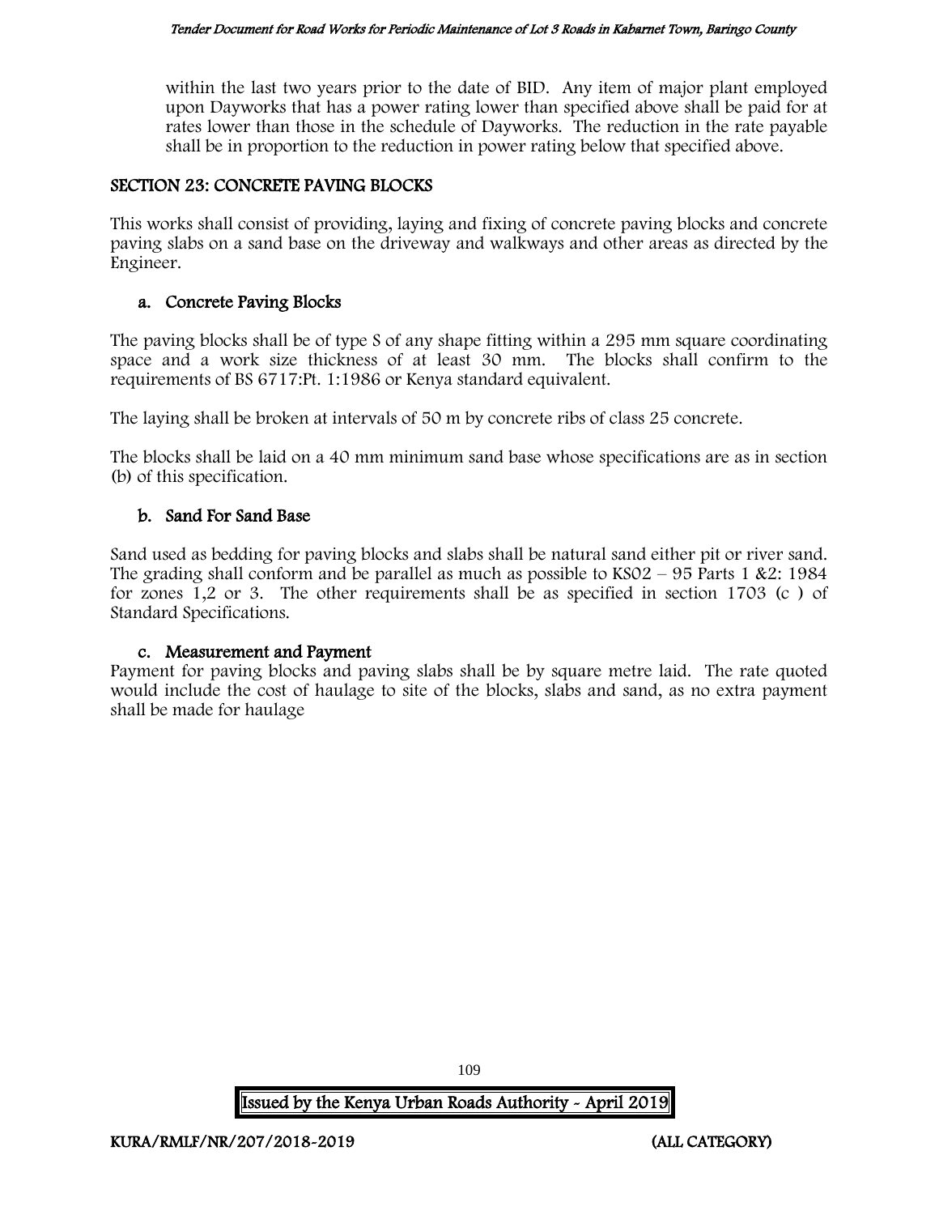within the last two years prior to the date of BID. Any item of major plant employed upon Dayworks that has a power rating lower than specified above shall be paid for at rates lower than those in the schedule of Dayworks. The reduction in the rate payable shall be in proportion to the reduction in power rating below that specified above.

## SECTION 23: CONCRETE PAVING BLOCKS

This works shall consist of providing, laying and fixing of concrete paving blocks and concrete paving slabs on a sand base on the driveway and walkways and other areas as directed by the Engineer.

### a. Concrete Paving Blocks

The paving blocks shall be of type S of any shape fitting within a 295 mm square coordinating space and a work size thickness of at least 30 mm. The blocks shall confirm to the requirements of BS 6717:Pt. 1:1986 or Kenya standard equivalent.

The laying shall be broken at intervals of 50 m by concrete ribs of class 25 concrete.

The blocks shall be laid on a 40 mm minimum sand base whose specifications are as in section (b) of this specification.

### b. Sand For Sand Base

Sand used as bedding for paving blocks and slabs shall be natural sand either pit or river sand. The grading shall conform and be parallel as much as possible to KS02 – 95 Parts 1 &2: 1984 for zones 1,2 or 3. The other requirements shall be as specified in section 1703 (c ) of Standard Specifications.

### c. Measurement and Payment

Payment for paving blocks and paving slabs shall be by square metre laid. The rate quoted would include the cost of haulage to site of the blocks, slabs and sand, as no extra payment shall be made for haulage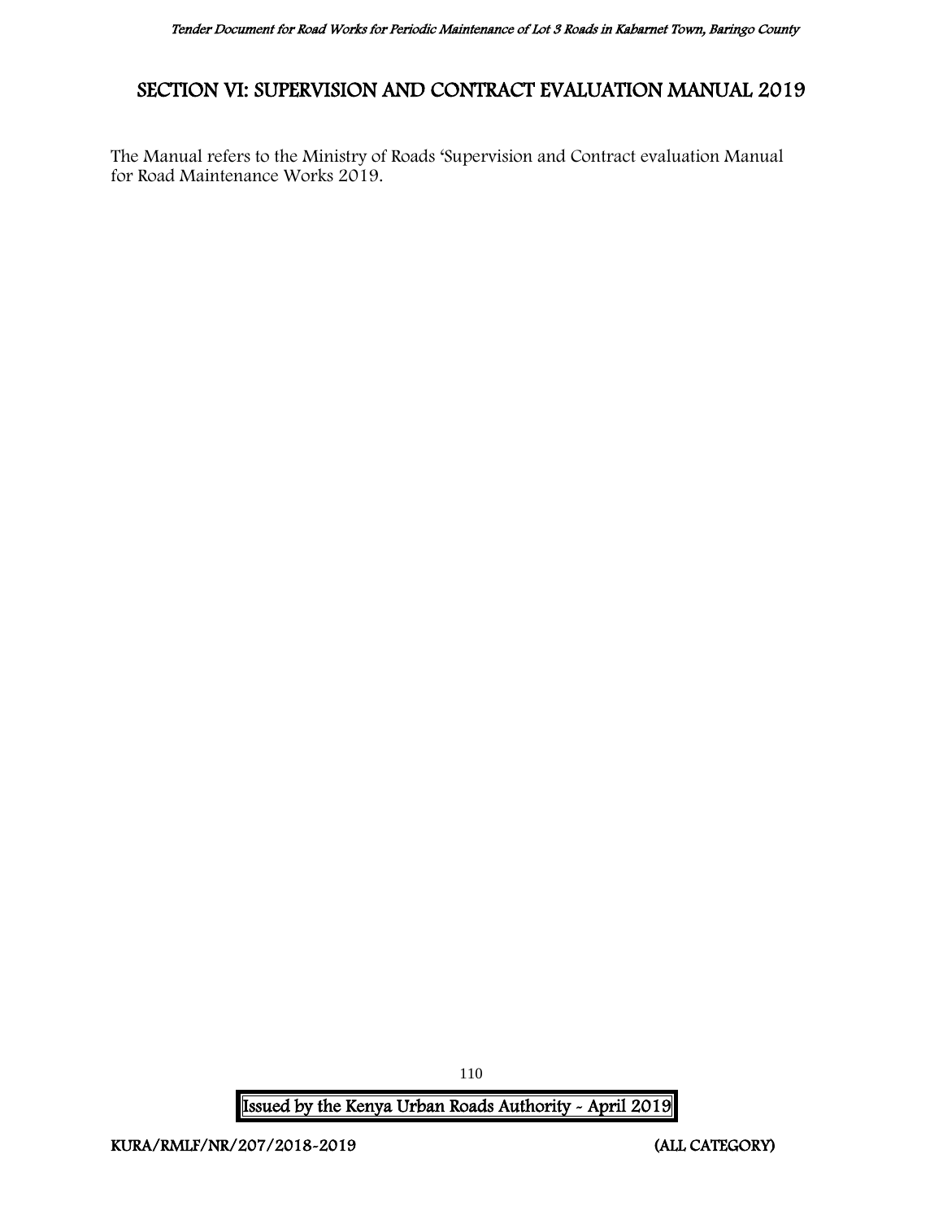# SECTION VI: SUPERVISION AND CONTRACT EVALUATION MANUAL 2019

The Manual refers to the Ministry of Roads 'Supervision and Contract evaluation Manual for Road Maintenance Works 2019.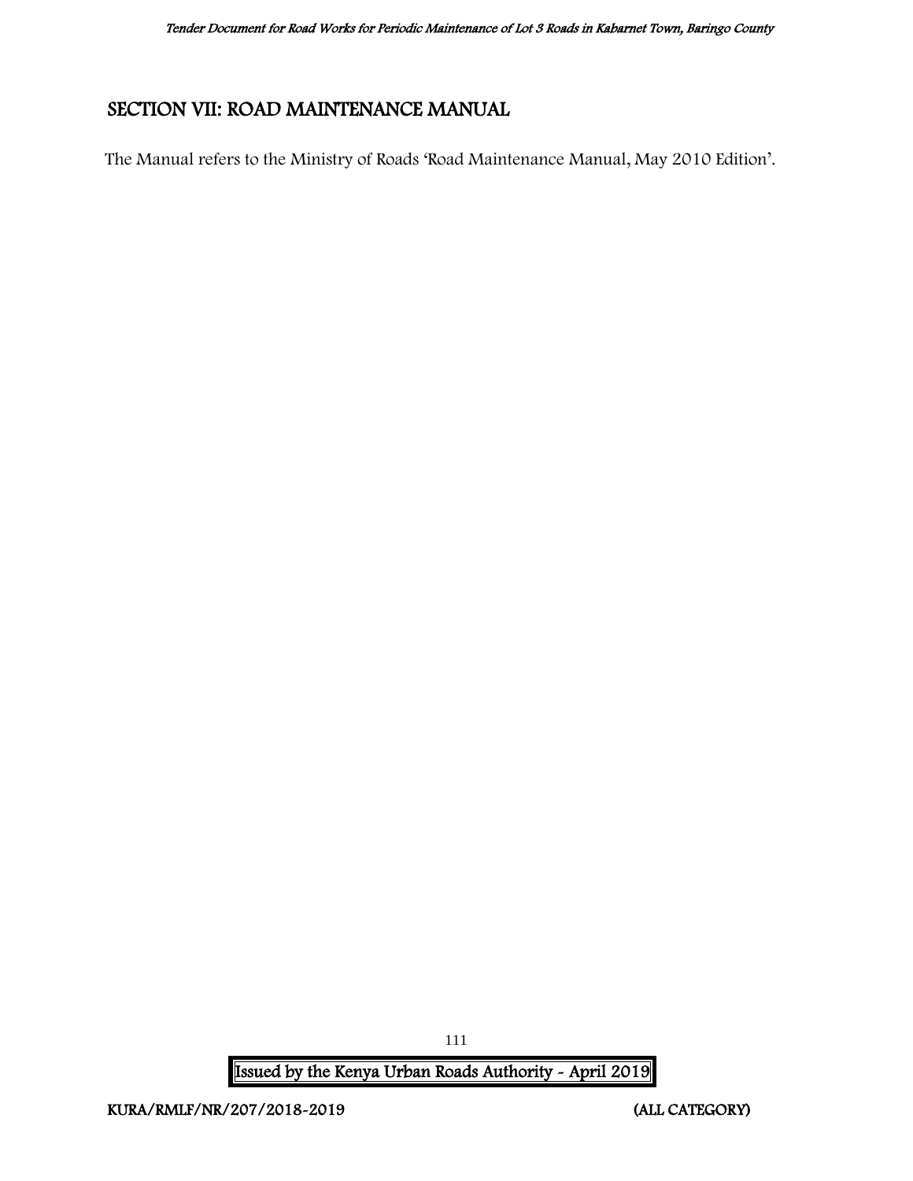# SECTION VII: ROAD MAINTENANCE MANUAL

The Manual refers to the Ministry of Roads 'Road Maintenance Manual, May 2010 Edition'.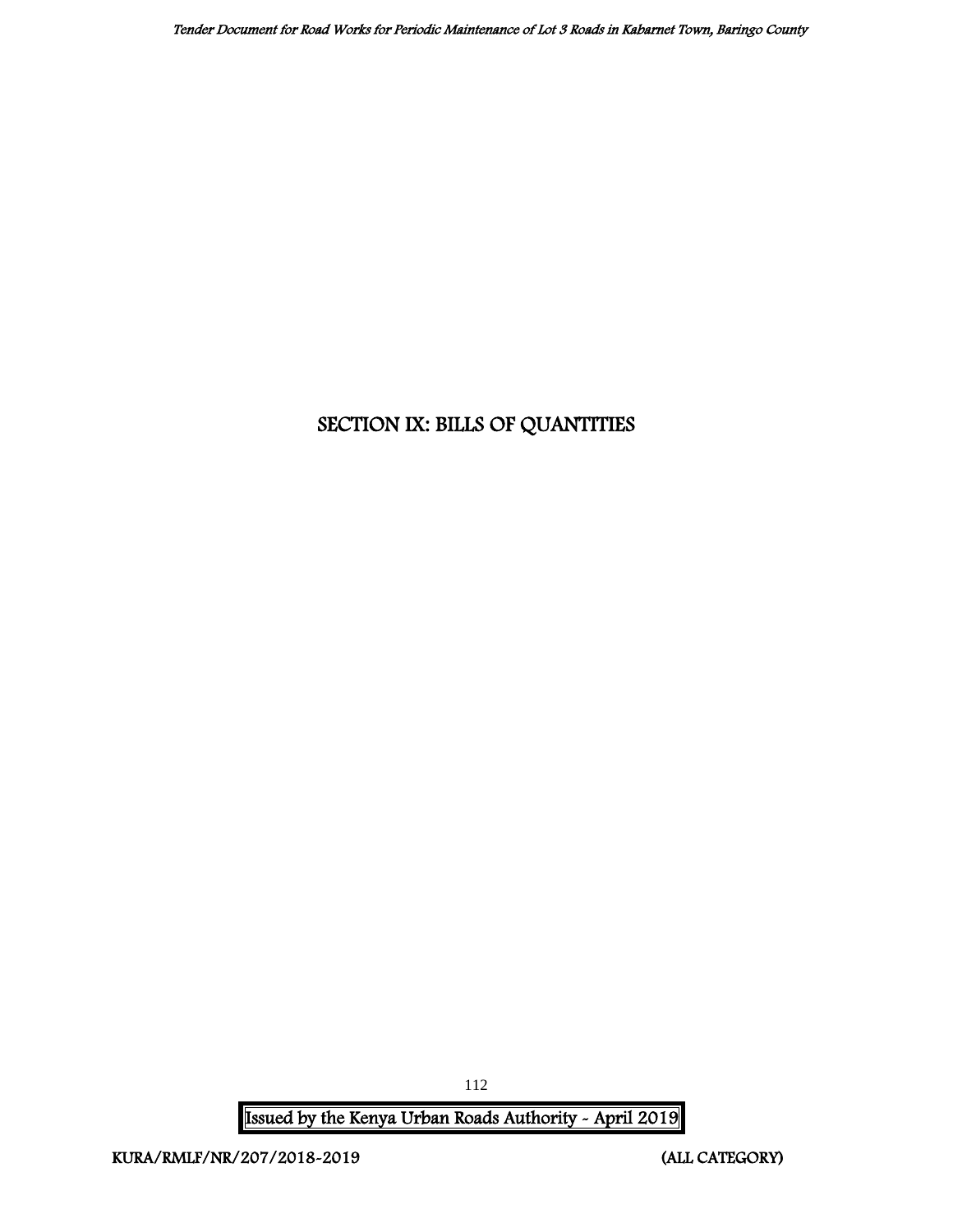# SECTION IX: BILLS OF QUANTITIES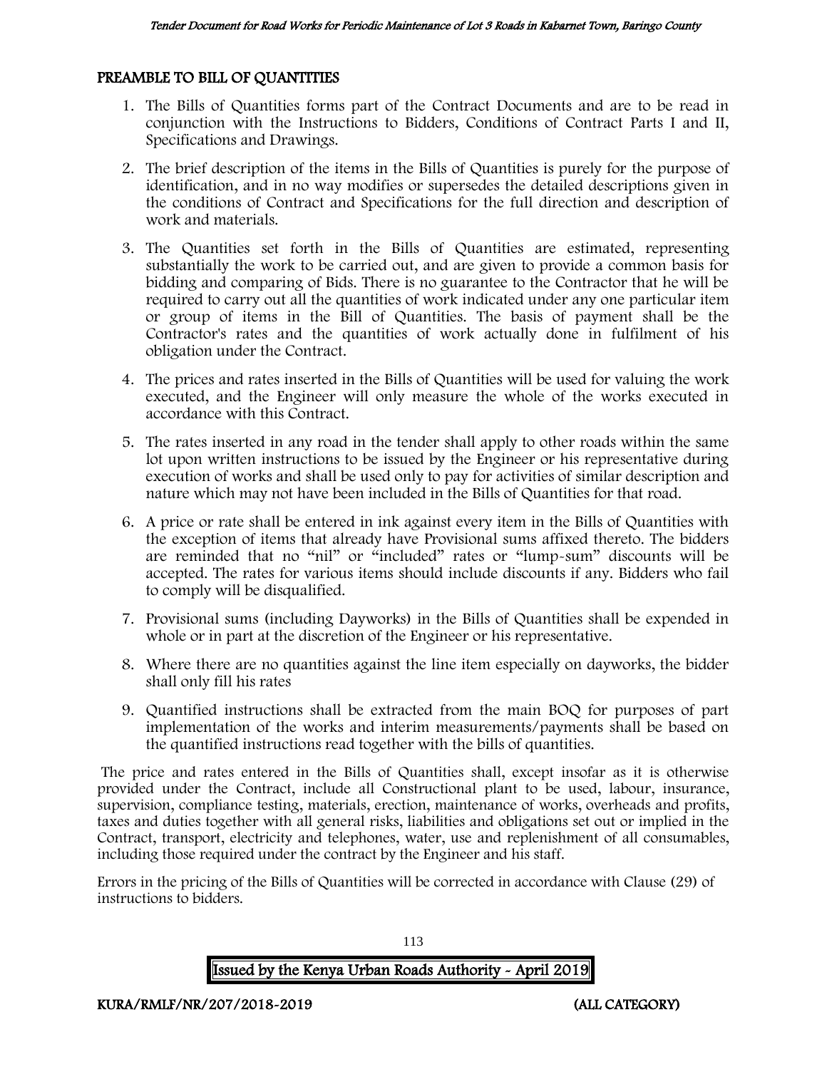## PREAMBLE TO BILL OF QUANTITIES

1. The Bills of Quantities forms part of the Contract Documents and are to be read in conjunction with the Instructions to Bidders, Conditions of Contract Parts I and II, Specifications and Drawings.
2. The brief description of the items in the Bills of Quantities is purely for the purpose of identification, and in no way modifies or supersedes the detailed descriptions given in the conditions of Contract and Specifications for the full direction and description of work and materials.
3. The Quantities set forth in the Bills of Quantities are estimated, representing substantially the work to be carried out, and are given to provide a common basis for bidding and comparing of Bids. There is no guarantee to the Contractor that he will be required to carry out all the quantities of work indicated under any one particular item or group of items in the Bill of Quantities. The basis of payment shall be the Contractor's rates and the quantities of work actually done in fulfilment of his obligation under the Contract.
4. The prices and rates inserted in the Bills of Quantities will be used for valuing the work executed, and the Engineer will only measure the whole of the works executed in accordance with this Contract.
5. The rates inserted in any road in the tender shall apply to other roads within the same lot upon written instructions to be issued by the Engineer or his representative during execution of works and shall be used only to pay for activities of similar description and nature which may not have been included in the Bills of Quantities for that road.
6. A price or rate shall be entered in ink against every item in the Bills of Quantities with the exception of items that already have Provisional sums affixed thereto. The bidders are reminded that no "nil" or "included" rates or "lump-sum" discounts will be accepted. The rates for various items should include discounts if any. Bidders who fail to comply will be disqualified.
7. Provisional sums (including Dayworks) in the Bills of Quantities shall be expended in whole or in part at the discretion of the Engineer or his representative.
8. Where there are no quantities against the line item especially on dayworks, the bidder shall only fill his rates
9. Quantified instructions shall be extracted from the main BOQ for purposes of part implementation of the works and interim measurements/payments shall be based on the quantified instructions read together with the bills of quantities.

The price and rates entered in the Bills of Quantities shall, except insofar as it is otherwise provided under the Contract, include all Constructional plant to be used, labour, insurance, supervision, compliance testing, materials, erection, maintenance of works, overheads and profits, taxes and duties together with all general risks, liabilities and obligations set out or implied in the Contract, transport, electricity and telephones, water, use and replenishment of all consumables, including those required under the contract by the Engineer and his staff.

Errors in the pricing of the Bills of Quantities will be corrected in accordance with Clause (29) of instructions to bidders.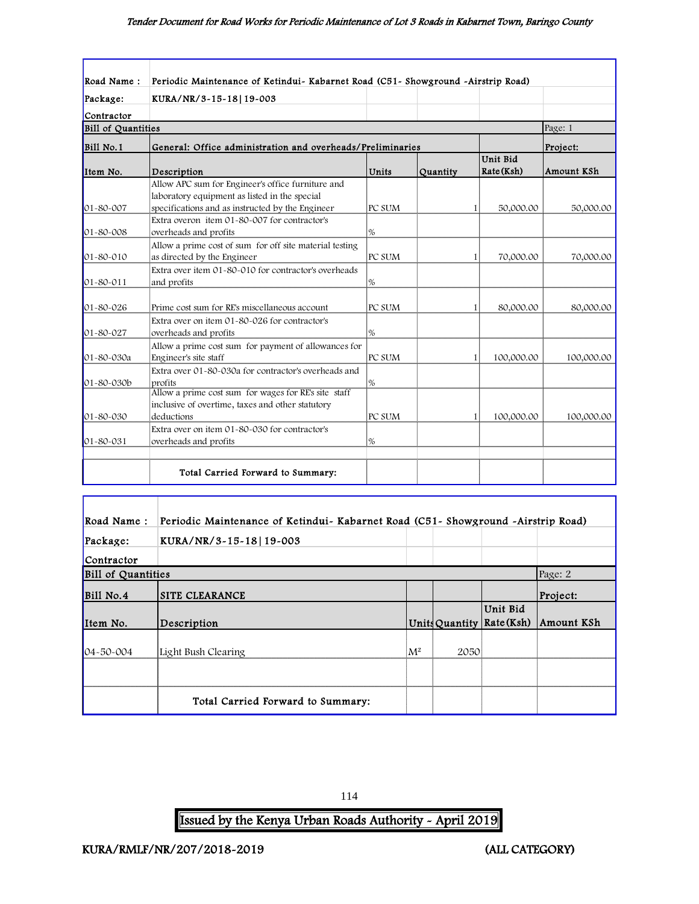| Road Name : | Periodic Maintenance of Ketindui- Kabarnet Road (C51- Showground -Airstrip Road) | | | | |
|---|---|---|---|---|---|
| Package: | KURA/NR/3-15-18\|19-003 | | | | |
| Contractor | | | | | |
| Bill of Quantities | | | | | Page: 1 |
| Bill No.1 | General: Office administration and overheads/Preliminaries | | | | Project: |
| Item No. | Description | Units | Quantity | Unit Bid Rate(Ksh) | Amount KSh |
| 01-80-007 | Allow APC sum for Engineer's office furniture and laboratory equipment as listed in the special specifications and as instructed by the Engineer | PC SUM | 1 | 50,000.00 | 50,000.00 |
| 01-80-008 | Extra overon item 01-80-007 for contractor's overheads and profits | % | | | |
| 01-80-010 | Allow a prime cost of sum for off site material testing as directed by the Engineer | PC SUM | 1 | 70,000.00 | 70,000.00 |
| 01-80-011 | Extra over item 01-80-010 for contractor's overheads and profits | % | | | |
| 01-80-026 | Prime cost sum for RE's miscellaneous account | PC SUM | 1 | 80,000.00 | 80,000.00 |
| 01-80-027 | Extra over on item 01-80-026 for contractor's overheads and profits | % | | | |
| 01-80-030a | Allow a prime cost sum for payment of allowances for Engineer's site staff | PC SUM | 1 | 100,000.00 | 100,000.00 |
| 01-80-030b | Extra over 01-80-030a for contractor's overheads and profits | % | | | |
| 01-80-030 | Allow a prime cost sum for wages for RE's site staff inclusive of overtime, taxes and other statutory deductions | PC SUM | 1 | 100,000.00 | 100,000.00 |
| 01-80-031 | Extra over on item 01-80-030 for contractor's overheads and profits | % | | | |
| | | | | | |
| | Total Carried Forward to Summary: | | | | |

| Road Name : | Periodic Maintenance of Ketindui- Kabarnet Road (C51- Showground -Airstrip Road) | | | | |
|---|---|---|---|---|---|
| Package: | KURA/NR/3-15-18\|19-003 | | | | |
| Contractor | | | | | |
| Bill of Quantities | | | | | Page: 2 |
| Bill No.4 | SITE CLEARANCE | | | | Project: |
| Item No. | Description | Units | Quantity | Unit Bid Rate(Ksh) | Amount KSh |
| 04-50-004 | Light Bush Clearing | M² | 2050 | | |
| | | | | | |
| | Total Carried Forward to Summary: | | | | |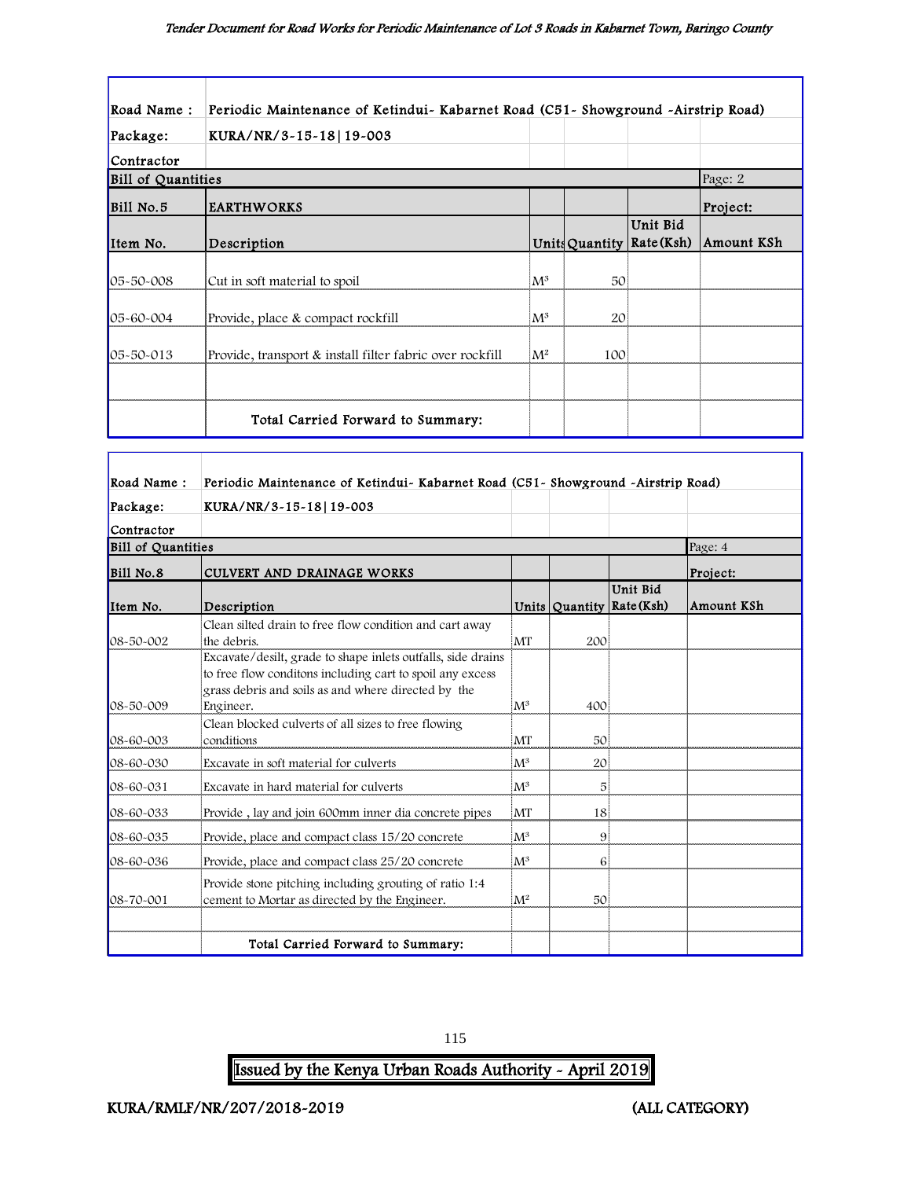| Road Name : | Periodic Maintenance of Ketindui- Kabarnet Road (C51- Showground -Airstrip Road) | | | | |
|---|---|---|---|---|---|
| Package: | KURA/NR/3-15-18\|19-003 | | | | |
| Contractor | | | | | |
| **Bill of Quantities** | | | | | Page: 2 |
| **Bill No.5** | **EARTHWORKS** | | | | **Project:** |
| **Item No.** | **Description** | **Units** | **Quantity** | **Unit Bid Rate(Ksh)** | **Amount KSh** |
| 05-50-008 | Cut in soft material to spoil | $M^3$ | 50 | | |
| 05-60-004 | Provide, place & compact rockfill | $M^3$ | 20 | | |
| 05-50-013 | Provide, transport & install filter fabric over rockfill | $M^2$ | 100 | | |
| | | | | | |
| | **Total Carried Forward to Summary:** | | | | |

| Road Name : | Periodic Maintenance of Ketindui- Kabarnet Road (C51- Showground -Airstrip Road) | | | | |
|---|---|---|---|---|---|
| Package: | KURA/NR/3-15-18\|19-003 | | | | |
| Contractor | | | | | |
| **Bill of Quantities** | | | | | Page: 4 |
| **Bill No.8** | **CULVERT AND DRAINAGE WORKS** | | | | **Project:** |
| **Item No.** | **Description** | **Units** | **Quantity** | **Unit Bid Rate(Ksh)** | **Amount KSh** |
| 08-50-002 | Clean silted drain to free flow condition and cart away the debris. | MT | 200 | | |
| 08-50-009 | Excavate/desilt, grade to shape inlets outfalls, side drains to free flow conditons including cart to spoil any excess grass debris and soils as and where directed by the Engineer. | $M^3$ | 400 | | |
| 08-60-003 | Clean blocked culverts of all sizes to free flowing conditions | MT | 50 | | |
| 08-60-030 | Excavate in soft material for culverts | $M^3$ | 20 | | |
| 08-60-031 | Excavate in hard material for culverts | $M^3$ | 5 | | |
| 08-60-033 | Provide , lay and join 600mm inner dia concrete pipes | MT | 18 | | |
| 08-60-035 | Provide, place and compact class 15/20 concrete | $M^3$ | 9 | | |
| 08-60-036 | Provide, place and compact class 25/20 concrete | $M^3$ | 6 | | |
| 08-70-001 | Provide stone pitching including grouting of ratio 1:4 cement to Mortar as directed by the Engineer. | $M^2$ | 50 | | |
| | | | | | |
| | **Total Carried Forward to Summary:** | | | | |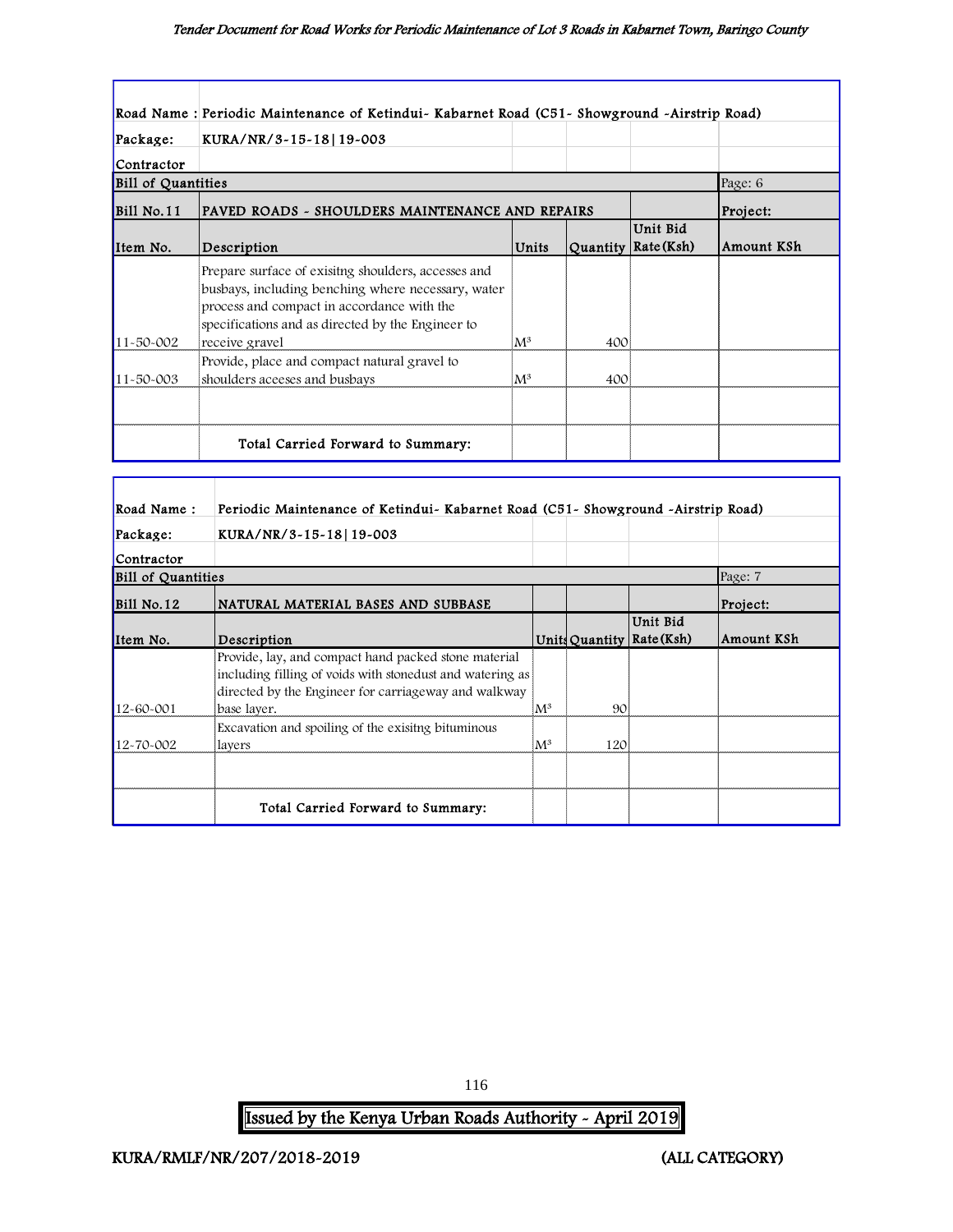Road Name : Periodic Maintenance of Ketindui- Kabarnet Road (C51- Showground -Airstrip Road)

Package: KURA/NR/3-15-18|19-003

Contractor

| Bill of Quantities | | | | | Page: 6 |
|---|---|---|---|---|---|
| Bill No.11 | PAVED ROADS - SHOULDERS MAINTENANCE AND REPAIRS | | | | Project: |
| Item No. | Description | Units | Quantity | Unit Bid Rate (Ksh) | Amount KSh |
| 11-50-002 | Prepare surface of exisitng shoulders, accesses and busbays, including benching where necessary, water process and compact in accordance with the specifications and as directed by the Engineer to receive gravel | $M^3$ | 400 | | |
| 11-50-003 | Provide, place and compact natural gravel to shoulders aceeses and busbays | $M^3$ | 400 | | |
| | | | | | |
| | Total Carried Forward to Summary: | | | | |

Road Name : Periodic Maintenance of Ketindui- Kabarnet Road (C51- Showground -Airstrip Road)

Package: KURA/NR/3-15-18|19-003

Contractor

| Bill of Quantities | | | | | Page: 7 |
|---|---|---|---|---|---|
| Bill No.12 | NATURAL MATERIAL BASES AND SUBBASE | | | | Project: |
| Item No. | Description | Units | Quantity | Unit Bid Rate (Ksh) | Amount KSh |
| 12-60-001 | Provide, lay, and compact hand packed stone material including filling of voids with stonedust and watering as directed by the Engineer for carriageway and walkway base layer. | $M^3$ | 90 | | |
| 12-70-002 | Excavation and spoiling of the exisitng bituminous layers | $M^3$ | 120 | | |
| | | | | | |
| | Total Carried Forward to Summary: | | | | |

KURA/RMLF/NR/207/2018-2019 (ALL CATEGORY)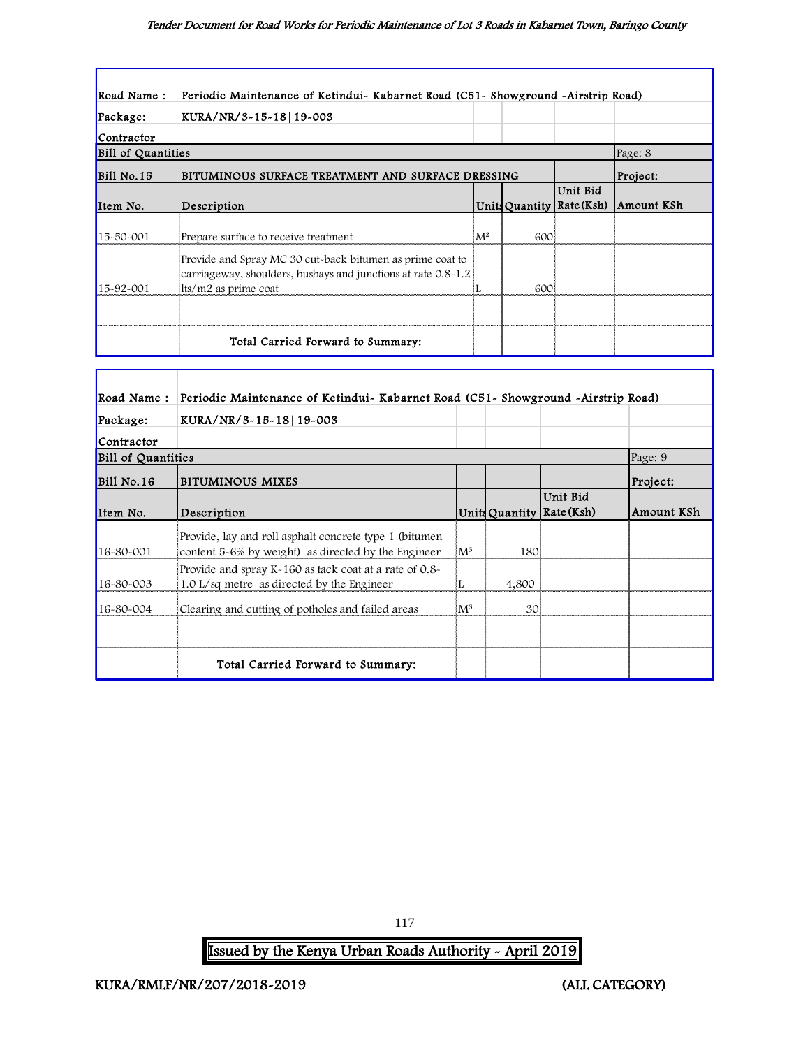| Road Name : | Periodic Maintenance of Ketindui- Kabarnet Road (C51- Showground -Airstrip Road) | | | | |
|---|---|---|---|---|---|
| Package: | KURA/NR/3-15-18\|19-003 | | | | |
| Contractor | | | | | |
| Bill of Quantities | | | | | Page: 8 |
| Bill No.15 | BITUMINOUS SURFACE TREATMENT AND SURFACE DRESSING | | | | Project: |
| Item No. | Description | Units | Quantity | Unit Bid Rate (Ksh) | Amount KSh |
| 15-50-001 | Prepare surface to receive treatment | $M^2$ | 600 | | |
| 15-92-001 | Provide and Spray MC 30 cut-back bitumen as prime coat to carriageway, shoulders, busbays and junctions at rate 0.8-1.2 lts/m2 as prime coat | L | 600 | | |
| | | | | | |
| | Total Carried Forward to Summary: | | | | |

| Road Name : | Periodic Maintenance of Ketindui- Kabarnet Road (C51- Showground -Airstrip Road) | | | | |
|---|---|---|---|---|---|
| Package: | KURA/NR/3-15-18\|19-003 | | | | |
| Contractor | | | | | |
| Bill of Quantities | | | | | Page: 9 |
| Bill No.16 | BITUMINOUS MIXES | | | | Project: |
| Item No. | Description | Units | Quantity | Unit Bid Rate (Ksh) | Amount KSh |
| 16-80-001 | Provide, lay and roll asphalt concrete type 1 (bitumen content 5-6% by weight) as directed by the Engineer | $M^3$ | 180 | | |
| 16-80-003 | Provide and spray K-160 as tack coat at a rate of 0.8-1.0 L/sq metre as directed by the Engineer | L | 4,800 | | |
| 16-80-004 | Clearing and cutting of potholes and failed areas | $M^3$ | 30 | | |
| | | | | | |
| | Total Carried Forward to Summary: | | | | |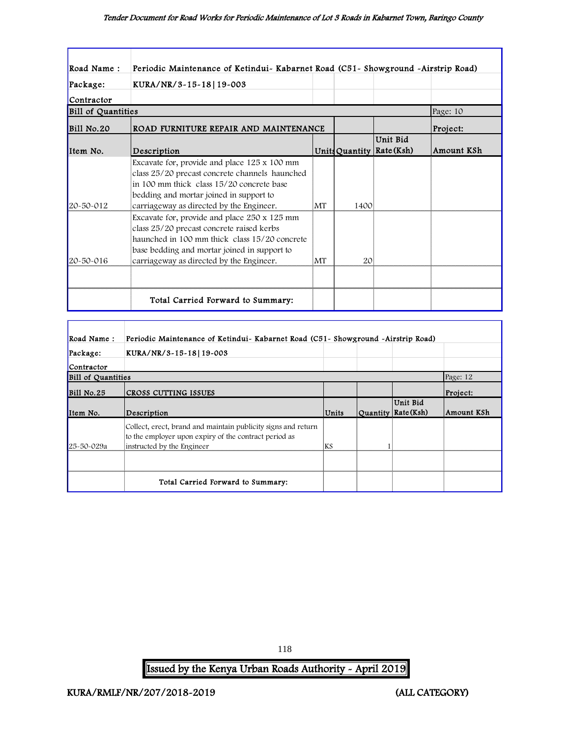| Road Name : | Periodic Maintenance of Ketindui- Kabarnet Road (C51- Showground -Airstrip Road) | | | | |
|---|---|---|---|---|---|
| Package: | KURA/NR/3-15-18\|19-003 | | | | |
| Contractor | | | | | |
| Bill of Quantities | | | | | Page: 10 |
| Bill No.20 | ROAD FURNITURE REPAIR AND MAINTENANCE | | | | Project: |
| Item No. | Description | Units | Quantity | Unit Bid Rate(Ksh) | Amount KSh |
| 20-50-012 | Excavate for, provide and place 125 x 100 mm class 25/20 precast concrete channels haunched in 100 mm thick class 15/20 concrete base bedding and mortar joined in support to carriageway as directed by the Engineer. | MT | 1400 | | |
| 20-50-016 | Excavate for, provide and place 250 x 125 mm class 25/20 precast concrete raised kerbs haunched in 100 mm thick class 15/20 concrete base bedding and mortar joined in support to carriageway as directed by the Engineer. | MT | 20 | | |
| | | | | | |
| | Total Carried Forward to Summary: | | | | |

| Road Name : | Periodic Maintenance of Ketindui- Kabarnet Road (C51- Showground -Airstrip Road) | | | | |
|---|---|---|---|---|---|
| Package: | KURA/NR/3-15-18\|19-003 | | | | |
| Contractor | | | | | |
| Bill of Quantities | | | | | Page: 12 |
| Bill No.25 | CROSS CUTTING ISSUES | | | | Project: |
| Item No. | Description | Units | Quantity | Unit Bid Rate(Ksh) | Amount KSh |
| 25-50-029a | Collect, erect, brand and maintain publicity signs and return to the employer upon expiry of the contract period as instructed by the Engineer | KS | 1 | | |
| | | | | | |
| | Total Carried Forward to Summary: | | | | |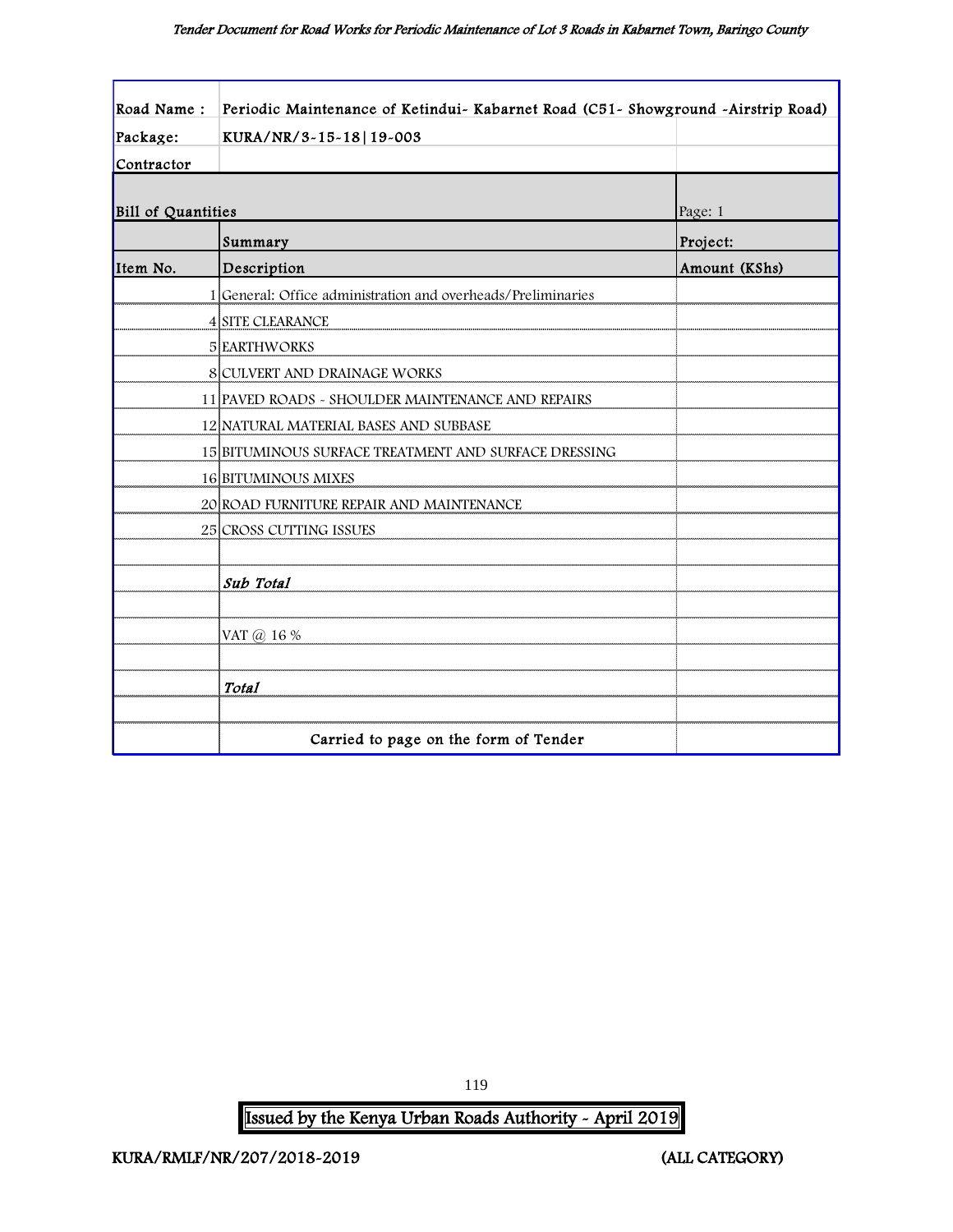| Road Name : | Periodic Maintenance of Ketindui- Kabarnet Road (C51- Showground -Airstrip Road) | |
|---|---|---|
| Package: | KURA/NR/3-15-18\|19-003 | |
| Contractor | | |
| **Bill of Quantities** | | Page: 1 |
| | Summary | Project: |
| Item No. | Description | Amount (KShs) |
| 1 | General: Office administration and overheads/Preliminaries | |
| 4 | SITE CLEARANCE | |
| 5 | EARTHWORKS | |
| 8 | CULVERT AND DRAINAGE WORKS | |
| 11 | PAVED ROADS - SHOULDER MAINTENANCE AND REPAIRS | |
| 12 | NATURAL MATERIAL BASES AND SUBBASE | |
| 15 | BITUMINOUS SURFACE TREATMENT AND SURFACE DRESSING | |
| 16 | BITUMINOUS MIXES | |
| 20 | ROAD FURNITURE REPAIR AND MAINTENANCE | |
| 25 | CROSS CUTTING ISSUES | |
| | | |
| | ***Sub Total*** | |
| | | |
| | VAT @ 16 % | |
| | | |
| | ***Total*** | |
| | | |
| | Carried to page on the form of Tender | |

Issued by the Kenya Urban Roads Authority - April 2019

KURA/RMLF/NR/207/2018-2019 (ALL CATEGORY)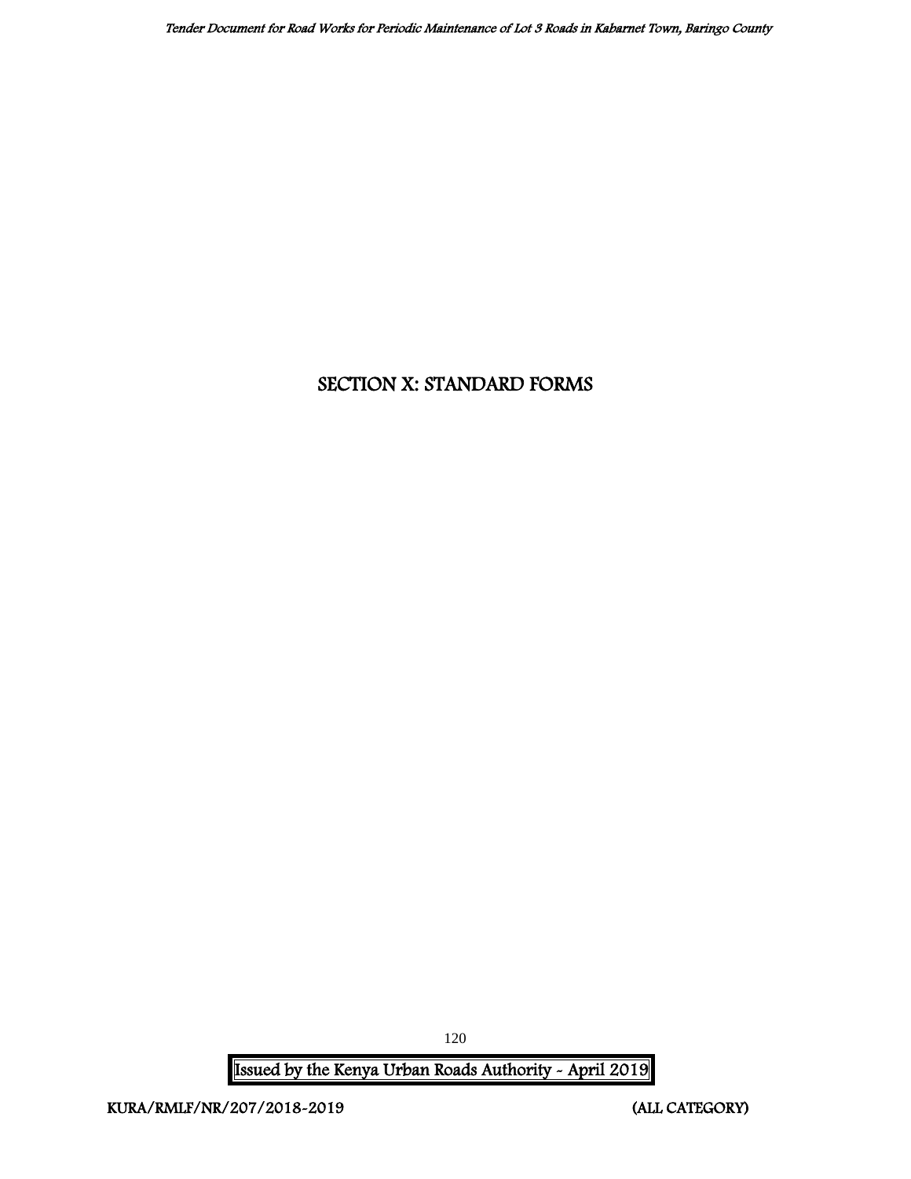# SECTION X: STANDARD FORMS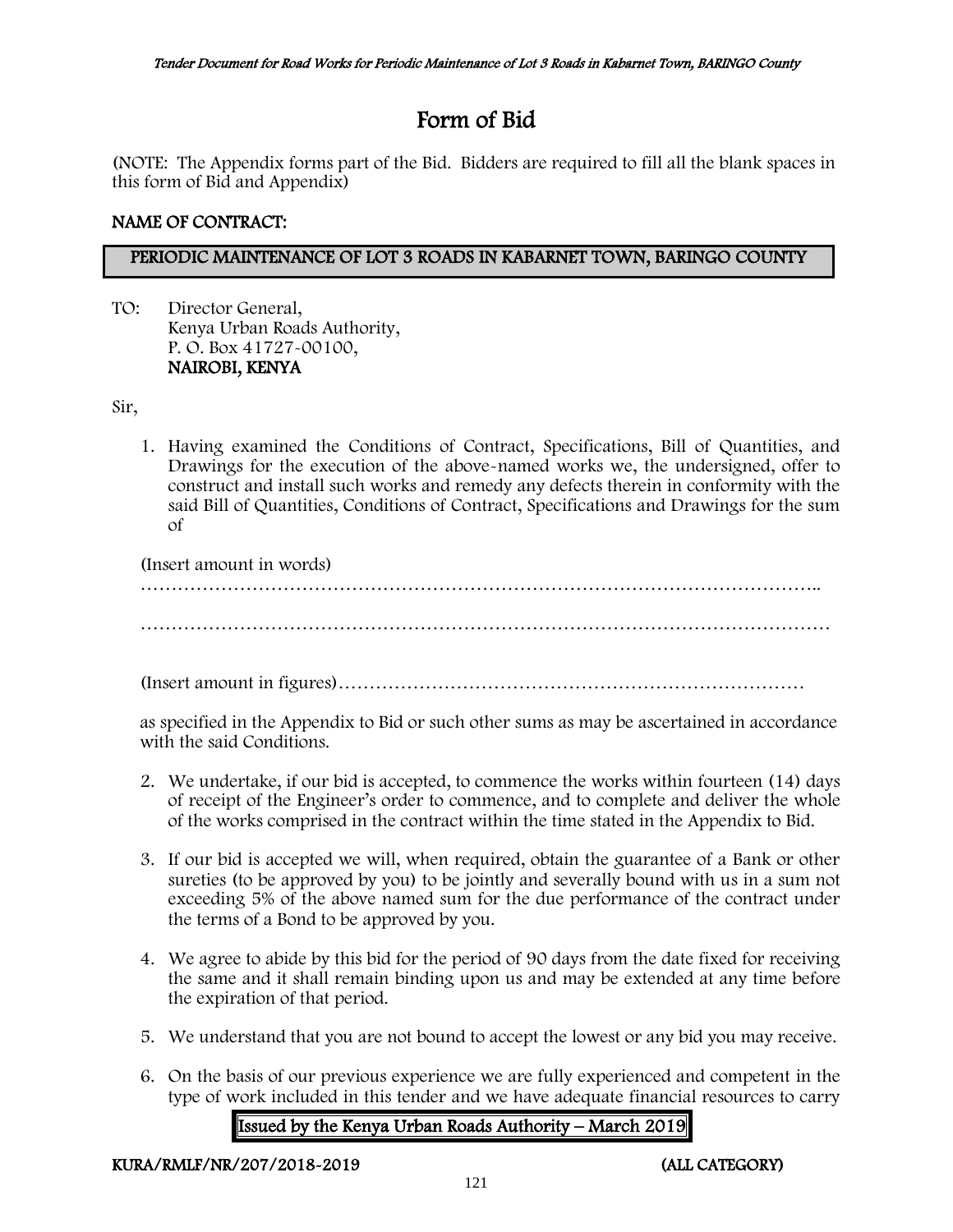# Form of Bid

(NOTE: The Appendix forms part of the Bid. Bidders are required to fill all the blank spaces in this form of Bid and Appendix)

**NAME OF CONTRACT:**

**PERIODIC MAINTENANCE OF LOT 3 ROADS IN KABARNET TOWN, BARINGO COUNTY**

TO: Director General,
Kenya Urban Roads Authority,
P. O. Box 41727-00100,
**NAIROBI, KENYA**

Sir,

1. Having examined the Conditions of Contract, Specifications, Bill of Quantities, and Drawings for the execution of the above-named works we, the undersigned, offer to construct and install such works and remedy any defects therein in conformity with the said Bill of Quantities, Conditions of Contract, Specifications and Drawings for the sum of

   (Insert amount in words)

   ………………………………………………………………………………………………..

   ………………………………………………………………………………………………

   (Insert amount in figures)…………………………………………………………………

   as specified in the Appendix to Bid or such other sums as may be ascertained in accordance with the said Conditions.

2. We undertake, if our bid is accepted, to commence the works within fourteen (14) days of receipt of the Engineer's order to commence, and to complete and deliver the whole of the works comprised in the contract within the time stated in the Appendix to Bid.

3. If our bid is accepted we will, when required, obtain the guarantee of a Bank or other sureties (to be approved by you) to be jointly and severally bound with us in a sum not exceeding 5% of the above named sum for the due performance of the contract under the terms of a Bond to be approved by you.

4. We agree to abide by this bid for the period of 90 days from the date fixed for receiving the same and it shall remain binding upon us and may be extended at any time before the expiration of that period.

5. We understand that you are not bound to accept the lowest or any bid you may receive.

6. On the basis of our previous experience we are fully experienced and competent in the type of work included in this tender and we have adequate financial resources to carry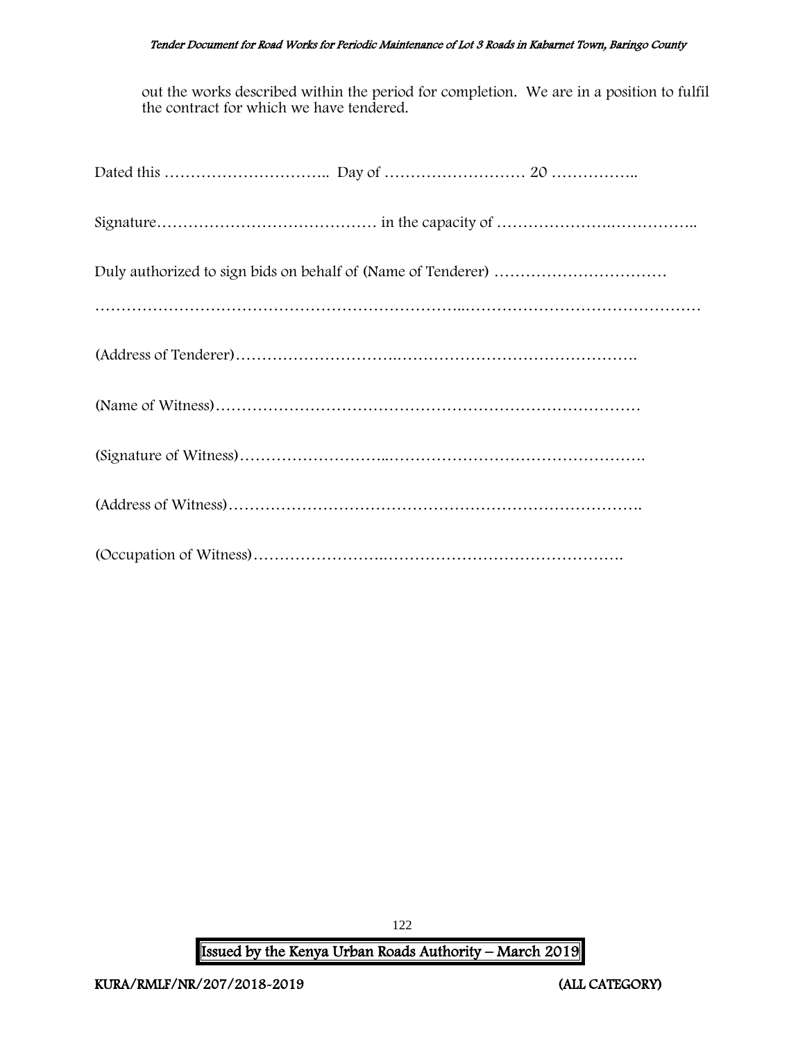out the works described within the period for completion. We are in a position to fulfil the contract for which we have tendered.

Dated this ………………………….. Day of ……………………… 20 ……………..

Signature…………………………………… in the capacity of ………………….……………..

Duly authorized to sign bids on behalf of (Name of Tenderer) ……………………………

…………………………………………………………..………………………………………

(Address of Tenderer)…………………………..……………………………………….

(Name of Witness)………………………………………………………………………

(Signature of Witness)………………………..………………………………………….

(Address of Witness)…………………………………………………………………….

(Occupation of Witness)…………………….……………………………………….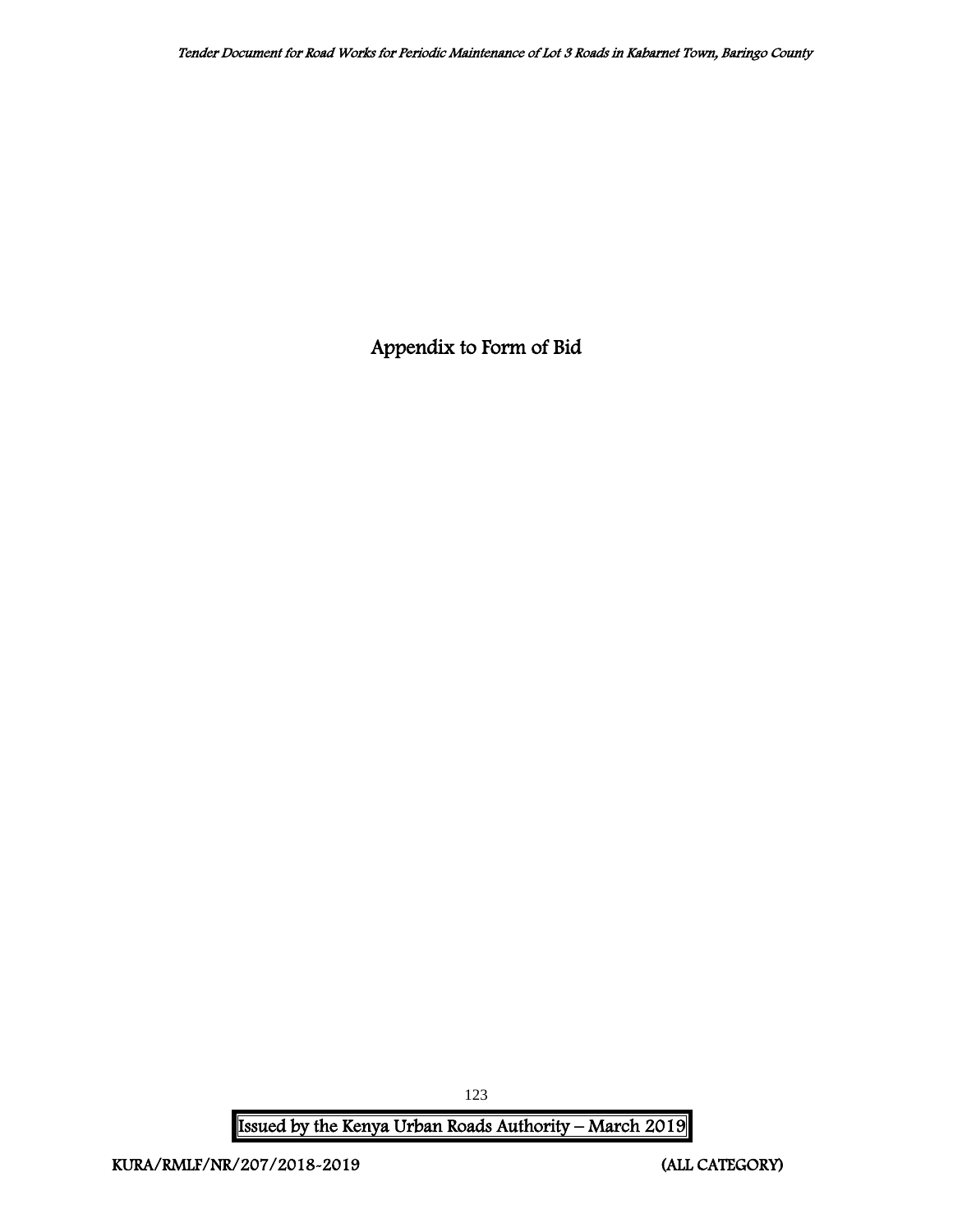# Appendix to Form of Bid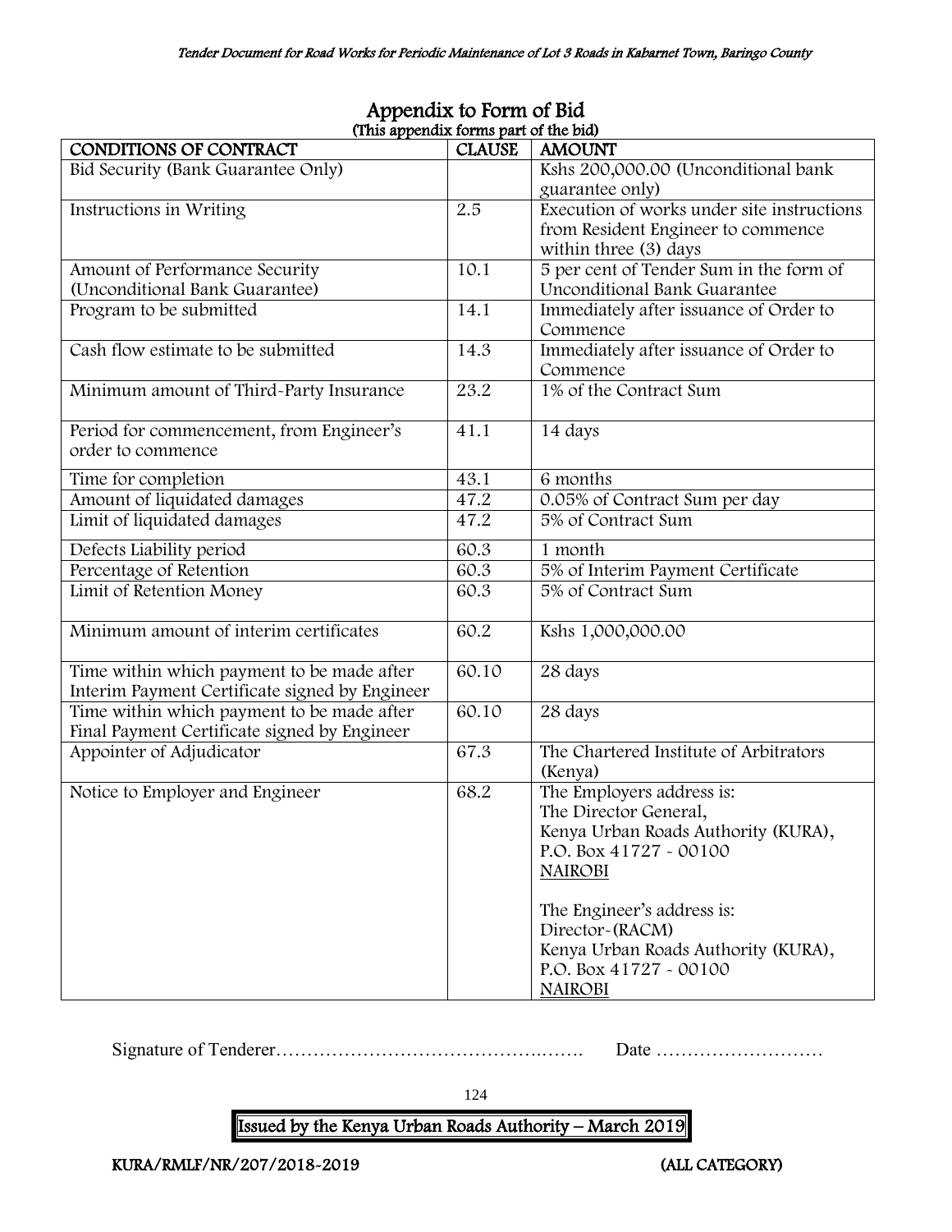# Appendix to Form of Bid

(This appendix forms part of the bid)

| CONDITIONS OF CONTRACT | CLAUSE | AMOUNT |
|---|---|---|
| Bid Security (Bank Guarantee Only) | | Kshs 200,000.00 (Unconditional bank guarantee only) |
| Instructions in Writing | 2.5 | Execution of works under site instructions from Resident Engineer to commence within three (3) days |
| Amount of Performance Security (Unconditional Bank Guarantee) | 10.1 | 5 per cent of Tender Sum in the form of Unconditional Bank Guarantee |
| Program to be submitted | 14.1 | Immediately after issuance of Order to Commence |
| Cash flow estimate to be submitted | 14.3 | Immediately after issuance of Order to Commence |
| Minimum amount of Third-Party Insurance | 23.2 | 1% of the Contract Sum |
| Period for commencement, from Engineer's order to commence | 41.1 | 14 days |
| Time for completion | 43.1 | 6 months |
| Amount of liquidated damages | 47.2 | 0.05% of Contract Sum per day |
| Limit of liquidated damages | 47.2 | 5% of Contract Sum |
| Defects Liability period | 60.3 | 1 month |
| Percentage of Retention | 60.3 | 5% of Interim Payment Certificate |
| Limit of Retention Money | 60.3 | 5% of Contract Sum |
| Minimum amount of interim certificates | 60.2 | Kshs 1,000,000.00 |
| Time within which payment to be made after Interim Payment Certificate signed by Engineer | 60.10 | 28 days |
| Time within which payment to be made after Final Payment Certificate signed by Engineer | 60.10 | 28 days |
| Appointer of Adjudicator | 67.3 | The Chartered Institute of Arbitrators (Kenya) |
| Notice to Employer and Engineer | 68.2 | The Employers address is:<br>The Director General,<br>Kenya Urban Roads Authority (KURA),<br>P.O. Box 41727 - 00100<br>NAIROBI<br><br>The Engineer's address is:<br>Director-(RACM)<br>Kenya Urban Roads Authority (KURA),<br>P.O. Box 41727 - 00100<br>NAIROBI |

Signature of Tenderer………………………………………..……. Date ………………………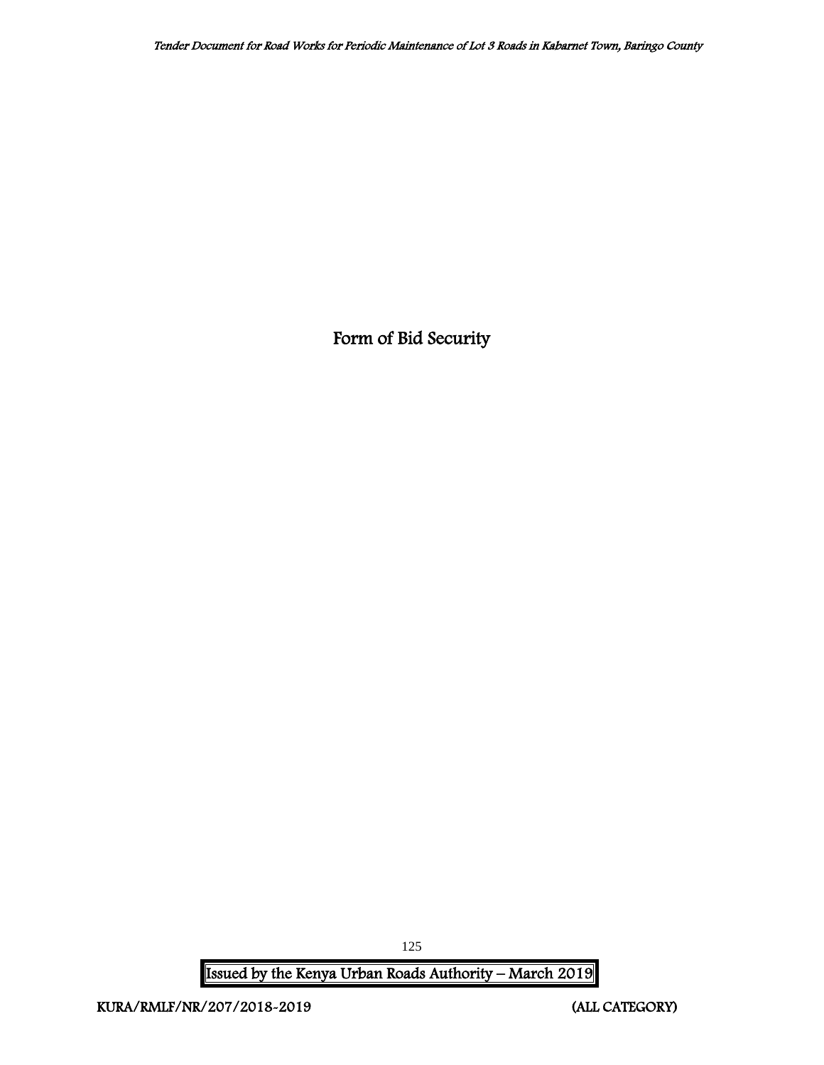# Form of Bid Security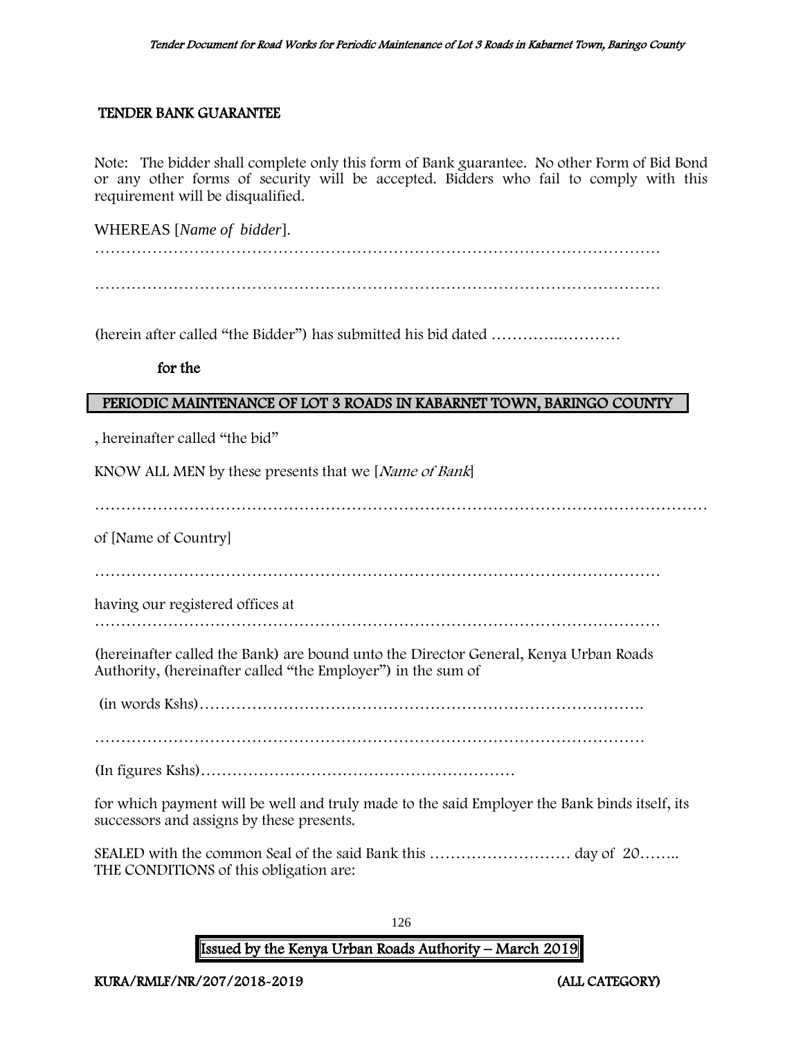## TENDER BANK GUARANTEE

Note: The bidder shall complete only this form of Bank guarantee. No other Form of Bid Bond or any other forms of security will be accepted. Bidders who fail to comply with this requirement will be disqualified.

WHEREAS [*Name of bidder*].

…………………………………………………………………………………………………

…………………………………………………………………………………………………

(herein after called "the Bidder") has submitted his bid dated ………….…………

**for the**

**PERIODIC MAINTENANCE OF LOT 3 ROADS IN KABARNET TOWN, BARINGO COUNTY**

, hereinafter called "the bid"

KNOW ALL MEN by these presents that we [*Name of Bank*]

……………………………………………………………………………………………………

of [Name of Country]

…………………………………………………………………………………………………

having our registered offices at

…………………………………………………………………………………………………

(hereinafter called the Bank) are bound unto the Director General, Kenya Urban Roads Authority, (hereinafter called "the Employer") in the sum of

(in words Kshs)………………………………………………………………………….

……………………………………………………………………………………………….

(In figures Kshs)……………………………………………………

for which payment will be well and truly made to the said Employer the Bank binds itself, its successors and assigns by these presents.

SEALED with the common Seal of the said Bank this ……………………… day of 20……..
THE CONDITIONS of this obligation are: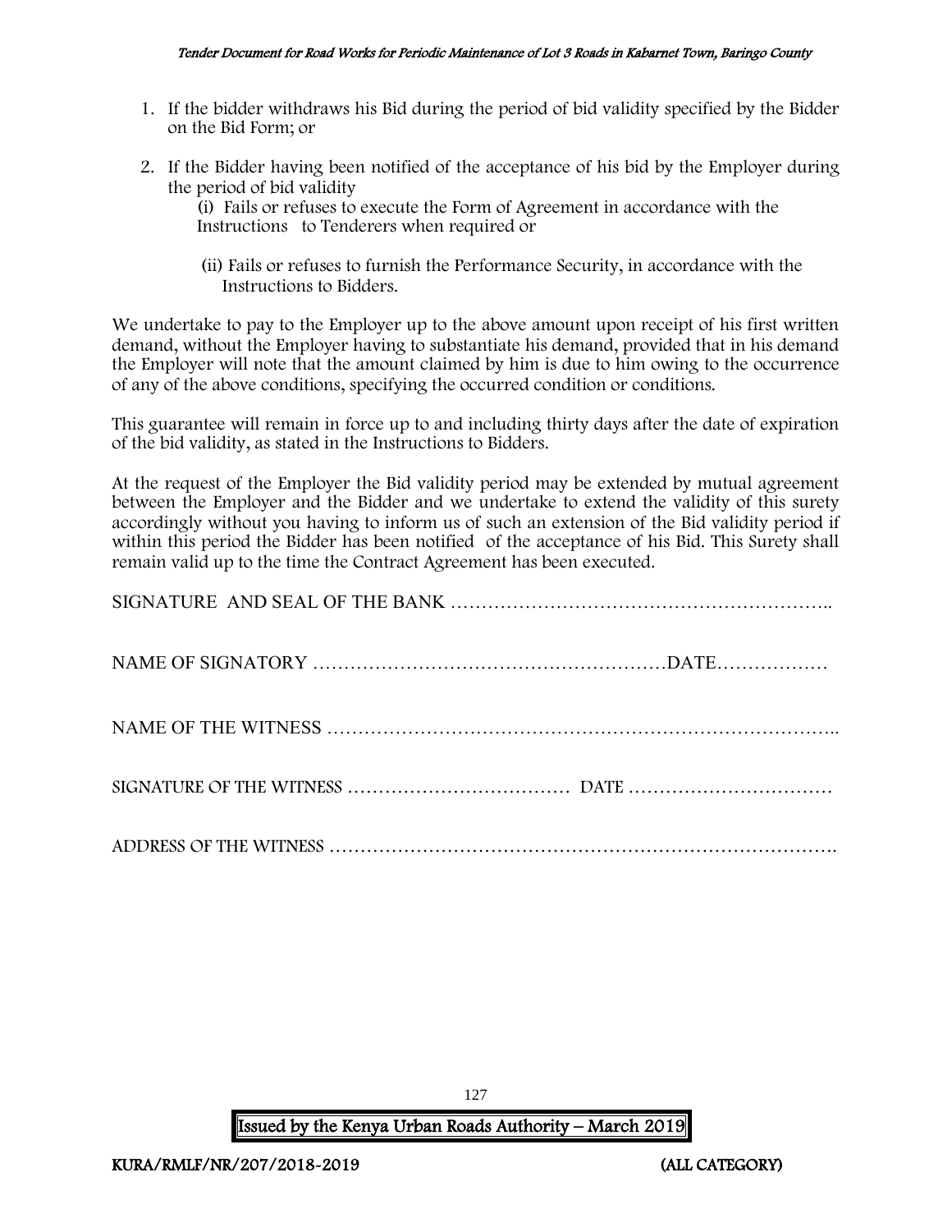1. If the bidder withdraws his Bid during the period of bid validity specified by the Bidder on the Bid Form; or

2. If the Bidder having been notified of the acceptance of his bid by the Employer during the period of bid validity

   (i) Fails or refuses to execute the Form of Agreement in accordance with the Instructions to Tenderers when required or

   (ii) Fails or refuses to furnish the Performance Security, in accordance with the Instructions to Bidders.

We undertake to pay to the Employer up to the above amount upon receipt of his first written demand, without the Employer having to substantiate his demand, provided that in his demand the Employer will note that the amount claimed by him is due to him owing to the occurrence of any of the above conditions, specifying the occurred condition or conditions.

This guarantee will remain in force up to and including thirty days after the date of expiration of the bid validity, as stated in the Instructions to Bidders.

At the request of the Employer the Bid validity period may be extended by mutual agreement between the Employer and the Bidder and we undertake to extend the validity of this surety accordingly without you having to inform us of such an extension of the Bid validity period if within this period the Bidder has been notified of the acceptance of his Bid. This Surety shall remain valid up to the time the Contract Agreement has been executed.

SIGNATURE AND SEAL OF THE BANK …………………………………………………..

NAME OF SIGNATORY …………………………………………………DATE………………

NAME OF THE WITNESS ……………………………………………………………………..

SIGNATURE OF THE WITNESS ……………………………… DATE ……………………………

ADDRESS OF THE WITNESS ……………………………………………………………………….

Issued by the Kenya Urban Roads Authority – March 2019

KURA/RMLF/NR/207/2018-2019 (ALL CATEGORY)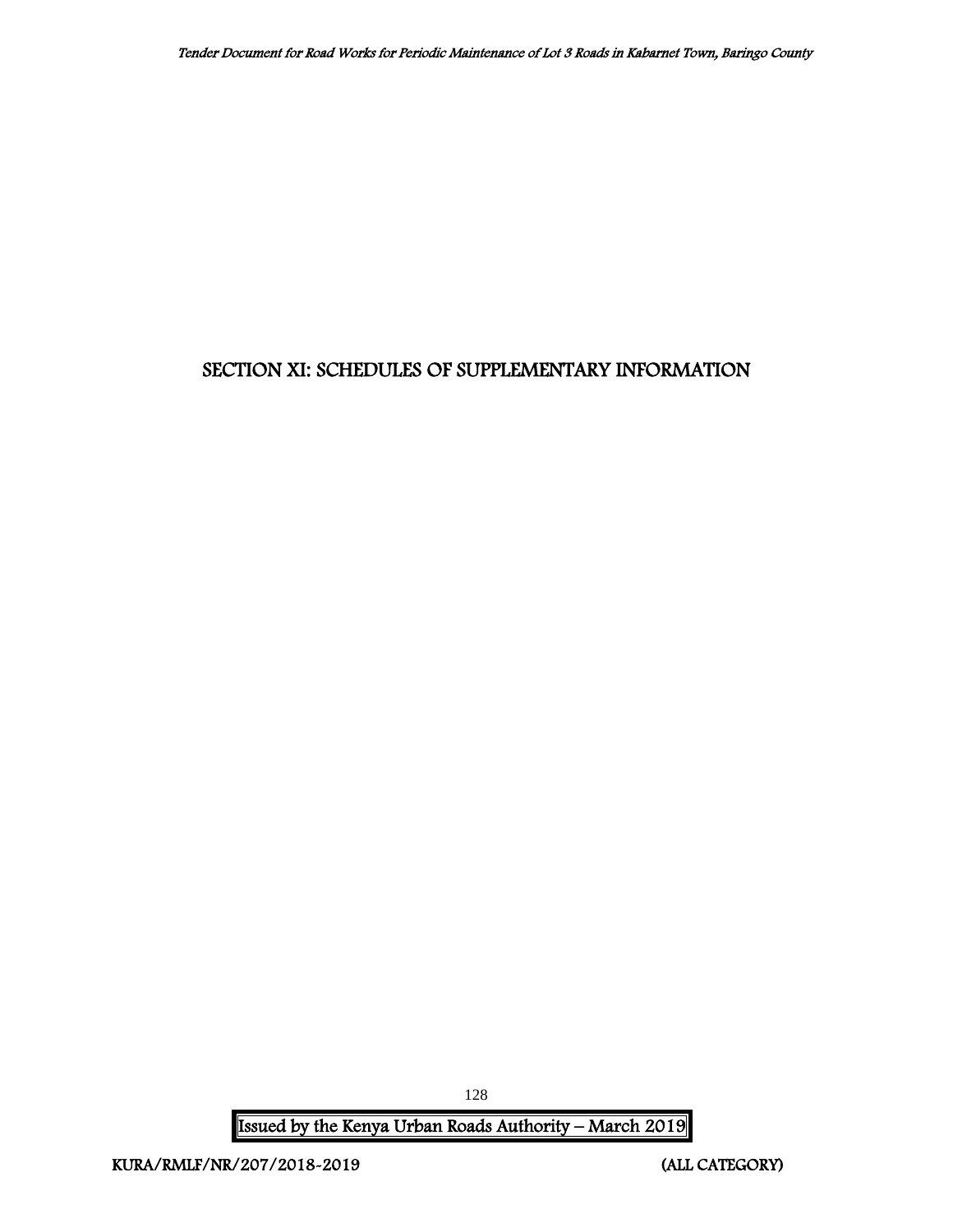# SECTION XI: SCHEDULES OF SUPPLEMENTARY INFORMATION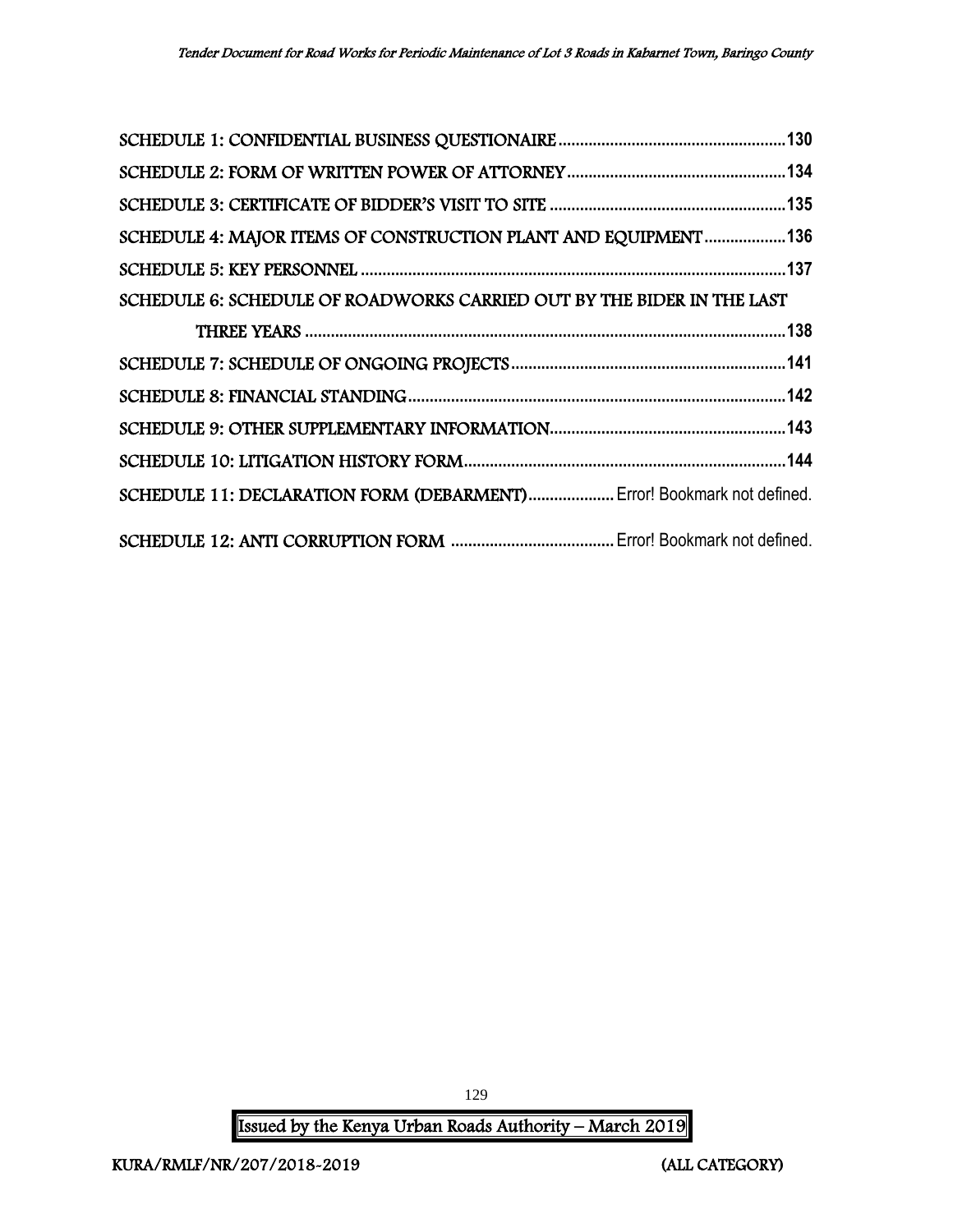SCHEDULE 1: CONFIDENTIAL BUSINESS QUESTIONAIRE .....................................................130

SCHEDULE 2: FORM OF WRITTEN POWER OF ATTORNEY ..................................................134

SCHEDULE 3: CERTIFICATE OF BIDDER'S VISIT TO SITE .......................................................135

SCHEDULE 4: MAJOR ITEMS OF CONSTRUCTION PLANT AND EQUIPMENT ...................136

SCHEDULE 5: KEY PERSONNEL ...................................................................................................137

SCHEDULE 6: SCHEDULE OF ROADWORKS CARRIED OUT BY THE BIDER IN THE LAST THREE YEARS ................................................................................................................138

SCHEDULE 7: SCHEDULE OF ONGOING PROJECTS ................................................................141

SCHEDULE 8: FINANCIAL STANDING ........................................................................................142

SCHEDULE 9: OTHER SUPPLEMENTARY INFORMATION .......................................................143

SCHEDULE 10: LITIGATION HISTORY FORM ..........................................................................144

SCHEDULE 11: DECLARATION FORM (DEBARMENT) .................... Error! Bookmark not defined.

SCHEDULE 12: ANTI CORRUPTION FORM ...................................... Error! Bookmark not defined.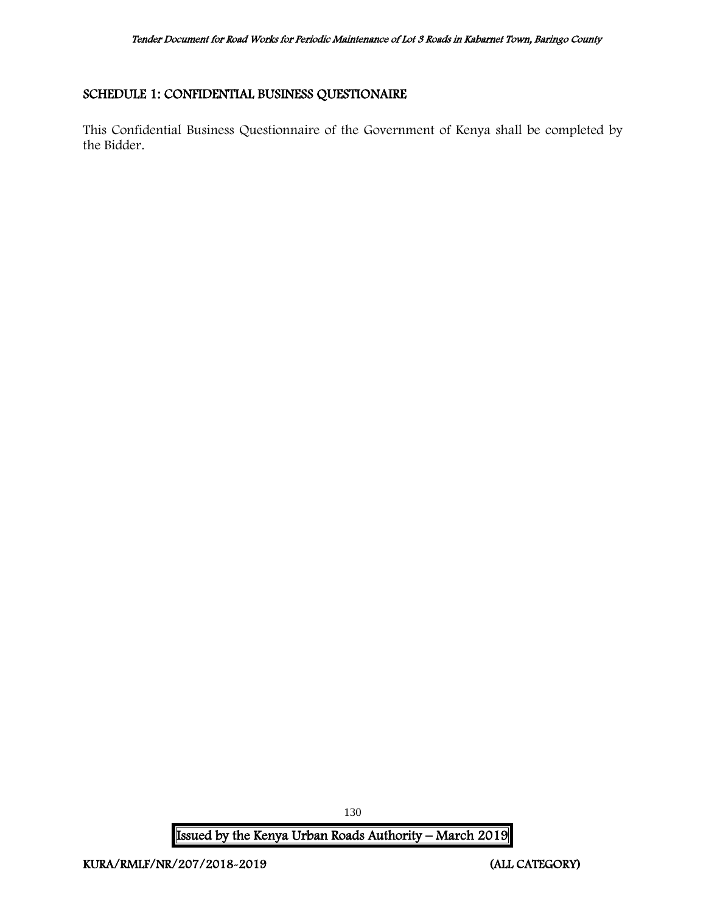## SCHEDULE 1: CONFIDENTIAL BUSINESS QUESTIONAIRE

This Confidential Business Questionnaire of the Government of Kenya shall be completed by the Bidder.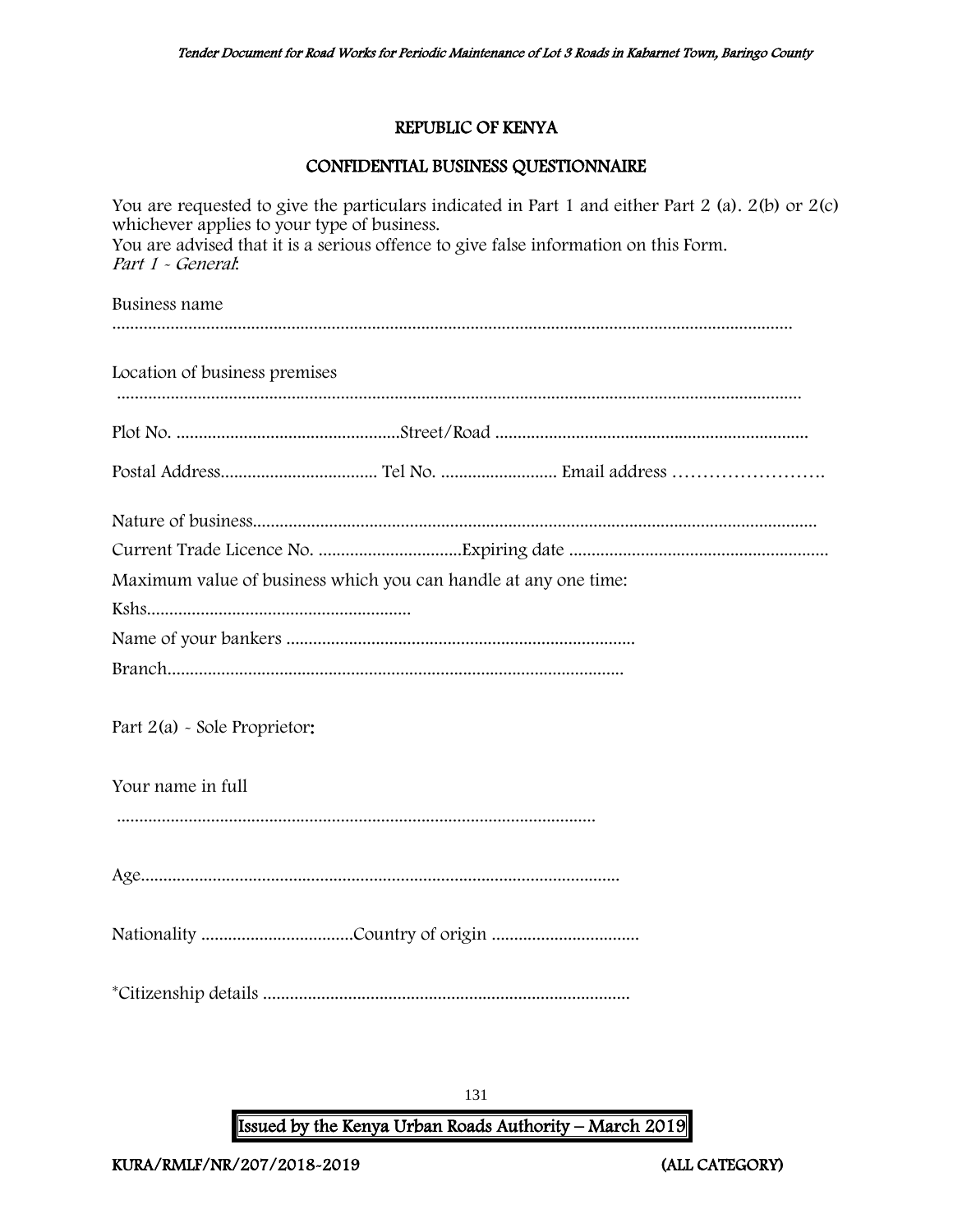## REPUBLIC OF KENYA

## CONFIDENTIAL BUSINESS QUESTIONNAIRE

You are requested to give the particulars indicated in Part 1 and either Part 2 (a). 2(b) or 2(c) whichever applies to your type of business.
You are advised that it is a serious offence to give false information on this Form.
*Part 1 - General*:

Business name

……………………………………………………………………………………………………………………………………

Location of business premises

……………………………………………………………………………………………………………………………………

Plot No. …………………………………………Street/Road ……………………………………………………………

Postal Address………………………………… Tel No. ……………………… Email address …………………….

Nature of business……………………………………………………………………………………………………………

Current Trade Licence No. ……………………………Expiring date …………………………………………………

Maximum value of business which you can handle at any one time:

Kshs……………………………………………………

Name of your bankers ……………………………………………………………………

Branch……………………………………………………………………………………

Part 2(a) - Sole Proprietor:

Your name in full

………………………………………………………………………………………………

Age……………………………………………………………………………………………

Nationality ……………………………Country of origin ……………………………

*Citizenship details …………………………………………………………………………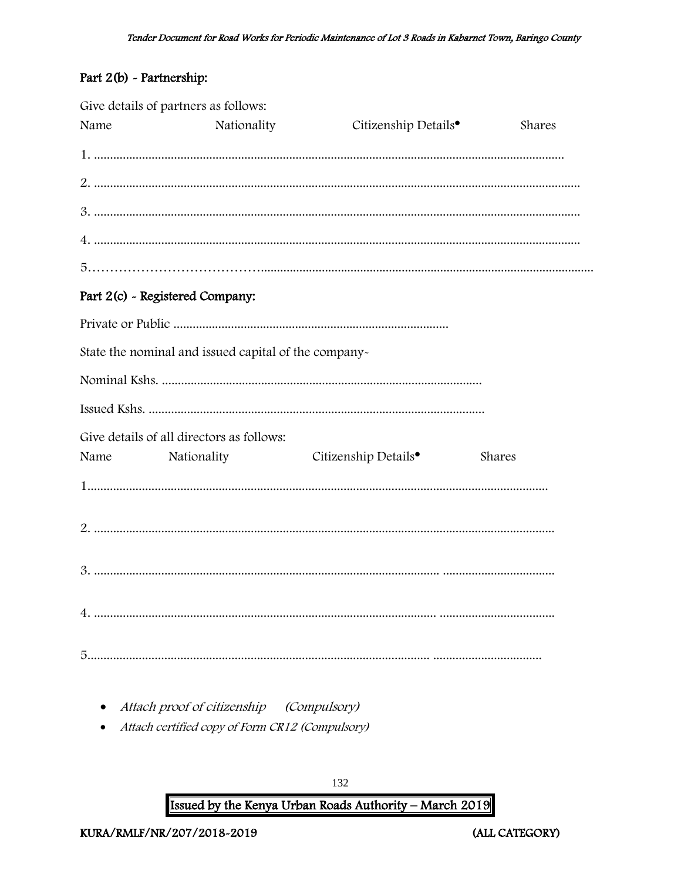## Part 2(b) - Partnership:

Give details of partners as follows:

| Name | Nationality | Citizenship Details• | Shares |
|---|---|---|---|
| 1. | | | |
| 2. | | | |
| 3. | | | |
| 4. | | | |
| 5. | | | |

## Part 2(c) - Registered Company:

Private or Public ......................................................................................

State the nominal and issued capital of the company-

Nominal Kshs. ....................................................................................................

Issued Kshs. ........................................................................................................

Give details of all directors as follows:

| Name | Nationality | Citizenship Details• | Shares |
|---|---|---|---|
| 1. | | | |
| 2. | | | |
| 3. | | | |
| 4. | | | |
| 5. | | | |

- *Attach proof of citizenship (Compulsory)*
- *Attach certified copy of Form CR12 (Compulsory)*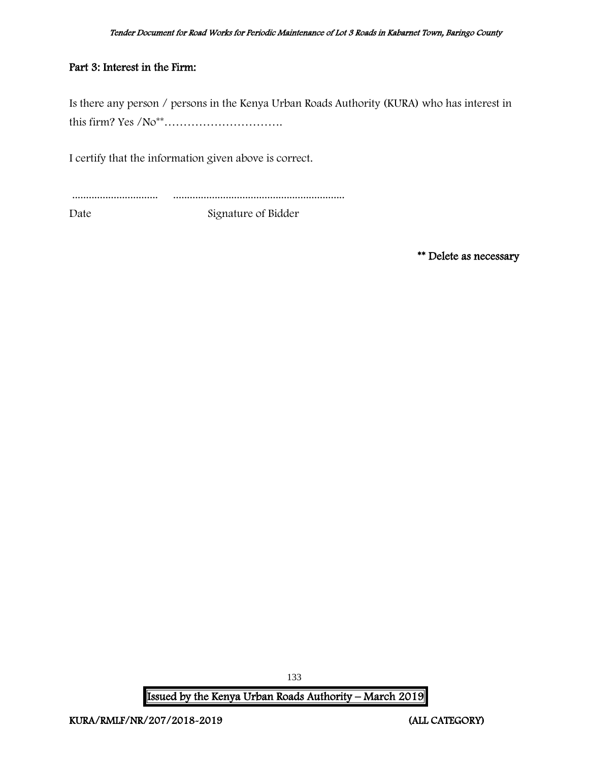## Part 3: Interest in the Firm:

Is there any person / persons in the Kenya Urban Roads Authority (KURA) who has interest in this firm? Yes /No**………………………….

I certify that the information given above is correct.

............................... ..............................................................

Date Signature of Bidder

**** Delete as necessary**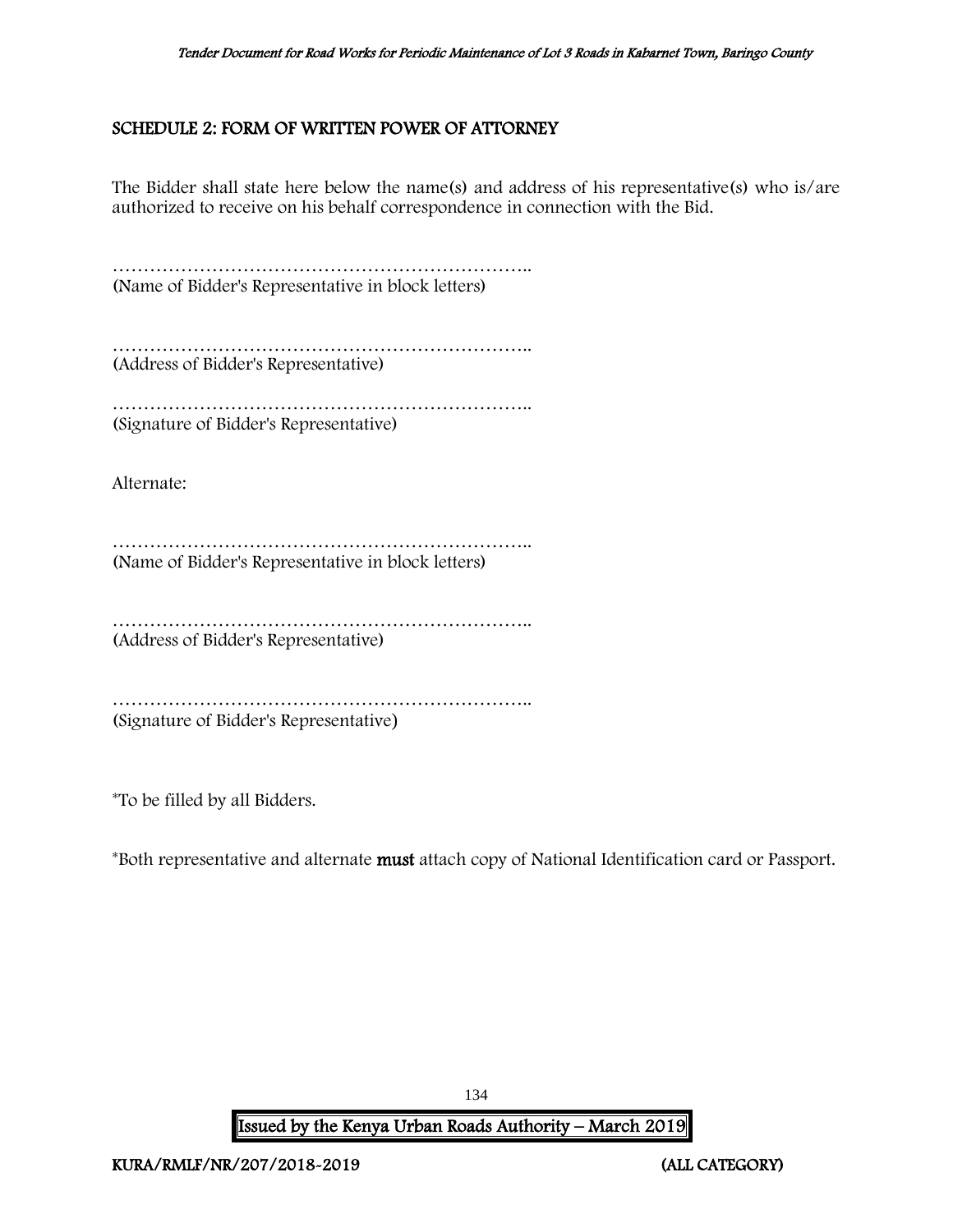## SCHEDULE 2: FORM OF WRITTEN POWER OF ATTORNEY

The Bidder shall state here below the name(s) and address of his representative(s) who is/are authorized to receive on his behalf correspondence in connection with the Bid.

…………………………………………………………..
(Name of Bidder's Representative in block letters)

…………………………………………………………..
(Address of Bidder's Representative)

…………………………………………………………..
(Signature of Bidder's Representative)

Alternate:

…………………………………………………………..
(Name of Bidder's Representative in block letters)

…………………………………………………………..
(Address of Bidder's Representative)

…………………………………………………………..
(Signature of Bidder's Representative)

*To be filled by all Bidders.

*Both representative and alternate **must** attach copy of National Identification card or Passport.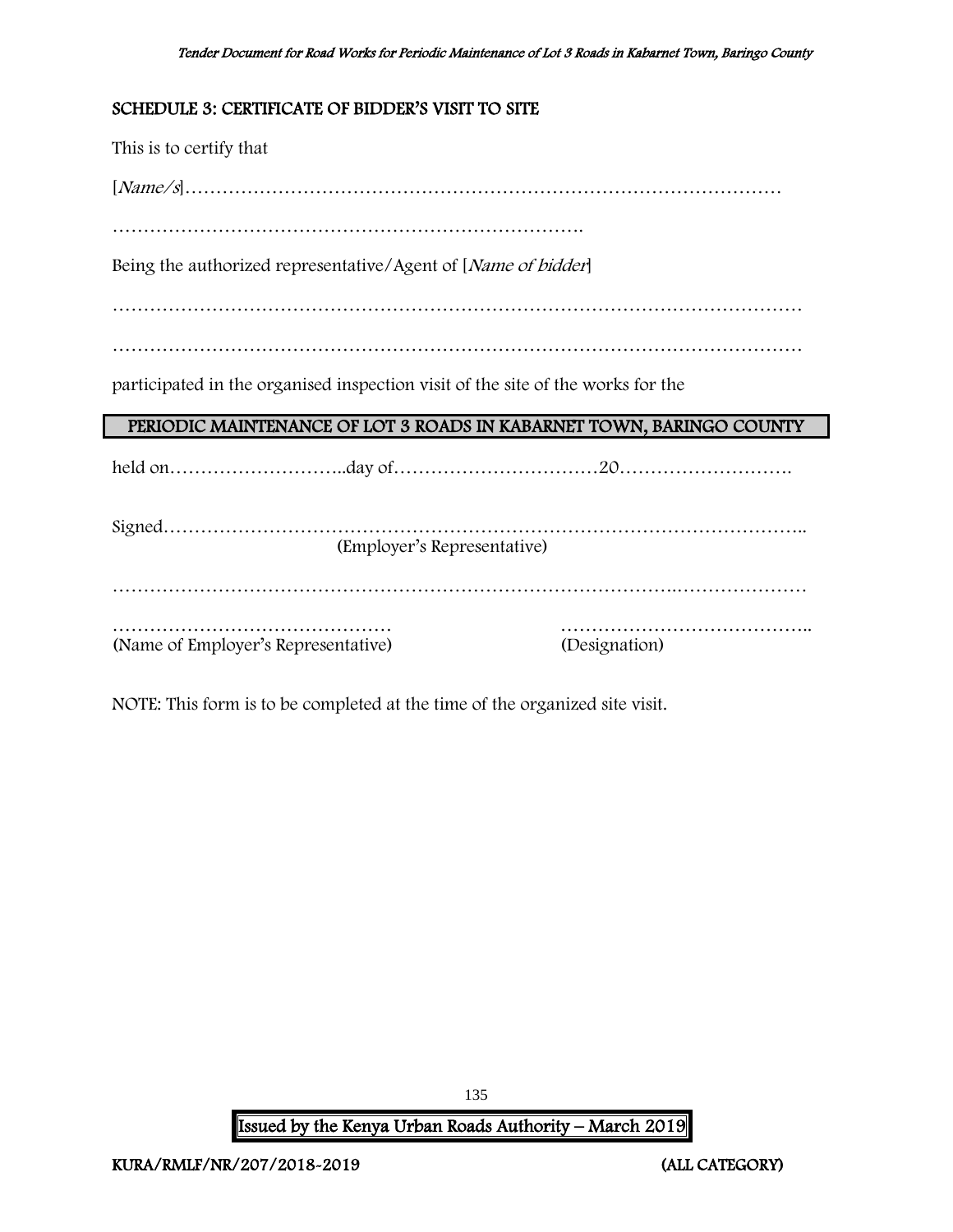## SCHEDULE 3: CERTIFICATE OF BIDDER'S VISIT TO SITE

This is to certify that

[*Name/s*]……………………………………………………………………………………

………………………………………………………………….

Being the authorized representative/Agent of [*Name of bidder*]

…………………………………………………………………………………………………

…………………………………………………………………………………………………

participated in the organised inspection visit of the site of the works for the

**PERIODIC MAINTENANCE OF LOT 3 ROADS IN KABARNET TOWN, BARINGO COUNTY**

held on………………………..day of……………………………20……………………….

Signed………………………………………………………………………………………..
(Employer's Representative)

…………………………………………………………………………….…………………

……………………………………… ………………………………….. 
(Name of Employer's Representative) (Designation)

NOTE: This form is to be completed at the time of the organized site visit.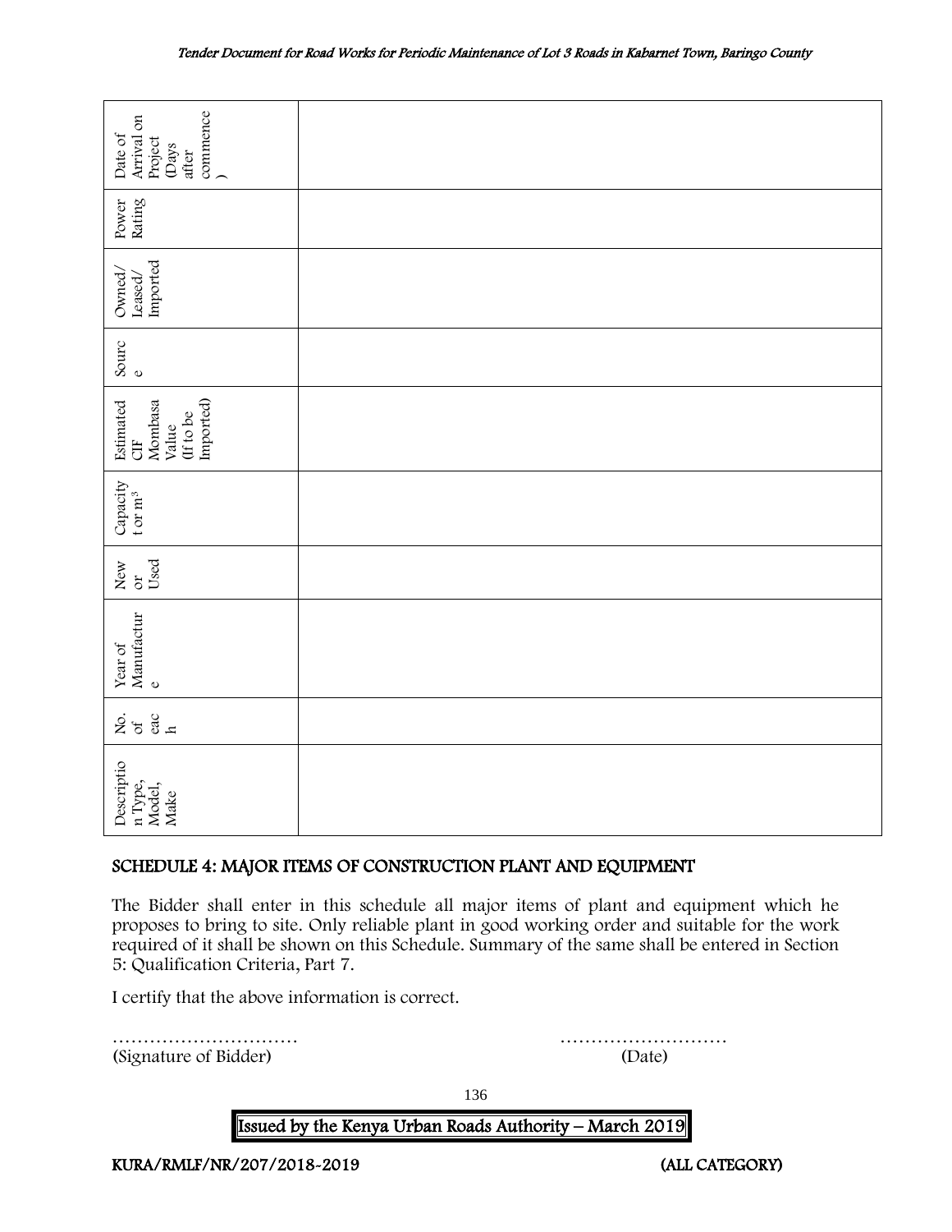| Description Type, Model, Make | No. of each | Year of Manufacture | New or Used | Capacity t or m³ | Estimated CIF Mombasa Value (If to be Imported) | Source | Owned/ Leased/ Imported | Power Rating | Date of Arrival on Project (Days after commence) |
|---|---|---|---|---|---|---|---|---|---|
| | | | | | | | | | |

## SCHEDULE 4: MAJOR ITEMS OF CONSTRUCTION PLANT AND EQUIPMENT

The Bidder shall enter in this schedule all major items of plant and equipment which he proposes to bring to site. Only reliable plant in good working order and suitable for the work required of it shall be shown on this Schedule. Summary of the same shall be entered in Section 5: Qualification Criteria, Part 7.

I certify that the above information is correct.

………………………… ………………………

(Signature of Bidder) (Date)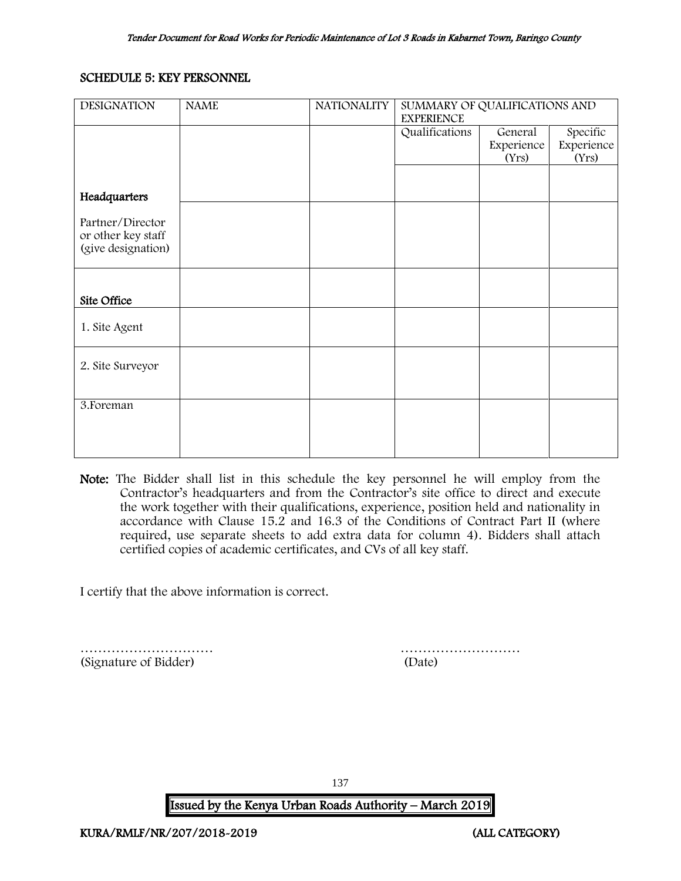## SCHEDULE 5: KEY PERSONNEL

| DESIGNATION | NAME | NATIONALITY | SUMMARY OF QUALIFICATIONS AND EXPERIENCE | | |
|---|---|---|---|---|---|
| | | | Qualifications | General Experience (Yrs) | Specific Experience (Yrs) |
| **Headquarters** | | | | | |
| Partner/Director or other key staff (give designation) | | | | | |
| **Site Office** | | | | | |
| 1. Site Agent | | | | | |
| 2. Site Surveyor | | | | | |
| 3.Foreman | | | | | |

**Note:** The Bidder shall list in this schedule the key personnel he will employ from the Contractor's headquarters and from the Contractor's site office to direct and execute the work together with their qualifications, experience, position held and nationality in accordance with Clause 15.2 and 16.3 of the Conditions of Contract Part II (where required, use separate sheets to add extra data for column 4). Bidders shall attach certified copies of academic certificates, and CVs of all key staff.

I certify that the above information is correct.

………………………… (Signature of Bidder)

……………………… (Date)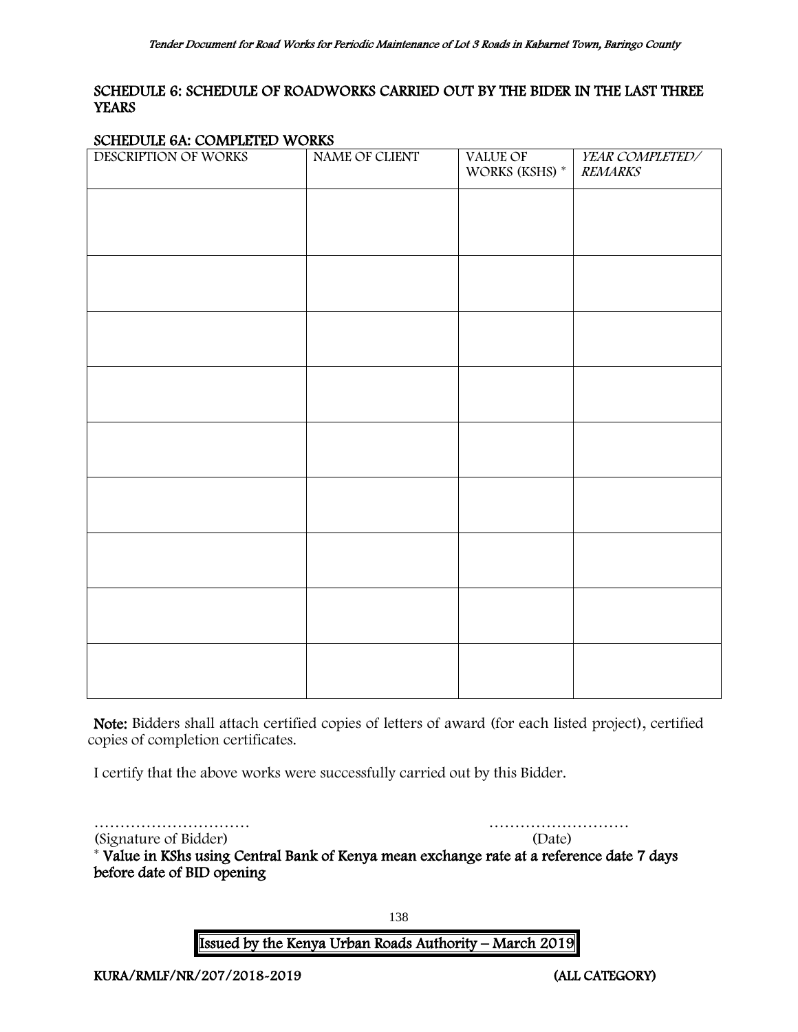## SCHEDULE 6: SCHEDULE OF ROADWORKS CARRIED OUT BY THE BIDER IN THE LAST THREE YEARS

### SCHEDULE 6A: COMPLETED WORKS

| DESCRIPTION OF WORKS | NAME OF CLIENT | VALUE OF WORKS (KSHS) * | *YEAR COMPLETED/ REMARKS* |
|---|---|---|---|
| | | | |
| | | | |
| | | | |
| | | | |
| | | | |
| | | | |
| | | | |
| | | | |
| | | | |

**Note:** Bidders shall attach certified copies of letters of award (for each listed project), certified copies of completion certificates.

I certify that the above works were successfully carried out by this Bidder.

………………………… ………………………

(Signature of Bidder) (Date)

**\* Value in KShs using Central Bank of Kenya mean exchange rate at a reference date 7 days before date of BID opening**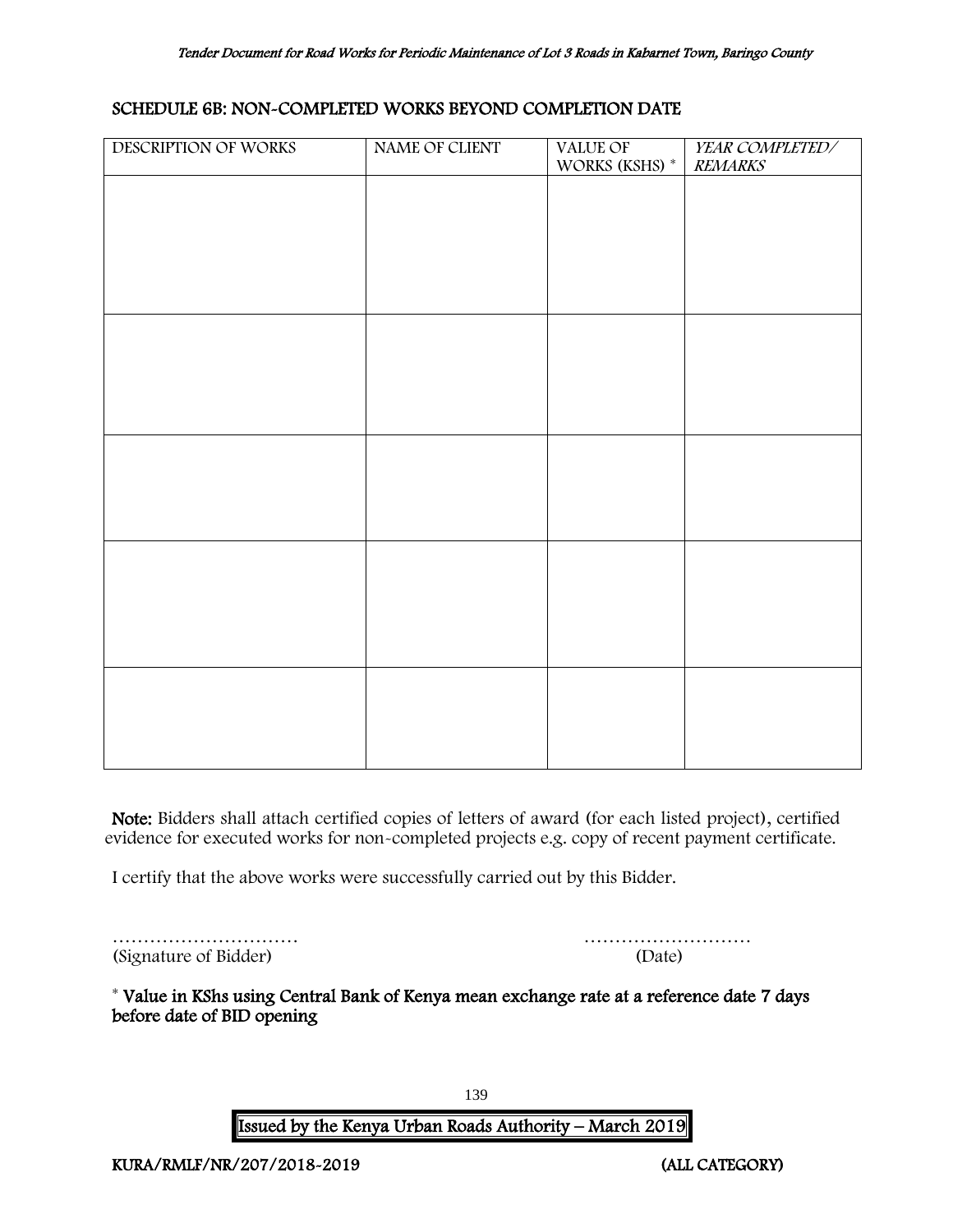## SCHEDULE 6B: NON-COMPLETED WORKS BEYOND COMPLETION DATE

| DESCRIPTION OF WORKS | NAME OF CLIENT | VALUE OF WORKS (KSHS) * | *YEAR COMPLETED/ REMARKS* |
|---|---|---|---|
| | | | |
| | | | |
| | | | |
| | | | |
| | | | |

**Note:** Bidders shall attach certified copies of letters of award (for each listed project), certified evidence for executed works for non-completed projects e.g. copy of recent payment certificate.

I certify that the above works were successfully carried out by this Bidder.

………………………… ………………………
(Signature of Bidder) (Date)

**\* Value in KShs using Central Bank of Kenya mean exchange rate at a reference date 7 days before date of BID opening**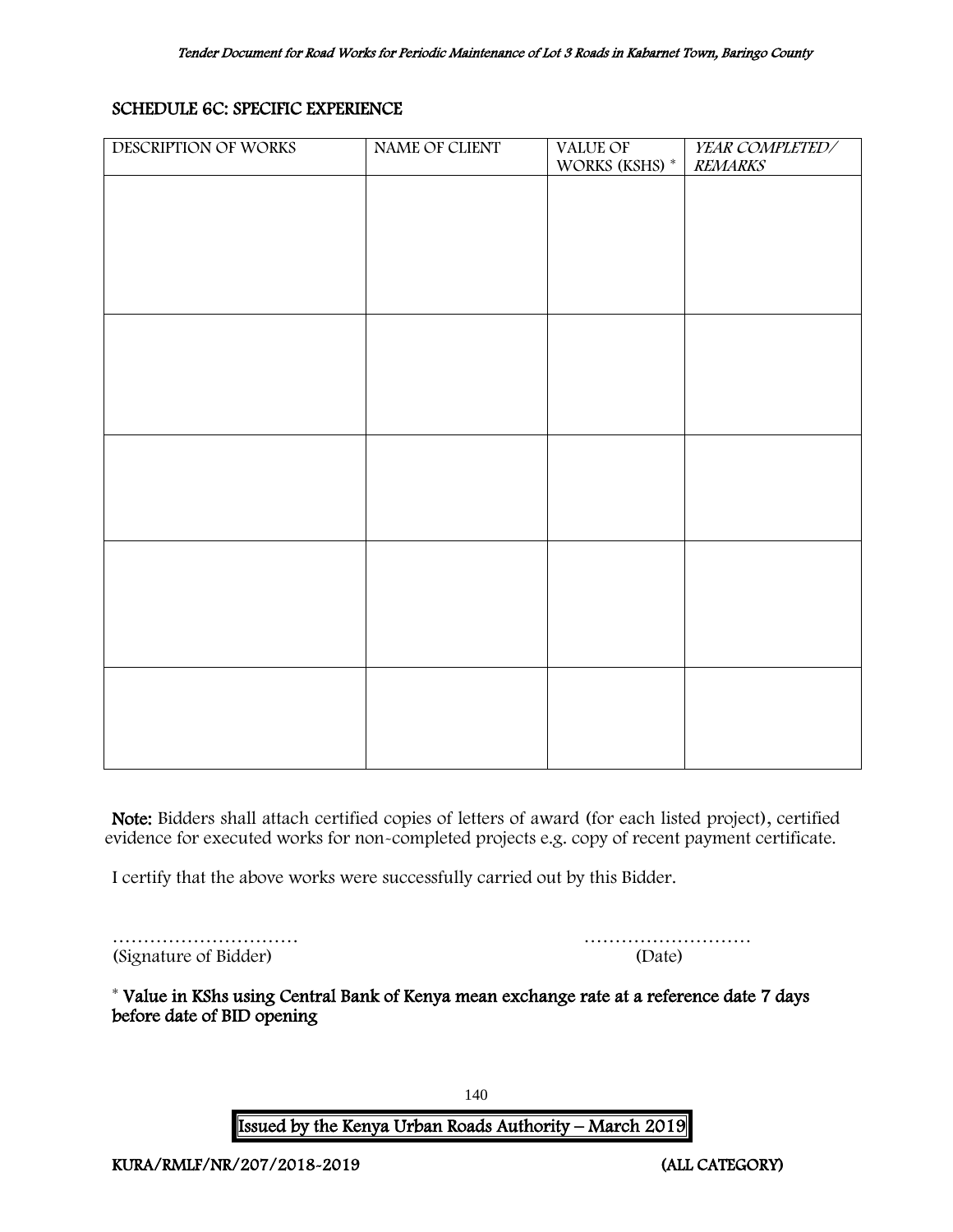## SCHEDULE 6C: SPECIFIC EXPERIENCE

| DESCRIPTION OF WORKS | NAME OF CLIENT | VALUE OF WORKS (KSHS) * | *YEAR COMPLETED/ REMARKS* |
|---|---|---|---|
| | | | |
| | | | |
| | | | |
| | | | |
| | | | |

**Note:** Bidders shall attach certified copies of letters of award (for each listed project), certified evidence for executed works for non-completed projects e.g. copy of recent payment certificate.

I certify that the above works were successfully carried out by this Bidder.

…………………………  ………………………

(Signature of Bidder)  (Date)

**\* Value in KShs using Central Bank of Kenya mean exchange rate at a reference date 7 days before date of BID opening**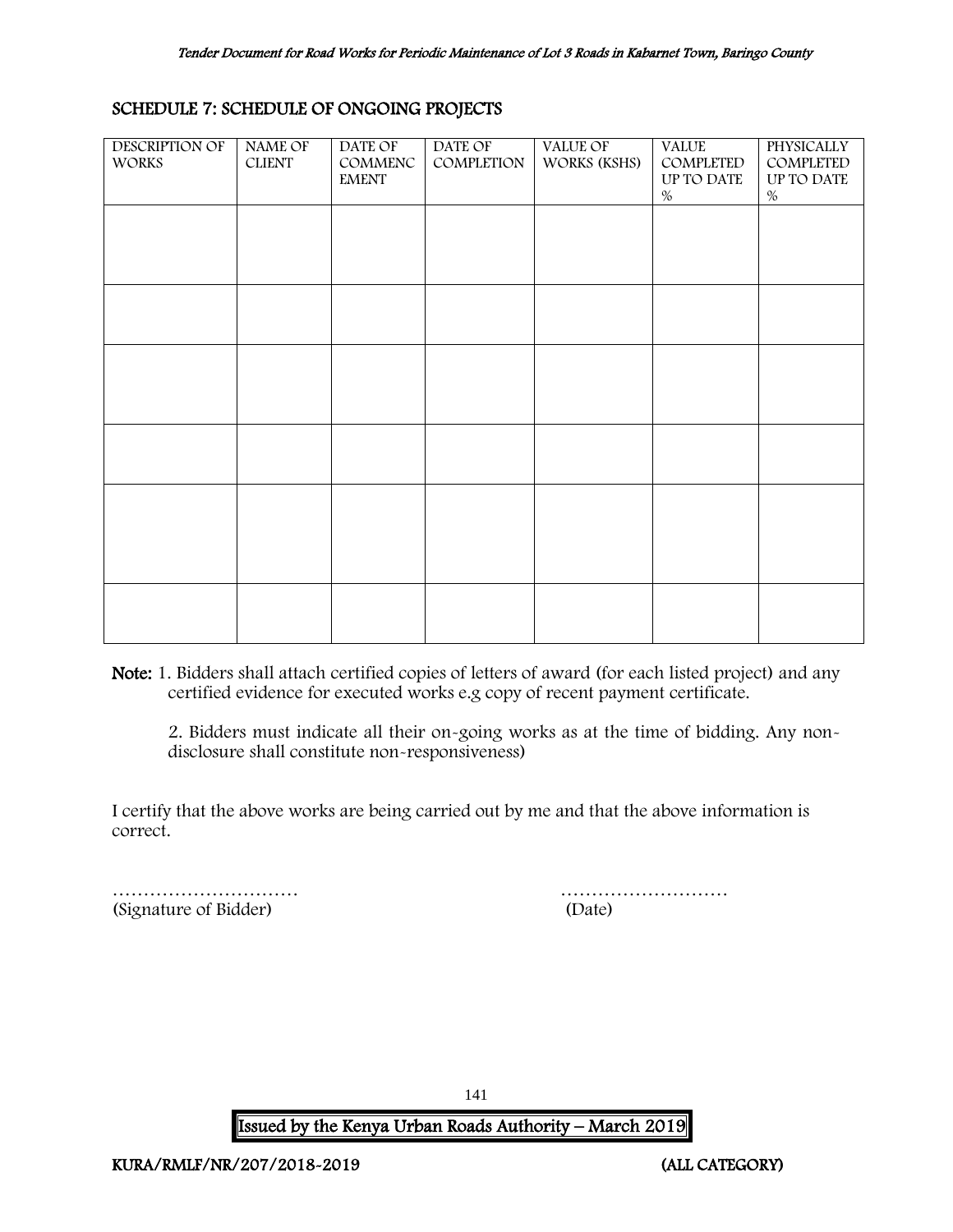## SCHEDULE 7: SCHEDULE OF ONGOING PROJECTS

| DESCRIPTION OF WORKS | NAME OF CLIENT | DATE OF COMMENCEMENT | DATE OF COMPLETION | VALUE OF WORKS (KSHS) | VALUE COMPLETED UP TO DATE % | PHYSICALLY COMPLETED UP TO DATE % |
|---|---|---|---|---|---|---|
| | | | | | | |
| | | | | | | |
| | | | | | | |
| | | | | | | |
| | | | | | | |
| | | | | | | |

**Note:** 1. Bidders shall attach certified copies of letters of award (for each listed project) and any certified evidence for executed works e.g copy of recent payment certificate.

2. Bidders must indicate all their on-going works as at the time of bidding. Any non-disclosure shall constitute non-responsiveness)

I certify that the above works are being carried out by me and that the above information is correct.

………………………… ………………………
(Signature of Bidder) (Date)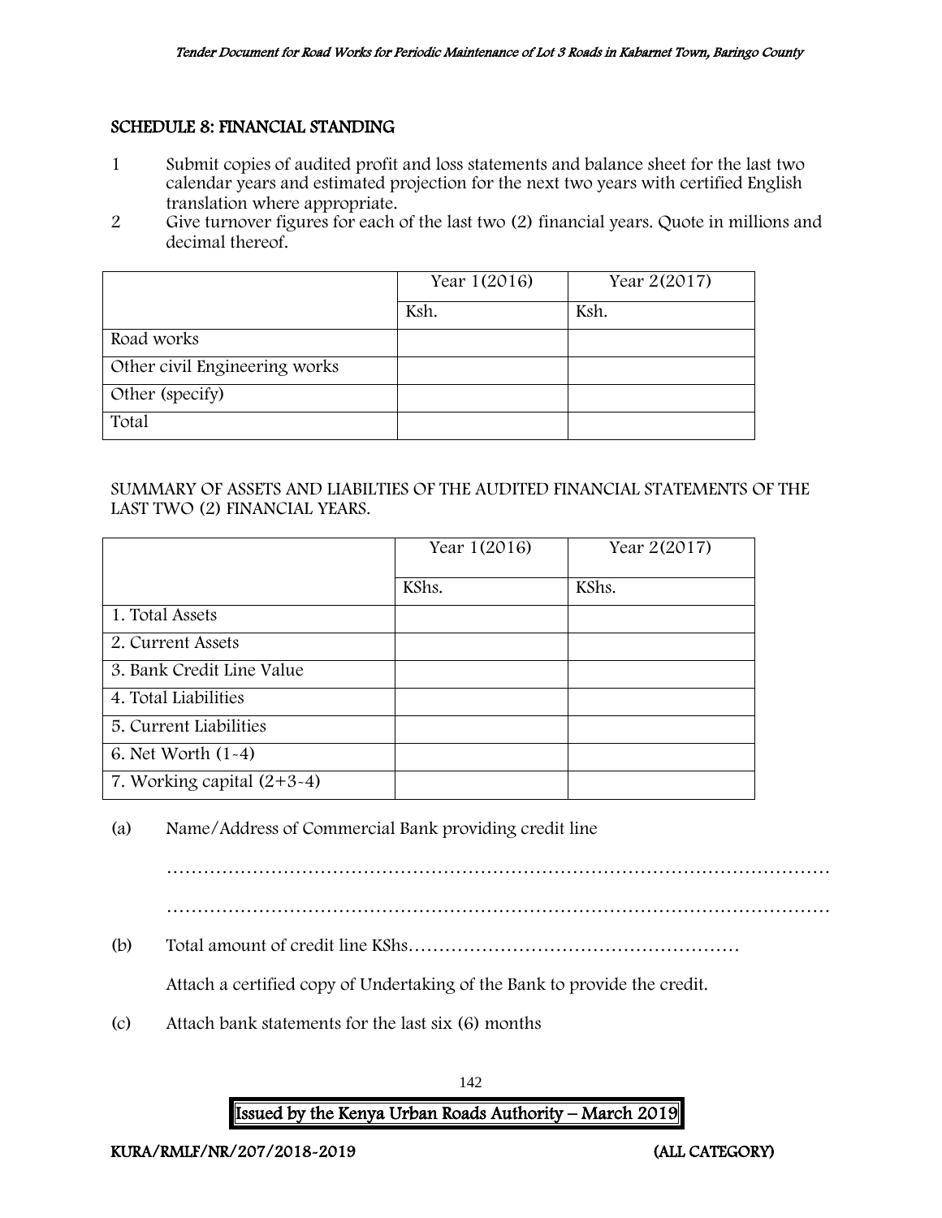## SCHEDULE 8: FINANCIAL STANDING

1. Submit copies of audited profit and loss statements and balance sheet for the last two calendar years and estimated projection for the next two years with certified English translation where appropriate.
2. Give turnover figures for each of the last two (2) financial years. Quote in millions and decimal thereof.

| | Year 1(2016) | Year 2(2017) |
|---|---|---|
| | Ksh. | Ksh. |
| Road works | | |
| Other civil Engineering works | | |
| Other (specify) | | |
| Total | | |

SUMMARY OF ASSETS AND LIABILTIES OF THE AUDITED FINANCIAL STATEMENTS OF THE LAST TWO (2) FINANCIAL YEARS.

| | Year 1(2016) | Year 2(2017) |
|---|---|---|
| | KShs. | KShs. |
| 1. Total Assets | | |
| 2. Current Assets | | |
| 3. Bank Credit Line Value | | |
| 4. Total Liabilities | | |
| 5. Current Liabilities | | |
| 6. Net Worth (1-4) | | |
| 7. Working capital (2+3-4) | | |

(a) Name/Address of Commercial Bank providing credit line

…………………………………………………………………………………………………

…………………………………………………………………………………………………

(b) Total amount of credit line KShs………………………………………………

Attach a certified copy of Undertaking of the Bank to provide the credit.

(c) Attach bank statements for the last six (6) months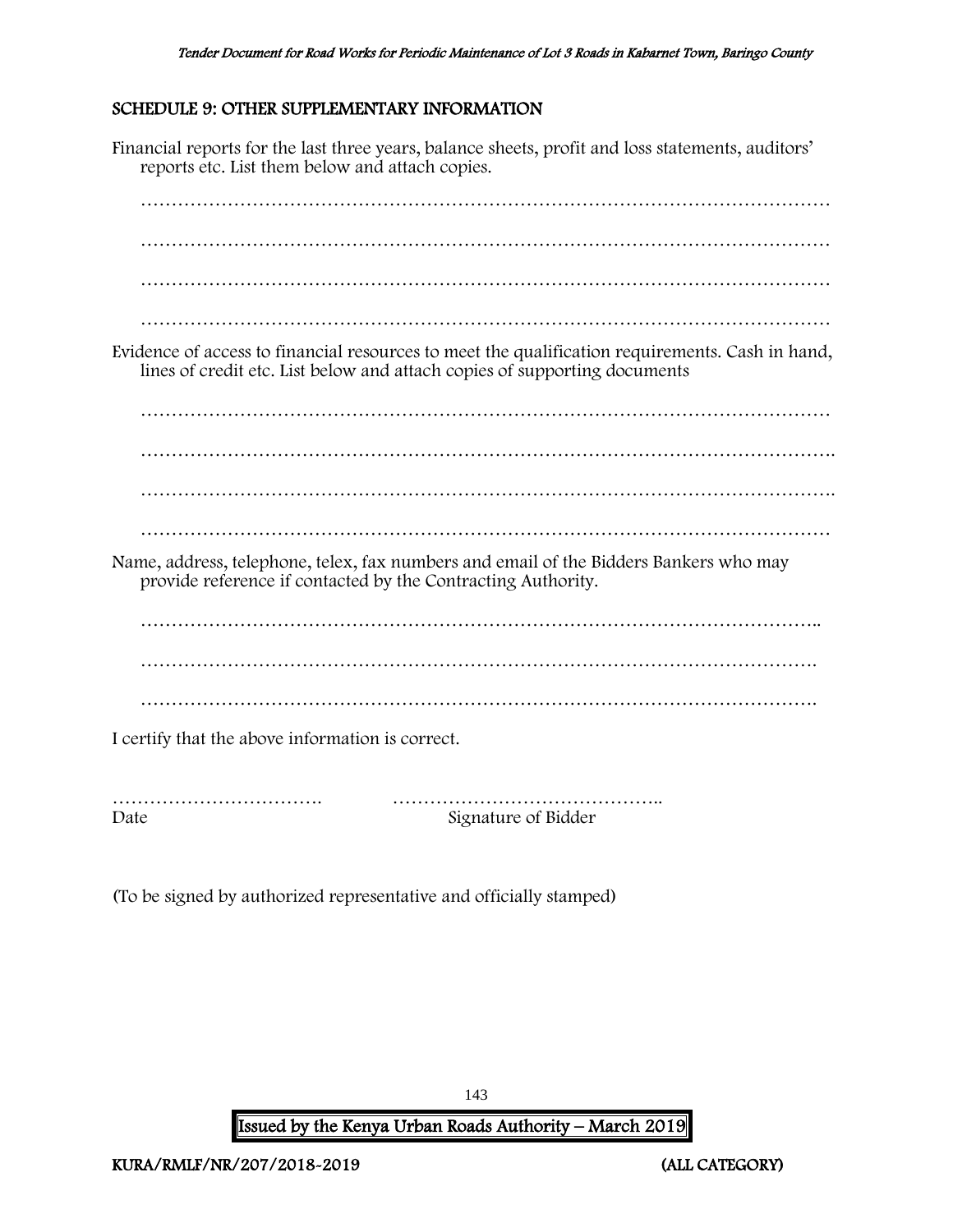## SCHEDULE 9: OTHER SUPPLEMENTARY INFORMATION

Financial reports for the last three years, balance sheets, profit and loss statements, auditors' reports etc. List them below and attach copies.

…………………………………………………………………………………………………

…………………………………………………………………………………………………

…………………………………………………………………………………………………

…………………………………………………………………………………………………

Evidence of access to financial resources to meet the qualification requirements. Cash in hand, lines of credit etc. List below and attach copies of supporting documents

…………………………………………………………………………………………………

………………………………………………………………………………………………….

………………………………………………………………………………………………….

…………………………………………………………………………………………………

Name, address, telephone, telex, fax numbers and email of the Bidders Bankers who may provide reference if contacted by the Contracting Authority.

………………………………………………………………………………………………..

……………………………………………………………………………………………….

……………………………………………………………………………………………….

I certify that the above information is correct.

……………………………. ……………………………………..

Date Signature of Bidder

(To be signed by authorized representative and officially stamped)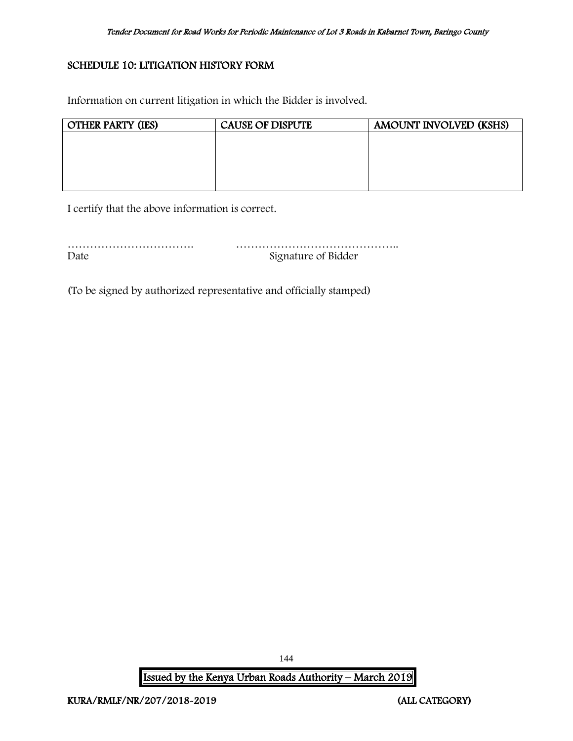## SCHEDULE 10: LITIGATION HISTORY FORM

Information on current litigation in which the Bidder is involved.

| OTHER PARTY (IES) | CAUSE OF DISPUTE | AMOUNT INVOLVED (KSHS) |
|---|---|---|
| | | |

I certify that the above information is correct.

……………………………. ……………………………………..
Date Signature of Bidder

(To be signed by authorized representative and officially stamped)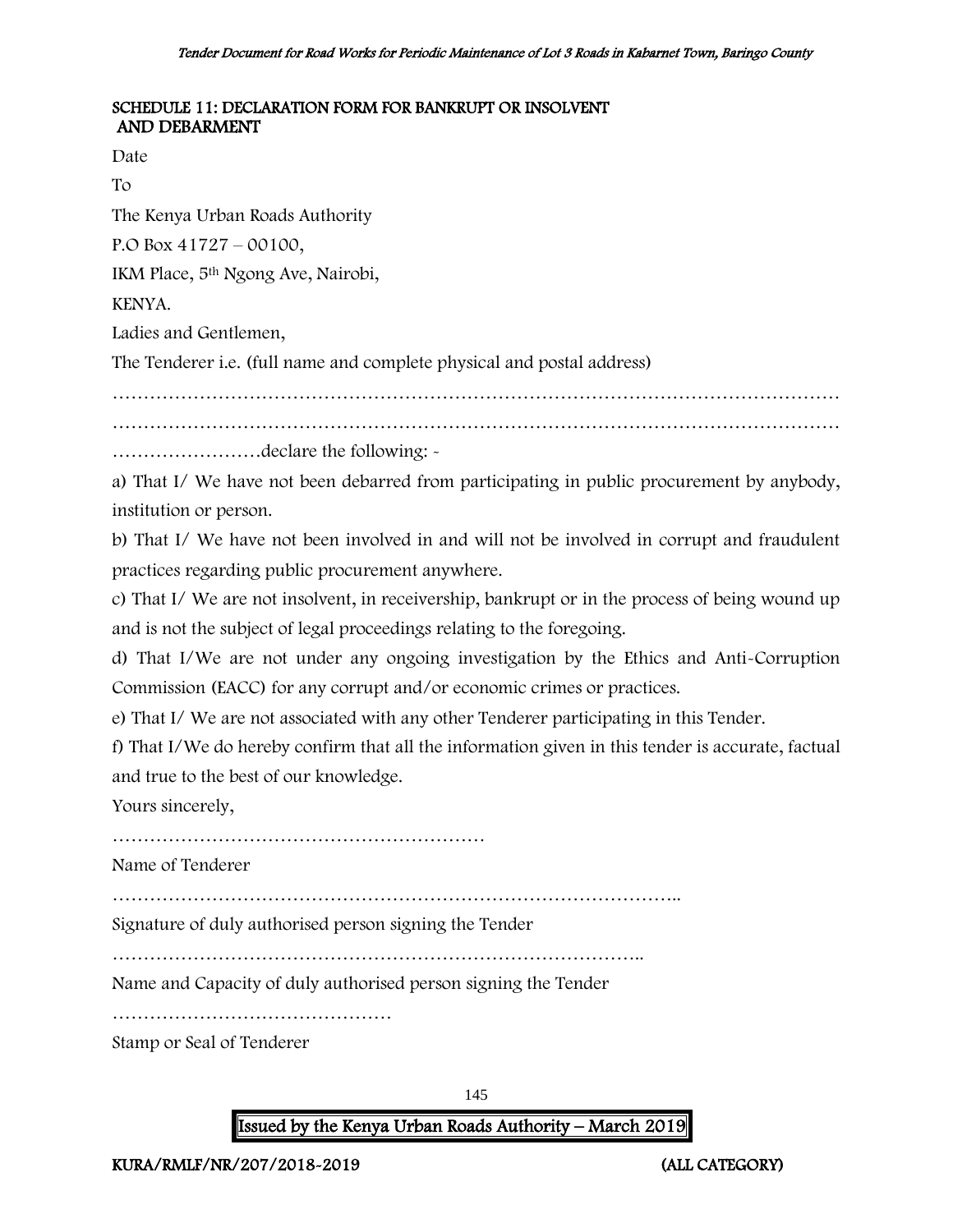## SCHEDULE 11: DECLARATION FORM FOR BANKRUPT OR INSOLVENT AND DEBARMENT

Date

To

The Kenya Urban Roads Authority

P.O Box 41727 – 00100,

IKM Place, 5th Ngong Ave, Nairobi,

KENYA.

Ladies and Gentlemen,

The Tenderer i.e. (full name and complete physical and postal address)

…………………………………………………………………………………………………………

…………………………………………………………………………………………………………

……………………declare the following: -

a) That I/ We have not been debarred from participating in public procurement by anybody, institution or person.

b) That I/ We have not been involved in and will not be involved in corrupt and fraudulent practices regarding public procurement anywhere.

c) That I/ We are not insolvent, in receivership, bankrupt or in the process of being wound up and is not the subject of legal proceedings relating to the foregoing.

d) That I/We are not under any ongoing investigation by the Ethics and Anti-Corruption Commission (EACC) for any corrupt and/or economic crimes or practices.

e) That I/ We are not associated with any other Tenderer participating in this Tender.

f) That I/We do hereby confirm that all the information given in this tender is accurate, factual and true to the best of our knowledge.

Yours sincerely,

……………………………………………………

Name of Tenderer

………………………………………………………………………………..

Signature of duly authorised person signing the Tender

…………………………………………………………………………..

Name and Capacity of duly authorised person signing the Tender

………………………………………

Stamp or Seal of Tenderer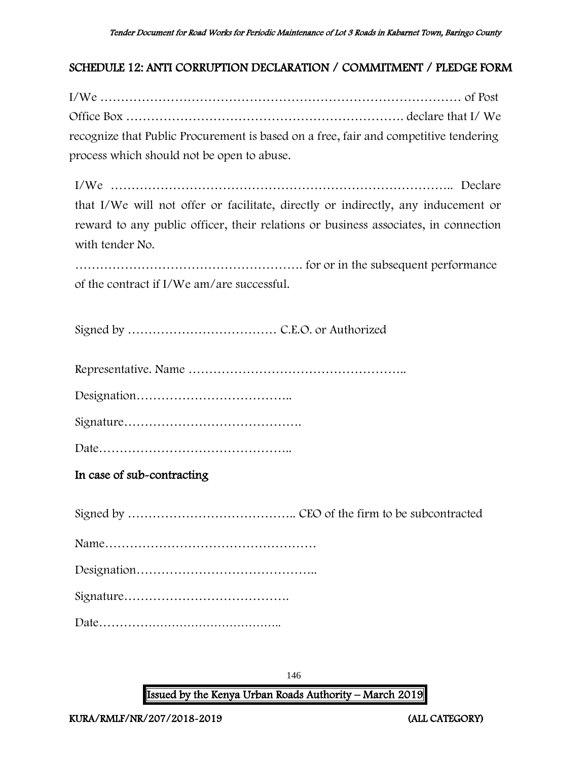## SCHEDULE 12: ANTI CORRUPTION DECLARATION / COMMITMENT / PLEDGE FORM

I/We ……………………………………………………………………………… of Post Office Box ………………………………………………………… declare that I/ We recognize that Public Procurement is based on a free, fair and competitive tendering process which should not be open to abuse.

I/We ……………………………………………………………………….. Declare that I/We will not offer or facilitate, directly or indirectly, any inducement or reward to any public officer, their relations or business associates, in connection with tender No.

………………………………………………. for or in the subsequent performance of the contract if I/We am/are successful.

Signed by ……………………………… C.E.O. or Authorized

Representative. Name ……………………………………………..

Designation………………………………..

Signature…………………………………….

Date………………………………………..

### In case of sub-contracting

Signed by ………………………………….. CEO of the firm to be subcontracted

Name……………………………………………

Designation……………………………………..

Signature………………………………….

Date………………………………………..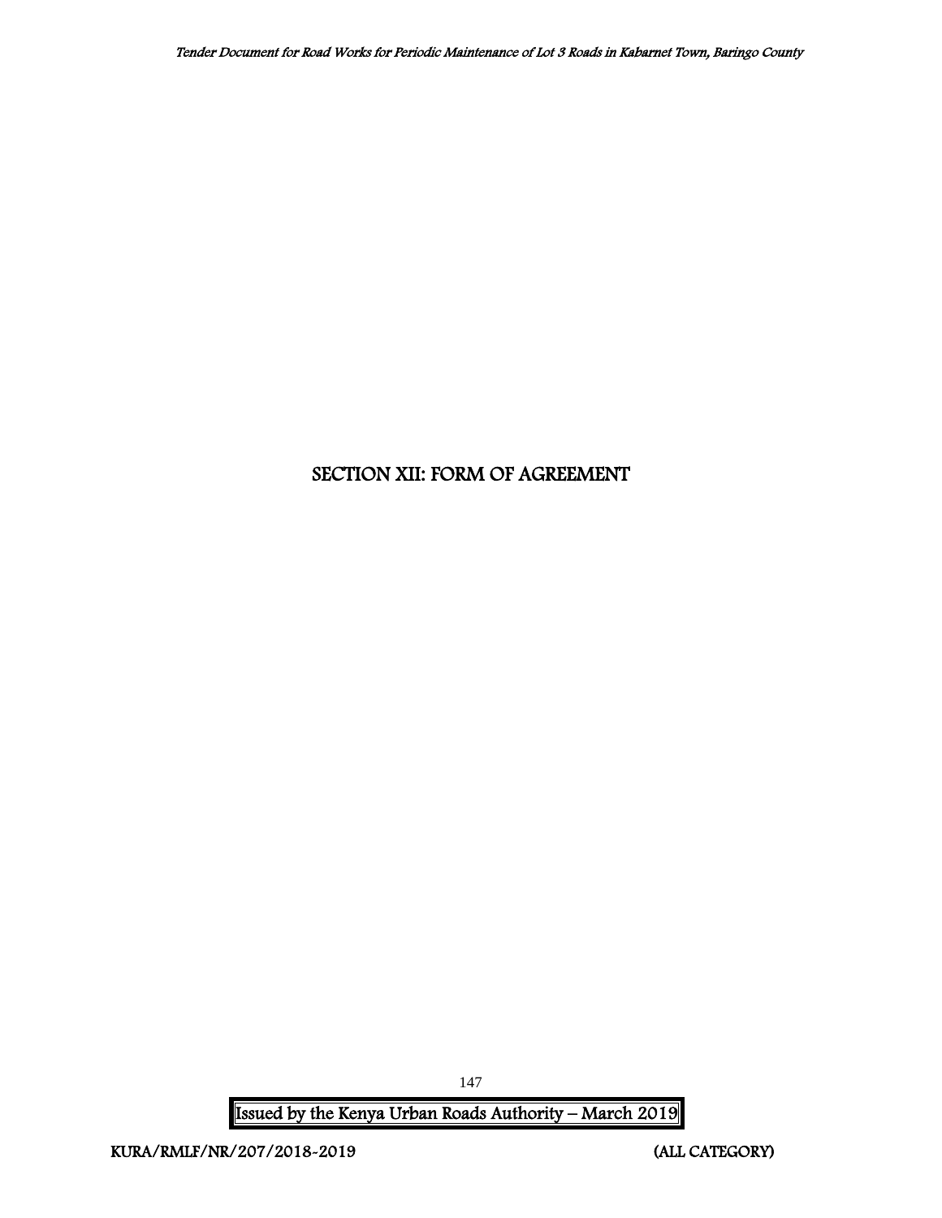# SECTION XII: FORM OF AGREEMENT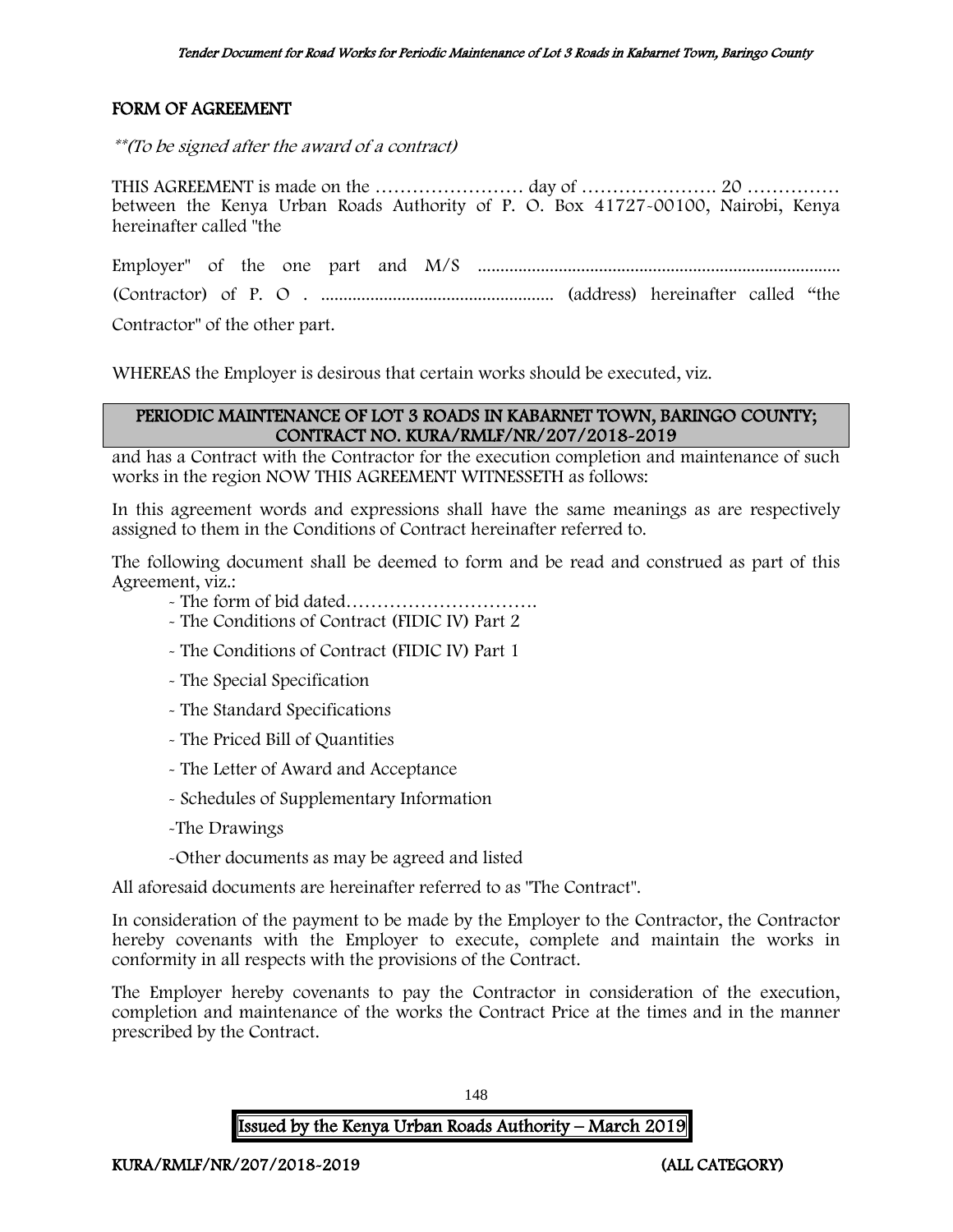## FORM OF AGREEMENT

*\*\*(To be signed after the award of a contract)*

THIS AGREEMENT is made on the …………………… day of …………………. 20 …………… between the Kenya Urban Roads Authority of P. O. Box 41727-00100, Nairobi, Kenya hereinafter called "the

Employer" of the one part and M/S ................................................................................. (Contractor) of P. O . .................................................... (address) hereinafter called "the Contractor" of the other part.

WHEREAS the Employer is desirous that certain works should be executed, viz.

**PERIODIC MAINTENANCE OF LOT 3 ROADS IN KABARNET TOWN, BARINGO COUNTY; CONTRACT NO. KURA/RMLF/NR/207/2018-2019**

and has a Contract with the Contractor for the execution completion and maintenance of such works in the region NOW THIS AGREEMENT WITNESSETH as follows:

In this agreement words and expressions shall have the same meanings as are respectively assigned to them in the Conditions of Contract hereinafter referred to.

The following document shall be deemed to form and be read and construed as part of this Agreement, viz.:

- The form of bid dated………………………….
- The Conditions of Contract (FIDIC IV) Part 2
- The Conditions of Contract (FIDIC IV) Part 1
- The Special Specification
- The Standard Specifications
- The Priced Bill of Quantities
- The Letter of Award and Acceptance
- Schedules of Supplementary Information
- The Drawings
- Other documents as may be agreed and listed

All aforesaid documents are hereinafter referred to as "The Contract".

In consideration of the payment to be made by the Employer to the Contractor, the Contractor hereby covenants with the Employer to execute, complete and maintain the works in conformity in all respects with the provisions of the Contract.

The Employer hereby covenants to pay the Contractor in consideration of the execution, completion and maintenance of the works the Contract Price at the times and in the manner prescribed by the Contract.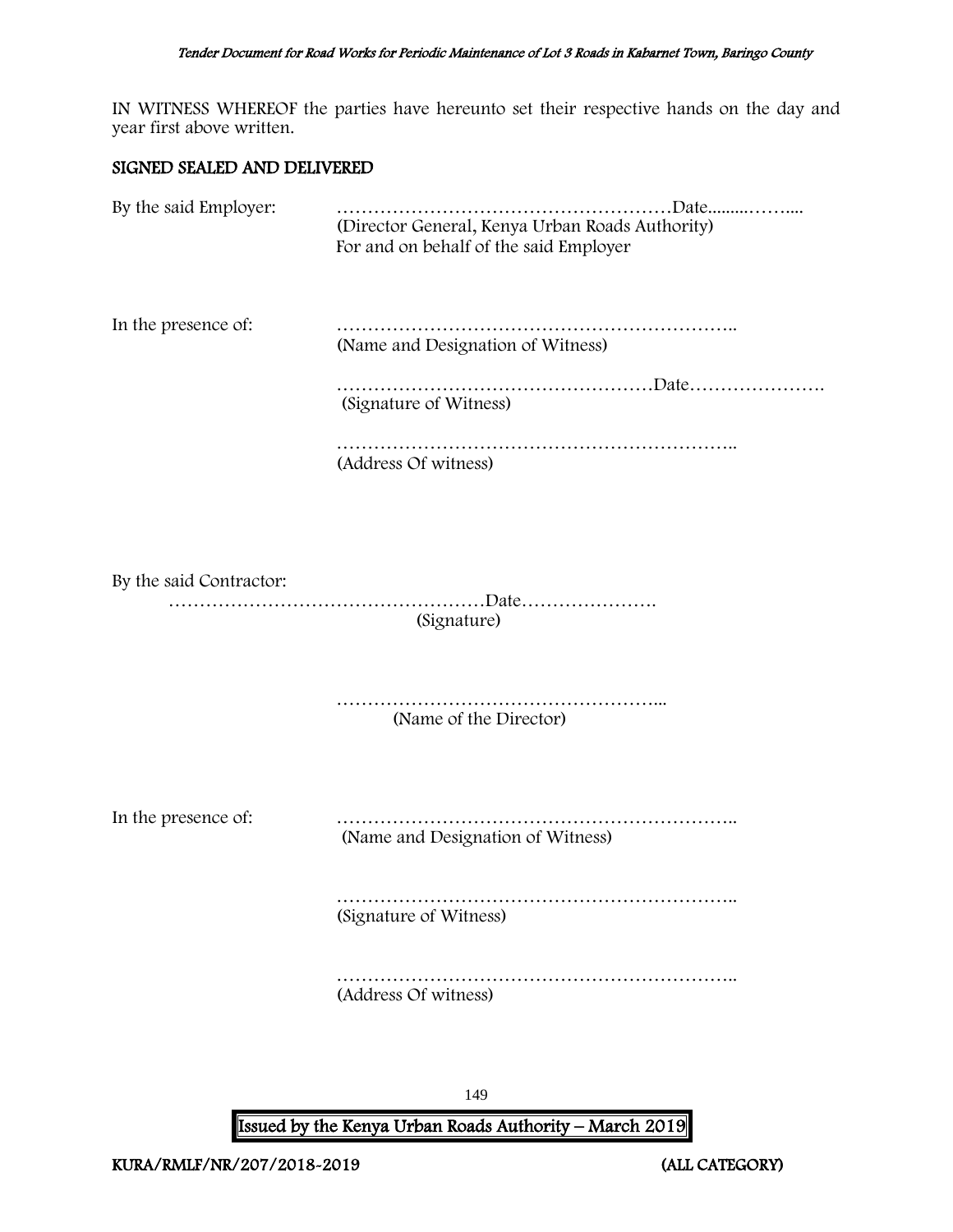IN WITNESS WHEREOF the parties have hereunto set their respective hands on the day and year first above written.

**SIGNED SEALED AND DELIVERED**

By the said Employer: ………………………………………………Date.........……....
(Director General, Kenya Urban Roads Authority)
For and on behalf of the said Employer

In the presence of: ………………………………………………………..
(Name and Designation of Witness)

……………………………………………Date………………….
(Signature of Witness)

………………………………………………………..
(Address Of witness)

By the said Contractor:
……………………………………………Date………………….
(Signature)

……………………………………………...
(Name of the Director)

In the presence of: ………………………………………………………..
(Name and Designation of Witness)

………………………………………………………..
(Signature of Witness)

………………………………………………………..
(Address Of witness)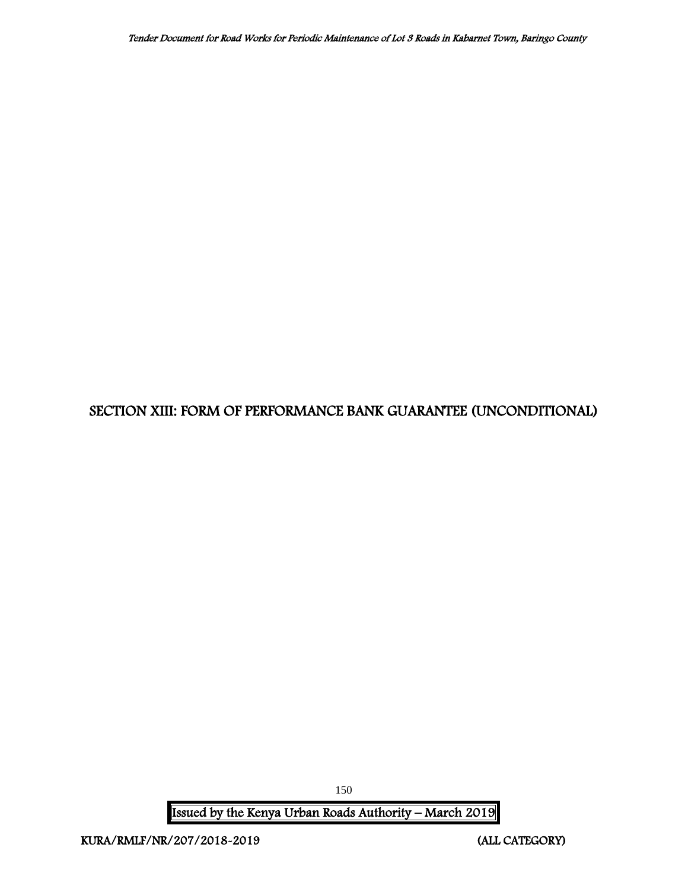# SECTION XIII: FORM OF PERFORMANCE BANK GUARANTEE (UNCONDITIONAL)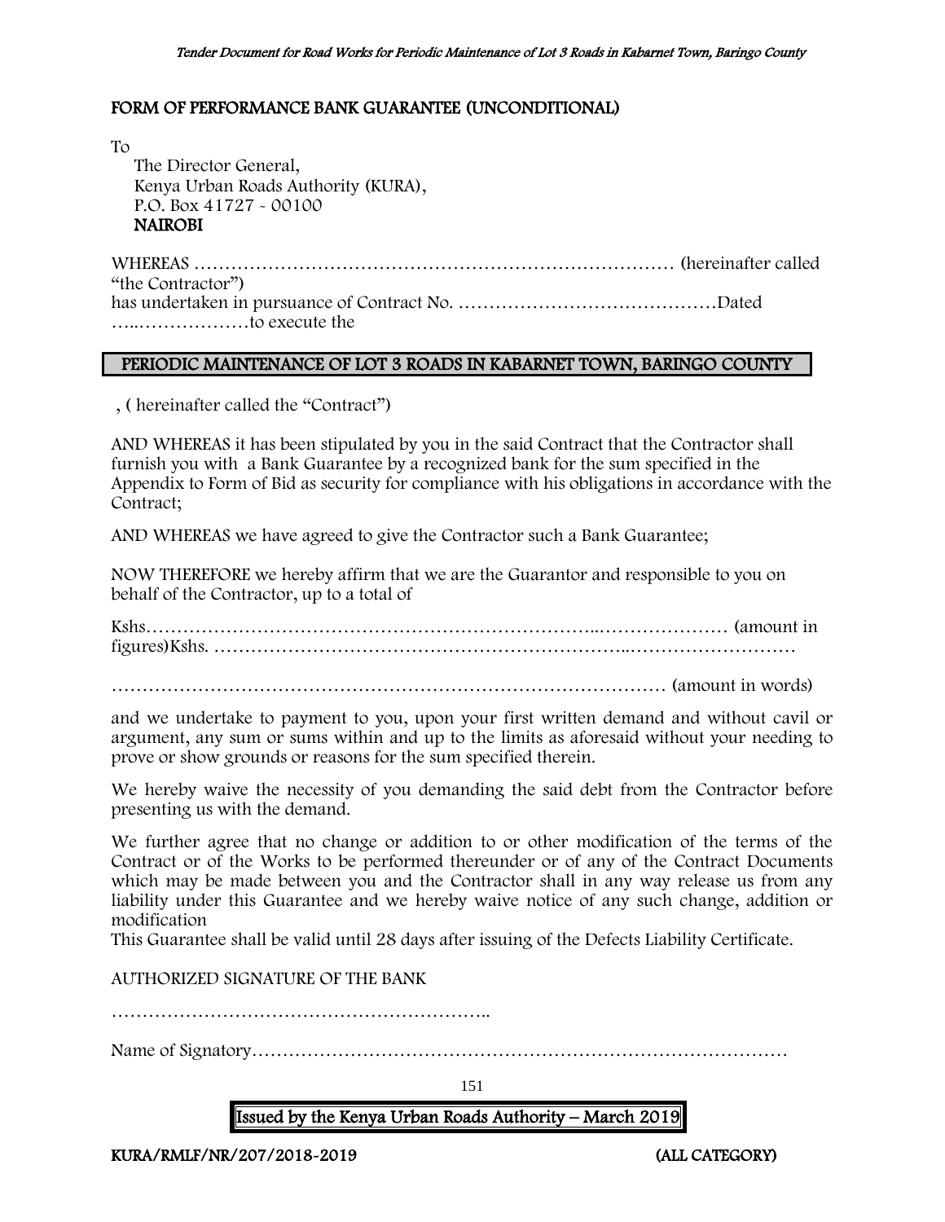## FORM OF PERFORMANCE BANK GUARANTEE (UNCONDITIONAL)

To

The Director General,
Kenya Urban Roads Authority (KURA),
P.O. Box 41727 - 00100
**NAIROBI**

WHEREAS …………………………………………………………………… (hereinafter called "the Contractor")
has undertaken in pursuance of Contract No. ……………………………………Dated …..………………to execute the

**PERIODIC MAINTENANCE OF LOT 3 ROADS IN KABARNET TOWN, BARINGO COUNTY**

, ( hereinafter called the "Contract")

AND WHEREAS it has been stipulated by you in the said Contract that the Contractor shall furnish you with a Bank Guarantee by a recognized bank for the sum specified in the Appendix to Form of Bid as security for compliance with his obligations in accordance with the Contract;

AND WHEREAS we have agreed to give the Contractor such a Bank Guarantee;

NOW THEREFORE we hereby affirm that we are the Guarantor and responsible to you on behalf of the Contractor, up to a total of

Kshs…………………………………………………………..………………… (amount in figures)Kshs. ………………………………………………………..………………………

…………………………………………………………………………… (amount in words)

and we undertake to payment to you, upon your first written demand and without cavil or argument, any sum or sums within and up to the limits as aforesaid without your needing to prove or show grounds or reasons for the sum specified therein.

We hereby waive the necessity of you demanding the said debt from the Contractor before presenting us with the demand.

We further agree that no change or addition to or other modification of the terms of the Contract or of the Works to be performed thereunder or of any of the Contract Documents which may be made between you and the Contractor shall in any way release us from any liability under this Guarantee and we hereby waive notice of any such change, addition or modification

This Guarantee shall be valid until 28 days after issuing of the Defects Liability Certificate.

AUTHORIZED SIGNATURE OF THE BANK

……………………………………………………..

Name of Signatory…………………………………………………………………………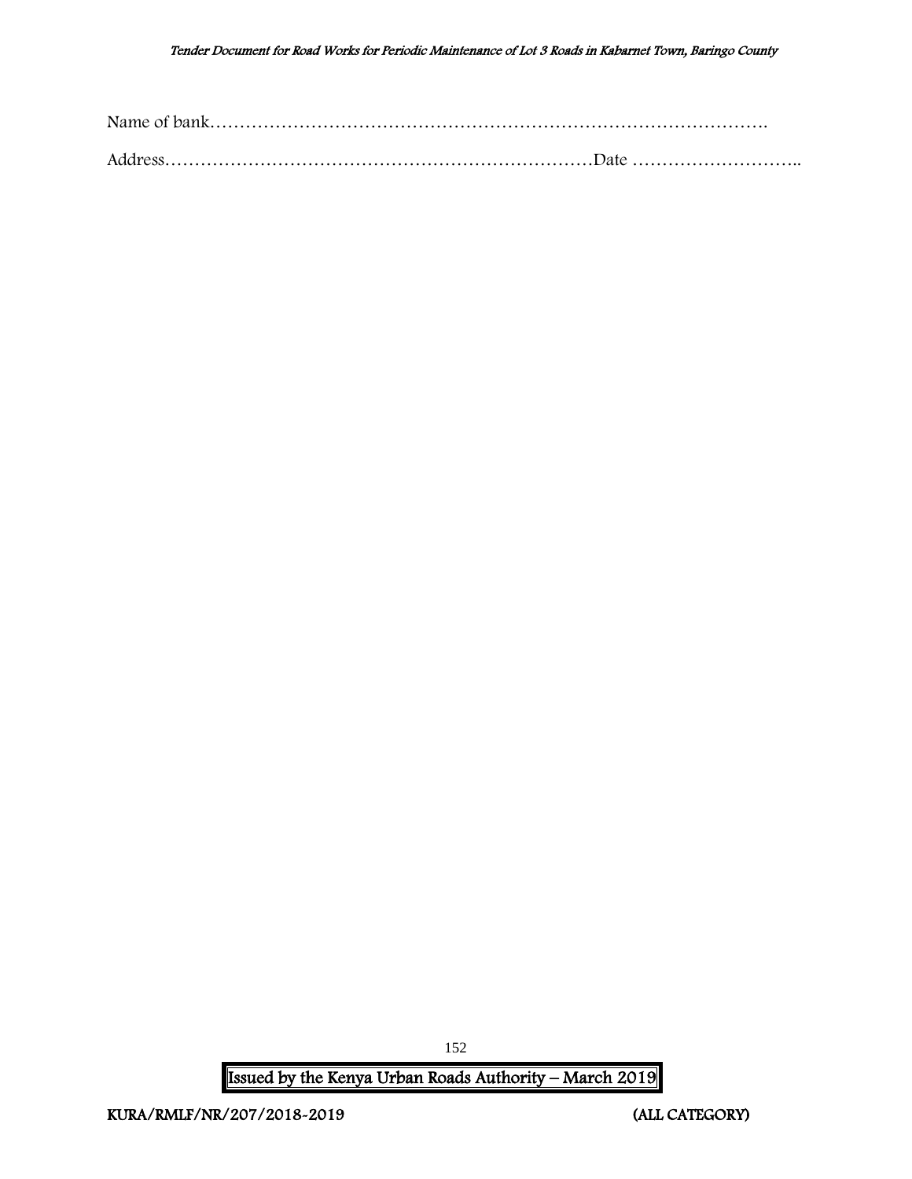Name of bank……………………………………………………………………………….

Address………………………………………………………………Date ………………………..